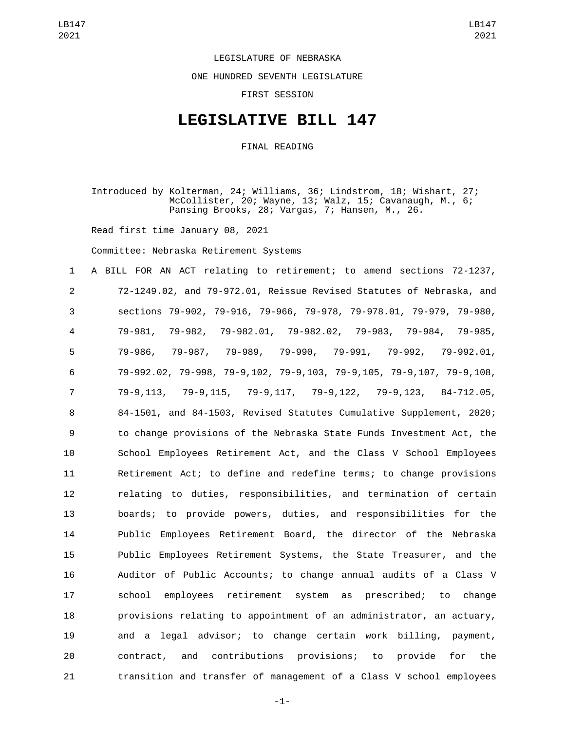LEGISLATURE OF NEBRASKA

ONE HUNDRED SEVENTH LEGISLATURE

FIRST SESSION

# LEGISLATIVE BILL 147

FINAL READING

Introduced by Kolterman, 24; Williams, 36; Lindstrom, 18; Wishart, 27; McCollister, 20; Wayne, 13; Walz, 15; Cavanaugh, M., 6; Pansing Brooks, 28; Vargas, 7; Hansen, M., 26.

Read first time January 08, 2021

Committee: Nebraska Retirement Systems

1 A BILL FOR AN ACT relating to retirement; to amend sections 72-1237,
2 72-1249.02, and 79-972.01, Reissue Revised Statutes of Nebraska, and
3 sections 79-902, 79-916, 79-966, 79-978, 79-978.01, 79-979, 79-980,
4 79-981, 79-982, 79-982.01, 79-982.02, 79-983, 79-984, 79-985,
5 79-986, 79-987, 79-989, 79-990, 79-991, 79-992, 79-992.01,
6 79-992.02, 79-998, 79-9,102, 79-9,103, 79-9,105, 79-9,107, 79-9,108,
7 79-9,113, 79-9,115, 79-9,117, 79-9,122, 79-9,123, 84-712.05,
8 84-1501, and 84-1503, Revised Statutes Cumulative Supplement, 2020;
9 to change provisions of the Nebraska State Funds Investment Act, the
10 School Employees Retirement Act, and the Class V School Employees
11 Retirement Act; to define and redefine terms; to change provisions
12 relating to duties, responsibilities, and termination of certain
13 boards; to provide powers, duties, and responsibilities for the
14 Public Employees Retirement Board, the director of the Nebraska
15 Public Employees Retirement Systems, the State Treasurer, and the
16 Auditor of Public Accounts; to change annual audits of a Class V
17 school employees retirement system as prescribed; to change
18 provisions relating to appointment of an administrator, an actuary,
19 and a legal advisor; to change certain work billing, payment,
20 contract, and contributions provisions; to provide for the
21 transition and transfer of management of a Class V school employees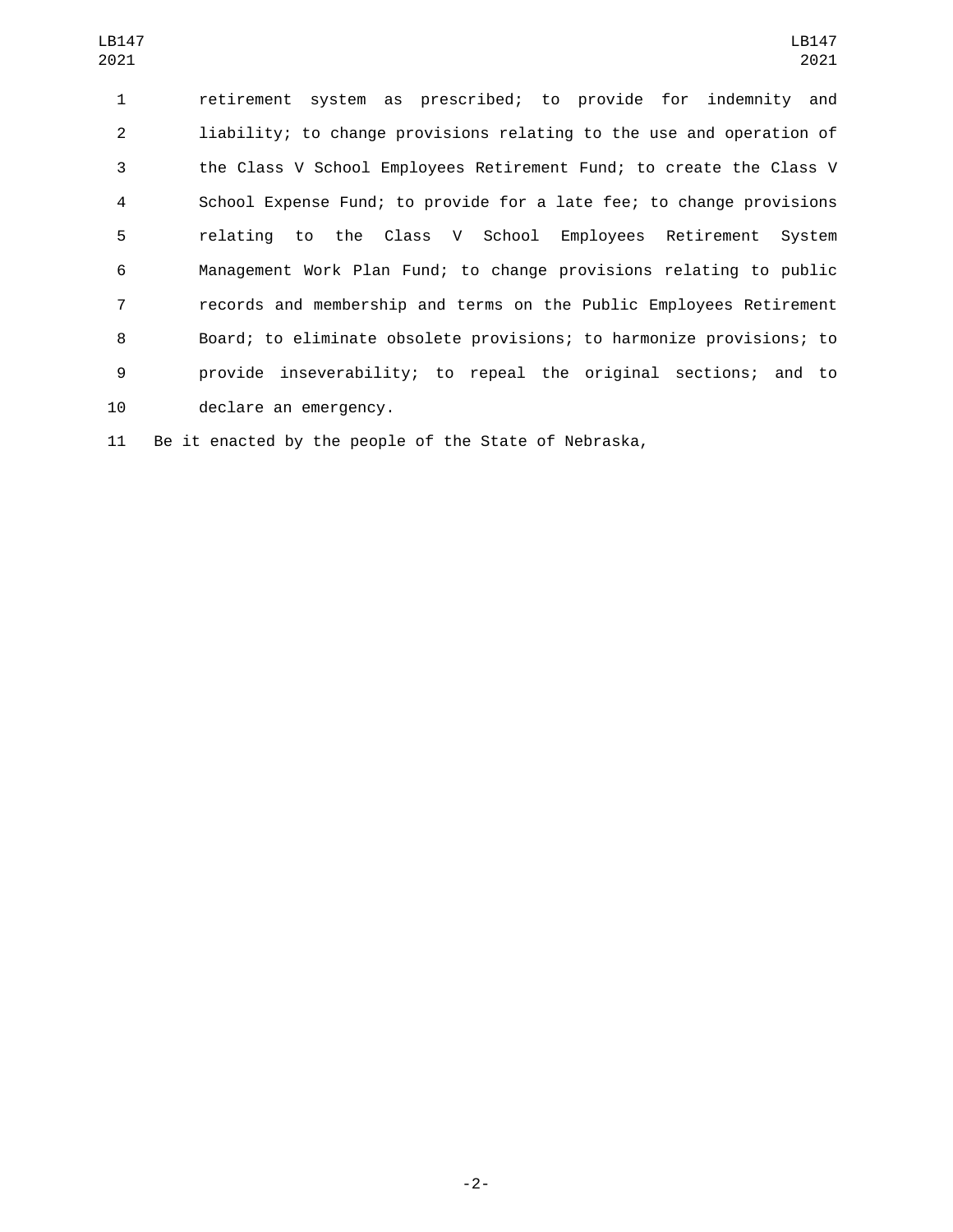retirement system as prescribed; to provide for indemnity and liability; to change provisions relating to the use and operation of the Class V School Employees Retirement Fund; to create the Class V School Expense Fund; to provide for a late fee; to change provisions relating to the Class V School Employees Retirement System Management Work Plan Fund; to change provisions relating to public records and membership and terms on the Public Employees Retirement Board; to eliminate obsolete provisions; to harmonize provisions; to provide inseverability; to repeal the original sections; and to declare an emergency.

Be it enacted by the people of the State of Nebraska,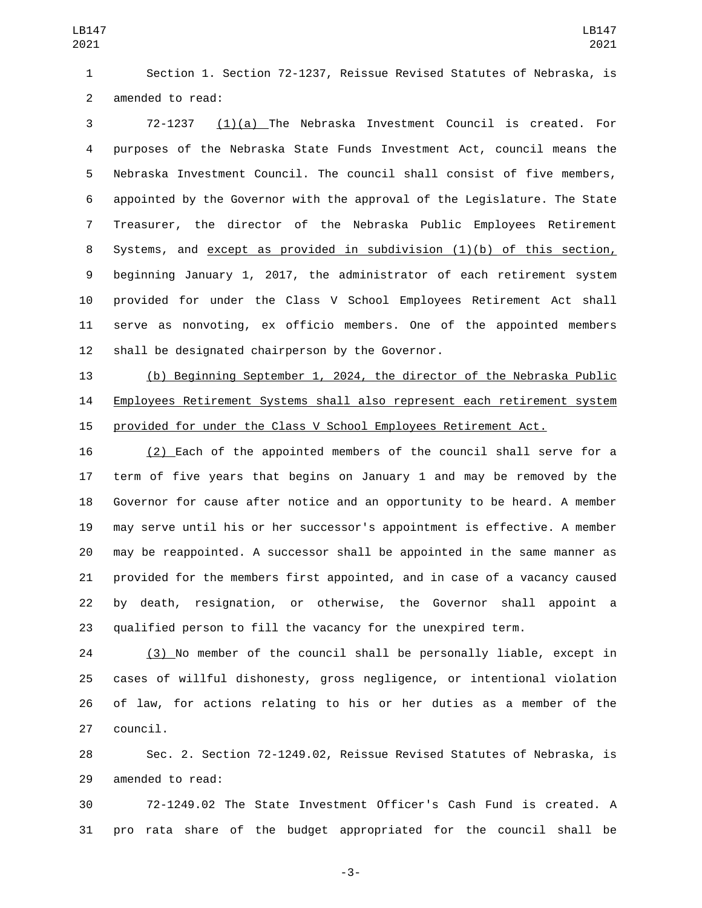Section 1. Section 72-1237, Reissue Revised Statutes of Nebraska, is amended to read:

72-1237 (1)(a) The Nebraska Investment Council is created. For purposes of the Nebraska State Funds Investment Act, council means the Nebraska Investment Council. The council shall consist of five members, appointed by the Governor with the approval of the Legislature. The State Treasurer, the director of the Nebraska Public Employees Retirement Systems, and except as provided in subdivision (1)(b) of this section, beginning January 1, 2017, the administrator of each retirement system provided for under the Class V School Employees Retirement Act shall serve as nonvoting, ex officio members. One of the appointed members shall be designated chairperson by the Governor.

(b) Beginning September 1, 2024, the director of the Nebraska Public Employees Retirement Systems shall also represent each retirement system provided for under the Class V School Employees Retirement Act.

(2) Each of the appointed members of the council shall serve for a term of five years that begins on January 1 and may be removed by the Governor for cause after notice and an opportunity to be heard. A member may serve until his or her successor's appointment is effective. A member may be reappointed. A successor shall be appointed in the same manner as provided for the members first appointed, and in case of a vacancy caused by death, resignation, or otherwise, the Governor shall appoint a qualified person to fill the vacancy for the unexpired term.

(3) No member of the council shall be personally liable, except in cases of willful dishonesty, gross negligence, or intentional violation of law, for actions relating to his or her duties as a member of the council.

Sec. 2. Section 72-1249.02, Reissue Revised Statutes of Nebraska, is amended to read:

72-1249.02 The State Investment Officer's Cash Fund is created. A pro rata share of the budget appropriated for the council shall be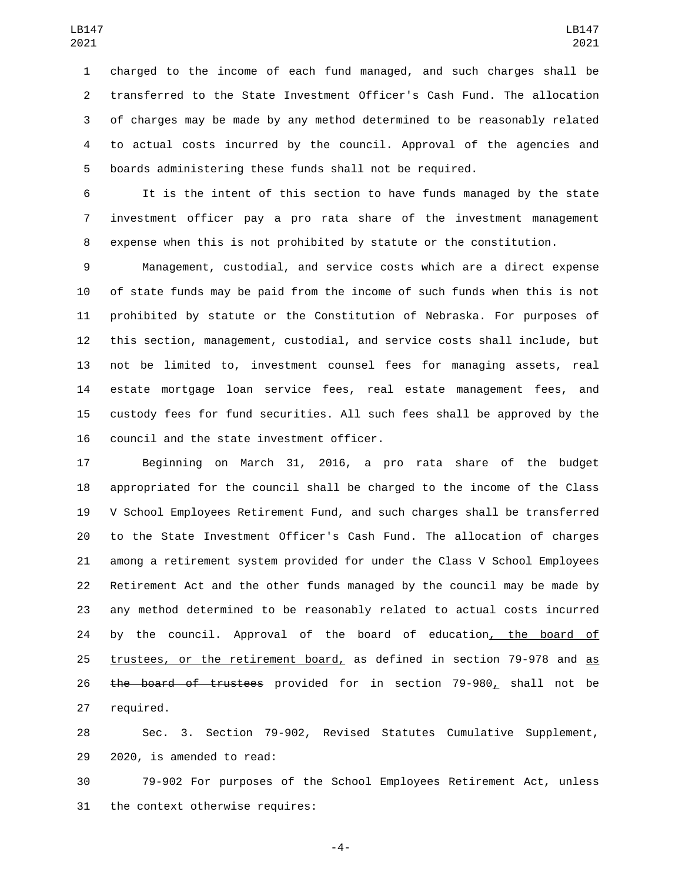charged to the income of each fund managed, and such charges shall be transferred to the State Investment Officer's Cash Fund. The allocation of charges may be made by any method determined to be reasonably related to actual costs incurred by the council. Approval of the agencies and boards administering these funds shall not be required.

It is the intent of this section to have funds managed by the state investment officer pay a pro rata share of the investment management expense when this is not prohibited by statute or the constitution.

Management, custodial, and service costs which are a direct expense of state funds may be paid from the income of such funds when this is not prohibited by statute or the Constitution of Nebraska. For purposes of this section, management, custodial, and service costs shall include, but not be limited to, investment counsel fees for managing assets, real estate mortgage loan service fees, real estate management fees, and custody fees for fund securities. All such fees shall be approved by the council and the state investment officer.

Beginning on March 31, 2016, a pro rata share of the budget appropriated for the council shall be charged to the income of the Class V School Employees Retirement Fund, and such charges shall be transferred to the State Investment Officer's Cash Fund. The allocation of charges among a retirement system provided for under the Class V School Employees Retirement Act and the other funds managed by the council may be made by any method determined to be reasonably related to actual costs incurred by the council. Approval of the board of education, the board of trustees, or the retirement board, as defined in section 79-978 and as ~~the board of trustees~~ provided for in section 79-980, shall not be required.

Sec. 3. Section 79-902, Revised Statutes Cumulative Supplement, 2020, is amended to read:

79-902 For purposes of the School Employees Retirement Act, unless the context otherwise requires: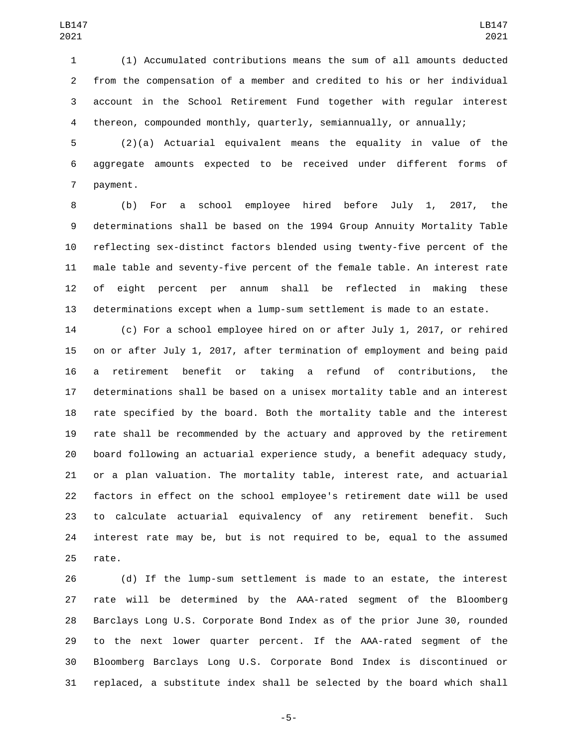(1) Accumulated contributions means the sum of all amounts deducted from the compensation of a member and credited to his or her individual account in the School Retirement Fund together with regular interest thereon, compounded monthly, quarterly, semiannually, or annually;

(2)(a) Actuarial equivalent means the equality in value of the aggregate amounts expected to be received under different forms of payment.

(b) For a school employee hired before July 1, 2017, the determinations shall be based on the 1994 Group Annuity Mortality Table reflecting sex-distinct factors blended using twenty-five percent of the male table and seventy-five percent of the female table. An interest rate of eight percent per annum shall be reflected in making these determinations except when a lump-sum settlement is made to an estate.

(c) For a school employee hired on or after July 1, 2017, or rehired on or after July 1, 2017, after termination of employment and being paid a retirement benefit or taking a refund of contributions, the determinations shall be based on a unisex mortality table and an interest rate specified by the board. Both the mortality table and the interest rate shall be recommended by the actuary and approved by the retirement board following an actuarial experience study, a benefit adequacy study, or a plan valuation. The mortality table, interest rate, and actuarial factors in effect on the school employee's retirement date will be used to calculate actuarial equivalency of any retirement benefit. Such interest rate may be, but is not required to be, equal to the assumed rate.

(d) If the lump-sum settlement is made to an estate, the interest rate will be determined by the AAA-rated segment of the Bloomberg Barclays Long U.S. Corporate Bond Index as of the prior June 30, rounded to the next lower quarter percent. If the AAA-rated segment of the Bloomberg Barclays Long U.S. Corporate Bond Index is discontinued or replaced, a substitute index shall be selected by the board which shall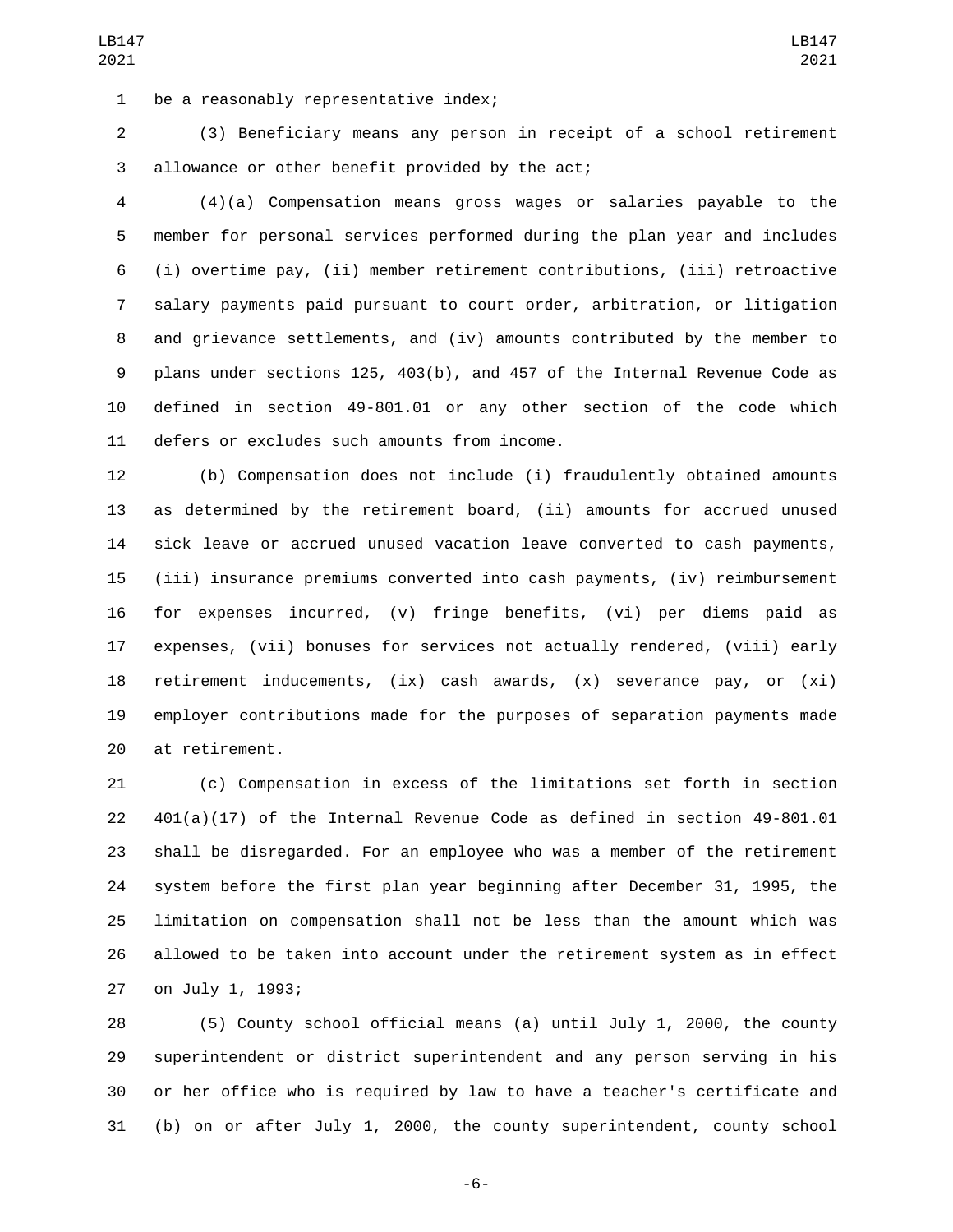be a reasonably representative index;

(3) Beneficiary means any person in receipt of a school retirement allowance or other benefit provided by the act;

(4)(a) Compensation means gross wages or salaries payable to the member for personal services performed during the plan year and includes (i) overtime pay, (ii) member retirement contributions, (iii) retroactive salary payments paid pursuant to court order, arbitration, or litigation and grievance settlements, and (iv) amounts contributed by the member to plans under sections 125, 403(b), and 457 of the Internal Revenue Code as defined in section 49-801.01 or any other section of the code which defers or excludes such amounts from income.

(b) Compensation does not include (i) fraudulently obtained amounts as determined by the retirement board, (ii) amounts for accrued unused sick leave or accrued unused vacation leave converted to cash payments, (iii) insurance premiums converted into cash payments, (iv) reimbursement for expenses incurred, (v) fringe benefits, (vi) per diems paid as expenses, (vii) bonuses for services not actually rendered, (viii) early retirement inducements, (ix) cash awards, (x) severance pay, or (xi) employer contributions made for the purposes of separation payments made at retirement.

(c) Compensation in excess of the limitations set forth in section 401(a)(17) of the Internal Revenue Code as defined in section 49-801.01 shall be disregarded. For an employee who was a member of the retirement system before the first plan year beginning after December 31, 1995, the limitation on compensation shall not be less than the amount which was allowed to be taken into account under the retirement system as in effect on July 1, 1993;

(5) County school official means (a) until July 1, 2000, the county superintendent or district superintendent and any person serving in his or her office who is required by law to have a teacher's certificate and (b) on or after July 1, 2000, the county superintendent, county school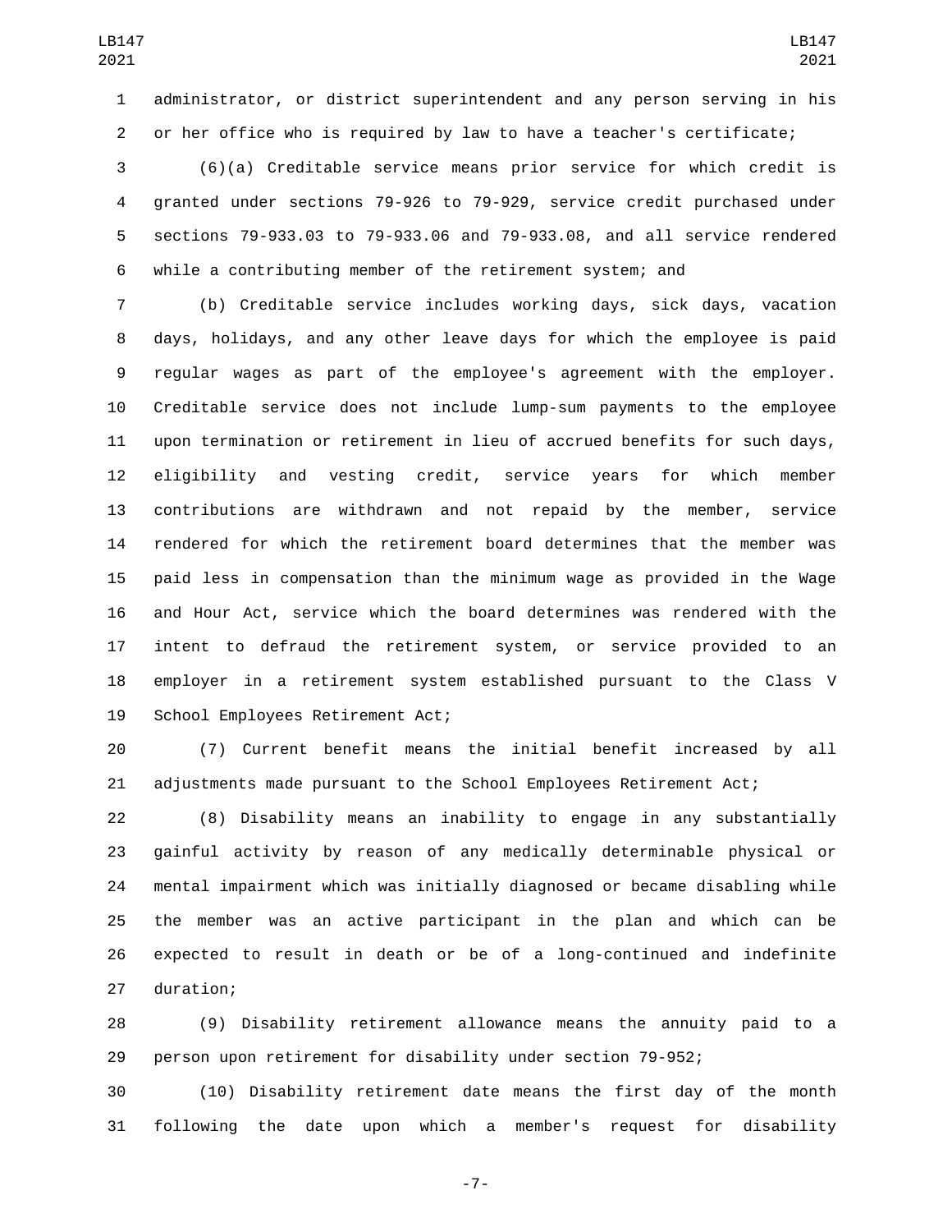administrator, or district superintendent and any person serving in his or her office who is required by law to have a teacher's certificate;

(6)(a) Creditable service means prior service for which credit is granted under sections 79-926 to 79-929, service credit purchased under sections 79-933.03 to 79-933.06 and 79-933.08, and all service rendered while a contributing member of the retirement system; and

(b) Creditable service includes working days, sick days, vacation days, holidays, and any other leave days for which the employee is paid regular wages as part of the employee's agreement with the employer. Creditable service does not include lump-sum payments to the employee upon termination or retirement in lieu of accrued benefits for such days, eligibility and vesting credit, service years for which member contributions are withdrawn and not repaid by the member, service rendered for which the retirement board determines that the member was paid less in compensation than the minimum wage as provided in the Wage and Hour Act, service which the board determines was rendered with the intent to defraud the retirement system, or service provided to an employer in a retirement system established pursuant to the Class V School Employees Retirement Act;

(7) Current benefit means the initial benefit increased by all adjustments made pursuant to the School Employees Retirement Act;

(8) Disability means an inability to engage in any substantially gainful activity by reason of any medically determinable physical or mental impairment which was initially diagnosed or became disabling while the member was an active participant in the plan and which can be expected to result in death or be of a long-continued and indefinite duration;

(9) Disability retirement allowance means the annuity paid to a person upon retirement for disability under section 79-952;

(10) Disability retirement date means the first day of the month following the date upon which a member's request for disability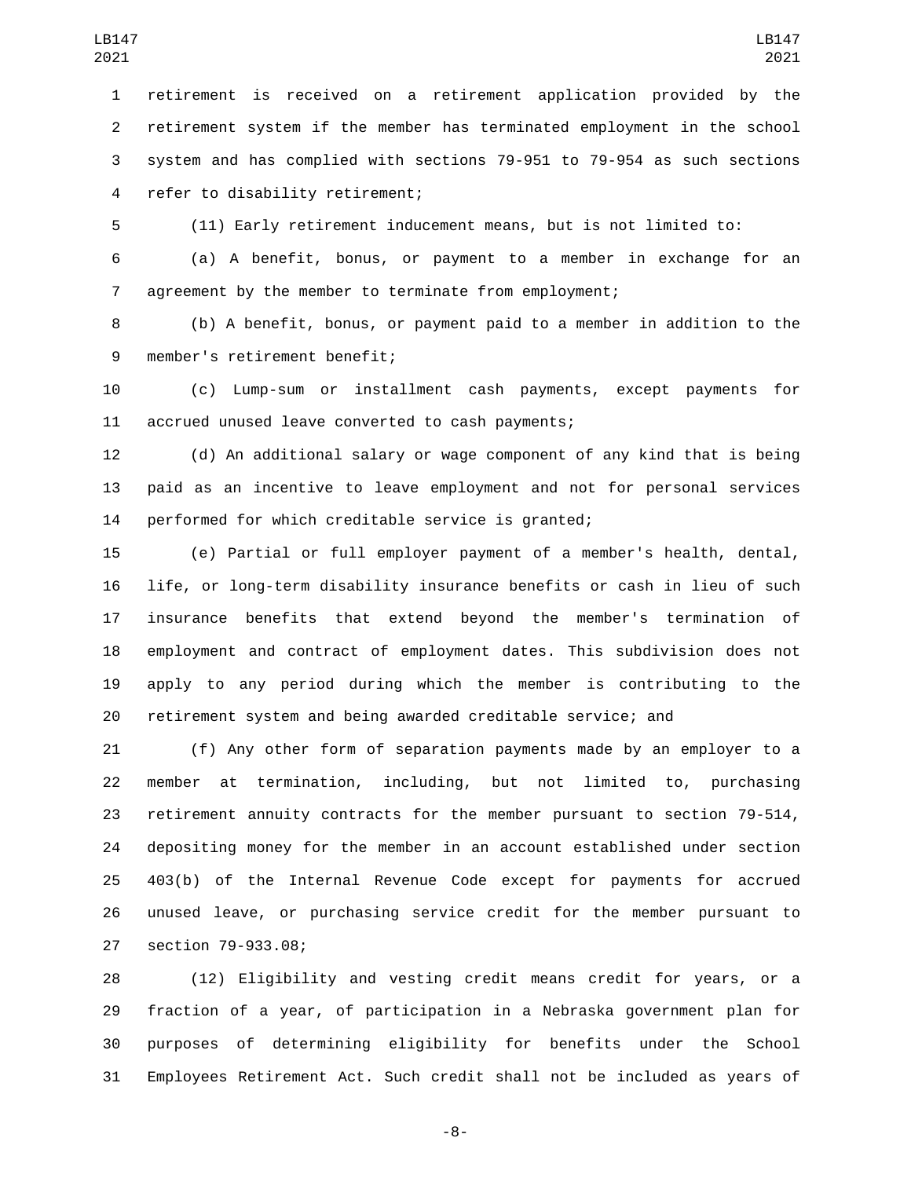retirement is received on a retirement application provided by the retirement system if the member has terminated employment in the school system and has complied with sections 79-951 to 79-954 as such sections refer to disability retirement;

(11) Early retirement inducement means, but is not limited to:

(a) A benefit, bonus, or payment to a member in exchange for an agreement by the member to terminate from employment;

(b) A benefit, bonus, or payment paid to a member in addition to the member's retirement benefit;

(c) Lump-sum or installment cash payments, except payments for accrued unused leave converted to cash payments;

(d) An additional salary or wage component of any kind that is being paid as an incentive to leave employment and not for personal services performed for which creditable service is granted;

(e) Partial or full employer payment of a member's health, dental, life, or long-term disability insurance benefits or cash in lieu of such insurance benefits that extend beyond the member's termination of employment and contract of employment dates. This subdivision does not apply to any period during which the member is contributing to the retirement system and being awarded creditable service; and

(f) Any other form of separation payments made by an employer to a member at termination, including, but not limited to, purchasing retirement annuity contracts for the member pursuant to section 79-514, depositing money for the member in an account established under section 403(b) of the Internal Revenue Code except for payments for accrued unused leave, or purchasing service credit for the member pursuant to section 79-933.08;

(12) Eligibility and vesting credit means credit for years, or a fraction of a year, of participation in a Nebraska government plan for purposes of determining eligibility for benefits under the School Employees Retirement Act. Such credit shall not be included as years of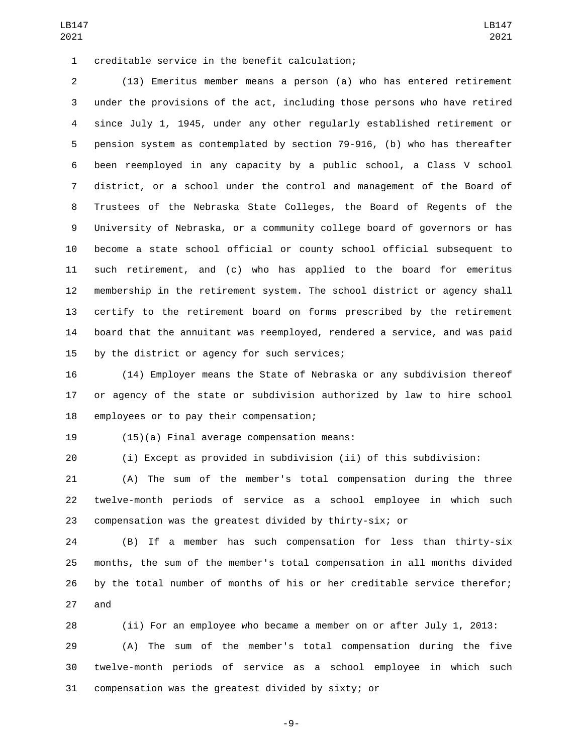creditable service in the benefit calculation;

(13) Emeritus member means a person (a) who has entered retirement under the provisions of the act, including those persons who have retired since July 1, 1945, under any other regularly established retirement or pension system as contemplated by section 79-916, (b) who has thereafter been reemployed in any capacity by a public school, a Class V school district, or a school under the control and management of the Board of Trustees of the Nebraska State Colleges, the Board of Regents of the University of Nebraska, or a community college board of governors or has become a state school official or county school official subsequent to such retirement, and (c) who has applied to the board for emeritus membership in the retirement system. The school district or agency shall certify to the retirement board on forms prescribed by the retirement board that the annuitant was reemployed, rendered a service, and was paid by the district or agency for such services;

(14) Employer means the State of Nebraska or any subdivision thereof or agency of the state or subdivision authorized by law to hire school employees or to pay their compensation;

(15)(a) Final average compensation means:

(i) Except as provided in subdivision (ii) of this subdivision:

(A) The sum of the member's total compensation during the three twelve-month periods of service as a school employee in which such compensation was the greatest divided by thirty-six; or

(B) If a member has such compensation for less than thirty-six months, the sum of the member's total compensation in all months divided by the total number of months of his or her creditable service therefor; and

(ii) For an employee who became a member on or after July 1, 2013:

(A) The sum of the member's total compensation during the five twelve-month periods of service as a school employee in which such compensation was the greatest divided by sixty; or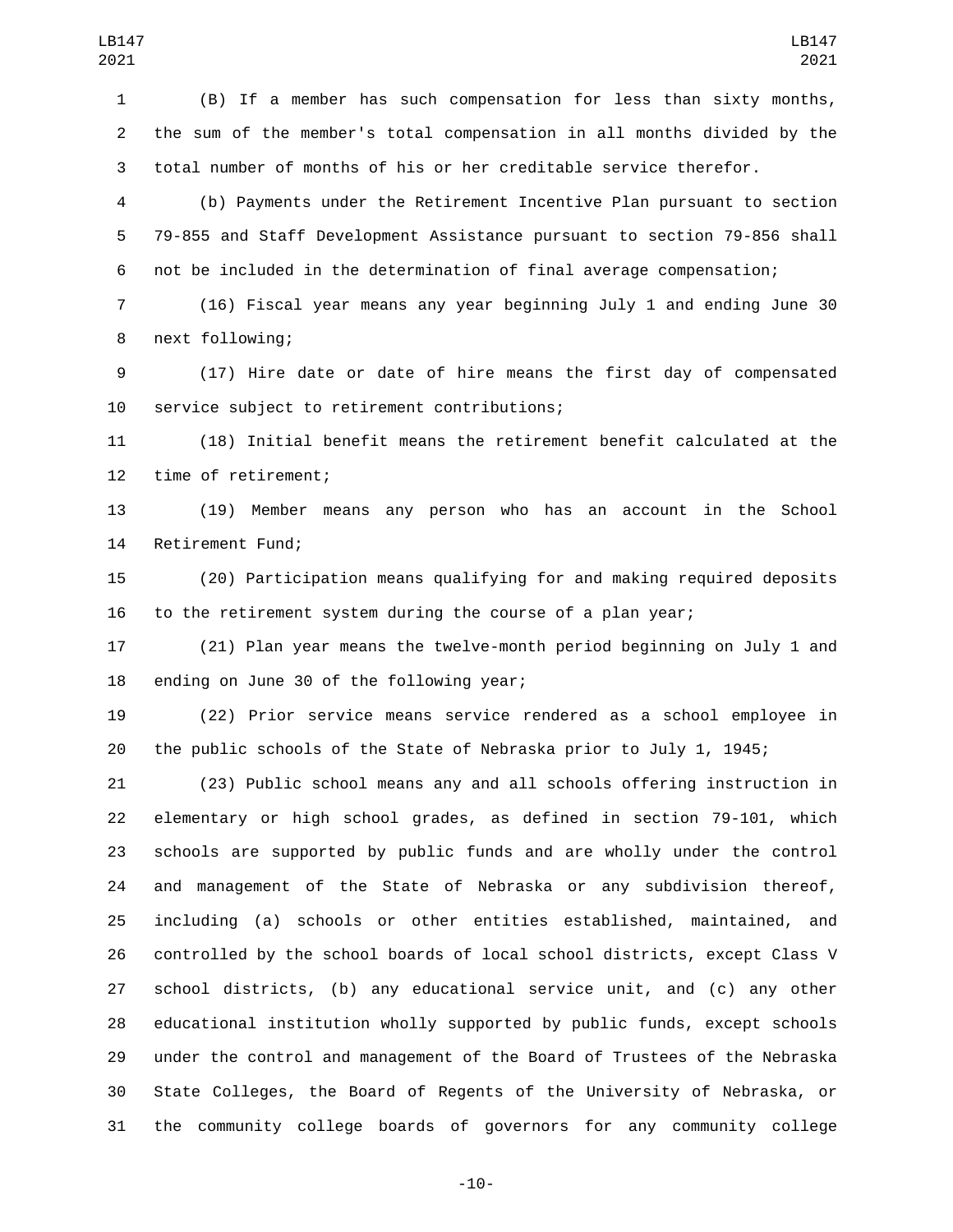(B) If a member has such compensation for less than sixty months, the sum of the member's total compensation in all months divided by the total number of months of his or her creditable service therefor.

(b) Payments under the Retirement Incentive Plan pursuant to section 79-855 and Staff Development Assistance pursuant to section 79-856 shall not be included in the determination of final average compensation;

(16) Fiscal year means any year beginning July 1 and ending June 30 next following;

(17) Hire date or date of hire means the first day of compensated service subject to retirement contributions;

(18) Initial benefit means the retirement benefit calculated at the time of retirement;

(19) Member means any person who has an account in the School Retirement Fund;

(20) Participation means qualifying for and making required deposits to the retirement system during the course of a plan year;

(21) Plan year means the twelve-month period beginning on July 1 and ending on June 30 of the following year;

(22) Prior service means service rendered as a school employee in the public schools of the State of Nebraska prior to July 1, 1945;

(23) Public school means any and all schools offering instruction in elementary or high school grades, as defined in section 79-101, which schools are supported by public funds and are wholly under the control and management of the State of Nebraska or any subdivision thereof, including (a) schools or other entities established, maintained, and controlled by the school boards of local school districts, except Class V school districts, (b) any educational service unit, and (c) any other educational institution wholly supported by public funds, except schools under the control and management of the Board of Trustees of the Nebraska State Colleges, the Board of Regents of the University of Nebraska, or the community college boards of governors for any community college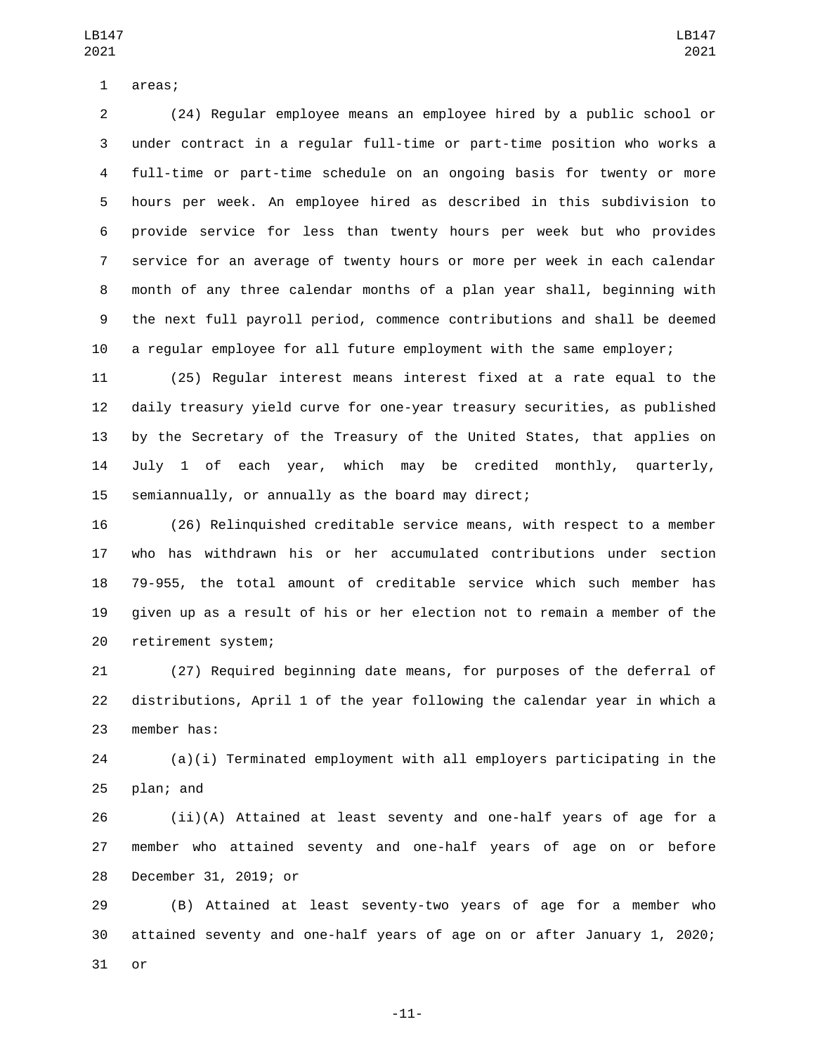areas;

(24) Regular employee means an employee hired by a public school or under contract in a regular full-time or part-time position who works a full-time or part-time schedule on an ongoing basis for twenty or more hours per week. An employee hired as described in this subdivision to provide service for less than twenty hours per week but who provides service for an average of twenty hours or more per week in each calendar month of any three calendar months of a plan year shall, beginning with the next full payroll period, commence contributions and shall be deemed a regular employee for all future employment with the same employer;

(25) Regular interest means interest fixed at a rate equal to the daily treasury yield curve for one-year treasury securities, as published by the Secretary of the Treasury of the United States, that applies on July 1 of each year, which may be credited monthly, quarterly, semiannually, or annually as the board may direct;

(26) Relinquished creditable service means, with respect to a member who has withdrawn his or her accumulated contributions under section 79-955, the total amount of creditable service which such member has given up as a result of his or her election not to remain a member of the retirement system;

(27) Required beginning date means, for purposes of the deferral of distributions, April 1 of the year following the calendar year in which a member has:

(a)(i) Terminated employment with all employers participating in the plan; and

(ii)(A) Attained at least seventy and one-half years of age for a member who attained seventy and one-half years of age on or before December 31, 2019; or

(B) Attained at least seventy-two years of age for a member who attained seventy and one-half years of age on or after January 1, 2020; or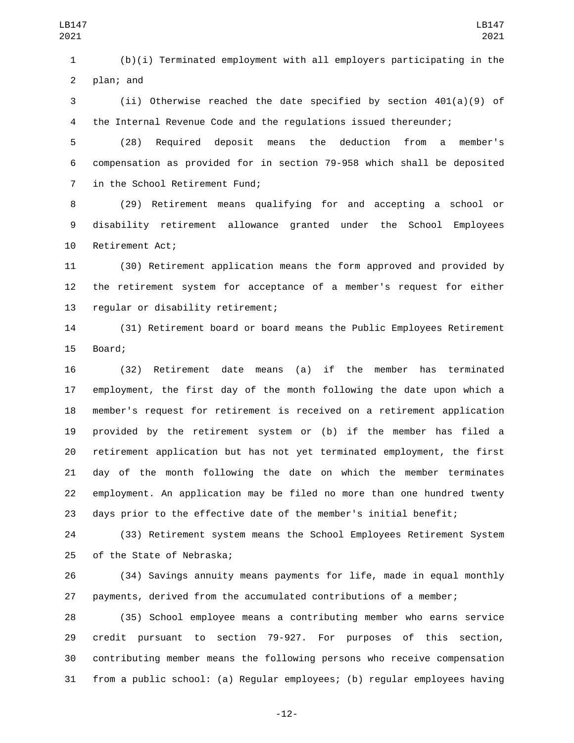(b)(i) Terminated employment with all employers participating in the plan; and

(ii) Otherwise reached the date specified by section 401(a)(9) of the Internal Revenue Code and the regulations issued thereunder;

(28) Required deposit means the deduction from a member's compensation as provided for in section 79-958 which shall be deposited in the School Retirement Fund;

(29) Retirement means qualifying for and accepting a school or disability retirement allowance granted under the School Employees Retirement Act;

(30) Retirement application means the form approved and provided by the retirement system for acceptance of a member's request for either regular or disability retirement;

(31) Retirement board or board means the Public Employees Retirement Board;

(32) Retirement date means (a) if the member has terminated employment, the first day of the month following the date upon which a member's request for retirement is received on a retirement application provided by the retirement system or (b) if the member has filed a retirement application but has not yet terminated employment, the first day of the month following the date on which the member terminates employment. An application may be filed no more than one hundred twenty days prior to the effective date of the member's initial benefit;

(33) Retirement system means the School Employees Retirement System of the State of Nebraska;

(34) Savings annuity means payments for life, made in equal monthly payments, derived from the accumulated contributions of a member;

(35) School employee means a contributing member who earns service credit pursuant to section 79-927. For purposes of this section, contributing member means the following persons who receive compensation from a public school: (a) Regular employees; (b) regular employees having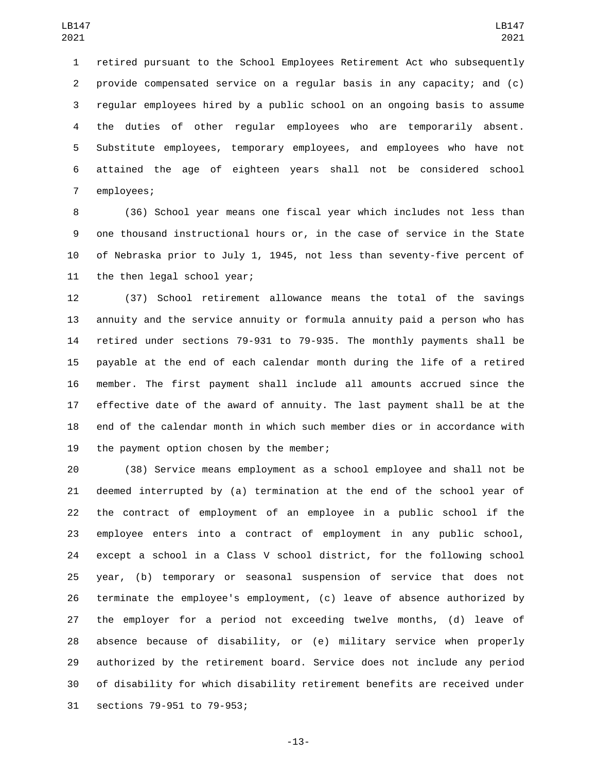retired pursuant to the School Employees Retirement Act who subsequently provide compensated service on a regular basis in any capacity; and (c) regular employees hired by a public school on an ongoing basis to assume the duties of other regular employees who are temporarily absent. Substitute employees, temporary employees, and employees who have not attained the age of eighteen years shall not be considered school employees;

(36) School year means one fiscal year which includes not less than one thousand instructional hours or, in the case of service in the State of Nebraska prior to July 1, 1945, not less than seventy-five percent of the then legal school year;

(37) School retirement allowance means the total of the savings annuity and the service annuity or formula annuity paid a person who has retired under sections 79-931 to 79-935. The monthly payments shall be payable at the end of each calendar month during the life of a retired member. The first payment shall include all amounts accrued since the effective date of the award of annuity. The last payment shall be at the end of the calendar month in which such member dies or in accordance with the payment option chosen by the member;

(38) Service means employment as a school employee and shall not be deemed interrupted by (a) termination at the end of the school year of the contract of employment of an employee in a public school if the employee enters into a contract of employment in any public school, except a school in a Class V school district, for the following school year, (b) temporary or seasonal suspension of service that does not terminate the employee's employment, (c) leave of absence authorized by the employer for a period not exceeding twelve months, (d) leave of absence because of disability, or (e) military service when properly authorized by the retirement board. Service does not include any period of disability for which disability retirement benefits are received under sections 79-951 to 79-953;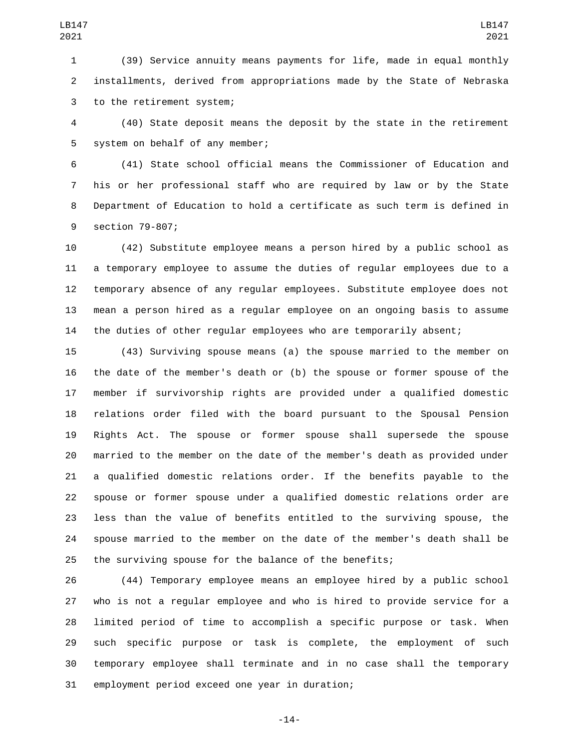(39) Service annuity means payments for life, made in equal monthly installments, derived from appropriations made by the State of Nebraska to the retirement system;

(40) State deposit means the deposit by the state in the retirement system on behalf of any member;

(41) State school official means the Commissioner of Education and his or her professional staff who are required by law or by the State Department of Education to hold a certificate as such term is defined in section 79-807;

(42) Substitute employee means a person hired by a public school as a temporary employee to assume the duties of regular employees due to a temporary absence of any regular employees. Substitute employee does not mean a person hired as a regular employee on an ongoing basis to assume the duties of other regular employees who are temporarily absent;

(43) Surviving spouse means (a) the spouse married to the member on the date of the member's death or (b) the spouse or former spouse of the member if survivorship rights are provided under a qualified domestic relations order filed with the board pursuant to the Spousal Pension Rights Act. The spouse or former spouse shall supersede the spouse married to the member on the date of the member's death as provided under a qualified domestic relations order. If the benefits payable to the spouse or former spouse under a qualified domestic relations order are less than the value of benefits entitled to the surviving spouse, the spouse married to the member on the date of the member's death shall be the surviving spouse for the balance of the benefits;

(44) Temporary employee means an employee hired by a public school who is not a regular employee and who is hired to provide service for a limited period of time to accomplish a specific purpose or task. When such specific purpose or task is complete, the employment of such temporary employee shall terminate and in no case shall the temporary employment period exceed one year in duration;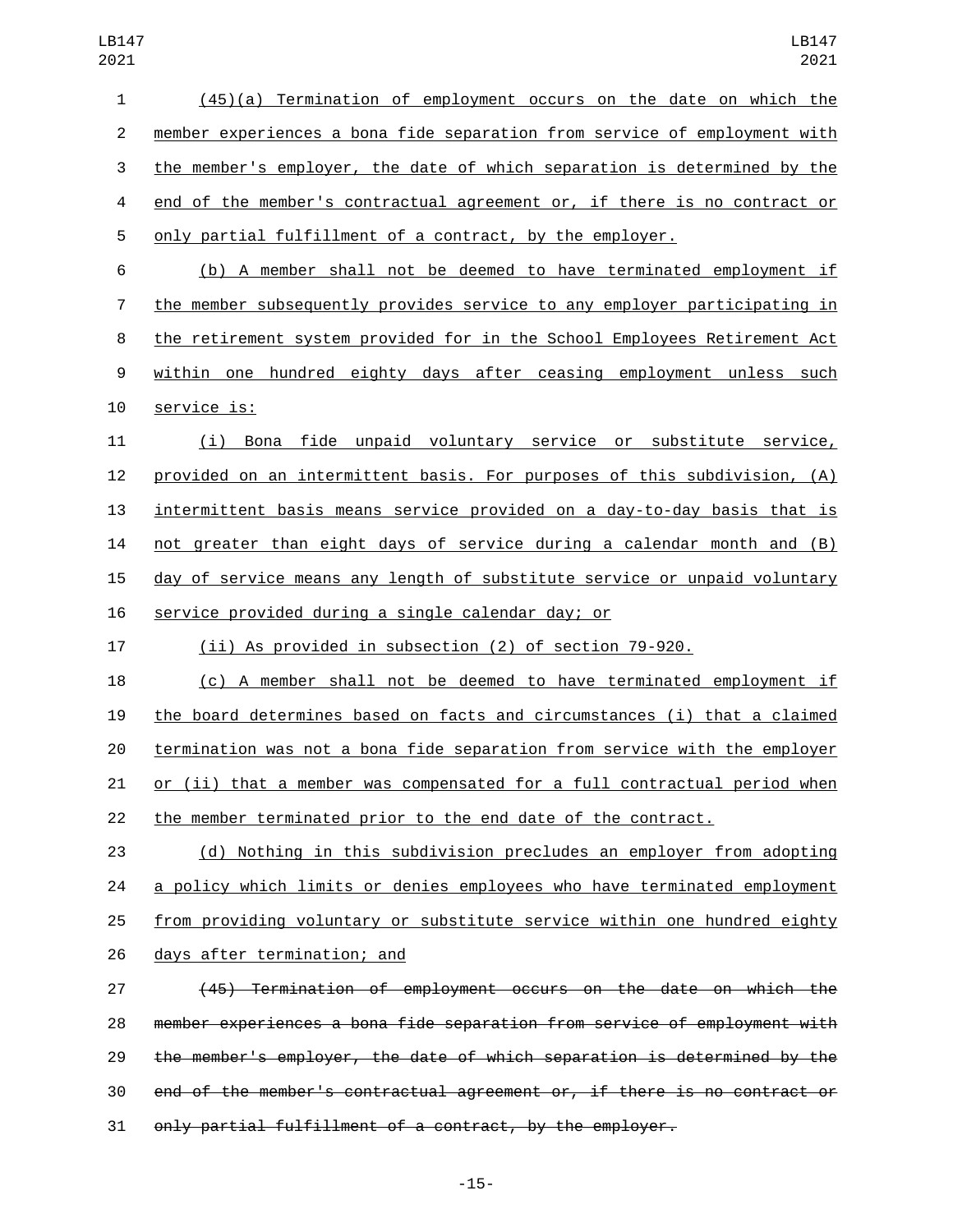(45)(a) Termination of employment occurs on the date on which the member experiences a bona fide separation from service of employment with the member's employer, the date of which separation is determined by the end of the member's contractual agreement or, if there is no contract or only partial fulfillment of a contract, by the employer.

(b) A member shall not be deemed to have terminated employment if the member subsequently provides service to any employer participating in the retirement system provided for in the School Employees Retirement Act within one hundred eighty days after ceasing employment unless such service is:

(i) Bona fide unpaid voluntary service or substitute service, provided on an intermittent basis. For purposes of this subdivision, (A) intermittent basis means service provided on a day-to-day basis that is not greater than eight days of service during a calendar month and (B) day of service means any length of substitute service or unpaid voluntary service provided during a single calendar day; or

(ii) As provided in subsection (2) of section 79-920.

(c) A member shall not be deemed to have terminated employment if the board determines based on facts and circumstances (i) that a claimed termination was not a bona fide separation from service with the employer or (ii) that a member was compensated for a full contractual period when the member terminated prior to the end date of the contract.

(d) Nothing in this subdivision precludes an employer from adopting a policy which limits or denies employees who have terminated employment from providing voluntary or substitute service within one hundred eighty days after termination; and

~~(45) Termination of employment occurs on the date on which the member experiences a bona fide separation from service of employment with the member's employer, the date of which separation is determined by the end of the member's contractual agreement or, if there is no contract or only partial fulfillment of a contract, by the employer.~~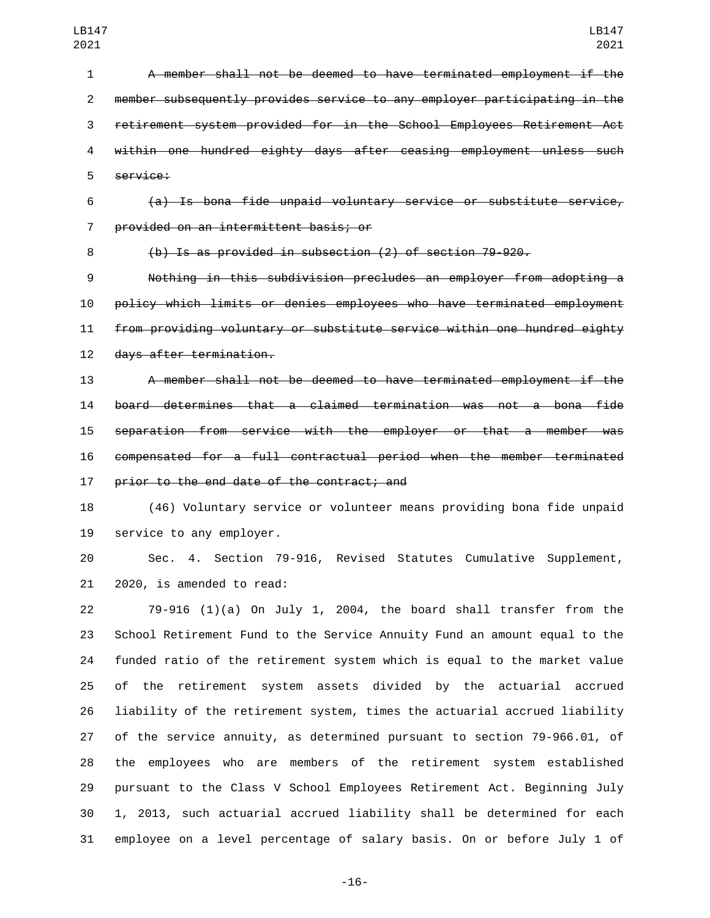~~A member shall not be deemed to have terminated employment if the member subsequently provides service to any employer participating in the retirement system provided for in the School Employees Retirement Act within one hundred eighty days after ceasing employment unless such service:~~

~~(a) Is bona fide unpaid voluntary service or substitute service, provided on an intermittent basis; or~~

~~(b) Is as provided in subsection (2) of section 79-920.~~

~~Nothing in this subdivision precludes an employer from adopting a policy which limits or denies employees who have terminated employment from providing voluntary or substitute service within one hundred eighty days after termination.~~

~~A member shall not be deemed to have terminated employment if the board determines that a claimed termination was not a bona fide separation from service with the employer or that a member was compensated for a full contractual period when the member terminated prior to the end date of the contract; and~~

(46) Voluntary service or volunteer means providing bona fide unpaid service to any employer.

Sec. 4. Section 79-916, Revised Statutes Cumulative Supplement, 2020, is amended to read:

79-916 (1)(a) On July 1, 2004, the board shall transfer from the School Retirement Fund to the Service Annuity Fund an amount equal to the funded ratio of the retirement system which is equal to the market value of the retirement system assets divided by the actuarial accrued liability of the retirement system, times the actuarial accrued liability of the service annuity, as determined pursuant to section 79-966.01, of the employees who are members of the retirement system established pursuant to the Class V School Employees Retirement Act. Beginning July 1, 2013, such actuarial accrued liability shall be determined for each employee on a level percentage of salary basis. On or before July 1 of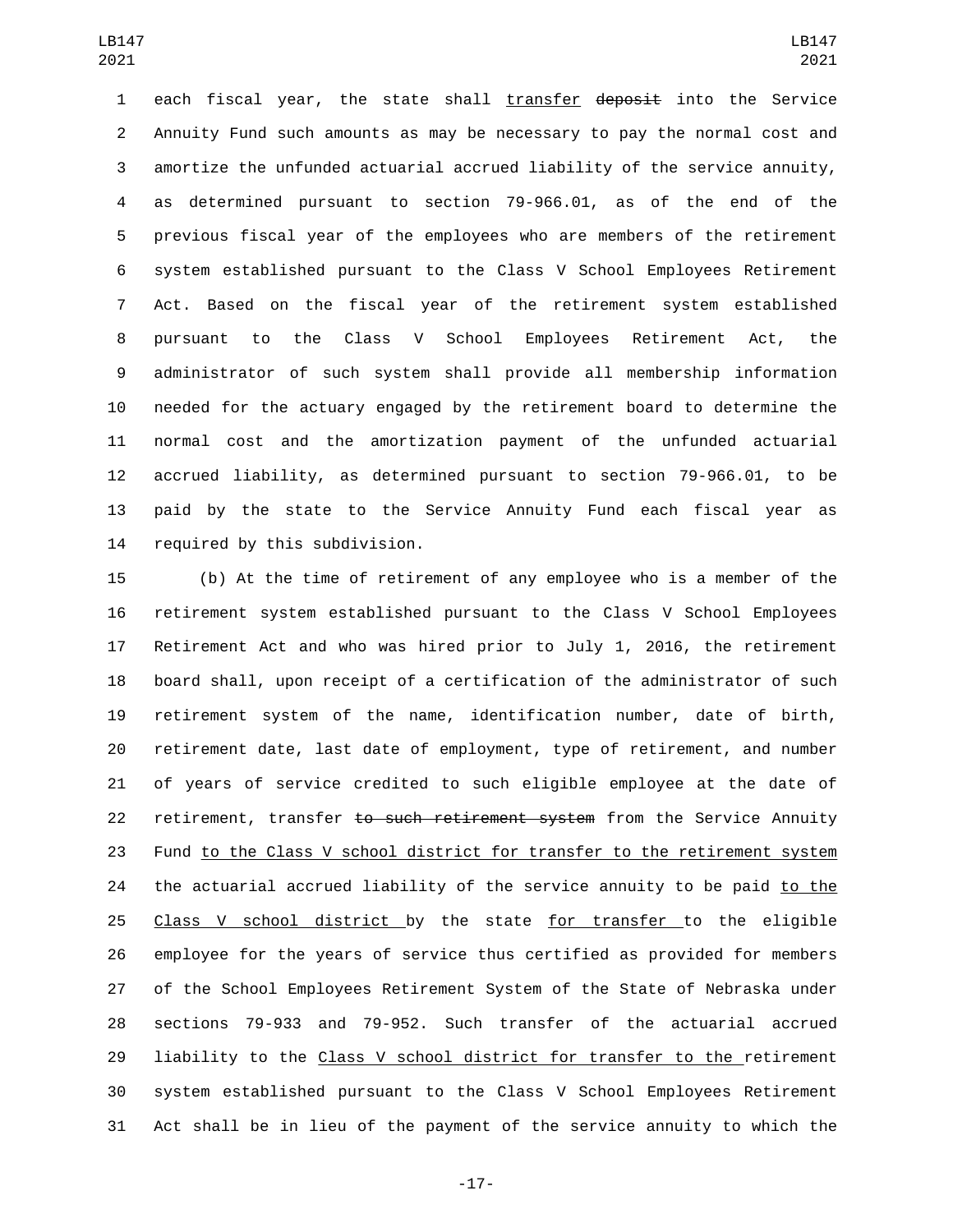each fiscal year, the state shall transfer ~~deposit~~ into the Service Annuity Fund such amounts as may be necessary to pay the normal cost and amortize the unfunded actuarial accrued liability of the service annuity, as determined pursuant to section 79-966.01, as of the end of the previous fiscal year of the employees who are members of the retirement system established pursuant to the Class V School Employees Retirement Act. Based on the fiscal year of the retirement system established pursuant to the Class V School Employees Retirement Act, the administrator of such system shall provide all membership information needed for the actuary engaged by the retirement board to determine the normal cost and the amortization payment of the unfunded actuarial accrued liability, as determined pursuant to section 79-966.01, to be paid by the state to the Service Annuity Fund each fiscal year as required by this subdivision.

(b) At the time of retirement of any employee who is a member of the retirement system established pursuant to the Class V School Employees Retirement Act and who was hired prior to July 1, 2016, the retirement board shall, upon receipt of a certification of the administrator of such retirement system of the name, identification number, date of birth, retirement date, last date of employment, type of retirement, and number of years of service credited to such eligible employee at the date of retirement, transfer ~~to such retirement system~~ from the Service Annuity Fund to the Class V school district for transfer to the retirement system the actuarial accrued liability of the service annuity to be paid to the Class V school district by the state for transfer to the eligible employee for the years of service thus certified as provided for members of the School Employees Retirement System of the State of Nebraska under sections 79-933 and 79-952. Such transfer of the actuarial accrued liability to the Class V school district for transfer to the retirement system established pursuant to the Class V School Employees Retirement Act shall be in lieu of the payment of the service annuity to which the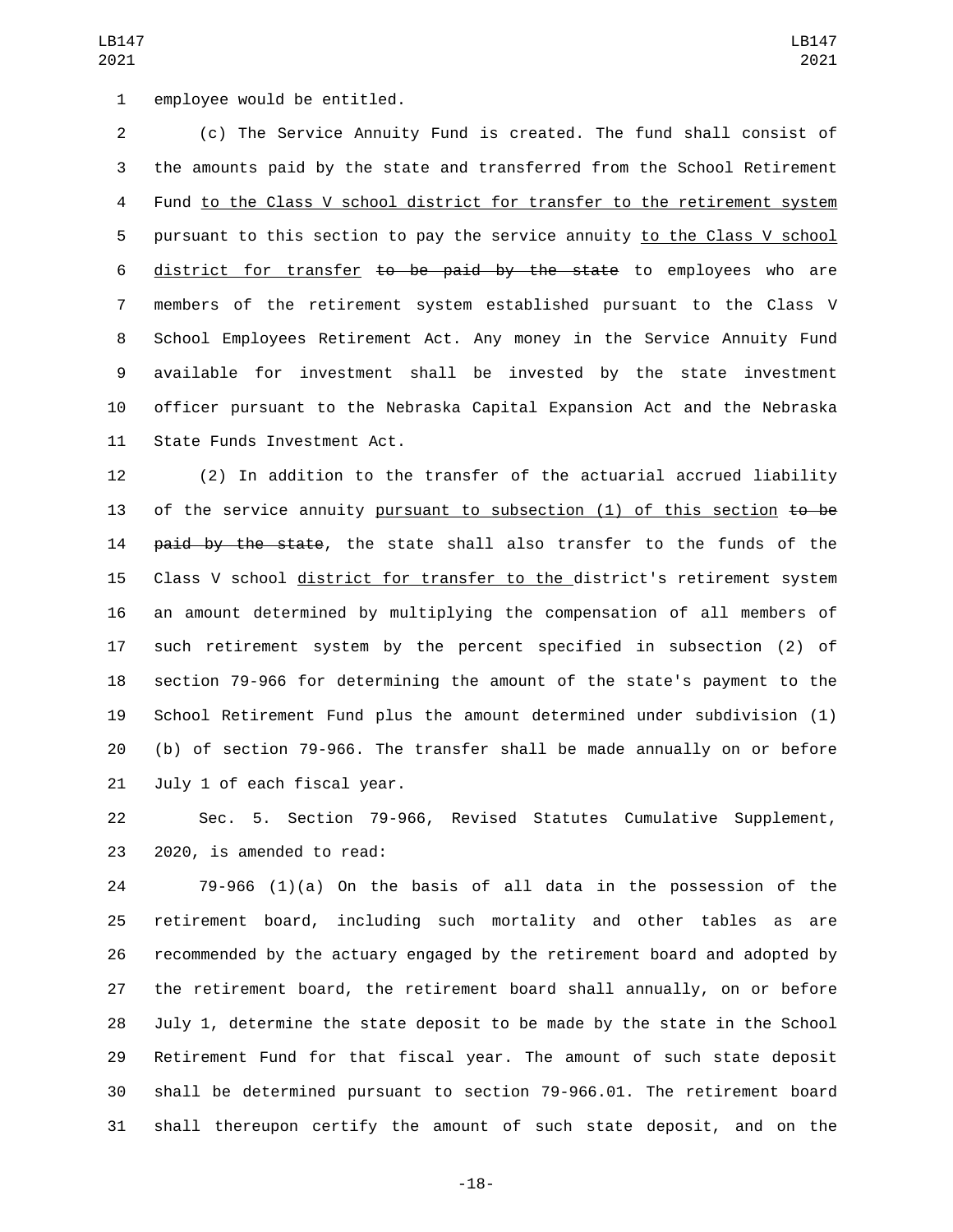employee would be entitled.

(c) The Service Annuity Fund is created. The fund shall consist of the amounts paid by the state and transferred from the School Retirement Fund to the Class V school district for transfer to the retirement system pursuant to this section to pay the service annuity to the Class V school district for transfer ~~to be paid by the state~~ to employees who are members of the retirement system established pursuant to the Class V School Employees Retirement Act. Any money in the Service Annuity Fund available for investment shall be invested by the state investment officer pursuant to the Nebraska Capital Expansion Act and the Nebraska State Funds Investment Act.

(2) In addition to the transfer of the actuarial accrued liability of the service annuity pursuant to subsection (1) of this section ~~to be paid by the state~~, the state shall also transfer to the funds of the Class V school district for transfer to the district's retirement system an amount determined by multiplying the compensation of all members of such retirement system by the percent specified in subsection (2) of section 79-966 for determining the amount of the state's payment to the School Retirement Fund plus the amount determined under subdivision (1)(b) of section 79-966. The transfer shall be made annually on or before July 1 of each fiscal year.

Sec. 5. Section 79-966, Revised Statutes Cumulative Supplement, 2020, is amended to read:

79-966 (1)(a) On the basis of all data in the possession of the retirement board, including such mortality and other tables as are recommended by the actuary engaged by the retirement board and adopted by the retirement board, the retirement board shall annually, on or before July 1, determine the state deposit to be made by the state in the School Retirement Fund for that fiscal year. The amount of such state deposit shall be determined pursuant to section 79-966.01. The retirement board shall thereupon certify the amount of such state deposit, and on the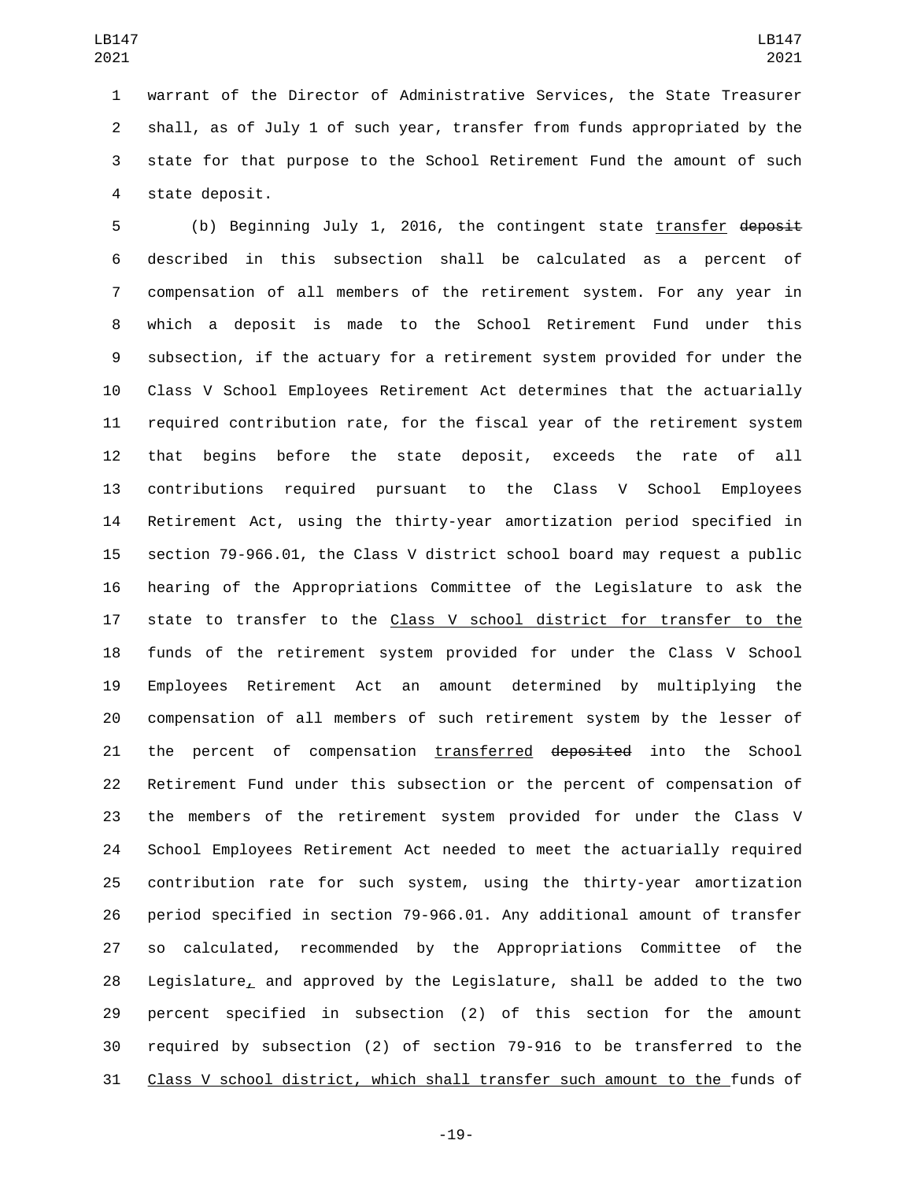warrant of the Director of Administrative Services, the State Treasurer shall, as of July 1 of such year, transfer from funds appropriated by the state for that purpose to the School Retirement Fund the amount of such state deposit.

(b) Beginning July 1, 2016, the contingent state transfer ~~deposit~~ described in this subsection shall be calculated as a percent of compensation of all members of the retirement system. For any year in which a deposit is made to the School Retirement Fund under this subsection, if the actuary for a retirement system provided for under the Class V School Employees Retirement Act determines that the actuarially required contribution rate, for the fiscal year of the retirement system that begins before the state deposit, exceeds the rate of all contributions required pursuant to the Class V School Employees Retirement Act, using the thirty-year amortization period specified in section 79-966.01, the Class V district school board may request a public hearing of the Appropriations Committee of the Legislature to ask the state to transfer to the Class V school district for transfer to the funds of the retirement system provided for under the Class V School Employees Retirement Act an amount determined by multiplying the compensation of all members of such retirement system by the lesser of the percent of compensation transferred ~~deposited~~ into the School Retirement Fund under this subsection or the percent of compensation of the members of the retirement system provided for under the Class V School Employees Retirement Act needed to meet the actuarially required contribution rate for such system, using the thirty-year amortization period specified in section 79-966.01. Any additional amount of transfer so calculated, recommended by the Appropriations Committee of the Legislature, and approved by the Legislature, shall be added to the two percent specified in subsection (2) of this section for the amount required by subsection (2) of section 79-916 to be transferred to the Class V school district, which shall transfer such amount to the funds of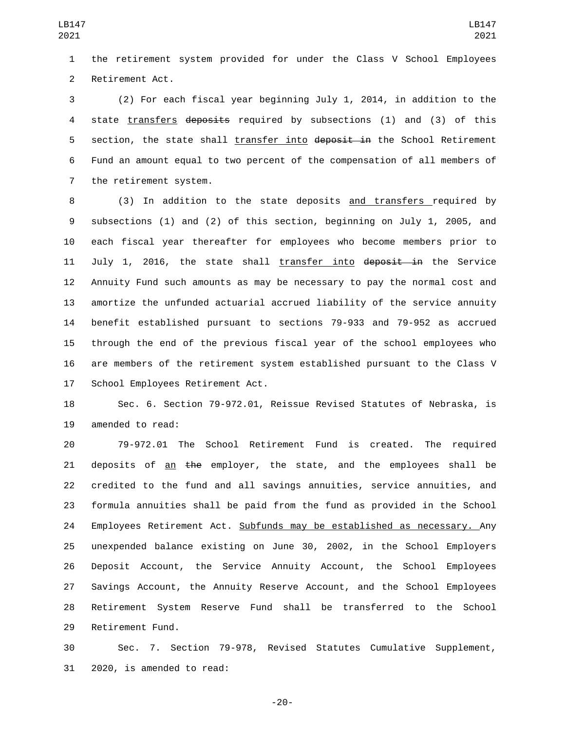the retirement system provided for under the Class V School Employees Retirement Act.

(2) For each fiscal year beginning July 1, 2014, in addition to the state transfers ~~deposits~~ required by subsections (1) and (3) of this section, the state shall transfer into ~~deposit in~~ the School Retirement Fund an amount equal to two percent of the compensation of all members of the retirement system.

(3) In addition to the state deposits and transfers required by subsections (1) and (2) of this section, beginning on July 1, 2005, and each fiscal year thereafter for employees who become members prior to July 1, 2016, the state shall transfer into ~~deposit in~~ the Service Annuity Fund such amounts as may be necessary to pay the normal cost and amortize the unfunded actuarial accrued liability of the service annuity benefit established pursuant to sections 79-933 and 79-952 as accrued through the end of the previous fiscal year of the school employees who are members of the retirement system established pursuant to the Class V School Employees Retirement Act.

Sec. 6. Section 79-972.01, Reissue Revised Statutes of Nebraska, is amended to read:

79-972.01 The School Retirement Fund is created. The required deposits of an ~~the~~ employer, the state, and the employees shall be credited to the fund and all savings annuities, service annuities, and formula annuities shall be paid from the fund as provided in the School Employees Retirement Act. Subfunds may be established as necessary. Any unexpended balance existing on June 30, 2002, in the School Employers Deposit Account, the Service Annuity Account, the School Employees Savings Account, the Annuity Reserve Account, and the School Employees Retirement System Reserve Fund shall be transferred to the School Retirement Fund.

Sec. 7. Section 79-978, Revised Statutes Cumulative Supplement, 2020, is amended to read: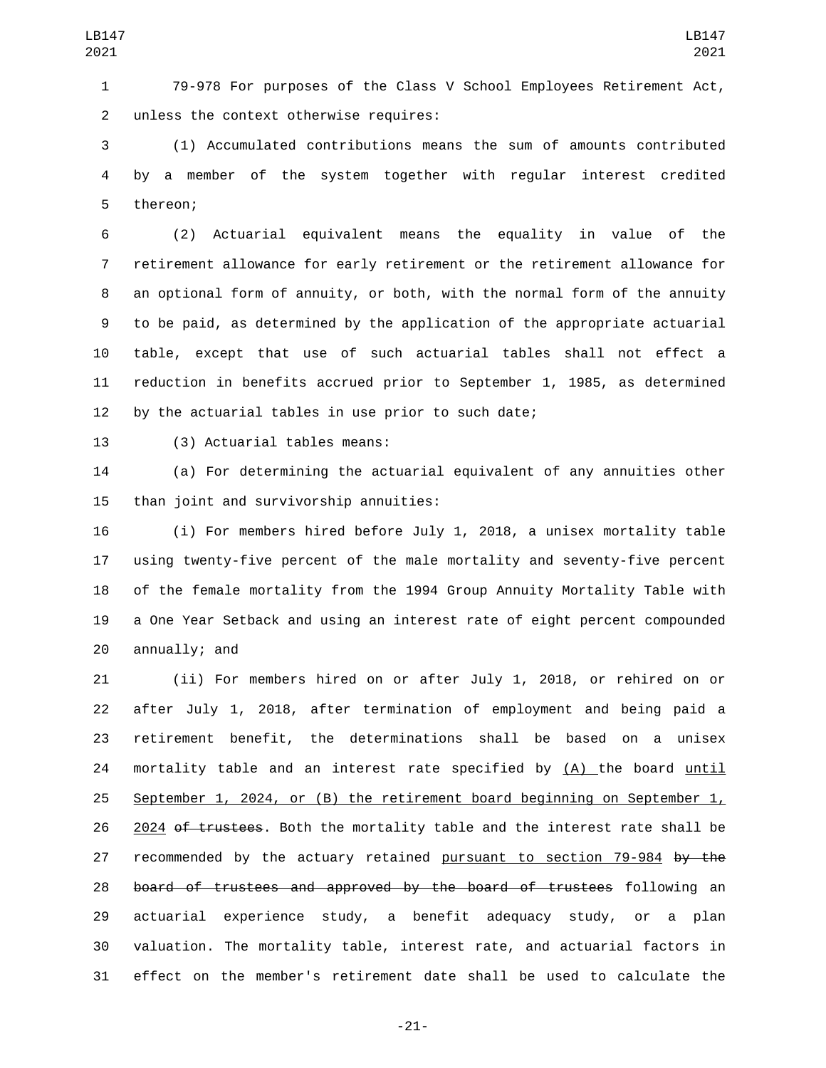79-978 For purposes of the Class V School Employees Retirement Act, unless the context otherwise requires:

(1) Accumulated contributions means the sum of amounts contributed by a member of the system together with regular interest credited thereon;

(2) Actuarial equivalent means the equality in value of the retirement allowance for early retirement or the retirement allowance for an optional form of annuity, or both, with the normal form of the annuity to be paid, as determined by the application of the appropriate actuarial table, except that use of such actuarial tables shall not effect a reduction in benefits accrued prior to September 1, 1985, as determined by the actuarial tables in use prior to such date;

(3) Actuarial tables means:

(a) For determining the actuarial equivalent of any annuities other than joint and survivorship annuities:

(i) For members hired before July 1, 2018, a unisex mortality table using twenty-five percent of the male mortality and seventy-five percent of the female mortality from the 1994 Group Annuity Mortality Table with a One Year Setback and using an interest rate of eight percent compounded annually; and

(ii) For members hired on or after July 1, 2018, or rehired on or after July 1, 2018, after termination of employment and being paid a retirement benefit, the determinations shall be based on a unisex mortality table and an interest rate specified by (A) the board until September 1, 2024, or (B) the retirement board beginning on September 1, 2024 ~~of trustees~~. Both the mortality table and the interest rate shall be recommended by the actuary retained pursuant to section 79-984 ~~by the board of trustees and approved by the board of trustees~~ following an actuarial experience study, a benefit adequacy study, or a plan valuation. The mortality table, interest rate, and actuarial factors in effect on the member's retirement date shall be used to calculate the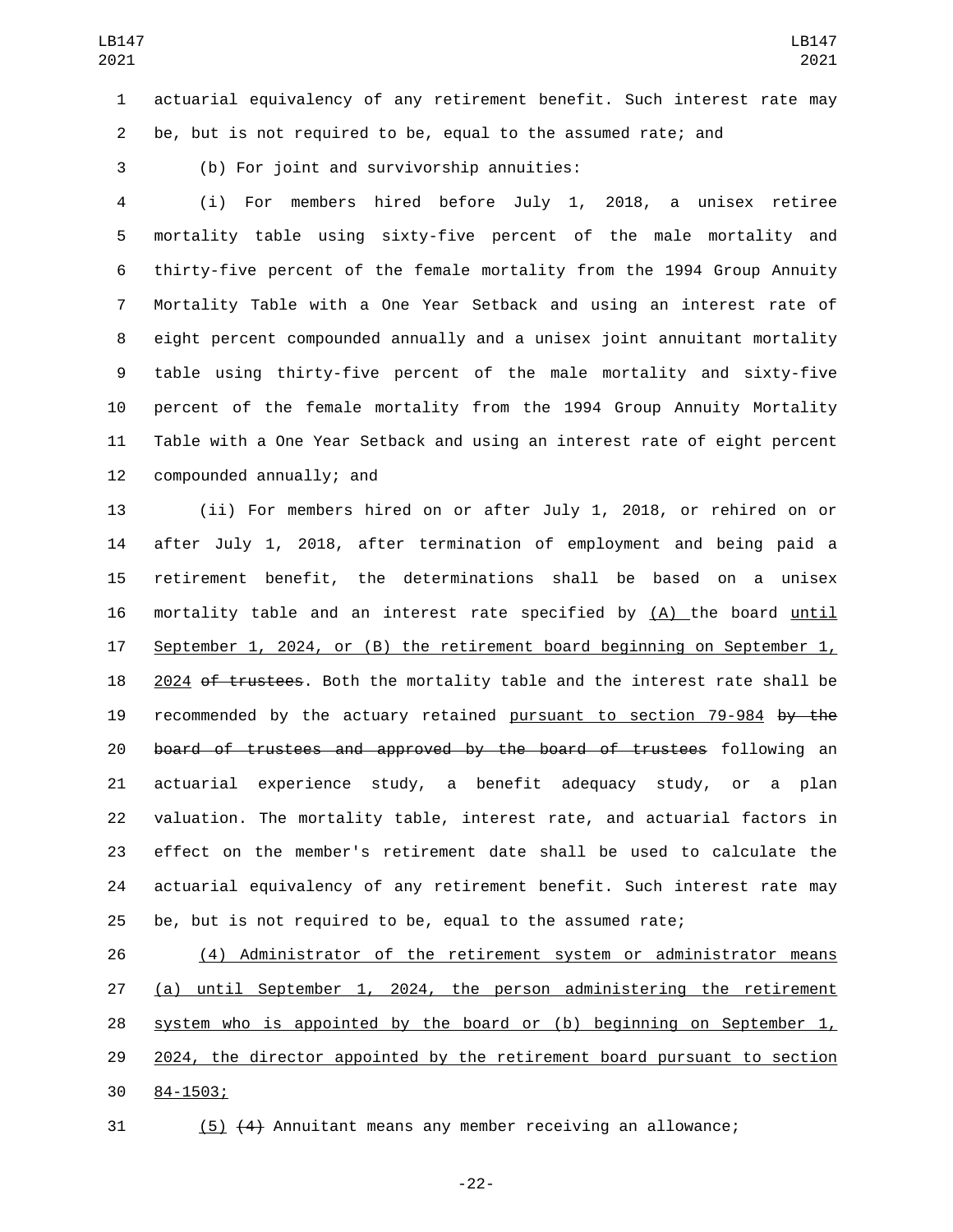actuarial equivalency of any retirement benefit. Such interest rate may be, but is not required to be, equal to the assumed rate; and

(b) For joint and survivorship annuities:

(i) For members hired before July 1, 2018, a unisex retiree mortality table using sixty-five percent of the male mortality and thirty-five percent of the female mortality from the 1994 Group Annuity Mortality Table with a One Year Setback and using an interest rate of eight percent compounded annually and a unisex joint annuitant mortality table using thirty-five percent of the male mortality and sixty-five percent of the female mortality from the 1994 Group Annuity Mortality Table with a One Year Setback and using an interest rate of eight percent compounded annually; and

(ii) For members hired on or after July 1, 2018, or rehired on or after July 1, 2018, after termination of employment and being paid a retirement benefit, the determinations shall be based on a unisex mortality table and an interest rate specified by (A) the board until September 1, 2024, or (B) the retirement board beginning on September 1, 2024 ~~of trustees~~. Both the mortality table and the interest rate shall be recommended by the actuary retained pursuant to section 79-984 ~~by the board of trustees and approved by the board of trustees~~ following an actuarial experience study, a benefit adequacy study, or a plan valuation. The mortality table, interest rate, and actuarial factors in effect on the member's retirement date shall be used to calculate the actuarial equivalency of any retirement benefit. Such interest rate may be, but is not required to be, equal to the assumed rate;

(4) Administrator of the retirement system or administrator means (a) until September 1, 2024, the person administering the retirement system who is appointed by the board or (b) beginning on September 1, 2024, the director appointed by the retirement board pursuant to section 84-1503;

(5) ~~(4)~~ Annuitant means any member receiving an allowance;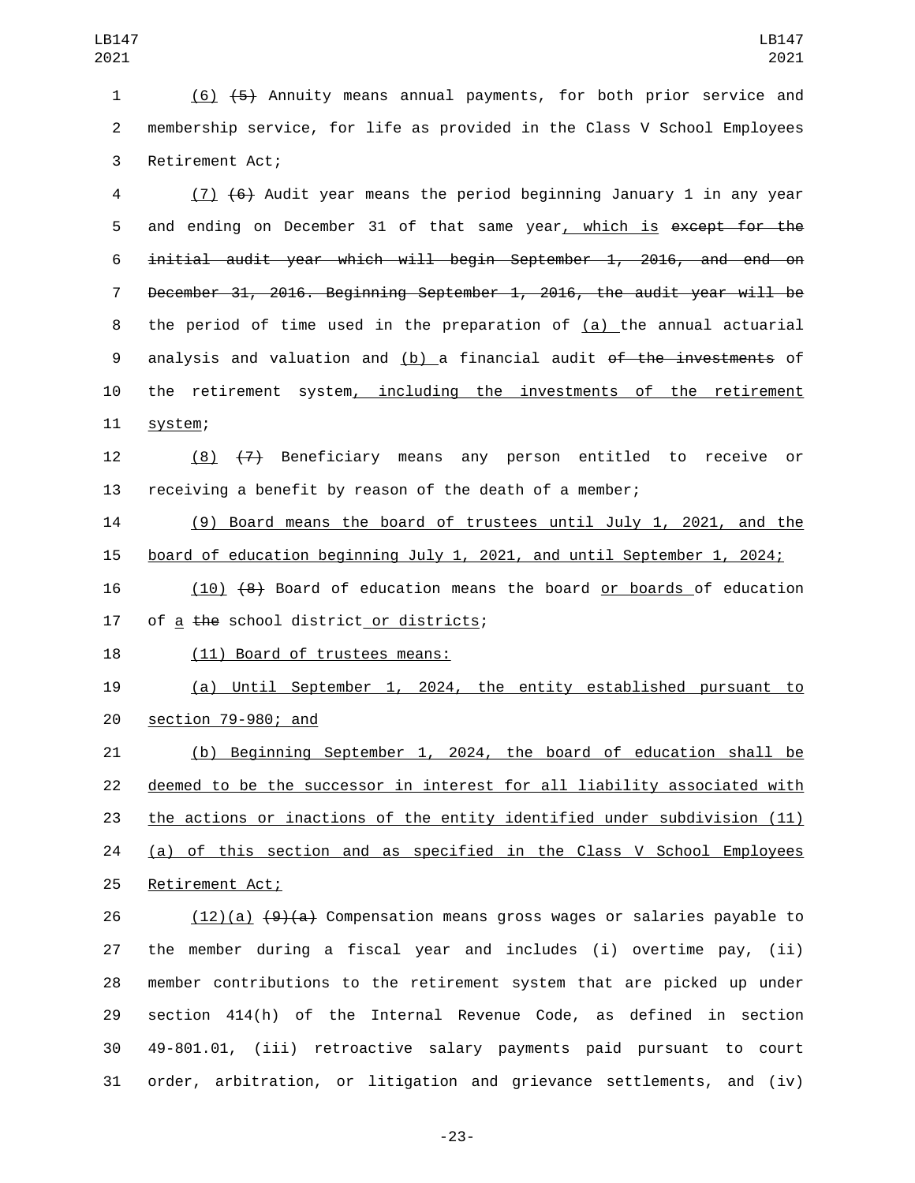(6) (5) Annuity means annual payments, for both prior service and membership service, for life as provided in the Class V School Employees Retirement Act;

(7) (6) Audit year means the period beginning January 1 in any year and ending on December 31 of that same year, which is except for the initial audit year which will begin September 1, 2016, and end on December 31, 2016. Beginning September 1, 2016, the audit year will be the period of time used in the preparation of (a) the annual actuarial analysis and valuation and (b) a financial audit of the investments of the retirement system, including the investments of the retirement system;

(8) (7) Beneficiary means any person entitled to receive or receiving a benefit by reason of the death of a member;

(9) Board means the board of trustees until July 1, 2021, and the board of education beginning July 1, 2021, and until September 1, 2024;

(10) (8) Board of education means the board or boards of education of a the school district or districts;

(11) Board of trustees means:

(a) Until September 1, 2024, the entity established pursuant to section 79-980; and

(b) Beginning September 1, 2024, the board of education shall be deemed to be the successor in interest for all liability associated with the actions or inactions of the entity identified under subdivision (11)(a) of this section and as specified in the Class V School Employees Retirement Act;

(12)(a) (9)(a) Compensation means gross wages or salaries payable to the member during a fiscal year and includes (i) overtime pay, (ii) member contributions to the retirement system that are picked up under section 414(h) of the Internal Revenue Code, as defined in section 49-801.01, (iii) retroactive salary payments paid pursuant to court order, arbitration, or litigation and grievance settlements, and (iv)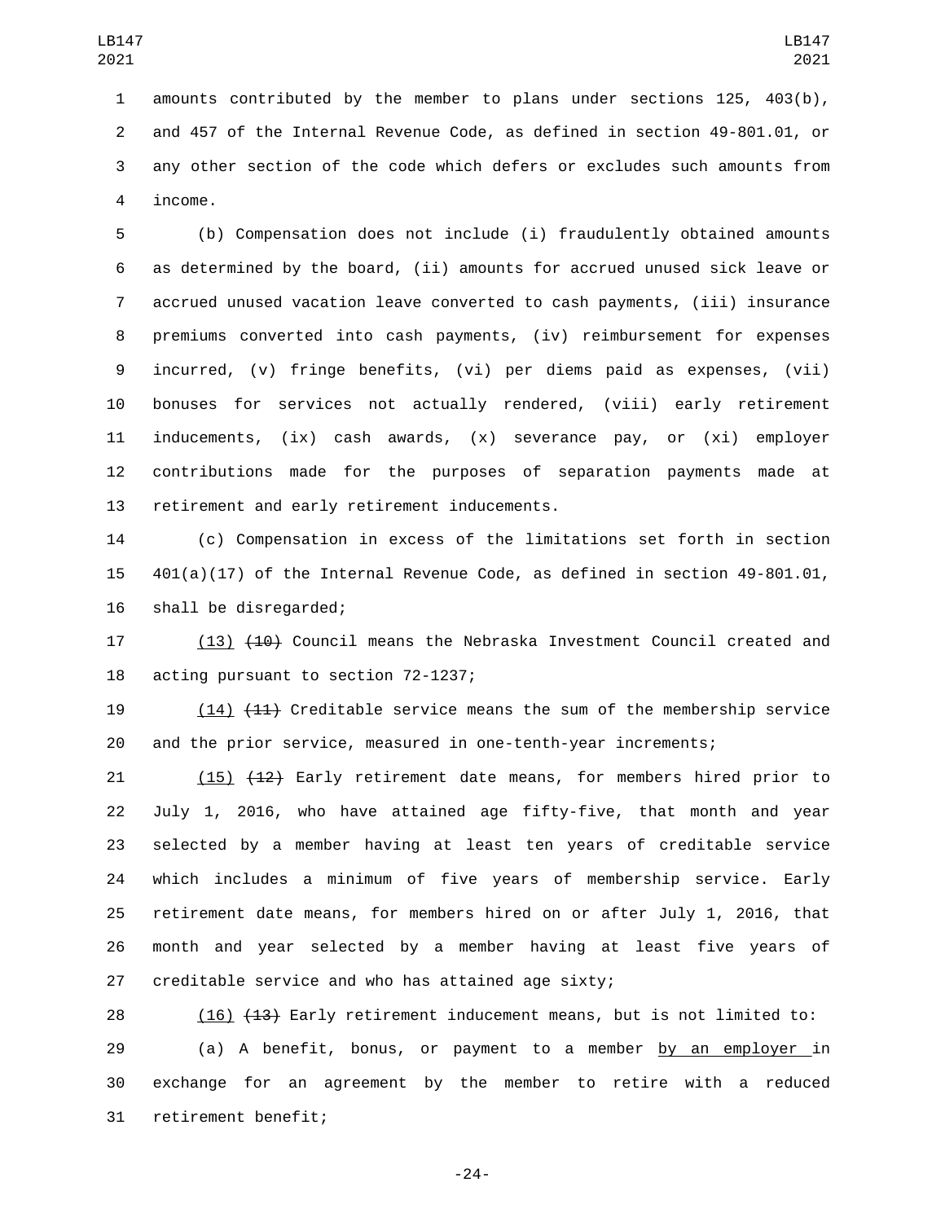amounts contributed by the member to plans under sections 125, 403(b), and 457 of the Internal Revenue Code, as defined in section 49-801.01, or any other section of the code which defers or excludes such amounts from income.

(b) Compensation does not include (i) fraudulently obtained amounts as determined by the board, (ii) amounts for accrued unused sick leave or accrued unused vacation leave converted to cash payments, (iii) insurance premiums converted into cash payments, (iv) reimbursement for expenses incurred, (v) fringe benefits, (vi) per diems paid as expenses, (vii) bonuses for services not actually rendered, (viii) early retirement inducements, (ix) cash awards, (x) severance pay, or (xi) employer contributions made for the purposes of separation payments made at retirement and early retirement inducements.

(c) Compensation in excess of the limitations set forth in section 401(a)(17) of the Internal Revenue Code, as defined in section 49-801.01, shall be disregarded;

(13) ~~(10)~~ Council means the Nebraska Investment Council created and acting pursuant to section 72-1237;

(14) ~~(11)~~ Creditable service means the sum of the membership service and the prior service, measured in one-tenth-year increments;

(15) ~~(12)~~ Early retirement date means, for members hired prior to July 1, 2016, who have attained age fifty-five, that month and year selected by a member having at least ten years of creditable service which includes a minimum of five years of membership service. Early retirement date means, for members hired on or after July 1, 2016, that month and year selected by a member having at least five years of creditable service and who has attained age sixty;

(16) ~~(13)~~ Early retirement inducement means, but is not limited to:

(a) A benefit, bonus, or payment to a member by an employer in exchange for an agreement by the member to retire with a reduced retirement benefit;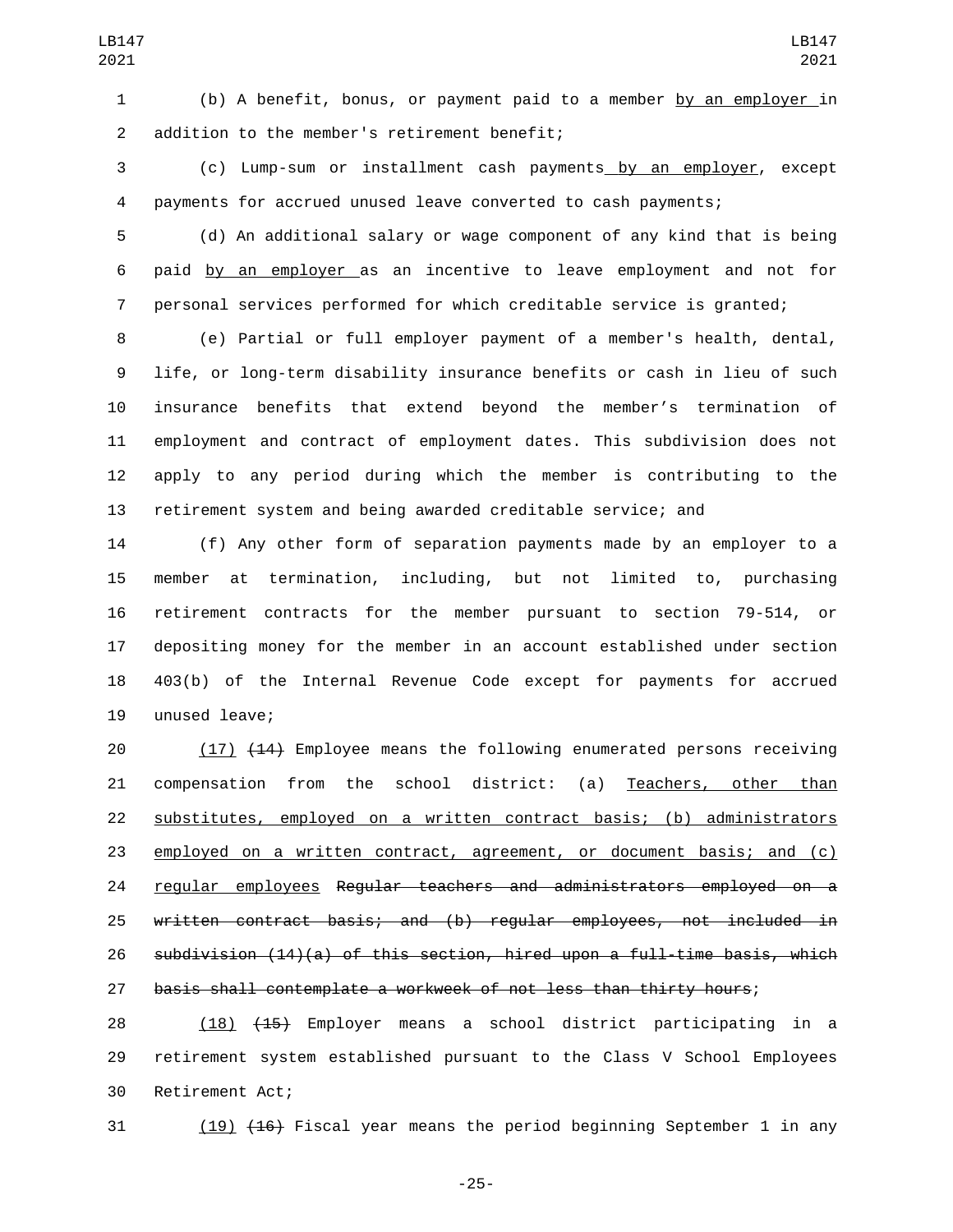(b) A benefit, bonus, or payment paid to a member by an employer in addition to the member's retirement benefit;

(c) Lump-sum or installment cash payments by an employer, except payments for accrued unused leave converted to cash payments;

(d) An additional salary or wage component of any kind that is being paid by an employer as an incentive to leave employment and not for personal services performed for which creditable service is granted;

(e) Partial or full employer payment of a member's health, dental, life, or long-term disability insurance benefits or cash in lieu of such insurance benefits that extend beyond the member's termination of employment and contract of employment dates. This subdivision does not apply to any period during which the member is contributing to the retirement system and being awarded creditable service; and

(f) Any other form of separation payments made by an employer to a member at termination, including, but not limited to, purchasing retirement contracts for the member pursuant to section 79-514, or depositing money for the member in an account established under section 403(b) of the Internal Revenue Code except for payments for accrued unused leave;

(17) ~~(14)~~ Employee means the following enumerated persons receiving compensation from the school district: (a) Teachers, other than substitutes, employed on a written contract basis; (b) administrators employed on a written contract, agreement, or document basis; and (c) regular employees ~~Regular teachers and administrators employed on a written contract basis; and (b) regular employees, not included in subdivision (14)(a) of this section, hired upon a full-time basis, which basis shall contemplate a workweek of not less than thirty hours~~;

(18) ~~(15)~~ Employer means a school district participating in a retirement system established pursuant to the Class V School Employees Retirement Act;

(19) ~~(16)~~ Fiscal year means the period beginning September 1 in any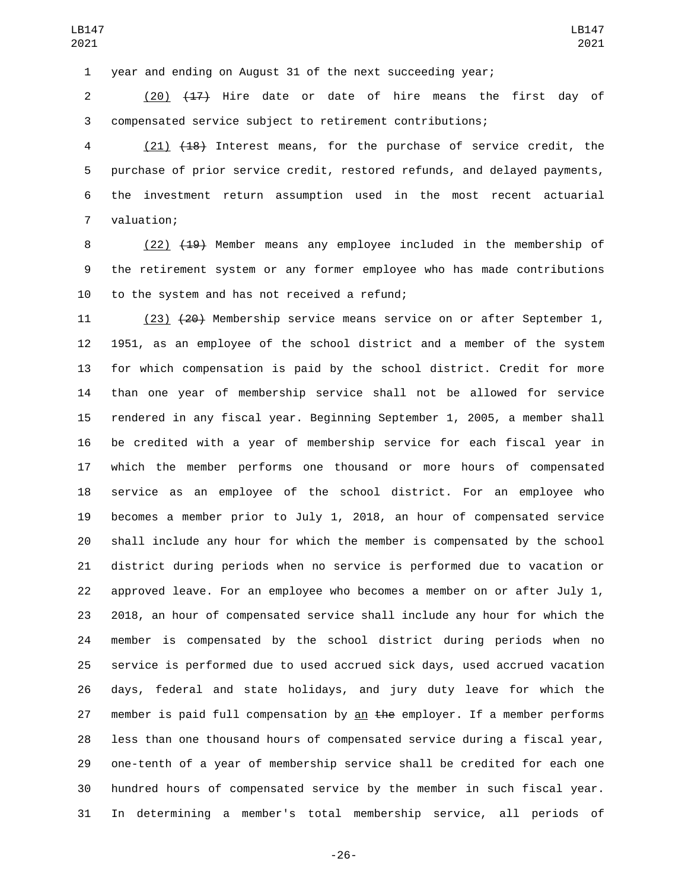year and ending on August 31 of the next succeeding year;

(20) ~~(17)~~ Hire date or date of hire means the first day of compensated service subject to retirement contributions;

(21) ~~(18)~~ Interest means, for the purchase of service credit, the purchase of prior service credit, restored refunds, and delayed payments, the investment return assumption used in the most recent actuarial valuation;

(22) ~~(19)~~ Member means any employee included in the membership of the retirement system or any former employee who has made contributions to the system and has not received a refund;

(23) ~~(20)~~ Membership service means service on or after September 1, 1951, as an employee of the school district and a member of the system for which compensation is paid by the school district. Credit for more than one year of membership service shall not be allowed for service rendered in any fiscal year. Beginning September 1, 2005, a member shall be credited with a year of membership service for each fiscal year in which the member performs one thousand or more hours of compensated service as an employee of the school district. For an employee who becomes a member prior to July 1, 2018, an hour of compensated service shall include any hour for which the member is compensated by the school district during periods when no service is performed due to vacation or approved leave. For an employee who becomes a member on or after July 1, 2018, an hour of compensated service shall include any hour for which the member is compensated by the school district during periods when no service is performed due to used accrued sick days, used accrued vacation days, federal and state holidays, and jury duty leave for which the member is paid full compensation by an ~~the~~ employer. If a member performs less than one thousand hours of compensated service during a fiscal year, one-tenth of a year of membership service shall be credited for each one hundred hours of compensated service by the member in such fiscal year. In determining a member's total membership service, all periods of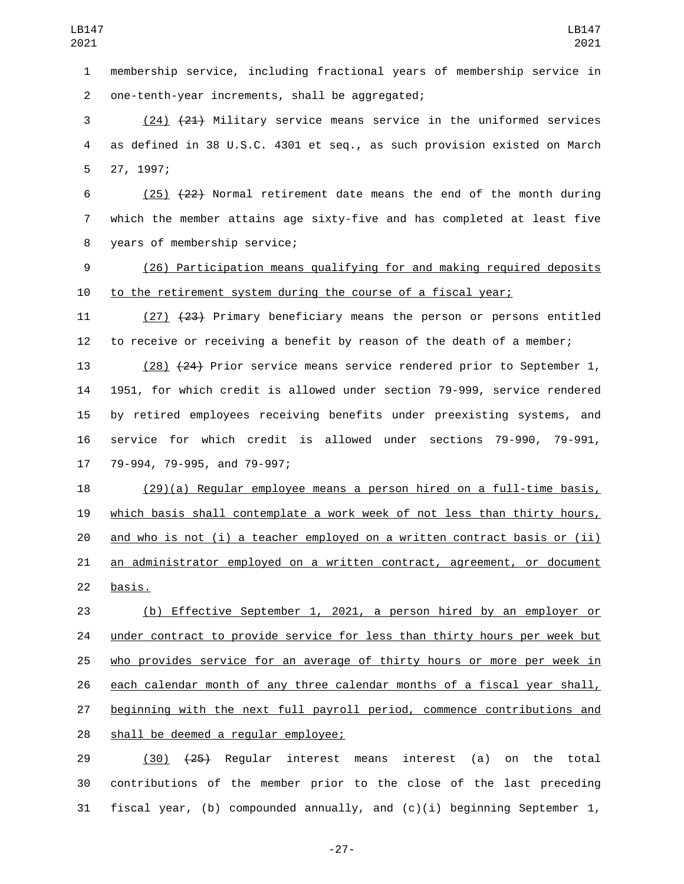membership service, including fractional years of membership service in one-tenth-year increments, shall be aggregated;

(24) ~~(21)~~ Military service means service in the uniformed services as defined in 38 U.S.C. 4301 et seq., as such provision existed on March 27, 1997;

(25) ~~(22)~~ Normal retirement date means the end of the month during which the member attains age sixty-five and has completed at least five years of membership service;

(26) Participation means qualifying for and making required deposits to the retirement system during the course of a fiscal year;

(27) ~~(23)~~ Primary beneficiary means the person or persons entitled to receive or receiving a benefit by reason of the death of a member;

(28) ~~(24)~~ Prior service means service rendered prior to September 1, 1951, for which credit is allowed under section 79-999, service rendered by retired employees receiving benefits under preexisting systems, and service for which credit is allowed under sections 79-990, 79-991, 79-994, 79-995, and 79-997;

(29)(a) Regular employee means a person hired on a full-time basis, which basis shall contemplate a work week of not less than thirty hours, and who is not (i) a teacher employed on a written contract basis or (ii) an administrator employed on a written contract, agreement, or document basis.

(b) Effective September 1, 2021, a person hired by an employer or under contract to provide service for less than thirty hours per week but who provides service for an average of thirty hours or more per week in each calendar month of any three calendar months of a fiscal year shall, beginning with the next full payroll period, commence contributions and shall be deemed a regular employee;

(30) ~~(25)~~ Regular interest means interest (a) on the total contributions of the member prior to the close of the last preceding fiscal year, (b) compounded annually, and (c)(i) beginning September 1,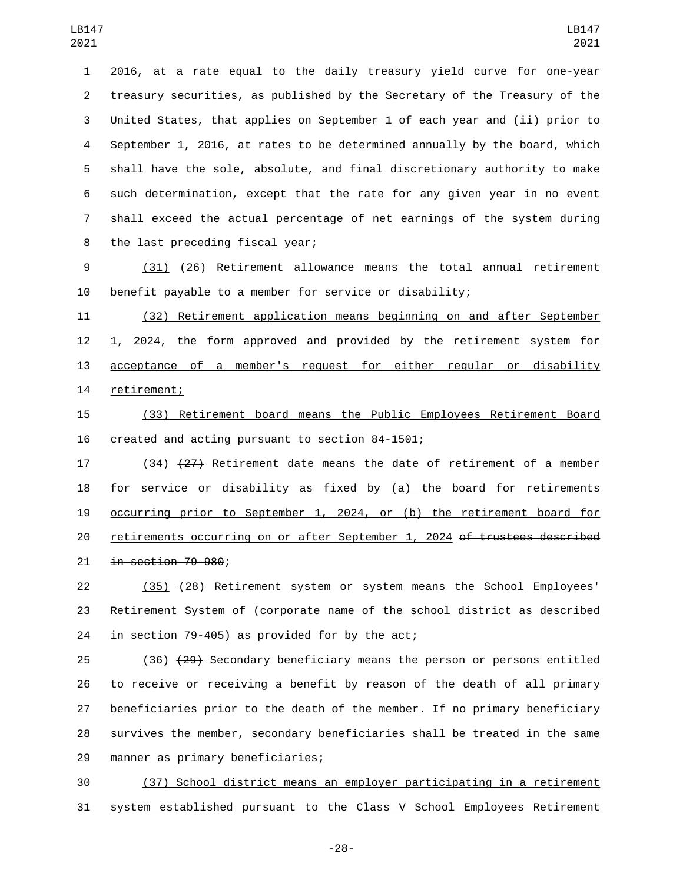2016, at a rate equal to the daily treasury yield curve for one-year treasury securities, as published by the Secretary of the Treasury of the United States, that applies on September 1 of each year and (ii) prior to September 1, 2016, at rates to be determined annually by the board, which shall have the sole, absolute, and final discretionary authority to make such determination, except that the rate for any given year in no event shall exceed the actual percentage of net earnings of the system during the last preceding fiscal year;

(31) ~~(26)~~ Retirement allowance means the total annual retirement benefit payable to a member for service or disability;

(32) Retirement application means beginning on and after September 1, 2024, the form approved and provided by the retirement system for acceptance of a member's request for either regular or disability retirement;

(33) Retirement board means the Public Employees Retirement Board created and acting pursuant to section 84-1501;

(34) ~~(27)~~ Retirement date means the date of retirement of a member for service or disability as fixed by (a) the board for retirements occurring prior to September 1, 2024, or (b) the retirement board for retirements occurring on or after September 1, 2024 ~~of trustees described in section 79-980~~;

(35) ~~(28)~~ Retirement system or system means the School Employees' Retirement System of (corporate name of the school district as described in section 79-405) as provided for by the act;

(36) ~~(29)~~ Secondary beneficiary means the person or persons entitled to receive or receiving a benefit by reason of the death of all primary beneficiaries prior to the death of the member. If no primary beneficiary survives the member, secondary beneficiaries shall be treated in the same manner as primary beneficiaries;

(37) School district means an employer participating in a retirement system established pursuant to the Class V School Employees Retirement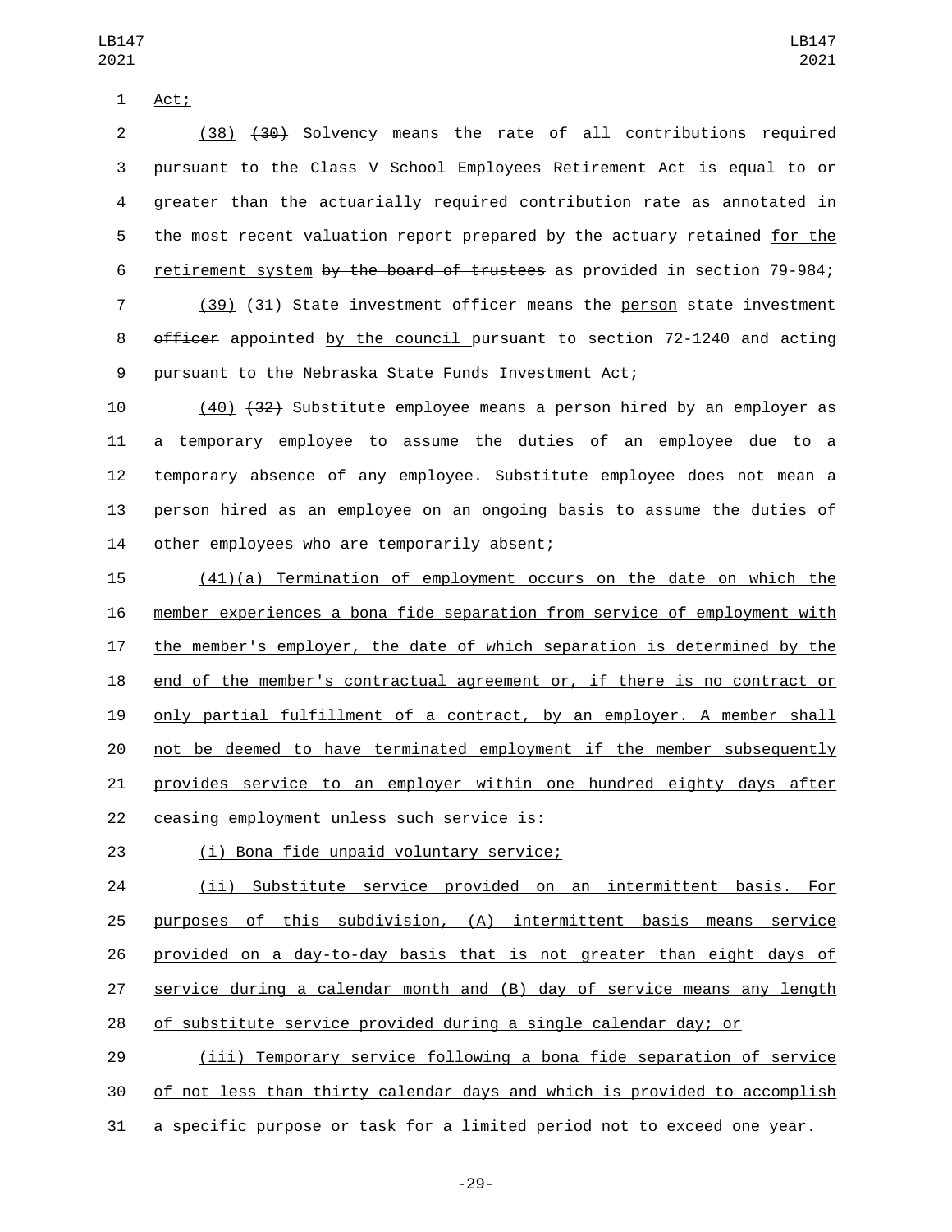Act;

(38) ~~(30)~~ Solvency means the rate of all contributions required pursuant to the Class V School Employees Retirement Act is equal to or greater than the actuarially required contribution rate as annotated in the most recent valuation report prepared by the actuary retained for the retirement system ~~by the board of trustees~~ as provided in section 79-984;

(39) ~~(31)~~ State investment officer means the person ~~state investment officer~~ appointed by the council pursuant to section 72-1240 and acting pursuant to the Nebraska State Funds Investment Act;

(40) ~~(32)~~ Substitute employee means a person hired by an employer as a temporary employee to assume the duties of an employee due to a temporary absence of any employee. Substitute employee does not mean a person hired as an employee on an ongoing basis to assume the duties of other employees who are temporarily absent;

(41)(a) Termination of employment occurs on the date on which the member experiences a bona fide separation from service of employment with the member's employer, the date of which separation is determined by the end of the member's contractual agreement or, if there is no contract or only partial fulfillment of a contract, by an employer. A member shall not be deemed to have terminated employment if the member subsequently provides service to an employer within one hundred eighty days after ceasing employment unless such service is:

(i) Bona fide unpaid voluntary service;

(ii) Substitute service provided on an intermittent basis. For purposes of this subdivision, (A) intermittent basis means service provided on a day-to-day basis that is not greater than eight days of service during a calendar month and (B) day of service means any length of substitute service provided during a single calendar day; or

(iii) Temporary service following a bona fide separation of service of not less than thirty calendar days and which is provided to accomplish a specific purpose or task for a limited period not to exceed one year.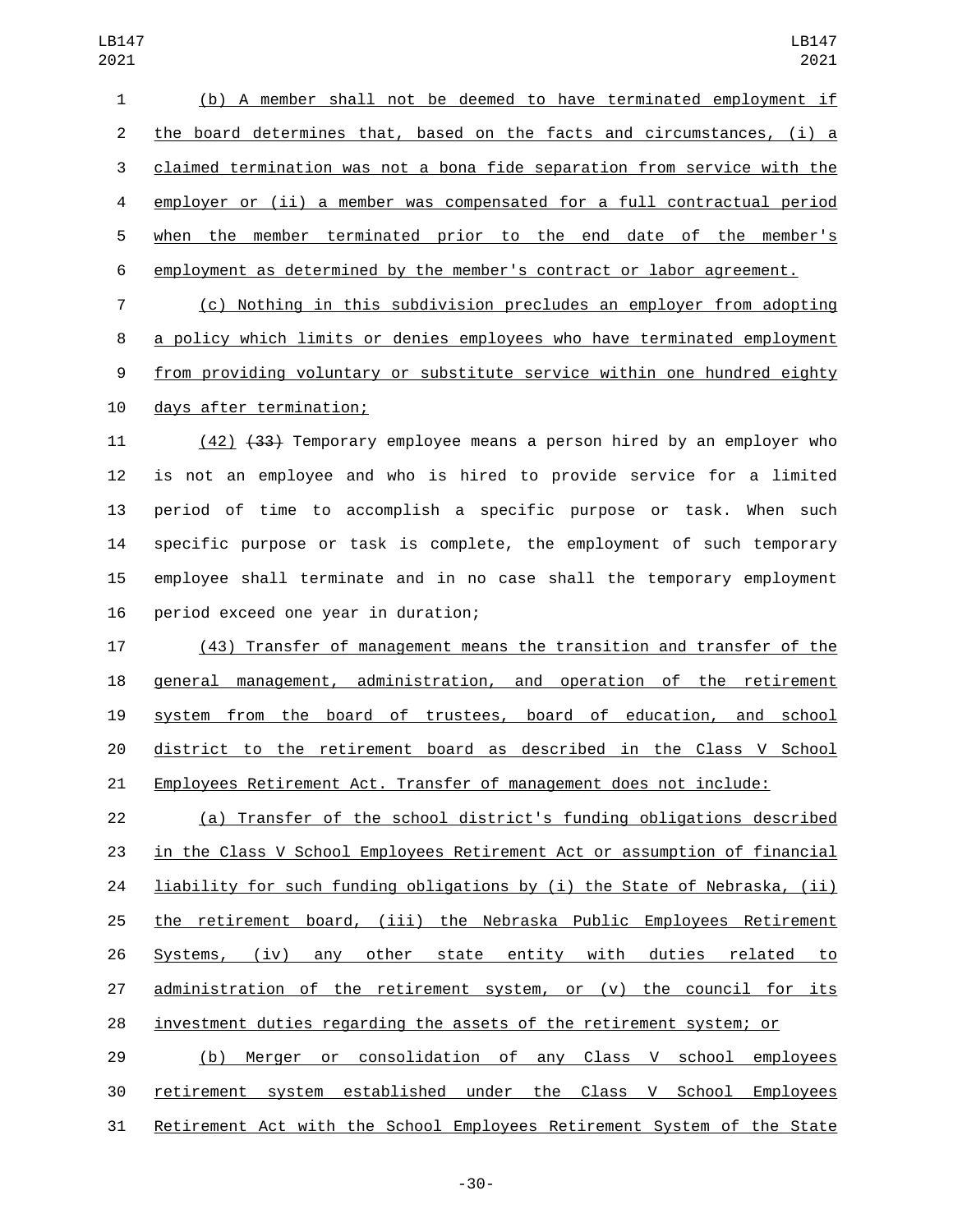(b) A member shall not be deemed to have terminated employment if the board determines that, based on the facts and circumstances, (i) a claimed termination was not a bona fide separation from service with the employer or (ii) a member was compensated for a full contractual period when the member terminated prior to the end date of the member's employment as determined by the member's contract or labor agreement.

(c) Nothing in this subdivision precludes an employer from adopting a policy which limits or denies employees who have terminated employment from providing voluntary or substitute service within one hundred eighty days after termination;

(42) ~~(33)~~ Temporary employee means a person hired by an employer who is not an employee and who is hired to provide service for a limited period of time to accomplish a specific purpose or task. When such specific purpose or task is complete, the employment of such temporary employee shall terminate and in no case shall the temporary employment period exceed one year in duration;

(43) Transfer of management means the transition and transfer of the general management, administration, and operation of the retirement system from the board of trustees, board of education, and school district to the retirement board as described in the Class V School Employees Retirement Act. Transfer of management does not include:

(a) Transfer of the school district's funding obligations described in the Class V School Employees Retirement Act or assumption of financial liability for such funding obligations by (i) the State of Nebraska, (ii) the retirement board, (iii) the Nebraska Public Employees Retirement Systems, (iv) any other state entity with duties related to administration of the retirement system, or (v) the council for its investment duties regarding the assets of the retirement system; or

(b) Merger or consolidation of any Class V school employees retirement system established under the Class V School Employees Retirement Act with the School Employees Retirement System of the State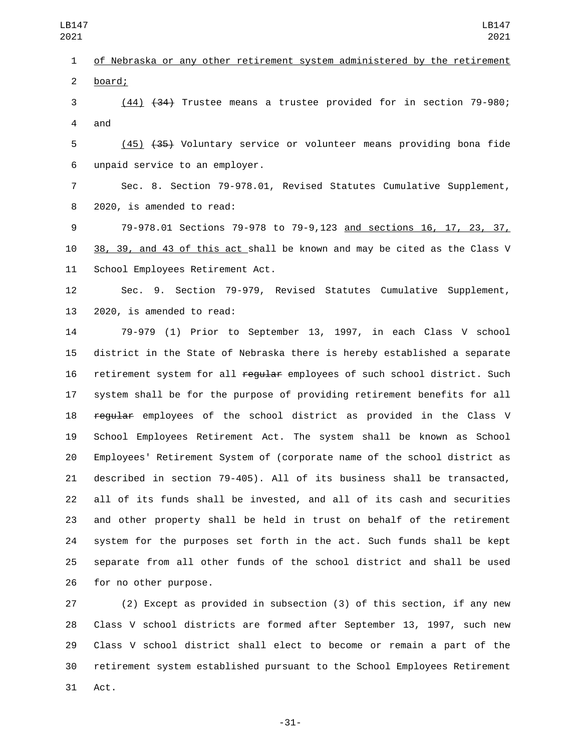of Nebraska or any other retirement system administered by the retirement board;

(44) ~~(34)~~ Trustee means a trustee provided for in section 79-980; and

(45) ~~(35)~~ Voluntary service or volunteer means providing bona fide unpaid service to an employer.

Sec. 8. Section 79-978.01, Revised Statutes Cumulative Supplement, 2020, is amended to read:

79-978.01 Sections 79-978 to 79-9,123 and sections 16, 17, 23, 37, 38, 39, and 43 of this act shall be known and may be cited as the Class V School Employees Retirement Act.

Sec. 9. Section 79-979, Revised Statutes Cumulative Supplement, 2020, is amended to read:

79-979 (1) Prior to September 13, 1997, in each Class V school district in the State of Nebraska there is hereby established a separate retirement system for all ~~regular~~ employees of such school district. Such system shall be for the purpose of providing retirement benefits for all ~~regular~~ employees of the school district as provided in the Class V School Employees Retirement Act. The system shall be known as School Employees' Retirement System of (corporate name of the school district as described in section 79-405). All of its business shall be transacted, all of its funds shall be invested, and all of its cash and securities and other property shall be held in trust on behalf of the retirement system for the purposes set forth in the act. Such funds shall be kept separate from all other funds of the school district and shall be used for no other purpose.

(2) Except as provided in subsection (3) of this section, if any new Class V school districts are formed after September 13, 1997, such new Class V school district shall elect to become or remain a part of the retirement system established pursuant to the School Employees Retirement Act.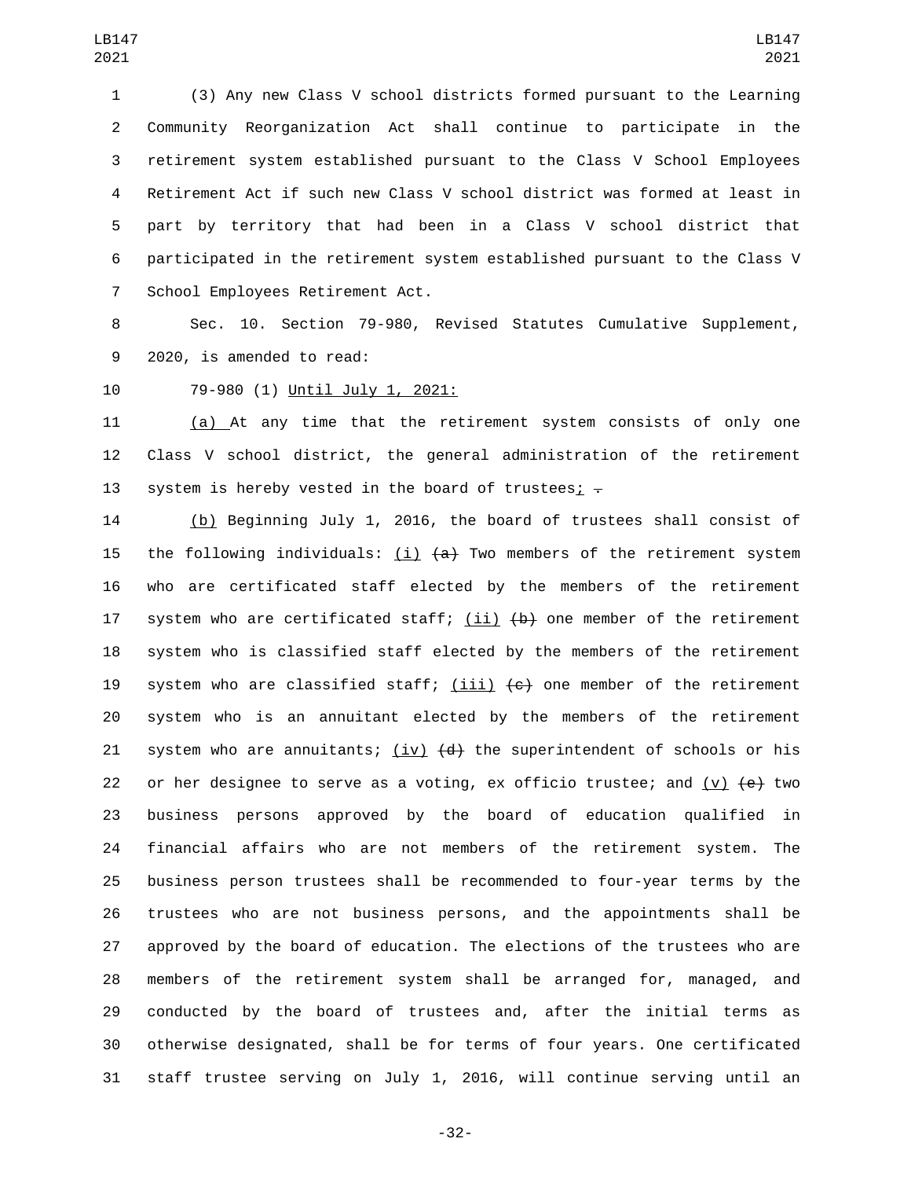(3) Any new Class V school districts formed pursuant to the Learning Community Reorganization Act shall continue to participate in the retirement system established pursuant to the Class V School Employees Retirement Act if such new Class V school district was formed at least in part by territory that had been in a Class V school district that participated in the retirement system established pursuant to the Class V School Employees Retirement Act.

Sec. 10. Section 79-980, Revised Statutes Cumulative Supplement, 2020, is amended to read:

79-980 (1) Until July 1, 2021:

(a) At any time that the retirement system consists of only one Class V school district, the general administration of the retirement system is hereby vested in the board of trustees; ~~.~~

(b) Beginning July 1, 2016, the board of trustees shall consist of the following individuals: (i) ~~(a)~~ Two members of the retirement system who are certificated staff elected by the members of the retirement system who are certificated staff; (ii) ~~(b)~~ one member of the retirement system who is classified staff elected by the members of the retirement system who are classified staff; (iii) ~~(c)~~ one member of the retirement system who is an annuitant elected by the members of the retirement system who are annuitants; (iv) ~~(d)~~ the superintendent of schools or his or her designee to serve as a voting, ex officio trustee; and (v) ~~(e)~~ two business persons approved by the board of education qualified in financial affairs who are not members of the retirement system. The business person trustees shall be recommended to four-year terms by the trustees who are not business persons, and the appointments shall be approved by the board of education. The elections of the trustees who are members of the retirement system shall be arranged for, managed, and conducted by the board of trustees and, after the initial terms as otherwise designated, shall be for terms of four years. One certificated staff trustee serving on July 1, 2016, will continue serving until an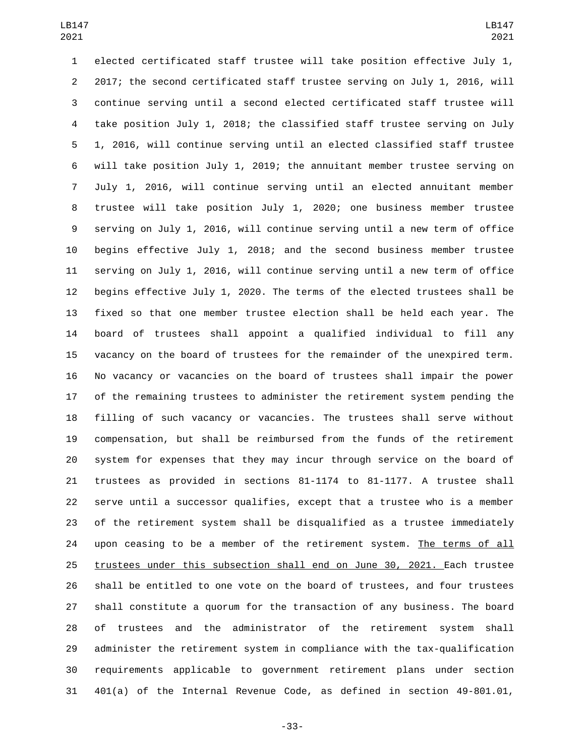elected certificated staff trustee will take position effective July 1, 2017; the second certificated staff trustee serving on July 1, 2016, will continue serving until a second elected certificated staff trustee will take position July 1, 2018; the classified staff trustee serving on July 1, 2016, will continue serving until an elected classified staff trustee will take position July 1, 2019; the annuitant member trustee serving on July 1, 2016, will continue serving until an elected annuitant member trustee will take position July 1, 2020; one business member trustee serving on July 1, 2016, will continue serving until a new term of office begins effective July 1, 2018; and the second business member trustee serving on July 1, 2016, will continue serving until a new term of office begins effective July 1, 2020. The terms of the elected trustees shall be fixed so that one member trustee election shall be held each year. The board of trustees shall appoint a qualified individual to fill any vacancy on the board of trustees for the remainder of the unexpired term. No vacancy or vacancies on the board of trustees shall impair the power of the remaining trustees to administer the retirement system pending the filling of such vacancy or vacancies. The trustees shall serve without compensation, but shall be reimbursed from the funds of the retirement system for expenses that they may incur through service on the board of trustees as provided in sections 81-1174 to 81-1177. A trustee shall serve until a successor qualifies, except that a trustee who is a member of the retirement system shall be disqualified as a trustee immediately upon ceasing to be a member of the retirement system. The terms of all trustees under this subsection shall end on June 30, 2021. Each trustee shall be entitled to one vote on the board of trustees, and four trustees shall constitute a quorum for the transaction of any business. The board of trustees and the administrator of the retirement system shall administer the retirement system in compliance with the tax-qualification requirements applicable to government retirement plans under section 401(a) of the Internal Revenue Code, as defined in section 49-801.01,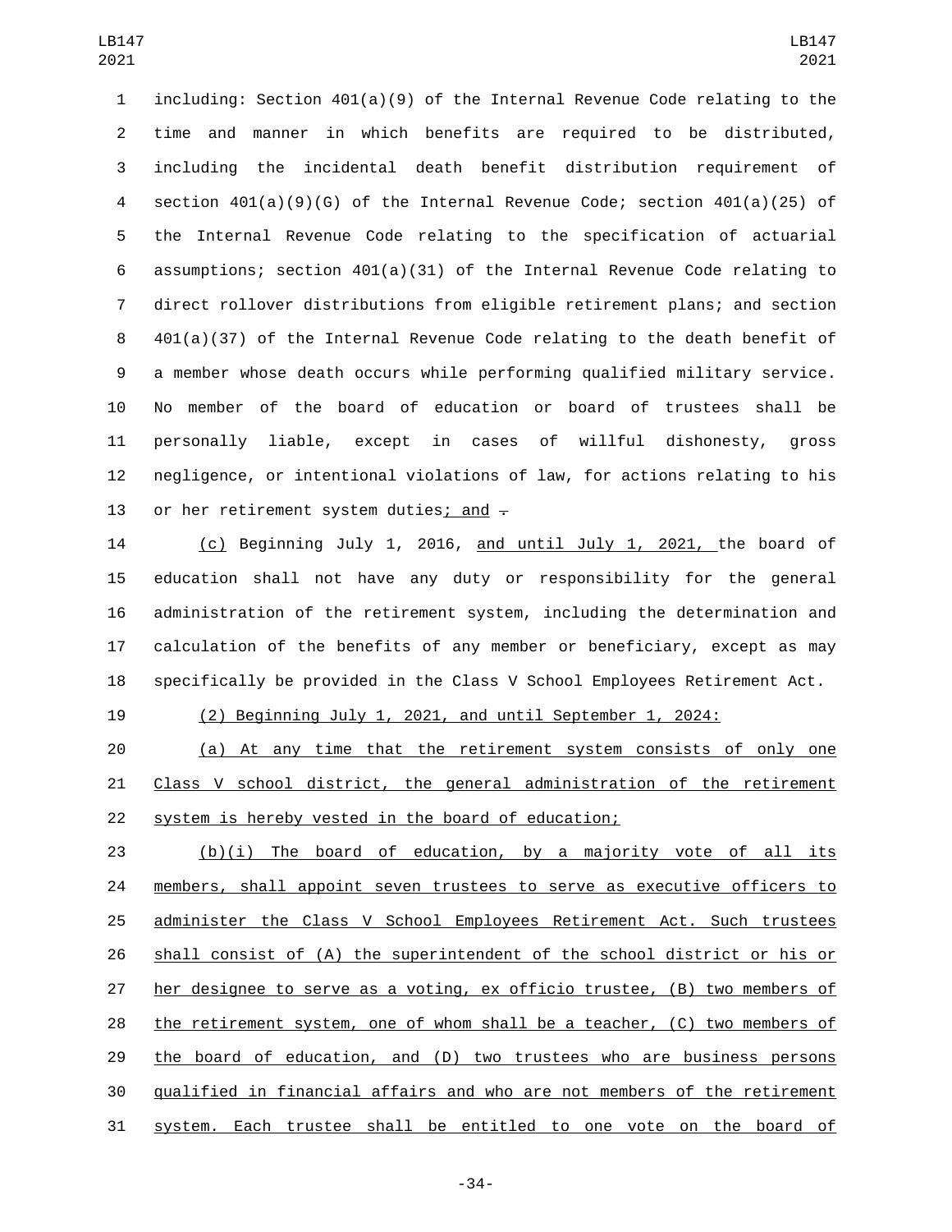including: Section 401(a)(9) of the Internal Revenue Code relating to the time and manner in which benefits are required to be distributed, including the incidental death benefit distribution requirement of section 401(a)(9)(G) of the Internal Revenue Code; section 401(a)(25) of the Internal Revenue Code relating to the specification of actuarial assumptions; section 401(a)(31) of the Internal Revenue Code relating to direct rollover distributions from eligible retirement plans; and section 401(a)(37) of the Internal Revenue Code relating to the death benefit of a member whose death occurs while performing qualified military service. No member of the board of education or board of trustees shall be personally liable, except in cases of willful dishonesty, gross negligence, or intentional violations of law, for actions relating to his or her retirement system duties; and ~~.~~

(c) Beginning July 1, 2016, and until July 1, 2021, the board of education shall not have any duty or responsibility for the general administration of the retirement system, including the determination and calculation of the benefits of any member or beneficiary, except as may specifically be provided in the Class V School Employees Retirement Act.

(2) Beginning July 1, 2021, and until September 1, 2024:

(a) At any time that the retirement system consists of only one Class V school district, the general administration of the retirement system is hereby vested in the board of education;

(b)(i) The board of education, by a majority vote of all its members, shall appoint seven trustees to serve as executive officers to administer the Class V School Employees Retirement Act. Such trustees shall consist of (A) the superintendent of the school district or his or her designee to serve as a voting, ex officio trustee, (B) two members of the retirement system, one of whom shall be a teacher, (C) two members of the board of education, and (D) two trustees who are business persons qualified in financial affairs and who are not members of the retirement system. Each trustee shall be entitled to one vote on the board of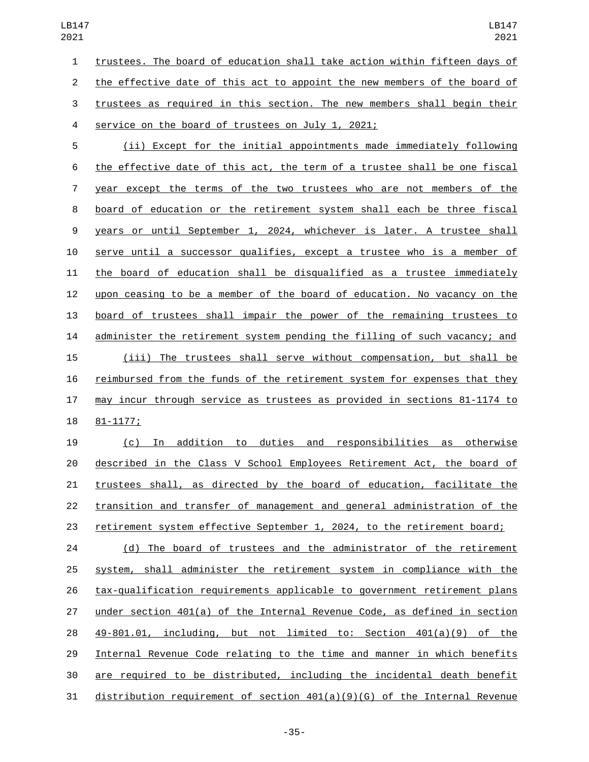trustees. The board of education shall take action within fifteen days of the effective date of this act to appoint the new members of the board of trustees as required in this section. The new members shall begin their service on the board of trustees on July 1, 2021;

(ii) Except for the initial appointments made immediately following the effective date of this act, the term of a trustee shall be one fiscal year except the terms of the two trustees who are not members of the board of education or the retirement system shall each be three fiscal years or until September 1, 2024, whichever is later. A trustee shall serve until a successor qualifies, except a trustee who is a member of the board of education shall be disqualified as a trustee immediately upon ceasing to be a member of the board of education. No vacancy on the board of trustees shall impair the power of the remaining trustees to administer the retirement system pending the filling of such vacancy; and

(iii) The trustees shall serve without compensation, but shall be reimbursed from the funds of the retirement system for expenses that they may incur through service as trustees as provided in sections 81-1174 to 81-1177;

(c) In addition to duties and responsibilities as otherwise described in the Class V School Employees Retirement Act, the board of trustees shall, as directed by the board of education, facilitate the transition and transfer of management and general administration of the retirement system effective September 1, 2024, to the retirement board;

(d) The board of trustees and the administrator of the retirement system, shall administer the retirement system in compliance with the tax-qualification requirements applicable to government retirement plans under section 401(a) of the Internal Revenue Code, as defined in section 49-801.01, including, but not limited to: Section 401(a)(9) of the Internal Revenue Code relating to the time and manner in which benefits are required to be distributed, including the incidental death benefit distribution requirement of section 401(a)(9)(G) of the Internal Revenue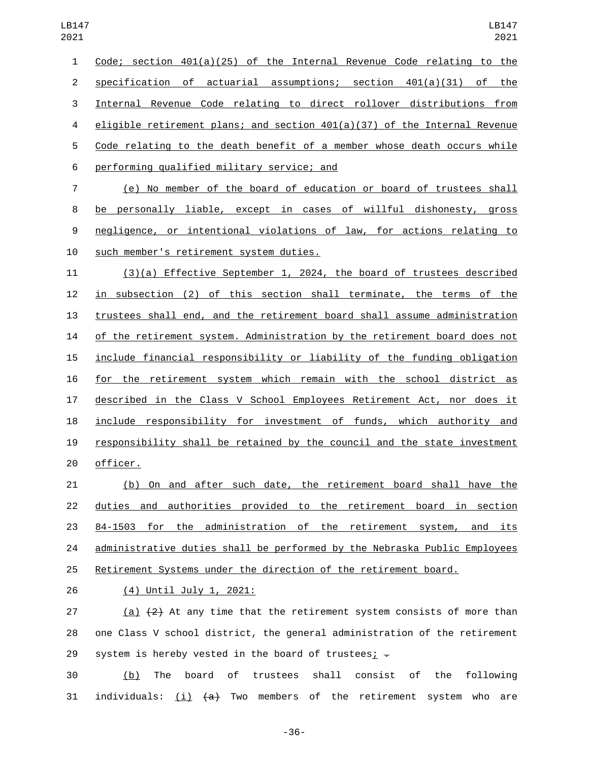Code; section 401(a)(25) of the Internal Revenue Code relating to the specification of actuarial assumptions; section 401(a)(31) of the Internal Revenue Code relating to direct rollover distributions from eligible retirement plans; and section 401(a)(37) of the Internal Revenue Code relating to the death benefit of a member whose death occurs while performing qualified military service; and

(e) No member of the board of education or board of trustees shall be personally liable, except in cases of willful dishonesty, gross negligence, or intentional violations of law, for actions relating to such member's retirement system duties.

(3)(a) Effective September 1, 2024, the board of trustees described in subsection (2) of this section shall terminate, the terms of the trustees shall end, and the retirement board shall assume administration of the retirement system. Administration by the retirement board does not include financial responsibility or liability of the funding obligation for the retirement system which remain with the school district as described in the Class V School Employees Retirement Act, nor does it include responsibility for investment of funds, which authority and responsibility shall be retained by the council and the state investment officer.

(b) On and after such date, the retirement board shall have the duties and authorities provided to the retirement board in section 84-1503 for the administration of the retirement system, and its administrative duties shall be performed by the Nebraska Public Employees Retirement Systems under the direction of the retirement board.

(4) Until July 1, 2021:

(a) ~~(2)~~ At any time that the retirement system consists of more than one Class V school district, the general administration of the retirement system is hereby vested in the board of trustees; ~~.~~

(b) The board of trustees shall consist of the following individuals: (i) ~~(a)~~ Two members of the retirement system who are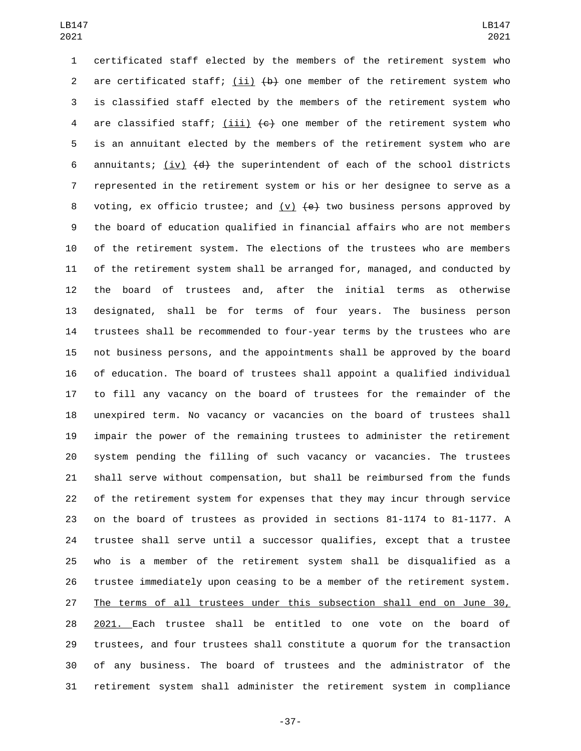certificated staff elected by the members of the retirement system who are certificated staff; (ii) ~~(b)~~ one member of the retirement system who is classified staff elected by the members of the retirement system who are classified staff; (iii) ~~(c)~~ one member of the retirement system who is an annuitant elected by the members of the retirement system who are annuitants; (iv) ~~(d)~~ the superintendent of each of the school districts represented in the retirement system or his or her designee to serve as a voting, ex officio trustee; and (v) ~~(e)~~ two business persons approved by the board of education qualified in financial affairs who are not members of the retirement system. The elections of the trustees who are members of the retirement system shall be arranged for, managed, and conducted by the board of trustees and, after the initial terms as otherwise designated, shall be for terms of four years. The business person trustees shall be recommended to four-year terms by the trustees who are not business persons, and the appointments shall be approved by the board of education. The board of trustees shall appoint a qualified individual to fill any vacancy on the board of trustees for the remainder of the unexpired term. No vacancy or vacancies on the board of trustees shall impair the power of the remaining trustees to administer the retirement system pending the filling of such vacancy or vacancies. The trustees shall serve without compensation, but shall be reimbursed from the funds of the retirement system for expenses that they may incur through service on the board of trustees as provided in sections 81-1174 to 81-1177. A trustee shall serve until a successor qualifies, except that a trustee who is a member of the retirement system shall be disqualified as a trustee immediately upon ceasing to be a member of the retirement system. The terms of all trustees under this subsection shall end on June 30, 2021. Each trustee shall be entitled to one vote on the board of trustees, and four trustees shall constitute a quorum for the transaction of any business. The board of trustees and the administrator of the retirement system shall administer the retirement system in compliance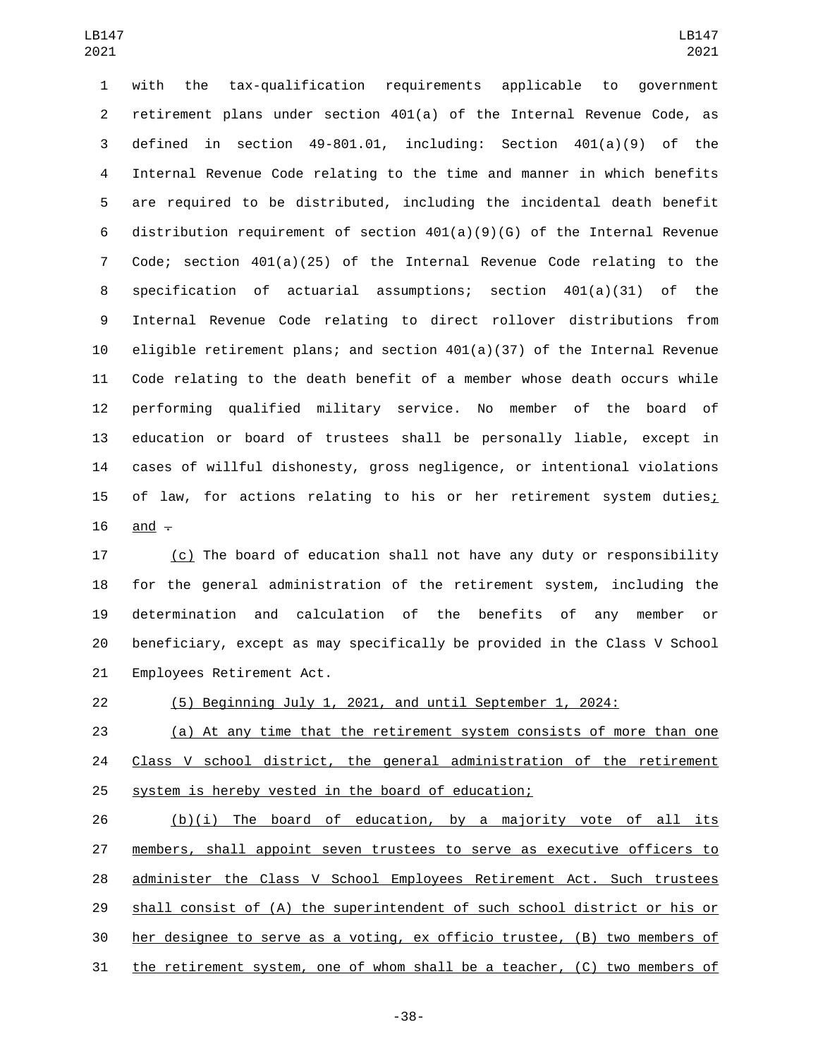with the tax-qualification requirements applicable to government retirement plans under section 401(a) of the Internal Revenue Code, as defined in section 49-801.01, including: Section 401(a)(9) of the Internal Revenue Code relating to the time and manner in which benefits are required to be distributed, including the incidental death benefit distribution requirement of section 401(a)(9)(G) of the Internal Revenue Code; section 401(a)(25) of the Internal Revenue Code relating to the specification of actuarial assumptions; section 401(a)(31) of the Internal Revenue Code relating to direct rollover distributions from eligible retirement plans; and section 401(a)(37) of the Internal Revenue Code relating to the death benefit of a member whose death occurs while performing qualified military service. No member of the board of education or board of trustees shall be personally liable, except in cases of willful dishonesty, gross negligence, or intentional violations of law, for actions relating to his or her retirement system duties; and ~~.~~

(c) The board of education shall not have any duty or responsibility for the general administration of the retirement system, including the determination and calculation of the benefits of any member or beneficiary, except as may specifically be provided in the Class V School Employees Retirement Act.

(5) Beginning July 1, 2021, and until September 1, 2024:

(a) At any time that the retirement system consists of more than one Class V school district, the general administration of the retirement system is hereby vested in the board of education;

(b)(i) The board of education, by a majority vote of all its members, shall appoint seven trustees to serve as executive officers to administer the Class V School Employees Retirement Act. Such trustees shall consist of (A) the superintendent of such school district or his or her designee to serve as a voting, ex officio trustee, (B) two members of the retirement system, one of whom shall be a teacher, (C) two members of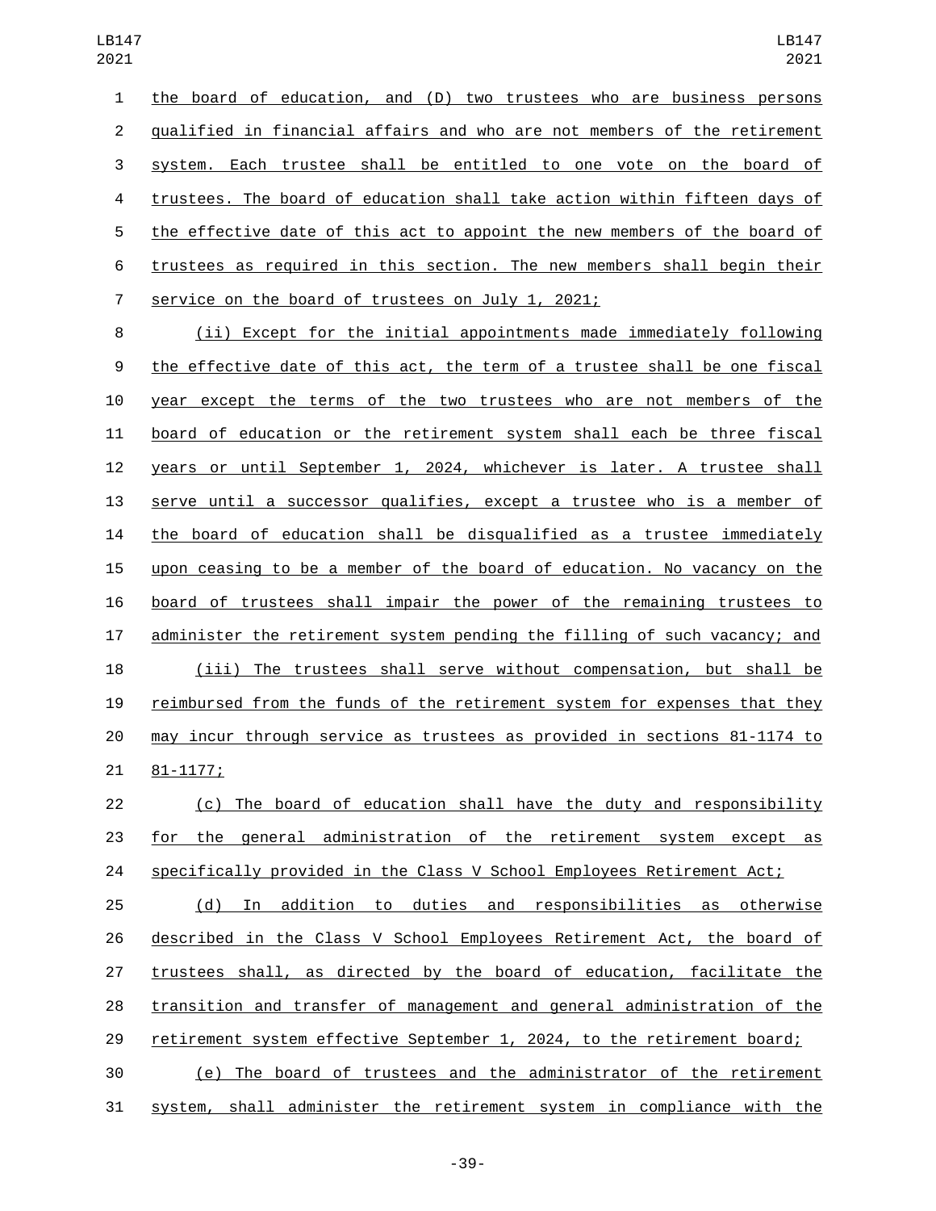the board of education, and (D) two trustees who are business persons qualified in financial affairs and who are not members of the retirement system. Each trustee shall be entitled to one vote on the board of trustees. The board of education shall take action within fifteen days of the effective date of this act to appoint the new members of the board of trustees as required in this section. The new members shall begin their service on the board of trustees on July 1, 2021;

(ii) Except for the initial appointments made immediately following the effective date of this act, the term of a trustee shall be one fiscal year except the terms of the two trustees who are not members of the board of education or the retirement system shall each be three fiscal years or until September 1, 2024, whichever is later. A trustee shall serve until a successor qualifies, except a trustee who is a member of the board of education shall be disqualified as a trustee immediately upon ceasing to be a member of the board of education. No vacancy on the board of trustees shall impair the power of the remaining trustees to administer the retirement system pending the filling of such vacancy; and

(iii) The trustees shall serve without compensation, but shall be reimbursed from the funds of the retirement system for expenses that they may incur through service as trustees as provided in sections 81-1174 to 81-1177;

(c) The board of education shall have the duty and responsibility for the general administration of the retirement system except as specifically provided in the Class V School Employees Retirement Act;

(d) In addition to duties and responsibilities as otherwise described in the Class V School Employees Retirement Act, the board of trustees shall, as directed by the board of education, facilitate the transition and transfer of management and general administration of the retirement system effective September 1, 2024, to the retirement board;

(e) The board of trustees and the administrator of the retirement system, shall administer the retirement system in compliance with the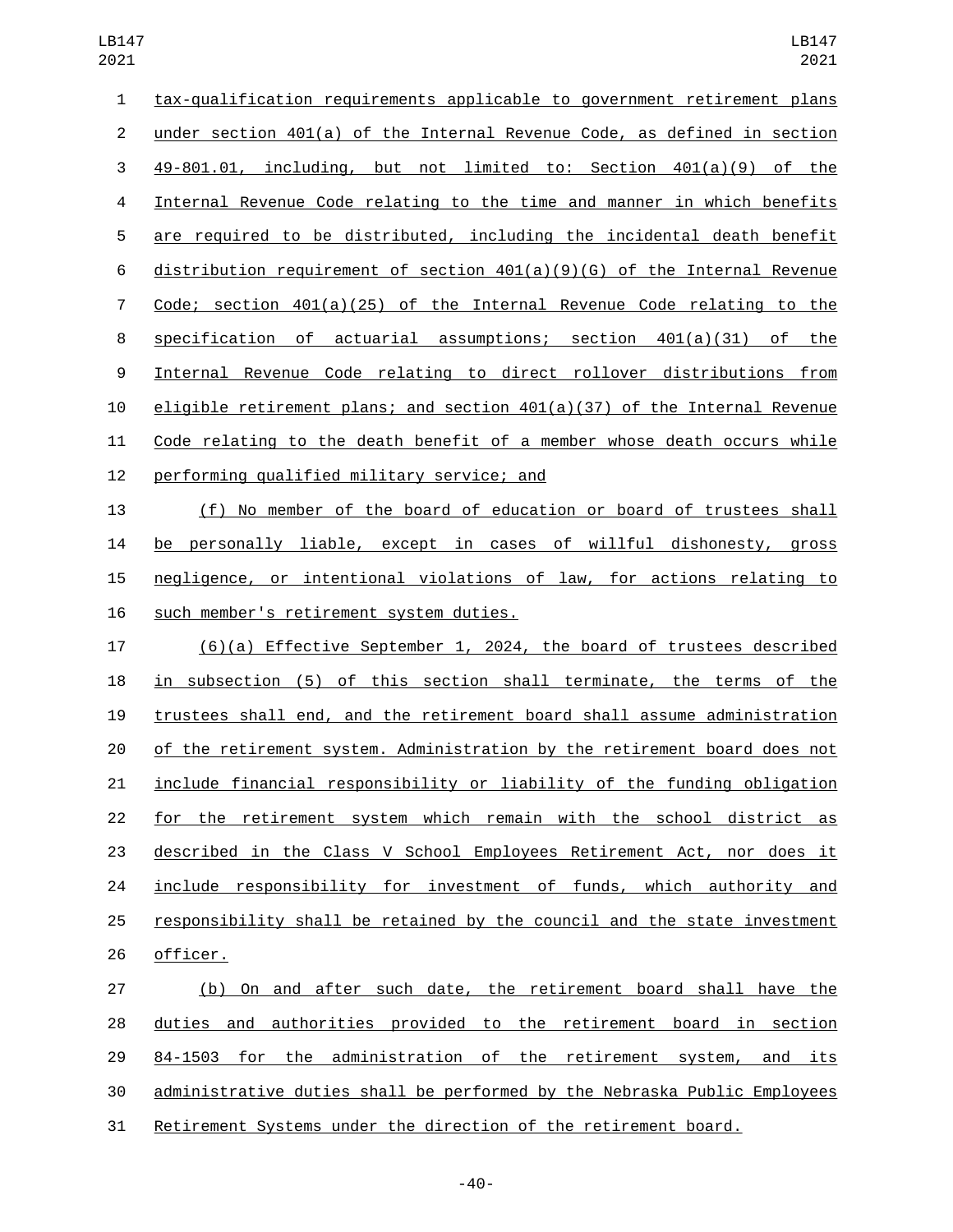tax-qualification requirements applicable to government retirement plans under section 401(a) of the Internal Revenue Code, as defined in section 49-801.01, including, but not limited to: Section 401(a)(9) of the Internal Revenue Code relating to the time and manner in which benefits are required to be distributed, including the incidental death benefit distribution requirement of section 401(a)(9)(G) of the Internal Revenue Code; section 401(a)(25) of the Internal Revenue Code relating to the specification of actuarial assumptions; section 401(a)(31) of the Internal Revenue Code relating to direct rollover distributions from eligible retirement plans; and section 401(a)(37) of the Internal Revenue Code relating to the death benefit of a member whose death occurs while performing qualified military service; and

(f) No member of the board of education or board of trustees shall be personally liable, except in cases of willful dishonesty, gross negligence, or intentional violations of law, for actions relating to such member's retirement system duties.

(6)(a) Effective September 1, 2024, the board of trustees described in subsection (5) of this section shall terminate, the terms of the trustees shall end, and the retirement board shall assume administration of the retirement system. Administration by the retirement board does not include financial responsibility or liability of the funding obligation for the retirement system which remain with the school district as described in the Class V School Employees Retirement Act, nor does it include responsibility for investment of funds, which authority and responsibility shall be retained by the council and the state investment officer.

(b) On and after such date, the retirement board shall have the duties and authorities provided to the retirement board in section 84-1503 for the administration of the retirement system, and its administrative duties shall be performed by the Nebraska Public Employees Retirement Systems under the direction of the retirement board.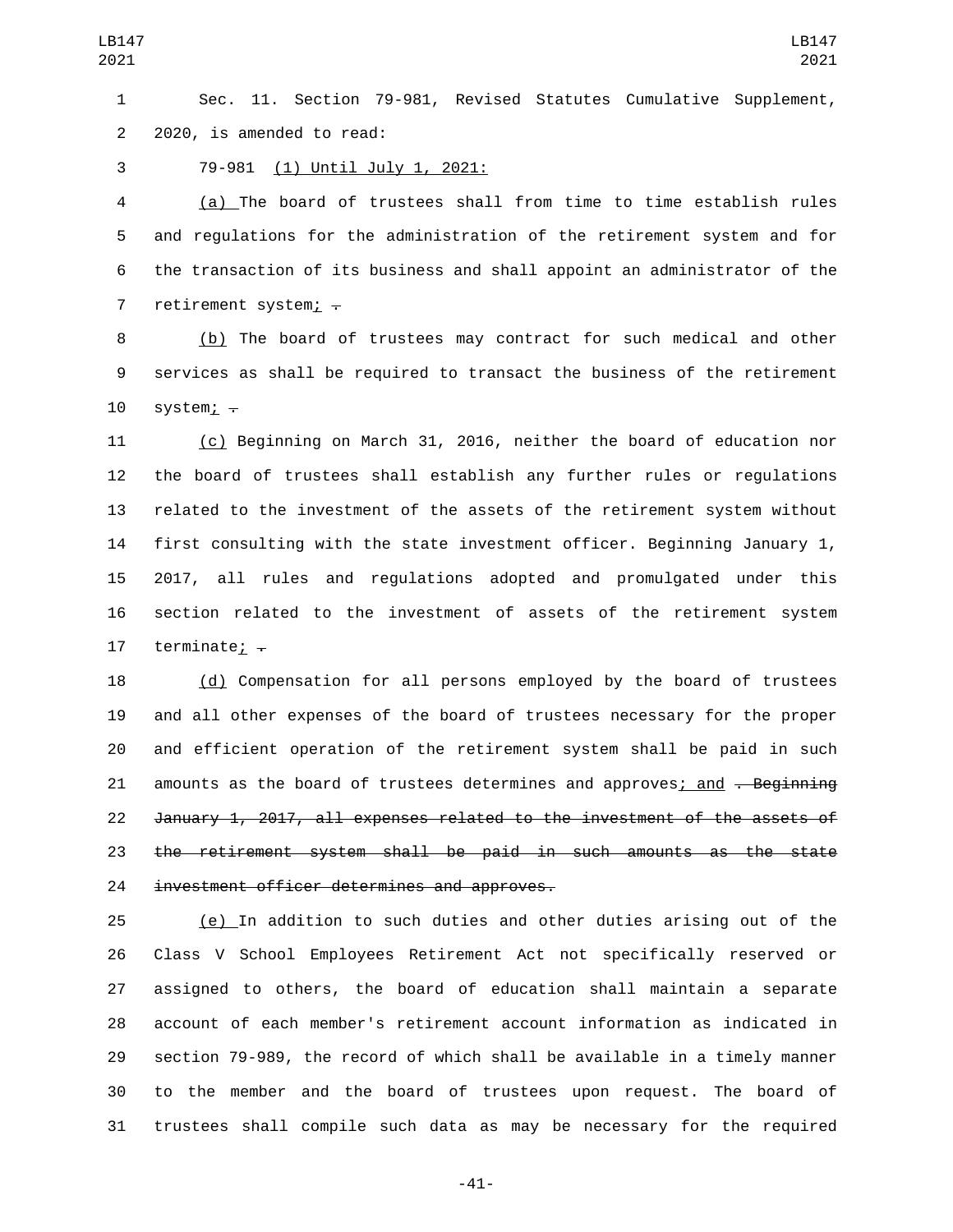Sec. 11. Section 79-981, Revised Statutes Cumulative Supplement, 2020, is amended to read:

79-981 <u>(1) Until July 1, 2021:</u>

<u>(a)</u> The board of trustees shall from time to time establish rules and regulations for the administration of the retirement system and for the transaction of its business and shall appoint an administrator of the retirement system<u>;</u> ~~.~~

<u>(b)</u> The board of trustees may contract for such medical and other services as shall be required to transact the business of the retirement system<u>;</u> ~~.~~

<u>(c)</u> Beginning on March 31, 2016, neither the board of education nor the board of trustees shall establish any further rules or regulations related to the investment of the assets of the retirement system without first consulting with the state investment officer. Beginning January 1, 2017, all rules and regulations adopted and promulgated under this section related to the investment of assets of the retirement system terminate<u>;</u> ~~.~~

<u>(d)</u> Compensation for all persons employed by the board of trustees and all other expenses of the board of trustees necessary for the proper and efficient operation of the retirement system shall be paid in such amounts as the board of trustees determines and approves<u>; and</u> ~~. Beginning January 1, 2017, all expenses related to the investment of the assets of the retirement system shall be paid in such amounts as the state investment officer determines and approves.~~

<u>(e)</u> In addition to such duties and other duties arising out of the Class V School Employees Retirement Act not specifically reserved or assigned to others, the board of education shall maintain a separate account of each member's retirement account information as indicated in section 79-989, the record of which shall be available in a timely manner to the member and the board of trustees upon request. The board of trustees shall compile such data as may be necessary for the required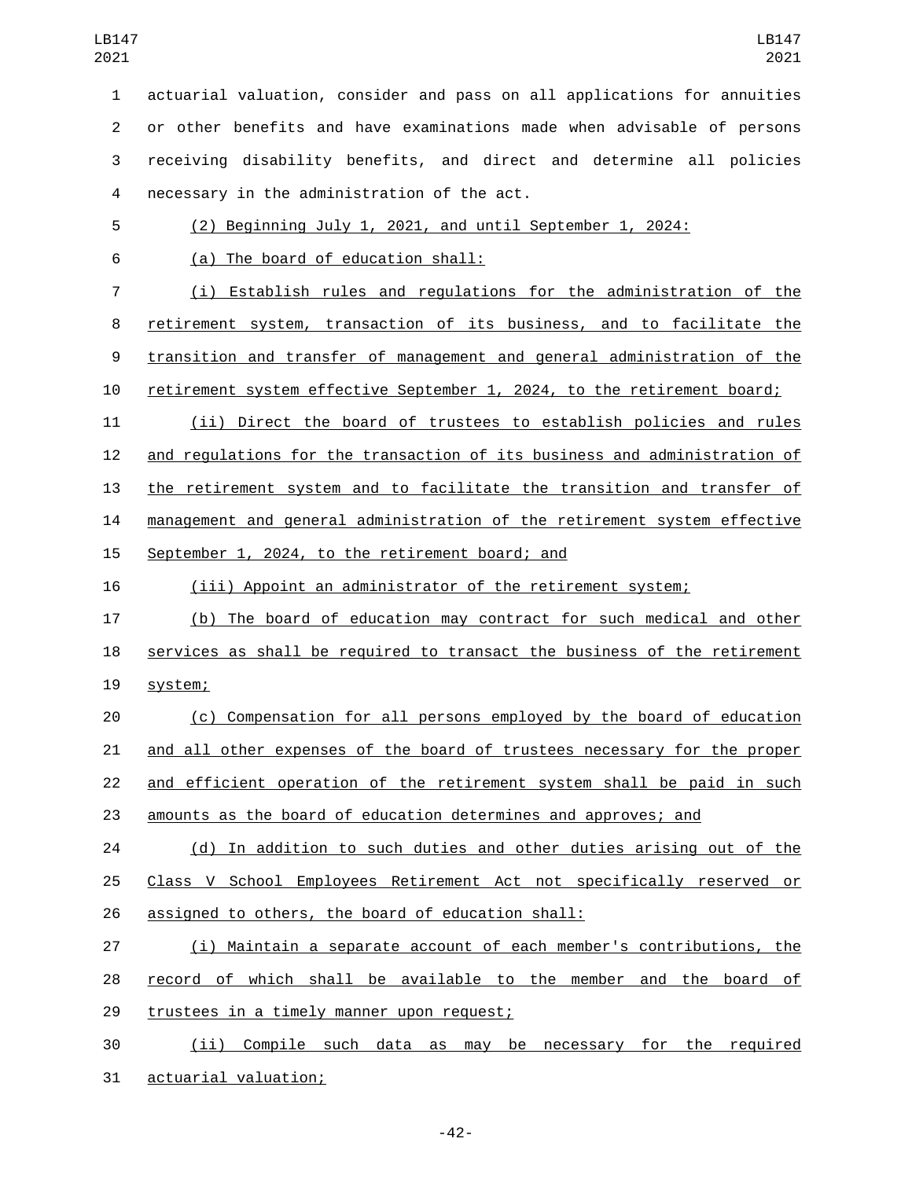actuarial valuation, consider and pass on all applications for annuities or other benefits and have examinations made when advisable of persons receiving disability benefits, and direct and determine all policies necessary in the administration of the act.

(2) Beginning July 1, 2021, and until September 1, 2024:

(a) The board of education shall:

(i) Establish rules and regulations for the administration of the retirement system, transaction of its business, and to facilitate the transition and transfer of management and general administration of the retirement system effective September 1, 2024, to the retirement board;

(ii) Direct the board of trustees to establish policies and rules and regulations for the transaction of its business and administration of the retirement system and to facilitate the transition and transfer of management and general administration of the retirement system effective September 1, 2024, to the retirement board; and

(iii) Appoint an administrator of the retirement system;

(b) The board of education may contract for such medical and other services as shall be required to transact the business of the retirement system;

(c) Compensation for all persons employed by the board of education and all other expenses of the board of trustees necessary for the proper and efficient operation of the retirement system shall be paid in such amounts as the board of education determines and approves; and

(d) In addition to such duties and other duties arising out of the Class V School Employees Retirement Act not specifically reserved or assigned to others, the board of education shall:

(i) Maintain a separate account of each member's contributions, the record of which shall be available to the member and the board of trustees in a timely manner upon request;

(ii) Compile such data as may be necessary for the required actuarial valuation;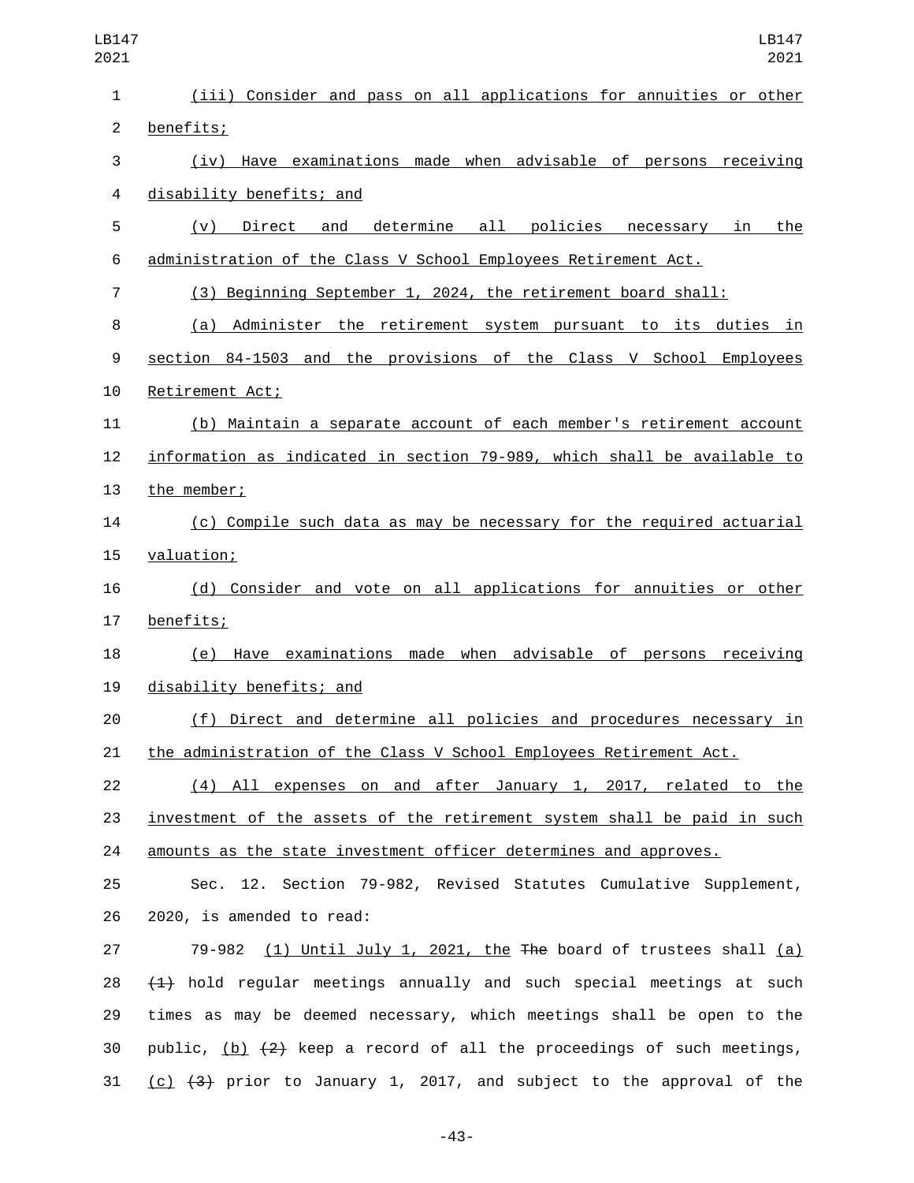(iii) Consider and pass on all applications for annuities or other benefits;

(iv) Have examinations made when advisable of persons receiving disability benefits; and

(v) Direct and determine all policies necessary in the administration of the Class V School Employees Retirement Act.

(3) Beginning September 1, 2024, the retirement board shall:

(a) Administer the retirement system pursuant to its duties in section 84-1503 and the provisions of the Class V School Employees Retirement Act;

(b) Maintain a separate account of each member's retirement account information as indicated in section 79-989, which shall be available to the member;

(c) Compile such data as may be necessary for the required actuarial valuation;

(d) Consider and vote on all applications for annuities or other benefits;

(e) Have examinations made when advisable of persons receiving disability benefits; and

(f) Direct and determine all policies and procedures necessary in the administration of the Class V School Employees Retirement Act.

(4) All expenses on and after January 1, 2017, related to the investment of the assets of the retirement system shall be paid in such amounts as the state investment officer determines and approves.

Sec. 12. Section 79-982, Revised Statutes Cumulative Supplement, 2020, is amended to read:

79-982 (1) Until July 1, 2021, the ~~The~~ board of trustees shall (a) ~~(1)~~ hold regular meetings annually and such special meetings at such times as may be deemed necessary, which meetings shall be open to the public, (b) ~~(2)~~ keep a record of all the proceedings of such meetings, (c) ~~(3)~~ prior to January 1, 2017, and subject to the approval of the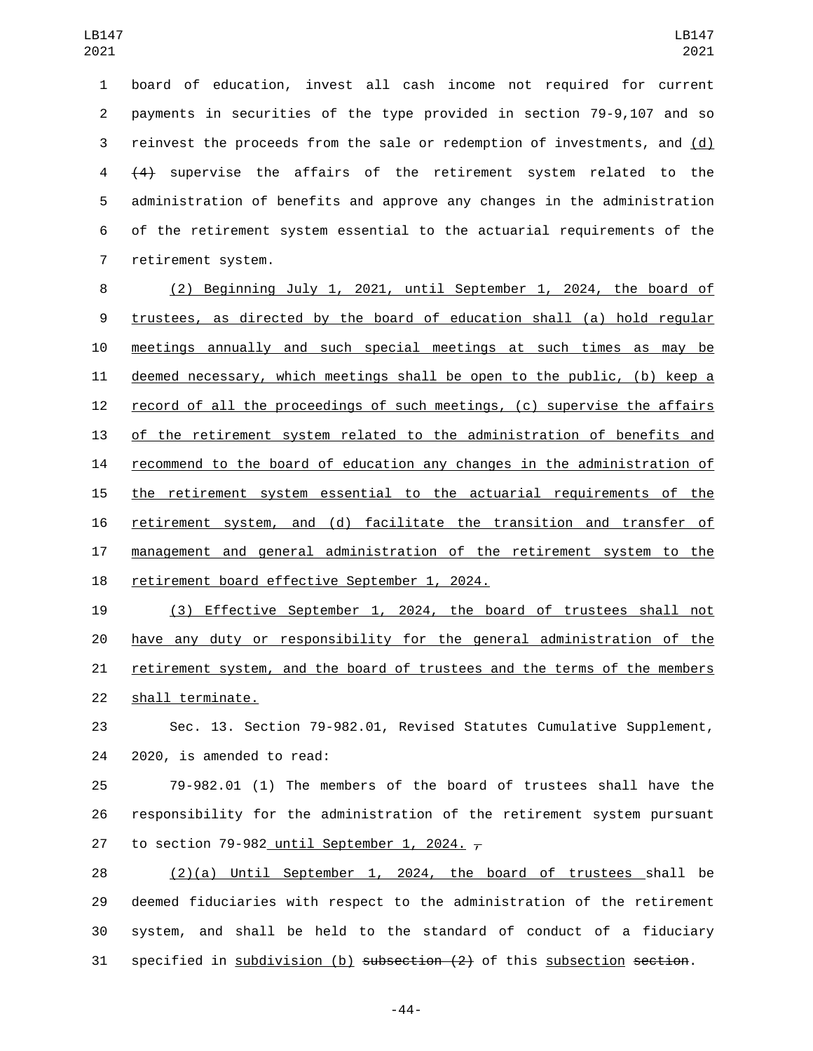board of education, invest all cash income not required for current payments in securities of the type provided in section 79-9,107 and so reinvest the proceeds from the sale or redemption of investments, and (d) ~~(4)~~ supervise the affairs of the retirement system related to the administration of benefits and approve any changes in the administration of the retirement system essential to the actuarial requirements of the retirement system.

(2) Beginning July 1, 2021, until September 1, 2024, the board of trustees, as directed by the board of education shall (a) hold regular meetings annually and such special meetings at such times as may be deemed necessary, which meetings shall be open to the public, (b) keep a record of all the proceedings of such meetings, (c) supervise the affairs of the retirement system related to the administration of benefits and recommend to the board of education any changes in the administration of the retirement system essential to the actuarial requirements of the retirement system, and (d) facilitate the transition and transfer of management and general administration of the retirement system to the retirement board effective September 1, 2024.

(3) Effective September 1, 2024, the board of trustees shall not have any duty or responsibility for the general administration of the retirement system, and the board of trustees and the terms of the members shall terminate.

Sec. 13. Section 79-982.01, Revised Statutes Cumulative Supplement, 2020, is amended to read:

79-982.01 (1) The members of the board of trustees shall have the responsibility for the administration of the retirement system pursuant to section 79-982 until September 1, 2024. ~~,~~

(2)(a) Until September 1, 2024, the board of trustees shall be deemed fiduciaries with respect to the administration of the retirement system, and shall be held to the standard of conduct of a fiduciary specified in subdivision (b) ~~subsection (2)~~ of this subsection ~~section~~.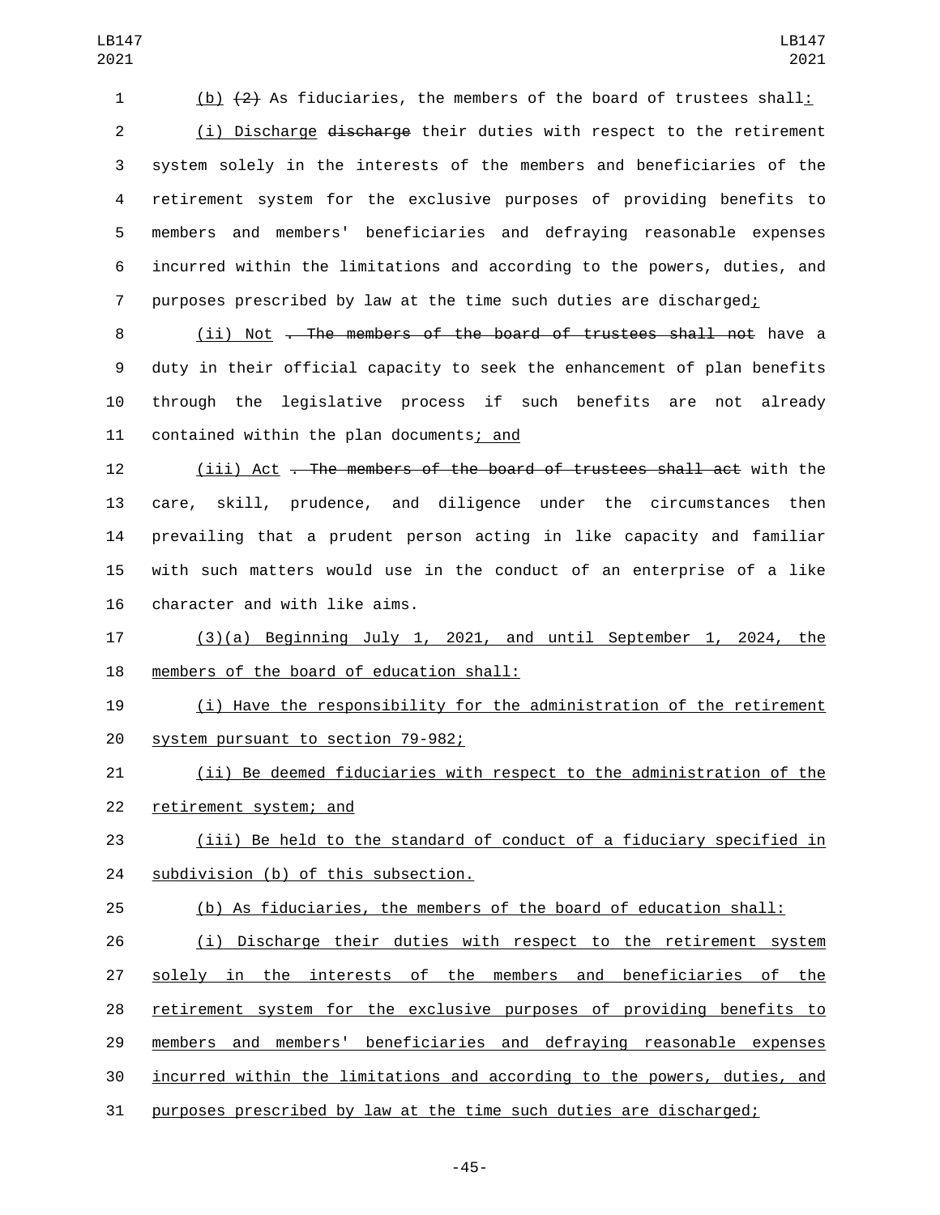(b) (2) As fiduciaries, the members of the board of trustees shall:

(i) Discharge discharge their duties with respect to the retirement system solely in the interests of the members and beneficiaries of the retirement system for the exclusive purposes of providing benefits to members and members' beneficiaries and defraying reasonable expenses incurred within the limitations and according to the powers, duties, and purposes prescribed by law at the time such duties are discharged;

(ii) Not . The members of the board of trustees shall not have a duty in their official capacity to seek the enhancement of plan benefits through the legislative process if such benefits are not already contained within the plan documents; and

(iii) Act . The members of the board of trustees shall act with the care, skill, prudence, and diligence under the circumstances then prevailing that a prudent person acting in like capacity and familiar with such matters would use in the conduct of an enterprise of a like character and with like aims.

(3)(a) Beginning July 1, 2021, and until September 1, 2024, the members of the board of education shall:

(i) Have the responsibility for the administration of the retirement system pursuant to section 79-982;

(ii) Be deemed fiduciaries with respect to the administration of the retirement system; and

(iii) Be held to the standard of conduct of a fiduciary specified in subdivision (b) of this subsection.

(b) As fiduciaries, the members of the board of education shall:

(i) Discharge their duties with respect to the retirement system solely in the interests of the members and beneficiaries of the retirement system for the exclusive purposes of providing benefits to members and members' beneficiaries and defraying reasonable expenses incurred within the limitations and according to the powers, duties, and purposes prescribed by law at the time such duties are discharged;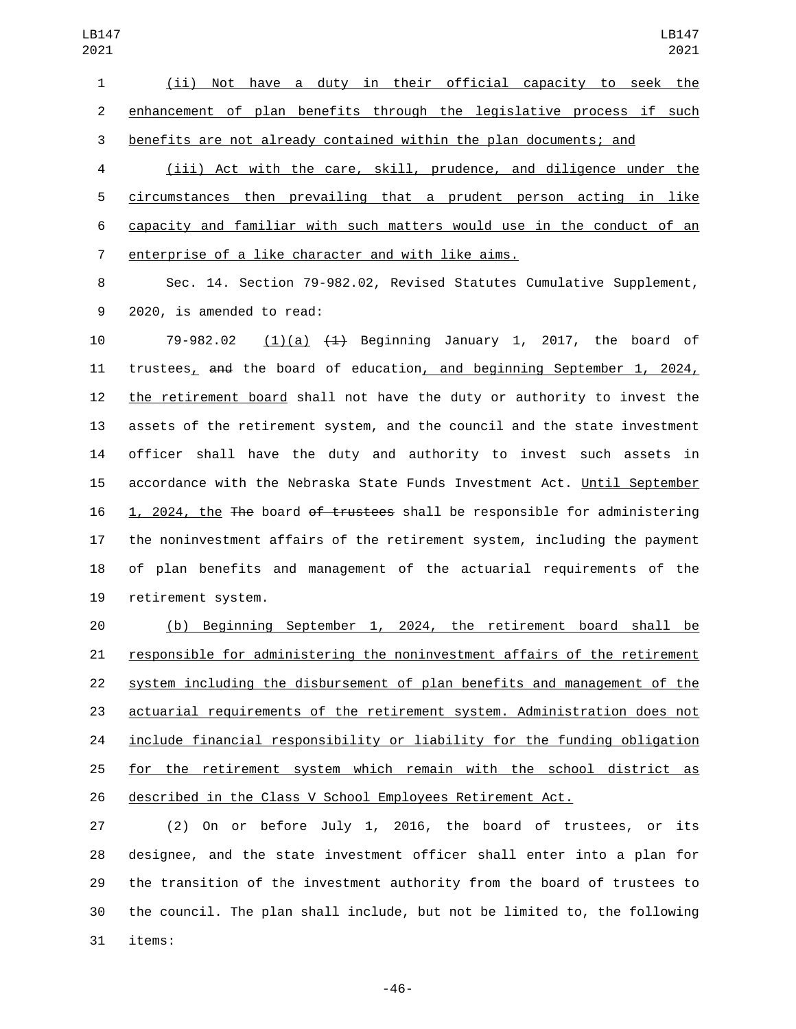(ii) Not have a duty in their official capacity to seek the enhancement of plan benefits through the legislative process if such benefits are not already contained within the plan documents; and

(iii) Act with the care, skill, prudence, and diligence under the circumstances then prevailing that a prudent person acting in like capacity and familiar with such matters would use in the conduct of an enterprise of a like character and with like aims.

Sec. 14. Section 79-982.02, Revised Statutes Cumulative Supplement, 2020, is amended to read:

79-982.02 (1)(a) ~~(1)~~ Beginning January 1, 2017, the board of trustees, ~~and~~ the board of education, and beginning September 1, 2024, the retirement board shall not have the duty or authority to invest the assets of the retirement system, and the council and the state investment officer shall have the duty and authority to invest such assets in accordance with the Nebraska State Funds Investment Act. Until September 1, 2024, the ~~The~~ board ~~of trustees~~ shall be responsible for administering the noninvestment affairs of the retirement system, including the payment of plan benefits and management of the actuarial requirements of the retirement system.

(b) Beginning September 1, 2024, the retirement board shall be responsible for administering the noninvestment affairs of the retirement system including the disbursement of plan benefits and management of the actuarial requirements of the retirement system. Administration does not include financial responsibility or liability for the funding obligation for the retirement system which remain with the school district as described in the Class V School Employees Retirement Act.

(2) On or before July 1, 2016, the board of trustees, or its designee, and the state investment officer shall enter into a plan for the transition of the investment authority from the board of trustees to the council. The plan shall include, but not be limited to, the following items: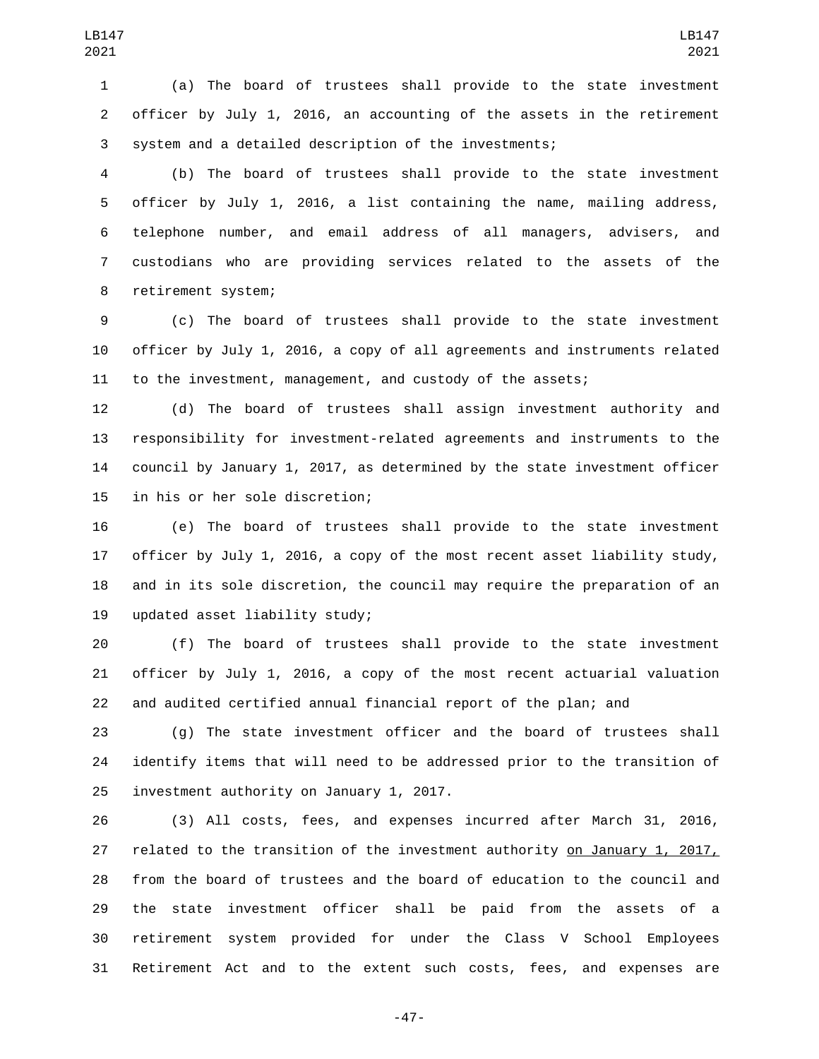(a) The board of trustees shall provide to the state investment officer by July 1, 2016, an accounting of the assets in the retirement system and a detailed description of the investments;

(b) The board of trustees shall provide to the state investment officer by July 1, 2016, a list containing the name, mailing address, telephone number, and email address of all managers, advisers, and custodians who are providing services related to the assets of the retirement system;

(c) The board of trustees shall provide to the state investment officer by July 1, 2016, a copy of all agreements and instruments related to the investment, management, and custody of the assets;

(d) The board of trustees shall assign investment authority and responsibility for investment-related agreements and instruments to the council by January 1, 2017, as determined by the state investment officer in his or her sole discretion;

(e) The board of trustees shall provide to the state investment officer by July 1, 2016, a copy of the most recent asset liability study, and in its sole discretion, the council may require the preparation of an updated asset liability study;

(f) The board of trustees shall provide to the state investment officer by July 1, 2016, a copy of the most recent actuarial valuation and audited certified annual financial report of the plan; and

(g) The state investment officer and the board of trustees shall identify items that will need to be addressed prior to the transition of investment authority on January 1, 2017.

(3) All costs, fees, and expenses incurred after March 31, 2016, related to the transition of the investment authority on January 1, 2017, from the board of trustees and the board of education to the council and the state investment officer shall be paid from the assets of a retirement system provided for under the Class V School Employees Retirement Act and to the extent such costs, fees, and expenses are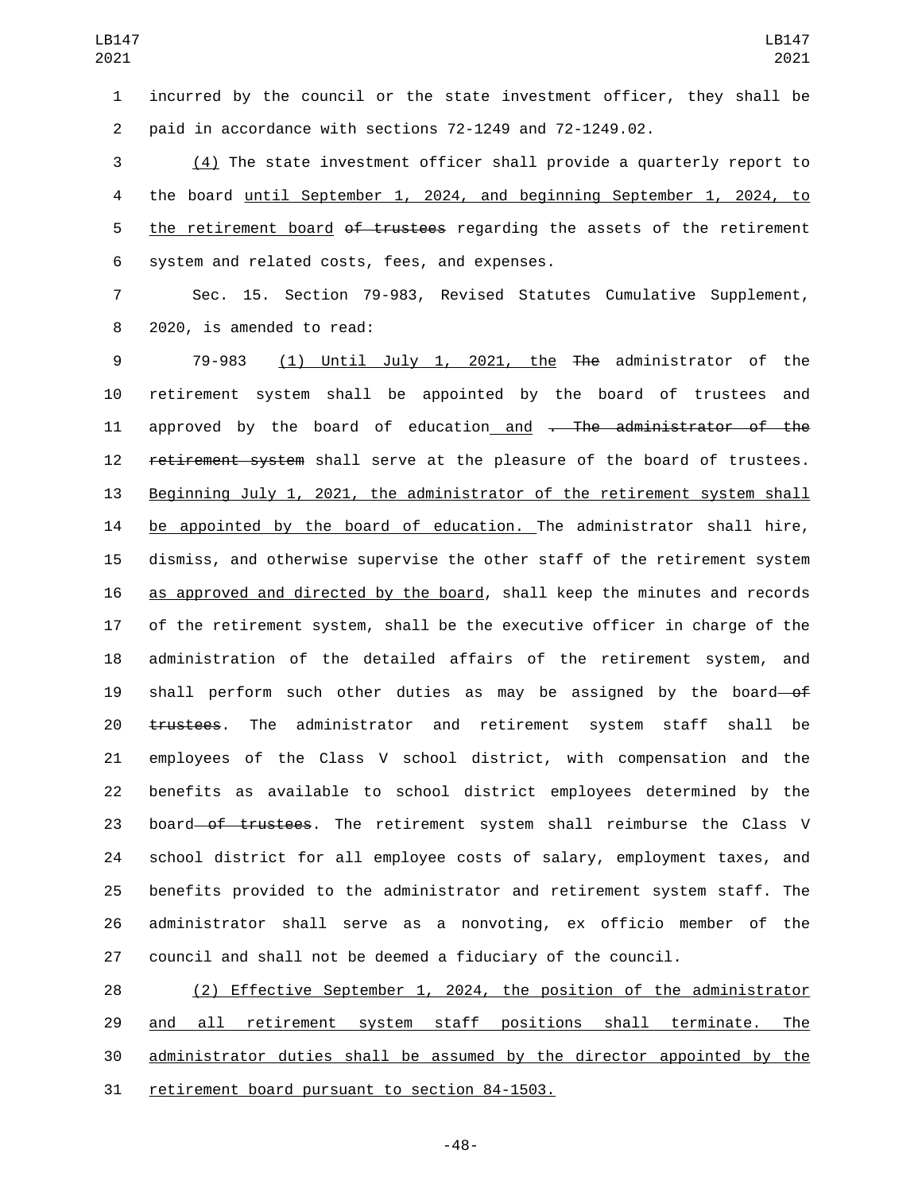incurred by the council or the state investment officer, they shall be paid in accordance with sections 72-1249 and 72-1249.02.

(4) The state investment officer shall provide a quarterly report to the board until September 1, 2024, and beginning September 1, 2024, to the retirement board ~~of trustees~~ regarding the assets of the retirement system and related costs, fees, and expenses.

Sec. 15. Section 79-983, Revised Statutes Cumulative Supplement, 2020, is amended to read:

79-983 (1) Until July 1, 2021, the ~~The~~ administrator of the retirement system shall be appointed by the board of trustees and approved by the board of education and ~~. The administrator of the retirement system~~ shall serve at the pleasure of the board of trustees. Beginning July 1, 2021, the administrator of the retirement system shall be appointed by the board of education. The administrator shall hire, dismiss, and otherwise supervise the other staff of the retirement system as approved and directed by the board, shall keep the minutes and records of the retirement system, shall be the executive officer in charge of the administration of the detailed affairs of the retirement system, and shall perform such other duties as may be assigned by the board ~~of trustees~~. The administrator and retirement system staff shall be employees of the Class V school district, with compensation and the benefits as available to school district employees determined by the board ~~of trustees~~. The retirement system shall reimburse the Class V school district for all employee costs of salary, employment taxes, and benefits provided to the administrator and retirement system staff. The administrator shall serve as a nonvoting, ex officio member of the council and shall not be deemed a fiduciary of the council.

(2) Effective September 1, 2024, the position of the administrator and all retirement system staff positions shall terminate. The administrator duties shall be assumed by the director appointed by the retirement board pursuant to section 84-1503.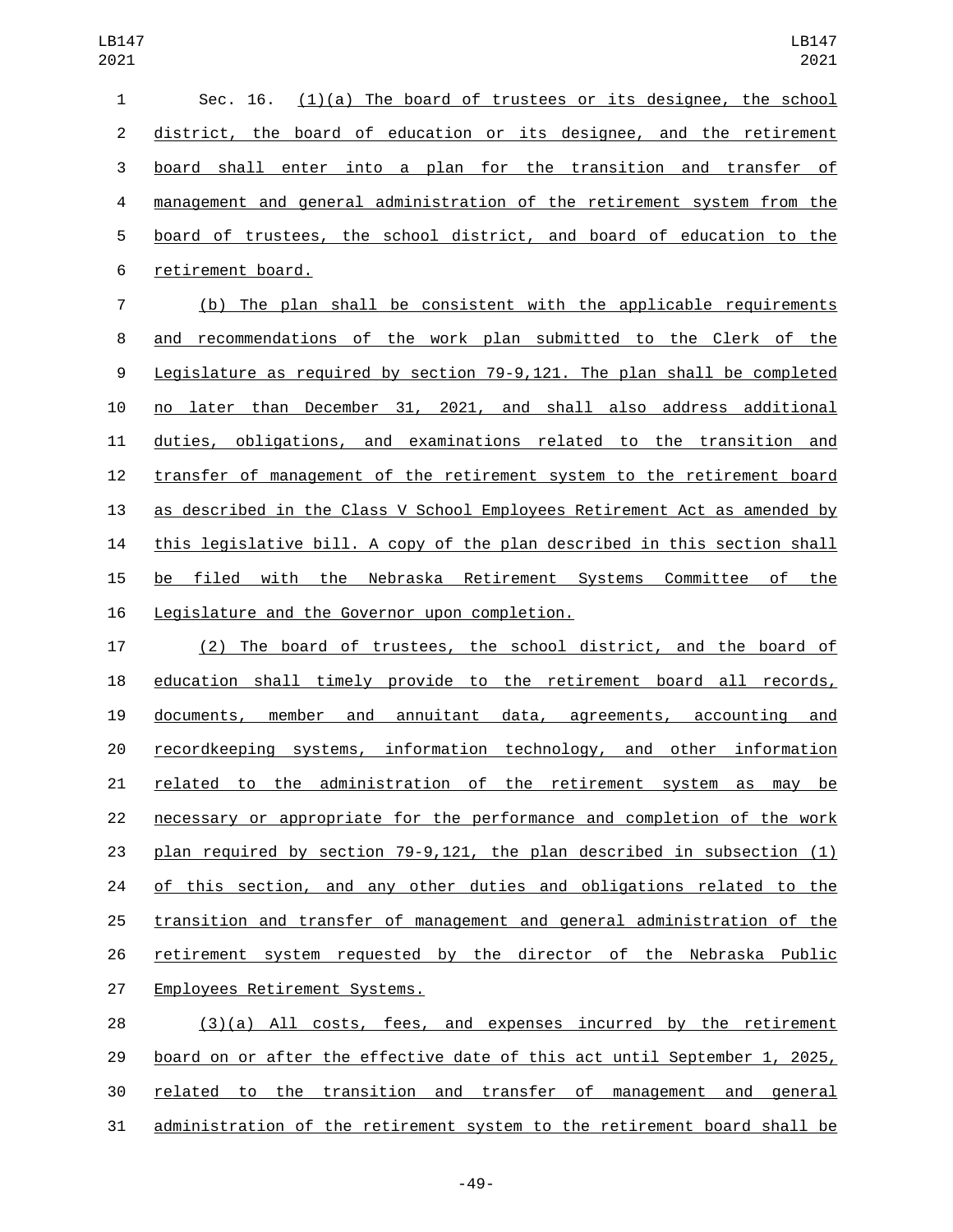Sec. 16. (1)(a) The board of trustees or its designee, the school district, the board of education or its designee, and the retirement board shall enter into a plan for the transition and transfer of management and general administration of the retirement system from the board of trustees, the school district, and board of education to the retirement board.

(b) The plan shall be consistent with the applicable requirements and recommendations of the work plan submitted to the Clerk of the Legislature as required by section 79-9,121. The plan shall be completed no later than December 31, 2021, and shall also address additional duties, obligations, and examinations related to the transition and transfer of management of the retirement system to the retirement board as described in the Class V School Employees Retirement Act as amended by this legislative bill. A copy of the plan described in this section shall be filed with the Nebraska Retirement Systems Committee of the Legislature and the Governor upon completion.

(2) The board of trustees, the school district, and the board of education shall timely provide to the retirement board all records, documents, member and annuitant data, agreements, accounting and recordkeeping systems, information technology, and other information related to the administration of the retirement system as may be necessary or appropriate for the performance and completion of the work plan required by section 79-9,121, the plan described in subsection (1) of this section, and any other duties and obligations related to the transition and transfer of management and general administration of the retirement system requested by the director of the Nebraska Public Employees Retirement Systems.

(3)(a) All costs, fees, and expenses incurred by the retirement board on or after the effective date of this act until September 1, 2025, related to the transition and transfer of management and general administration of the retirement system to the retirement board shall be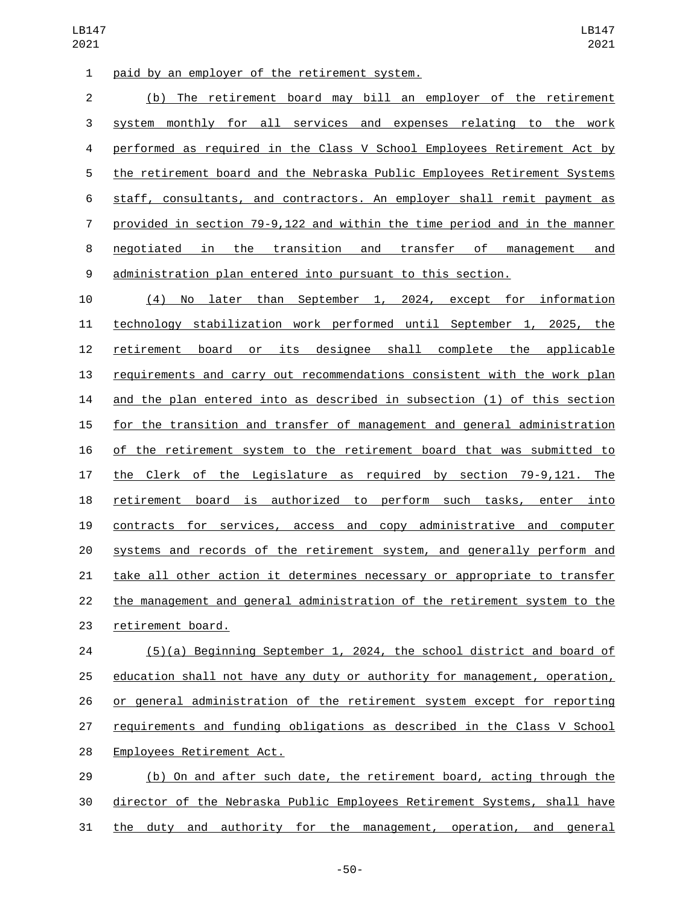paid by an employer of the retirement system.

(b) The retirement board may bill an employer of the retirement system monthly for all services and expenses relating to the work performed as required in the Class V School Employees Retirement Act by the retirement board and the Nebraska Public Employees Retirement Systems staff, consultants, and contractors. An employer shall remit payment as provided in section 79-9,122 and within the time period and in the manner negotiated in the transition and transfer of management and administration plan entered into pursuant to this section.

(4) No later than September 1, 2024, except for information technology stabilization work performed until September 1, 2025, the retirement board or its designee shall complete the applicable requirements and carry out recommendations consistent with the work plan and the plan entered into as described in subsection (1) of this section for the transition and transfer of management and general administration of the retirement system to the retirement board that was submitted to the Clerk of the Legislature as required by section 79-9,121. The retirement board is authorized to perform such tasks, enter into contracts for services, access and copy administrative and computer systems and records of the retirement system, and generally perform and take all other action it determines necessary or appropriate to transfer the management and general administration of the retirement system to the retirement board.

(5)(a) Beginning September 1, 2024, the school district and board of education shall not have any duty or authority for management, operation, or general administration of the retirement system except for reporting requirements and funding obligations as described in the Class V School Employees Retirement Act.

(b) On and after such date, the retirement board, acting through the director of the Nebraska Public Employees Retirement Systems, shall have the duty and authority for the management, operation, and general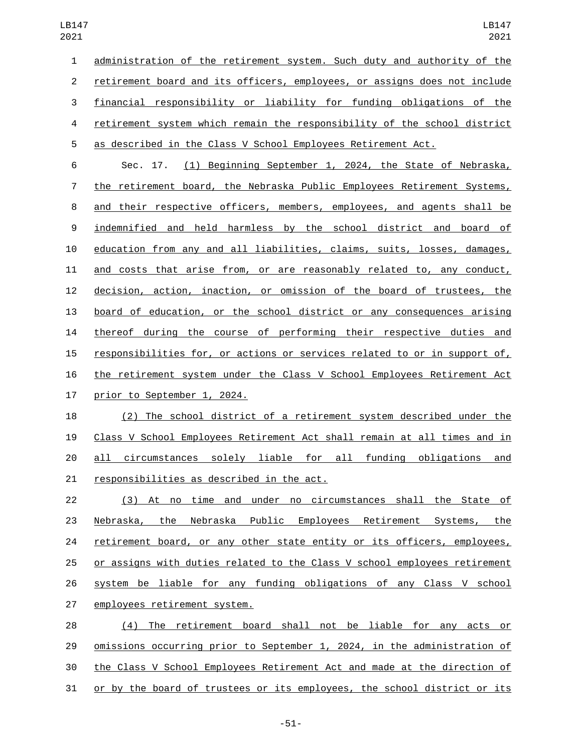administration of the retirement system. Such duty and authority of the retirement board and its officers, employees, or assigns does not include financial responsibility or liability for funding obligations of the retirement system which remain the responsibility of the school district as described in the Class V School Employees Retirement Act.

Sec. 17. (1) Beginning September 1, 2024, the State of Nebraska, the retirement board, the Nebraska Public Employees Retirement Systems, and their respective officers, members, employees, and agents shall be indemnified and held harmless by the school district and board of education from any and all liabilities, claims, suits, losses, damages, and costs that arise from, or are reasonably related to, any conduct, decision, action, inaction, or omission of the board of trustees, the board of education, or the school district or any consequences arising thereof during the course of performing their respective duties and responsibilities for, or actions or services related to or in support of, the retirement system under the Class V School Employees Retirement Act prior to September 1, 2024.

(2) The school district of a retirement system described under the Class V School Employees Retirement Act shall remain at all times and in all circumstances solely liable for all funding obligations and responsibilities as described in the act.

(3) At no time and under no circumstances shall the State of Nebraska, the Nebraska Public Employees Retirement Systems, the retirement board, or any other state entity or its officers, employees, or assigns with duties related to the Class V school employees retirement system be liable for any funding obligations of any Class V school employees retirement system.

(4) The retirement board shall not be liable for any acts or omissions occurring prior to September 1, 2024, in the administration of the Class V School Employees Retirement Act and made at the direction of or by the board of trustees or its employees, the school district or its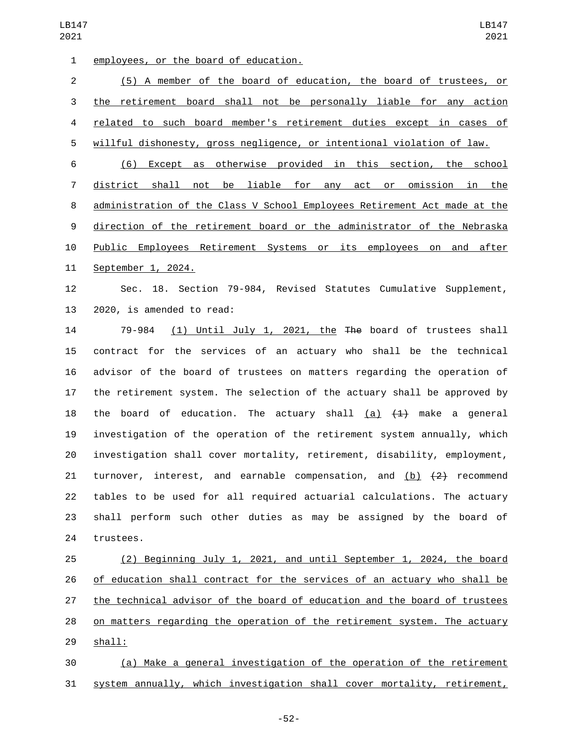employees, or the board of education.

(5) A member of the board of education, the board of trustees, or the retirement board shall not be personally liable for any action related to such board member's retirement duties except in cases of willful dishonesty, gross negligence, or intentional violation of law.

(6) Except as otherwise provided in this section, the school district shall not be liable for any act or omission in the administration of the Class V School Employees Retirement Act made at the direction of the retirement board or the administrator of the Nebraska Public Employees Retirement Systems or its employees on and after September 1, 2024.

Sec. 18. Section 79-984, Revised Statutes Cumulative Supplement, 2020, is amended to read:

79-984 (1) Until July 1, 2021, the ~~The~~ board of trustees shall contract for the services of an actuary who shall be the technical advisor of the board of trustees on matters regarding the operation of the retirement system. The selection of the actuary shall be approved by the board of education. The actuary shall (a) ~~(1)~~ make a general investigation of the operation of the retirement system annually, which investigation shall cover mortality, retirement, disability, employment, turnover, interest, and earnable compensation, and (b) ~~(2)~~ recommend tables to be used for all required actuarial calculations. The actuary shall perform such other duties as may be assigned by the board of trustees.

(2) Beginning July 1, 2021, and until September 1, 2024, the board of education shall contract for the services of an actuary who shall be the technical advisor of the board of education and the board of trustees on matters regarding the operation of the retirement system. The actuary shall:

(a) Make a general investigation of the operation of the retirement system annually, which investigation shall cover mortality, retirement,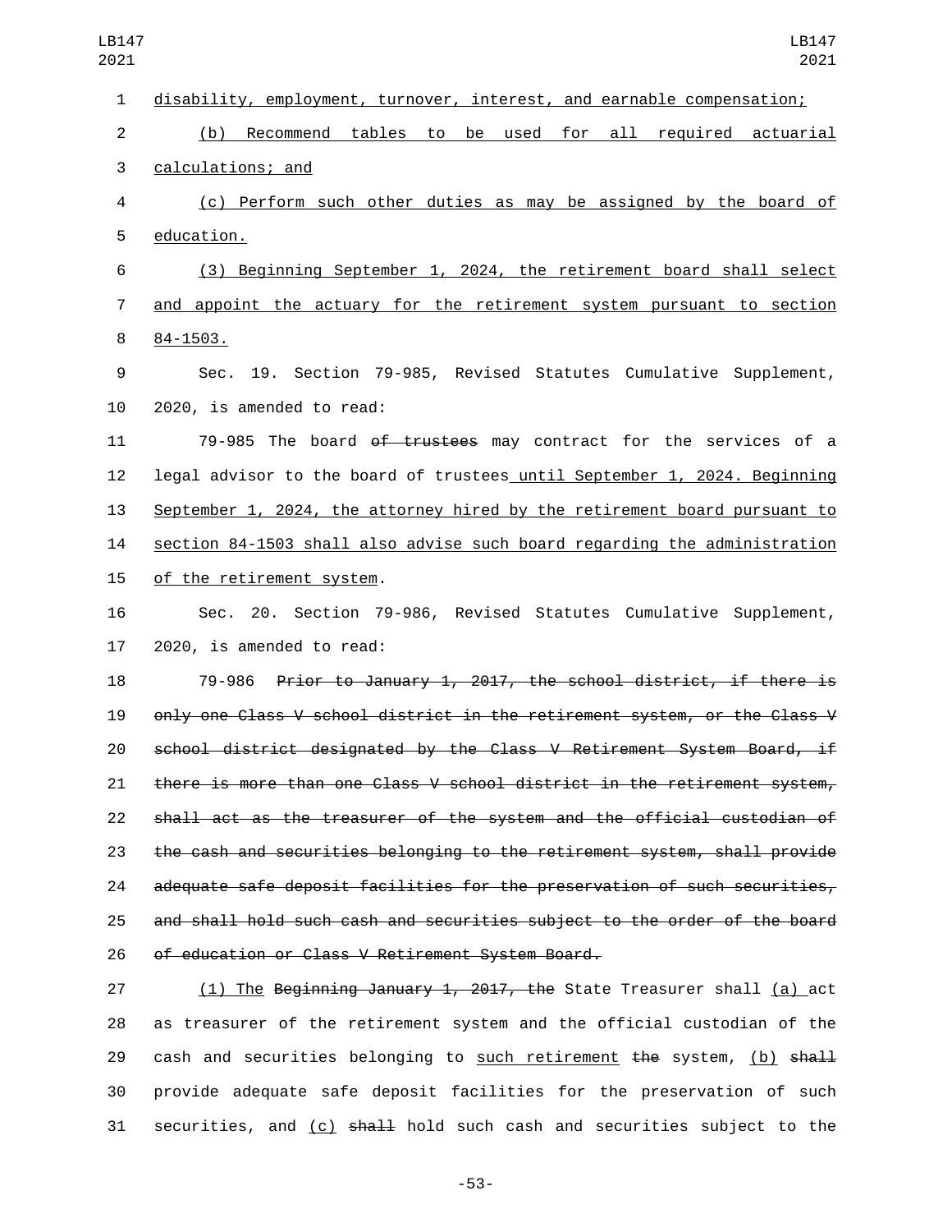disability, employment, turnover, interest, and earnable compensation;

(b) Recommend tables to be used for all required actuarial calculations; and

(c) Perform such other duties as may be assigned by the board of education.

(3) Beginning September 1, 2024, the retirement board shall select and appoint the actuary for the retirement system pursuant to section 84-1503.

Sec. 19. Section 79-985, Revised Statutes Cumulative Supplement, 2020, is amended to read:

79-985 The board ~~of trustees~~ may contract for the services of a legal advisor to the board of trustees until September 1, 2024. Beginning September 1, 2024, the attorney hired by the retirement board pursuant to section 84-1503 shall also advise such board regarding the administration of the retirement system.

Sec. 20. Section 79-986, Revised Statutes Cumulative Supplement, 2020, is amended to read:

79-986 ~~Prior to January 1, 2017, the school district, if there is only one Class V school district in the retirement system, or the Class V school district designated by the Class V Retirement System Board, if there is more than one Class V school district in the retirement system, shall act as the treasurer of the system and the official custodian of the cash and securities belonging to the retirement system, shall provide adequate safe deposit facilities for the preservation of such securities, and shall hold such cash and securities subject to the order of the board of education or Class V Retirement System Board.~~

(1) The ~~Beginning January 1, 2017, the~~ State Treasurer shall (a) act as treasurer of the retirement system and the official custodian of the cash and securities belonging to such retirement ~~the~~ system, (b) ~~shall~~ provide adequate safe deposit facilities for the preservation of such securities, and (c) ~~shall~~ hold such cash and securities subject to the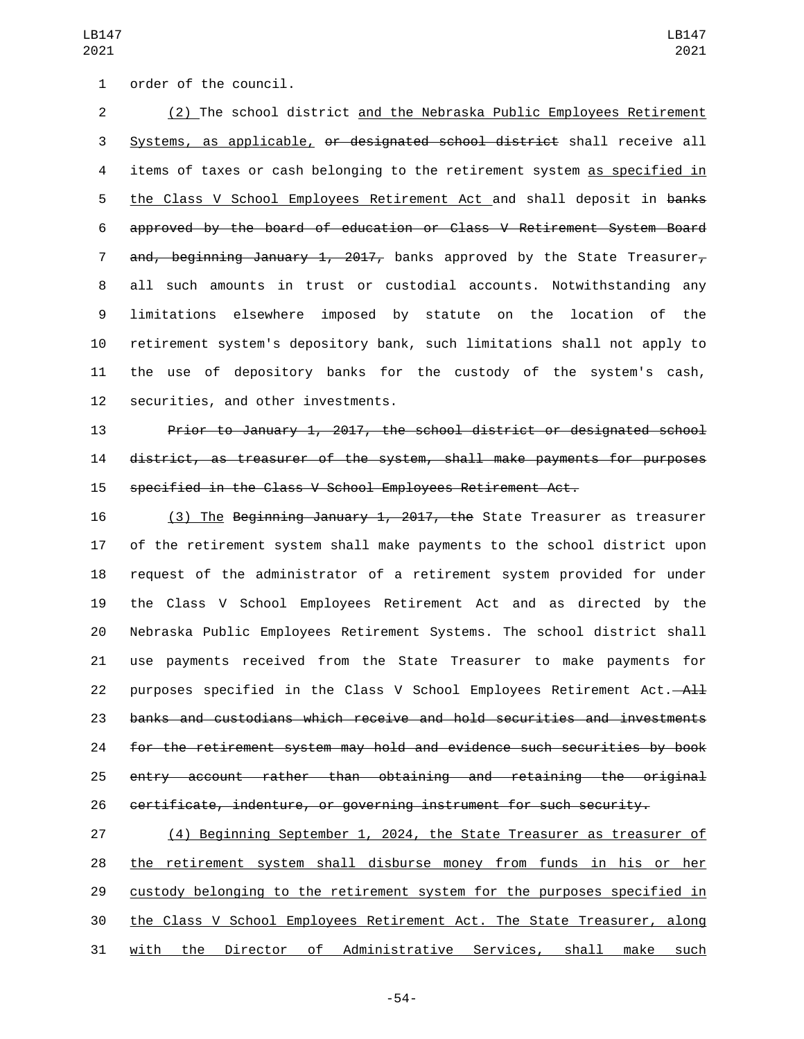order of the council.

<u>(2)</u> The school district <u>and the Nebraska Public Employees Retirement Systems, as applicable,</u> ~~or designated school district~~ shall receive all items of taxes or cash belonging to the retirement system <u>as specified in the Class V School Employees Retirement Act</u> and shall deposit in ~~banks approved by the board of education or Class V Retirement System Board and, beginning January 1, 2017,~~ banks approved by the State Treasurer~~,~~ all such amounts in trust or custodial accounts. Notwithstanding any limitations elsewhere imposed by statute on the location of the retirement system's depository bank, such limitations shall not apply to the use of depository banks for the custody of the system's cash, securities, and other investments.

~~Prior to January 1, 2017, the school district or designated school district, as treasurer of the system, shall make payments for purposes specified in the Class V School Employees Retirement Act.~~

<u>(3) The</u> ~~Beginning January 1, 2017, the~~ State Treasurer as treasurer of the retirement system shall make payments to the school district upon request of the administrator of a retirement system provided for under the Class V School Employees Retirement Act and as directed by the Nebraska Public Employees Retirement Systems. The school district shall use payments received from the State Treasurer to make payments for purposes specified in the Class V School Employees Retirement Act. ~~All banks and custodians which receive and hold securities and investments for the retirement system may hold and evidence such securities by book entry account rather than obtaining and retaining the original certificate, indenture, or governing instrument for such security.~~

<u>(4) Beginning September 1, 2024, the State Treasurer as treasurer of the retirement system shall disburse money from funds in his or her custody belonging to the retirement system for the purposes specified in the Class V School Employees Retirement Act. The State Treasurer, along with the Director of Administrative Services, shall make such</u>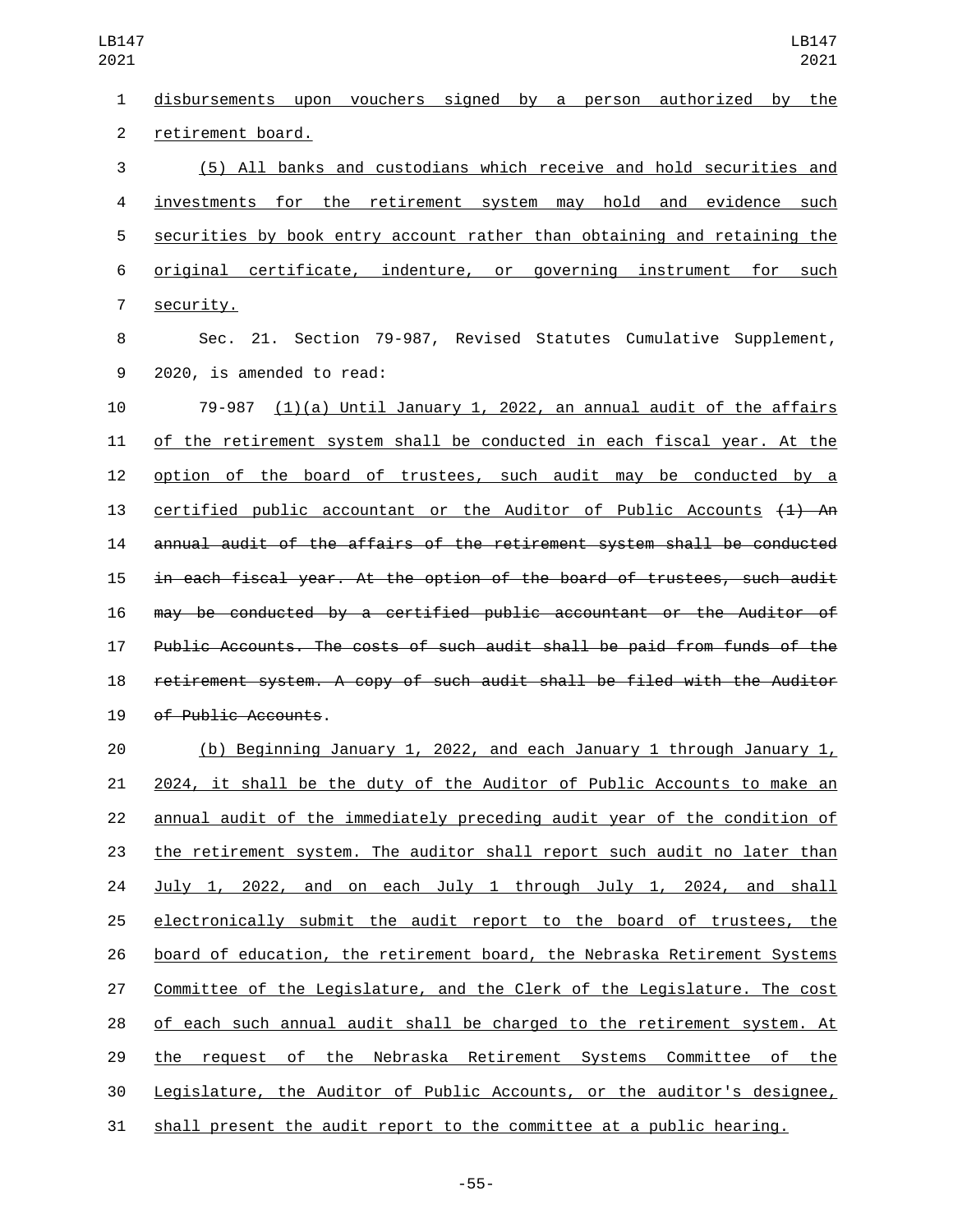disbursements upon vouchers signed by a person authorized by the retirement board.

(5) All banks and custodians which receive and hold securities and investments for the retirement system may hold and evidence such securities by book entry account rather than obtaining and retaining the original certificate, indenture, or governing instrument for such security.

Sec. 21. Section 79-987, Revised Statutes Cumulative Supplement, 2020, is amended to read:

79-987 (1)(a) Until January 1, 2022, an annual audit of the affairs of the retirement system shall be conducted in each fiscal year. At the option of the board of trustees, such audit may be conducted by a certified public accountant or the Auditor of Public Accounts ~~(1) An annual audit of the affairs of the retirement system shall be conducted in each fiscal year. At the option of the board of trustees, such audit may be conducted by a certified public accountant or the Auditor of Public Accounts. The costs of such audit shall be paid from funds of the retirement system. A copy of such audit shall be filed with the Auditor of Public Accounts~~.

(b) Beginning January 1, 2022, and each January 1 through January 1, 2024, it shall be the duty of the Auditor of Public Accounts to make an annual audit of the immediately preceding audit year of the condition of the retirement system. The auditor shall report such audit no later than July 1, 2022, and on each July 1 through July 1, 2024, and shall electronically submit the audit report to the board of trustees, the board of education, the retirement board, the Nebraska Retirement Systems Committee of the Legislature, and the Clerk of the Legislature. The cost of each such annual audit shall be charged to the retirement system. At the request of the Nebraska Retirement Systems Committee of the Legislature, the Auditor of Public Accounts, or the auditor's designee, shall present the audit report to the committee at a public hearing.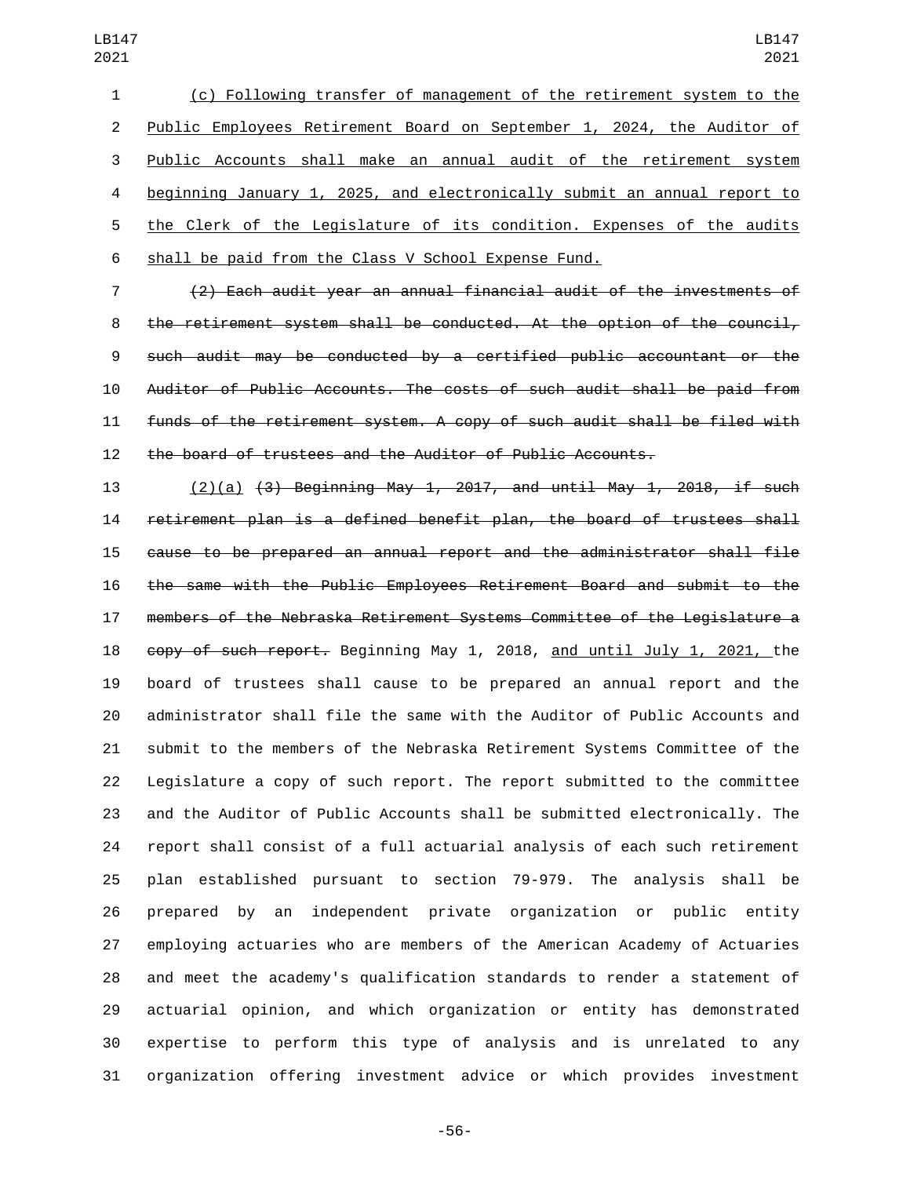(c) Following transfer of management of the retirement system to the Public Employees Retirement Board on September 1, 2024, the Auditor of Public Accounts shall make an annual audit of the retirement system beginning January 1, 2025, and electronically submit an annual report to the Clerk of the Legislature of its condition. Expenses of the audits shall be paid from the Class V School Expense Fund.

~~(2) Each audit year an annual financial audit of the investments of the retirement system shall be conducted. At the option of the council, such audit may be conducted by a certified public accountant or the Auditor of Public Accounts. The costs of such audit shall be paid from funds of the retirement system. A copy of such audit shall be filed with the board of trustees and the Auditor of Public Accounts.~~

(2)(a) ~~(3) Beginning May 1, 2017, and until May 1, 2018, if such retirement plan is a defined benefit plan, the board of trustees shall cause to be prepared an annual report and the administrator shall file the same with the Public Employees Retirement Board and submit to the members of the Nebraska Retirement Systems Committee of the Legislature a copy of such report.~~ Beginning May 1, 2018, and until July 1, 2021, the board of trustees shall cause to be prepared an annual report and the administrator shall file the same with the Auditor of Public Accounts and submit to the members of the Nebraska Retirement Systems Committee of the Legislature a copy of such report. The report submitted to the committee and the Auditor of Public Accounts shall be submitted electronically. The report shall consist of a full actuarial analysis of each such retirement plan established pursuant to section 79-979. The analysis shall be prepared by an independent private organization or public entity employing actuaries who are members of the American Academy of Actuaries and meet the academy's qualification standards to render a statement of actuarial opinion, and which organization or entity has demonstrated expertise to perform this type of analysis and is unrelated to any organization offering investment advice or which provides investment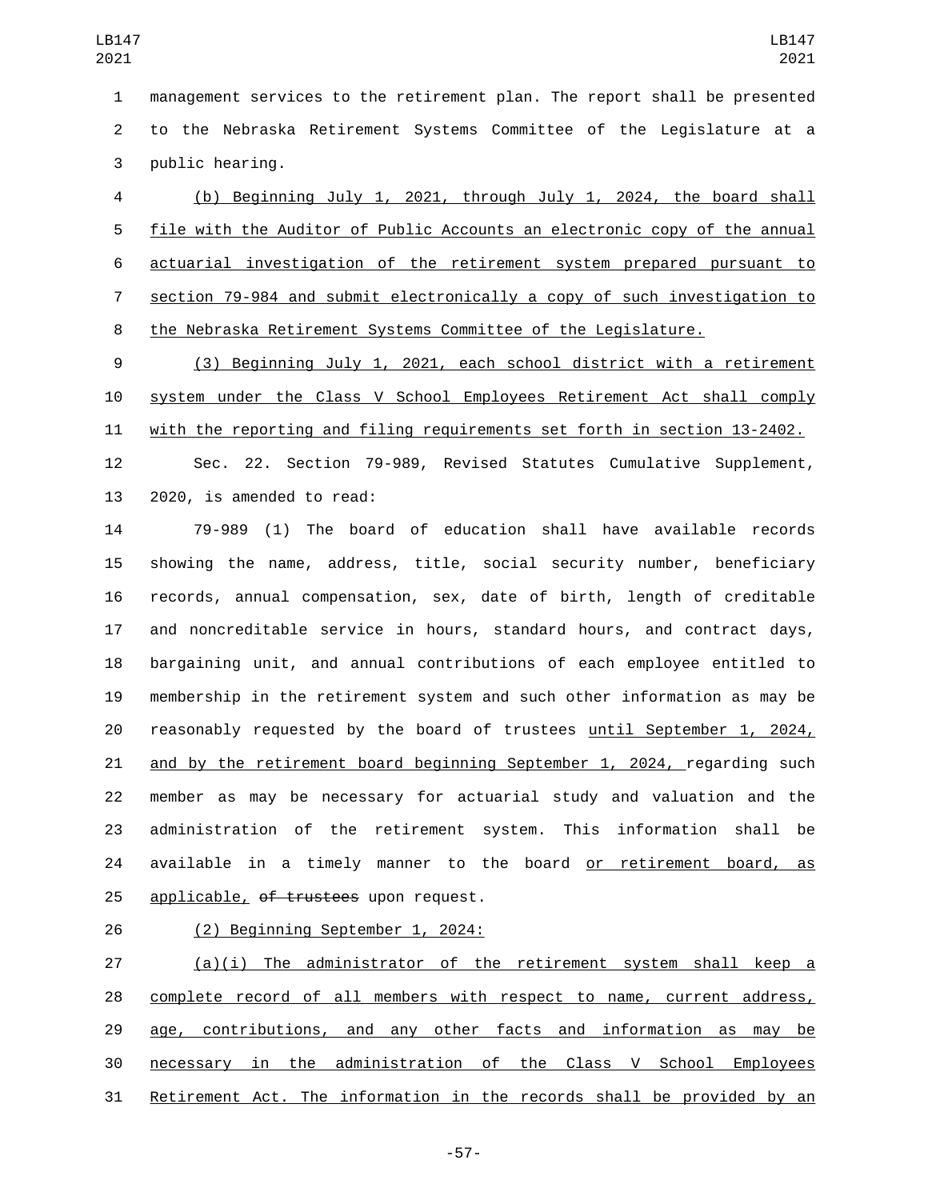management services to the retirement plan. The report shall be presented to the Nebraska Retirement Systems Committee of the Legislature at a public hearing.

(b) Beginning July 1, 2021, through July 1, 2024, the board shall file with the Auditor of Public Accounts an electronic copy of the annual actuarial investigation of the retirement system prepared pursuant to section 79-984 and submit electronically a copy of such investigation to the Nebraska Retirement Systems Committee of the Legislature.

(3) Beginning July 1, 2021, each school district with a retirement system under the Class V School Employees Retirement Act shall comply with the reporting and filing requirements set forth in section 13-2402.

Sec. 22. Section 79-989, Revised Statutes Cumulative Supplement, 2020, is amended to read:

79-989 (1) The board of education shall have available records showing the name, address, title, social security number, beneficiary records, annual compensation, sex, date of birth, length of creditable and noncreditable service in hours, standard hours, and contract days, bargaining unit, and annual contributions of each employee entitled to membership in the retirement system and such other information as may be reasonably requested by the board of trustees until September 1, 2024, and by the retirement board beginning September 1, 2024, regarding such member as may be necessary for actuarial study and valuation and the administration of the retirement system. This information shall be available in a timely manner to the board or retirement board, as applicable, ~~of trustees~~ upon request.

(2) Beginning September 1, 2024:

(a)(i) The administrator of the retirement system shall keep a complete record of all members with respect to name, current address, age, contributions, and any other facts and information as may be necessary in the administration of the Class V School Employees Retirement Act. The information in the records shall be provided by an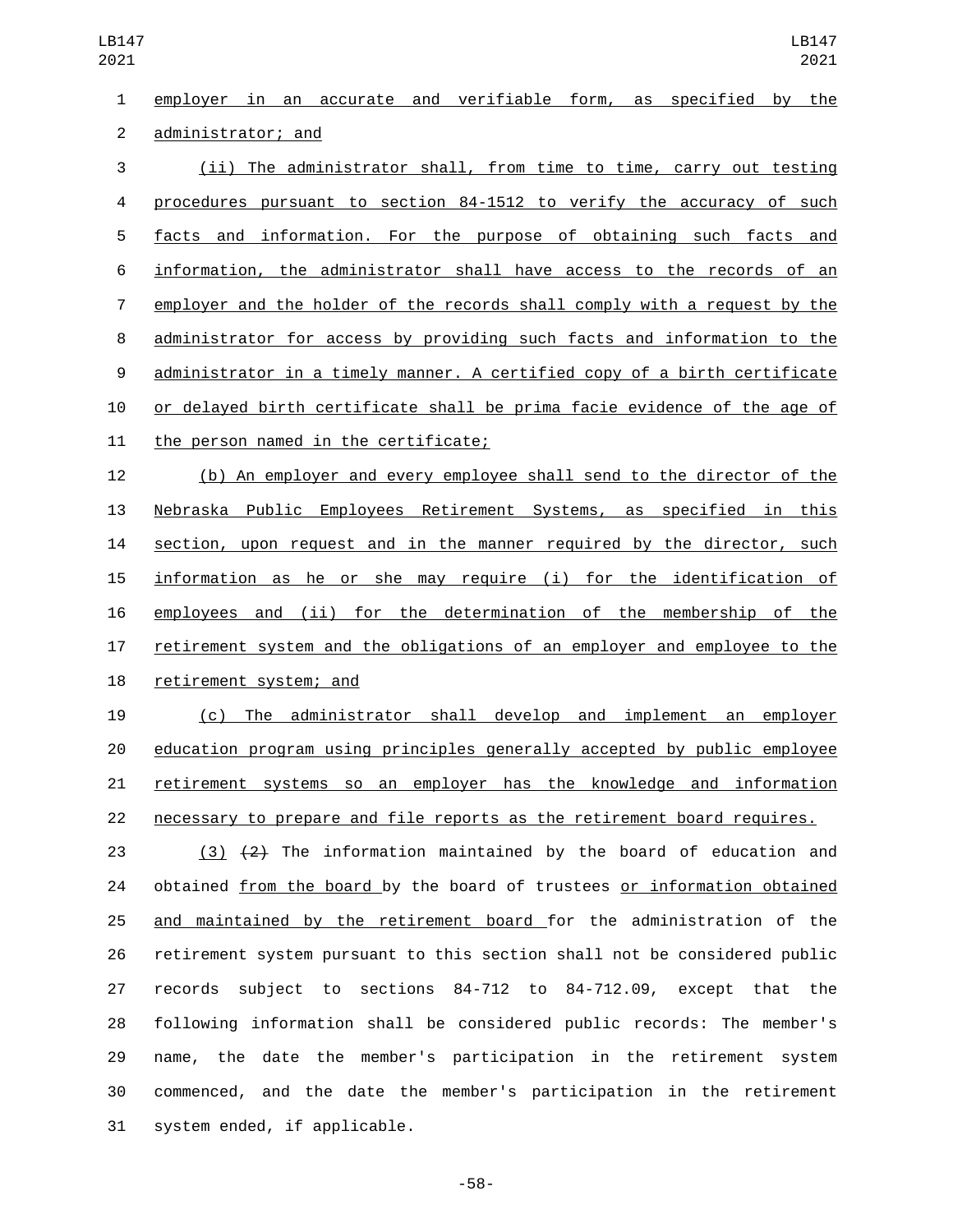employer in an accurate and verifiable form, as specified by the administrator; and

(ii) The administrator shall, from time to time, carry out testing procedures pursuant to section 84-1512 to verify the accuracy of such facts and information. For the purpose of obtaining such facts and information, the administrator shall have access to the records of an employer and the holder of the records shall comply with a request by the administrator for access by providing such facts and information to the administrator in a timely manner. A certified copy of a birth certificate or delayed birth certificate shall be prima facie evidence of the age of the person named in the certificate;

(b) An employer and every employee shall send to the director of the Nebraska Public Employees Retirement Systems, as specified in this section, upon request and in the manner required by the director, such information as he or she may require (i) for the identification of employees and (ii) for the determination of the membership of the retirement system and the obligations of an employer and employee to the retirement system; and

(c) The administrator shall develop and implement an employer education program using principles generally accepted by public employee retirement systems so an employer has the knowledge and information necessary to prepare and file reports as the retirement board requires.

(3) ~~(2)~~ The information maintained by the board of education and obtained from the board by the board of trustees or information obtained and maintained by the retirement board for the administration of the retirement system pursuant to this section shall not be considered public records subject to sections 84-712 to 84-712.09, except that the following information shall be considered public records: The member's name, the date the member's participation in the retirement system commenced, and the date the member's participation in the retirement system ended, if applicable.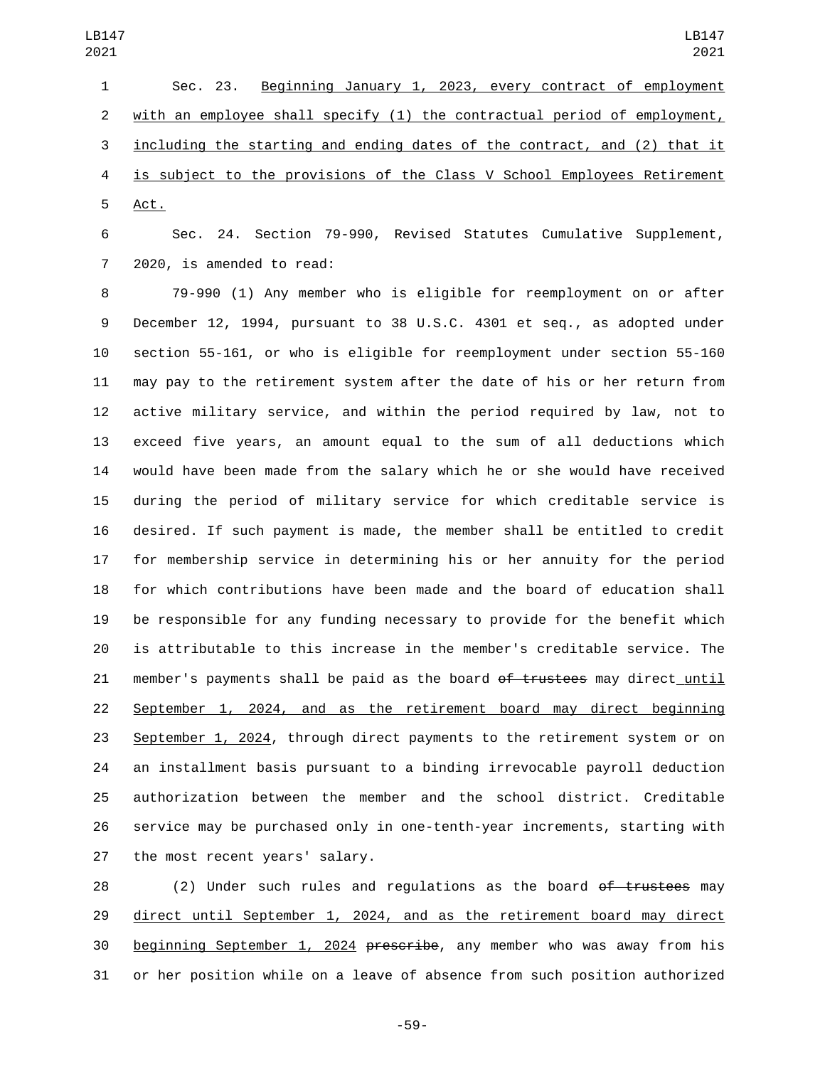Sec. 23. Beginning January 1, 2023, every contract of employment with an employee shall specify (1) the contractual period of employment, including the starting and ending dates of the contract, and (2) that it is subject to the provisions of the Class V School Employees Retirement Act.

Sec. 24. Section 79-990, Revised Statutes Cumulative Supplement, 2020, is amended to read:

79-990 (1) Any member who is eligible for reemployment on or after December 12, 1994, pursuant to 38 U.S.C. 4301 et seq., as adopted under section 55-161, or who is eligible for reemployment under section 55-160 may pay to the retirement system after the date of his or her return from active military service, and within the period required by law, not to exceed five years, an amount equal to the sum of all deductions which would have been made from the salary which he or she would have received during the period of military service for which creditable service is desired. If such payment is made, the member shall be entitled to credit for membership service in determining his or her annuity for the period for which contributions have been made and the board of education shall be responsible for any funding necessary to provide for the benefit which is attributable to this increase in the member's creditable service. The member's payments shall be paid as the board ~~of trustees~~ may direct until September 1, 2024, and as the retirement board may direct beginning September 1, 2024, through direct payments to the retirement system or on an installment basis pursuant to a binding irrevocable payroll deduction authorization between the member and the school district. Creditable service may be purchased only in one-tenth-year increments, starting with the most recent years' salary.

(2) Under such rules and regulations as the board ~~of trustees~~ may direct until September 1, 2024, and as the retirement board may direct beginning September 1, 2024 ~~prescribe~~, any member who was away from his or her position while on a leave of absence from such position authorized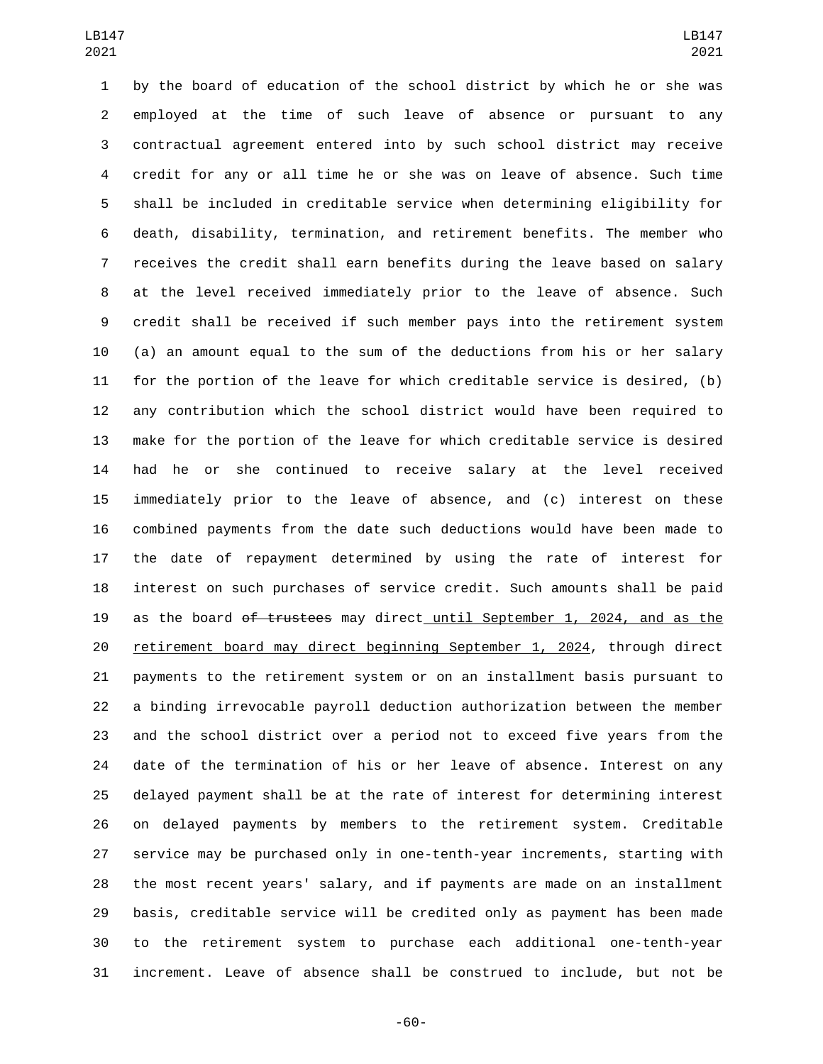by the board of education of the school district by which he or she was employed at the time of such leave of absence or pursuant to any contractual agreement entered into by such school district may receive credit for any or all time he or she was on leave of absence. Such time shall be included in creditable service when determining eligibility for death, disability, termination, and retirement benefits. The member who receives the credit shall earn benefits during the leave based on salary at the level received immediately prior to the leave of absence. Such credit shall be received if such member pays into the retirement system (a) an amount equal to the sum of the deductions from his or her salary for the portion of the leave for which creditable service is desired, (b) any contribution which the school district would have been required to make for the portion of the leave for which creditable service is desired had he or she continued to receive salary at the level received immediately prior to the leave of absence, and (c) interest on these combined payments from the date such deductions would have been made to the date of repayment determined by using the rate of interest for interest on such purchases of service credit. Such amounts shall be paid as the board ~~of trustees~~ may direct until September 1, 2024, and as the retirement board may direct beginning September 1, 2024, through direct payments to the retirement system or on an installment basis pursuant to a binding irrevocable payroll deduction authorization between the member and the school district over a period not to exceed five years from the date of the termination of his or her leave of absence. Interest on any delayed payment shall be at the rate of interest for determining interest on delayed payments by members to the retirement system. Creditable service may be purchased only in one-tenth-year increments, starting with the most recent years' salary, and if payments are made on an installment basis, creditable service will be credited only as payment has been made to the retirement system to purchase each additional one-tenth-year increment. Leave of absence shall be construed to include, but not be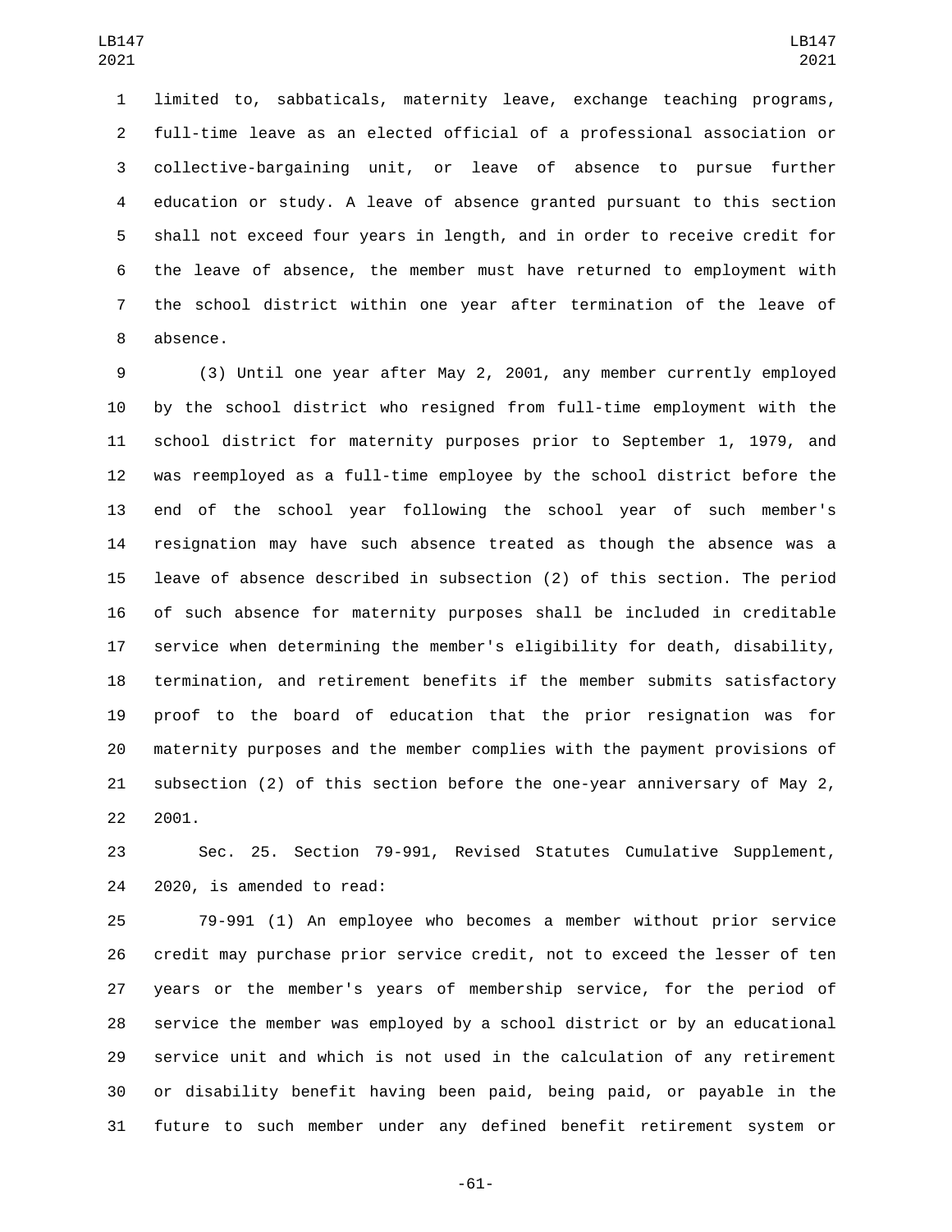limited to, sabbaticals, maternity leave, exchange teaching programs, full-time leave as an elected official of a professional association or collective-bargaining unit, or leave of absence to pursue further education or study. A leave of absence granted pursuant to this section shall not exceed four years in length, and in order to receive credit for the leave of absence, the member must have returned to employment with the school district within one year after termination of the leave of absence.

(3) Until one year after May 2, 2001, any member currently employed by the school district who resigned from full-time employment with the school district for maternity purposes prior to September 1, 1979, and was reemployed as a full-time employee by the school district before the end of the school year following the school year of such member's resignation may have such absence treated as though the absence was a leave of absence described in subsection (2) of this section. The period of such absence for maternity purposes shall be included in creditable service when determining the member's eligibility for death, disability, termination, and retirement benefits if the member submits satisfactory proof to the board of education that the prior resignation was for maternity purposes and the member complies with the payment provisions of subsection (2) of this section before the one-year anniversary of May 2, 2001.

Sec. 25. Section 79-991, Revised Statutes Cumulative Supplement, 2020, is amended to read:

79-991 (1) An employee who becomes a member without prior service credit may purchase prior service credit, not to exceed the lesser of ten years or the member's years of membership service, for the period of service the member was employed by a school district or by an educational service unit and which is not used in the calculation of any retirement or disability benefit having been paid, being paid, or payable in the future to such member under any defined benefit retirement system or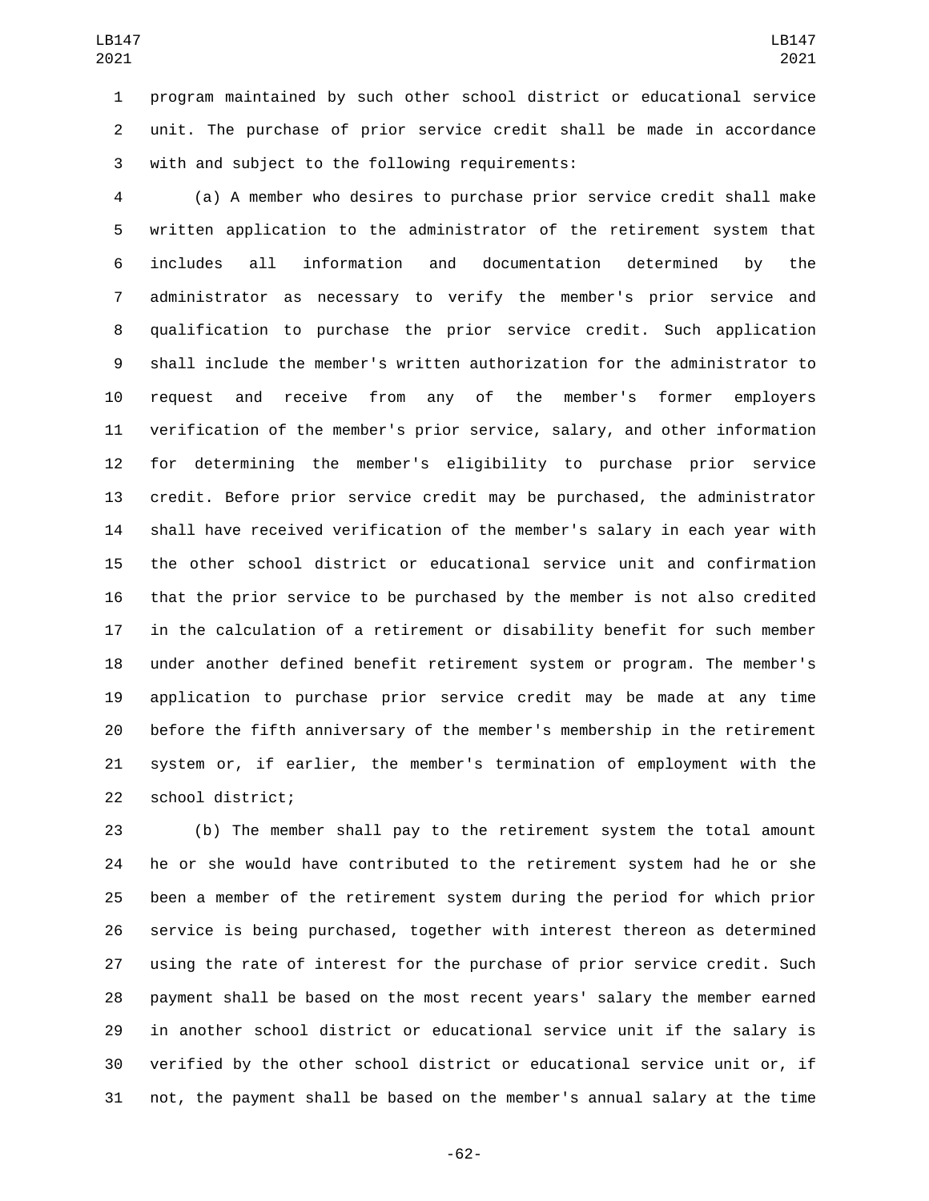program maintained by such other school district or educational service unit. The purchase of prior service credit shall be made in accordance with and subject to the following requirements:

(a) A member who desires to purchase prior service credit shall make written application to the administrator of the retirement system that includes all information and documentation determined by the administrator as necessary to verify the member's prior service and qualification to purchase the prior service credit. Such application shall include the member's written authorization for the administrator to request and receive from any of the member's former employers verification of the member's prior service, salary, and other information for determining the member's eligibility to purchase prior service credit. Before prior service credit may be purchased, the administrator shall have received verification of the member's salary in each year with the other school district or educational service unit and confirmation that the prior service to be purchased by the member is not also credited in the calculation of a retirement or disability benefit for such member under another defined benefit retirement system or program. The member's application to purchase prior service credit may be made at any time before the fifth anniversary of the member's membership in the retirement system or, if earlier, the member's termination of employment with the school district;

(b) The member shall pay to the retirement system the total amount he or she would have contributed to the retirement system had he or she been a member of the retirement system during the period for which prior service is being purchased, together with interest thereon as determined using the rate of interest for the purchase of prior service credit. Such payment shall be based on the most recent years' salary the member earned in another school district or educational service unit if the salary is verified by the other school district or educational service unit or, if not, the payment shall be based on the member's annual salary at the time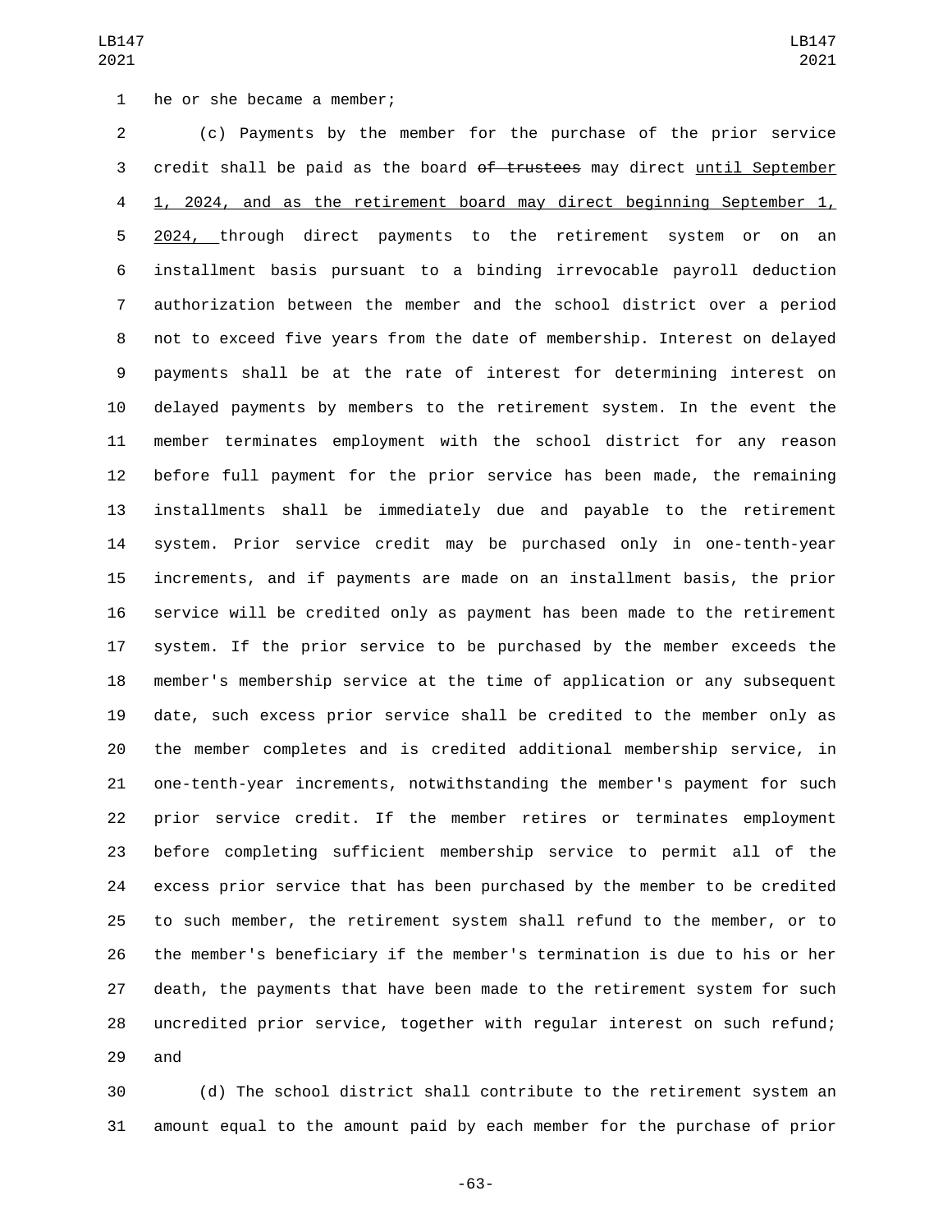he or she became a member;

(c) Payments by the member for the purchase of the prior service credit shall be paid as the board ~~of trustees~~ may direct until September 1, 2024, and as the retirement board may direct beginning September 1, 2024, through direct payments to the retirement system or on an installment basis pursuant to a binding irrevocable payroll deduction authorization between the member and the school district over a period not to exceed five years from the date of membership. Interest on delayed payments shall be at the rate of interest for determining interest on delayed payments by members to the retirement system. In the event the member terminates employment with the school district for any reason before full payment for the prior service has been made, the remaining installments shall be immediately due and payable to the retirement system. Prior service credit may be purchased only in one-tenth-year increments, and if payments are made on an installment basis, the prior service will be credited only as payment has been made to the retirement system. If the prior service to be purchased by the member exceeds the member's membership service at the time of application or any subsequent date, such excess prior service shall be credited to the member only as the member completes and is credited additional membership service, in one-tenth-year increments, notwithstanding the member's payment for such prior service credit. If the member retires or terminates employment before completing sufficient membership service to permit all of the excess prior service that has been purchased by the member to be credited to such member, the retirement system shall refund to the member, or to the member's beneficiary if the member's termination is due to his or her death, the payments that have been made to the retirement system for such uncredited prior service, together with regular interest on such refund; and

(d) The school district shall contribute to the retirement system an amount equal to the amount paid by each member for the purchase of prior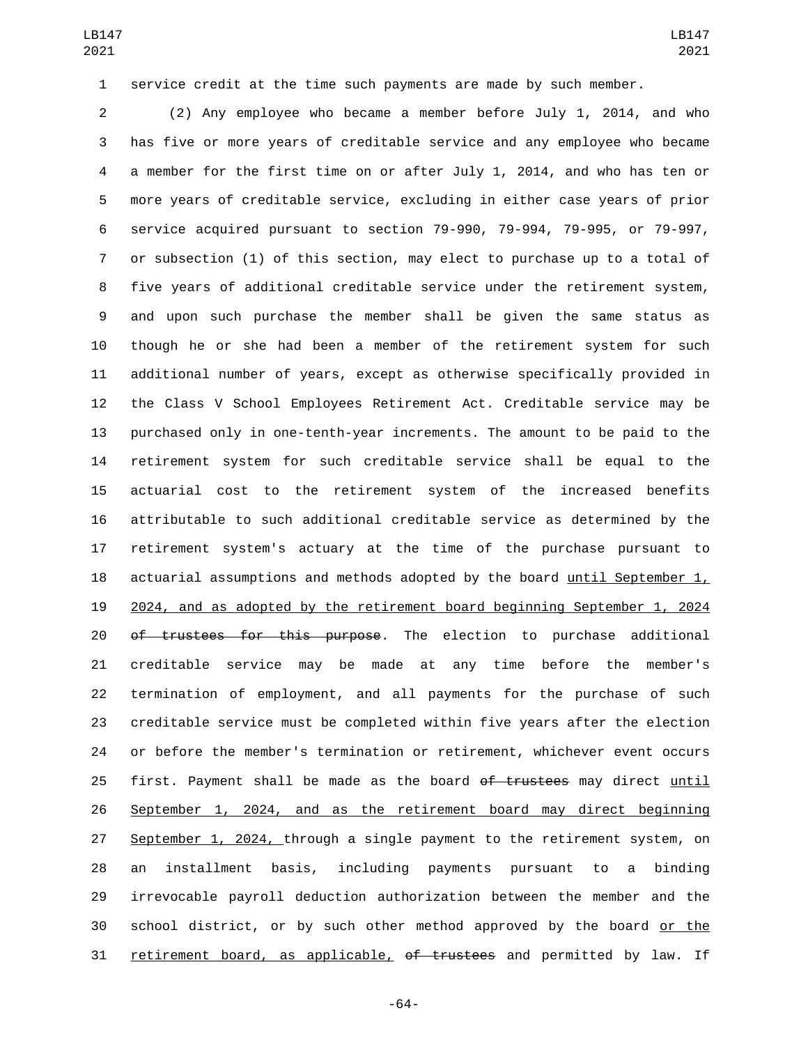service credit at the time such payments are made by such member.

(2) Any employee who became a member before July 1, 2014, and who has five or more years of creditable service and any employee who became a member for the first time on or after July 1, 2014, and who has ten or more years of creditable service, excluding in either case years of prior service acquired pursuant to section 79-990, 79-994, 79-995, or 79-997, or subsection (1) of this section, may elect to purchase up to a total of five years of additional creditable service under the retirement system, and upon such purchase the member shall be given the same status as though he or she had been a member of the retirement system for such additional number of years, except as otherwise specifically provided in the Class V School Employees Retirement Act. Creditable service may be purchased only in one-tenth-year increments. The amount to be paid to the retirement system for such creditable service shall be equal to the actuarial cost to the retirement system of the increased benefits attributable to such additional creditable service as determined by the retirement system's actuary at the time of the purchase pursuant to actuarial assumptions and methods adopted by the board until September 1, 2024, and as adopted by the retirement board beginning September 1, 2024 ~~of trustees for this purpose~~. The election to purchase additional creditable service may be made at any time before the member's termination of employment, and all payments for the purchase of such creditable service must be completed within five years after the election or before the member's termination or retirement, whichever event occurs first. Payment shall be made as the board ~~of trustees~~ may direct until September 1, 2024, and as the retirement board may direct beginning September 1, 2024, through a single payment to the retirement system, on an installment basis, including payments pursuant to a binding irrevocable payroll deduction authorization between the member and the school district, or by such other method approved by the board or the retirement board, as applicable, ~~of trustees~~ and permitted by law. If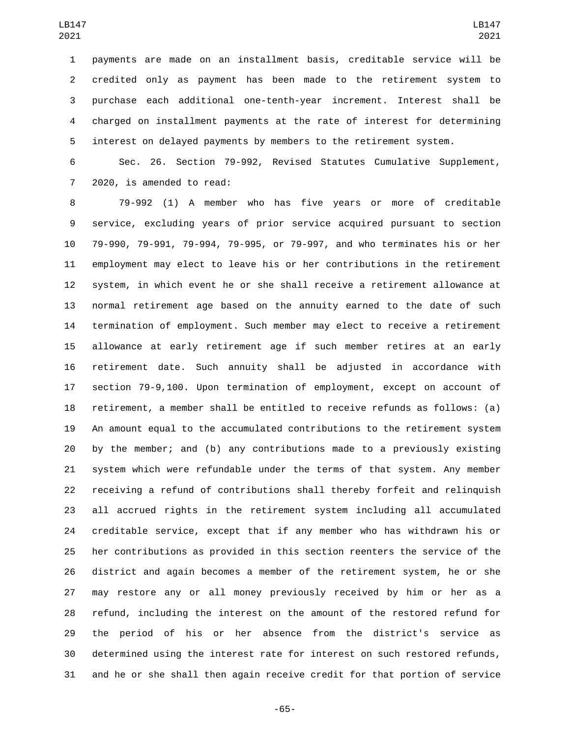payments are made on an installment basis, creditable service will be credited only as payment has been made to the retirement system to purchase each additional one-tenth-year increment. Interest shall be charged on installment payments at the rate of interest for determining interest on delayed payments by members to the retirement system.

Sec. 26. Section 79-992, Revised Statutes Cumulative Supplement, 2020, is amended to read:

79-992 (1) A member who has five years or more of creditable service, excluding years of prior service acquired pursuant to section 79-990, 79-991, 79-994, 79-995, or 79-997, and who terminates his or her employment may elect to leave his or her contributions in the retirement system, in which event he or she shall receive a retirement allowance at normal retirement age based on the annuity earned to the date of such termination of employment. Such member may elect to receive a retirement allowance at early retirement age if such member retires at an early retirement date. Such annuity shall be adjusted in accordance with section 79-9,100. Upon termination of employment, except on account of retirement, a member shall be entitled to receive refunds as follows: (a) An amount equal to the accumulated contributions to the retirement system by the member; and (b) any contributions made to a previously existing system which were refundable under the terms of that system. Any member receiving a refund of contributions shall thereby forfeit and relinquish all accrued rights in the retirement system including all accumulated creditable service, except that if any member who has withdrawn his or her contributions as provided in this section reenters the service of the district and again becomes a member of the retirement system, he or she may restore any or all money previously received by him or her as a refund, including the interest on the amount of the restored refund for the period of his or her absence from the district's service as determined using the interest rate for interest on such restored refunds, and he or she shall then again receive credit for that portion of service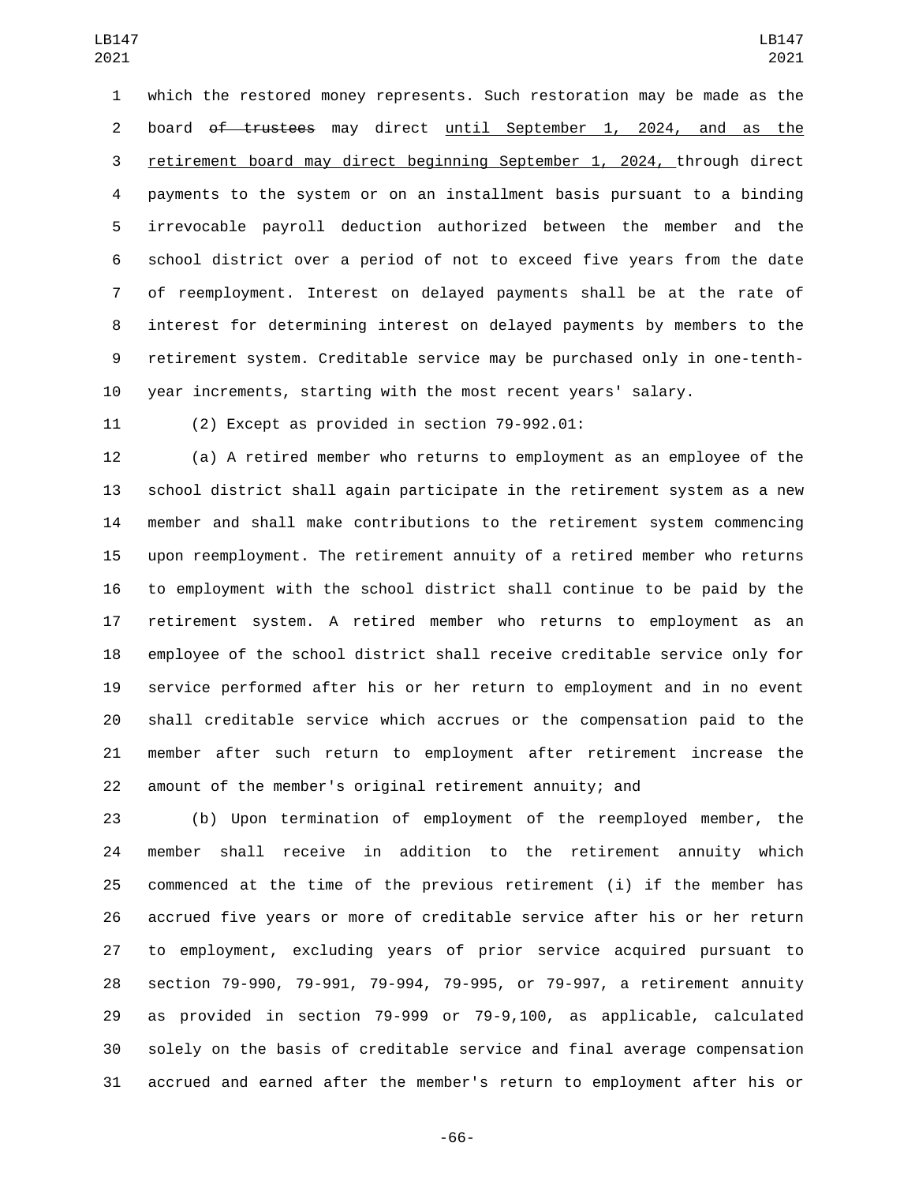which the restored money represents. Such restoration may be made as the board ~~of trustees~~ may direct <u>until September 1, 2024, and as the retirement board may direct beginning September 1, 2024,</u> through direct payments to the system or on an installment basis pursuant to a binding irrevocable payroll deduction authorized between the member and the school district over a period of not to exceed five years from the date of reemployment. Interest on delayed payments shall be at the rate of interest for determining interest on delayed payments by members to the retirement system. Creditable service may be purchased only in one-tenth-year increments, starting with the most recent years' salary.

(2) Except as provided in section 79-992.01:

(a) A retired member who returns to employment as an employee of the school district shall again participate in the retirement system as a new member and shall make contributions to the retirement system commencing upon reemployment. The retirement annuity of a retired member who returns to employment with the school district shall continue to be paid by the retirement system. A retired member who returns to employment as an employee of the school district shall receive creditable service only for service performed after his or her return to employment and in no event shall creditable service which accrues or the compensation paid to the member after such return to employment after retirement increase the amount of the member's original retirement annuity; and

(b) Upon termination of employment of the reemployed member, the member shall receive in addition to the retirement annuity which commenced at the time of the previous retirement (i) if the member has accrued five years or more of creditable service after his or her return to employment, excluding years of prior service acquired pursuant to section 79-990, 79-991, 79-994, 79-995, or 79-997, a retirement annuity as provided in section 79-999 or 79-9,100, as applicable, calculated solely on the basis of creditable service and final average compensation accrued and earned after the member's return to employment after his or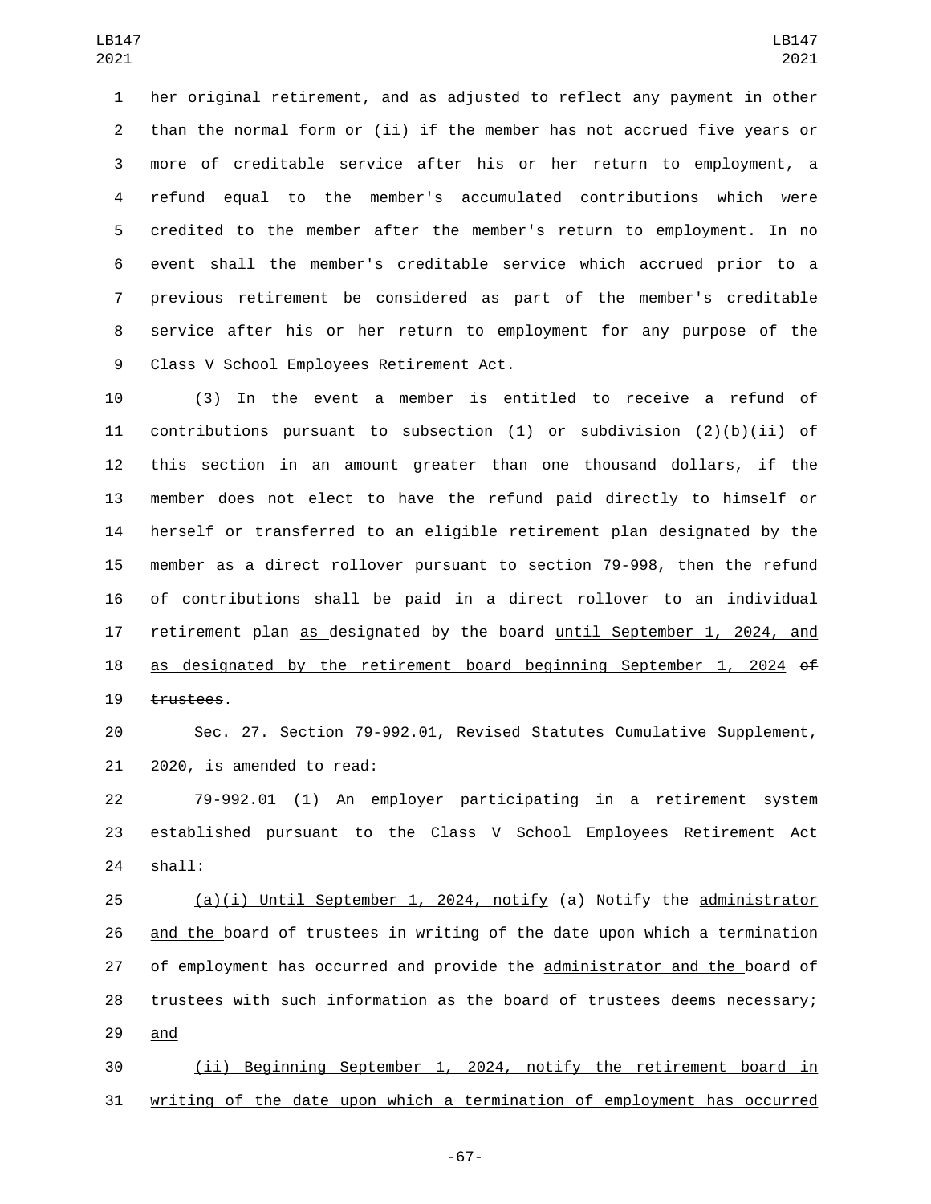her original retirement, and as adjusted to reflect any payment in other than the normal form or (ii) if the member has not accrued five years or more of creditable service after his or her return to employment, a refund equal to the member's accumulated contributions which were credited to the member after the member's return to employment. In no event shall the member's creditable service which accrued prior to a previous retirement be considered as part of the member's creditable service after his or her return to employment for any purpose of the Class V School Employees Retirement Act.

(3) In the event a member is entitled to receive a refund of contributions pursuant to subsection (1) or subdivision (2)(b)(ii) of this section in an amount greater than one thousand dollars, if the member does not elect to have the refund paid directly to himself or herself or transferred to an eligible retirement plan designated by the member as a direct rollover pursuant to section 79-998, then the refund of contributions shall be paid in a direct rollover to an individual retirement plan <u>as</u> designated by the board <u>until September 1, 2024, and as designated by the retirement board beginning September 1, 2024</u> ~~of trustees~~.

Sec. 27. Section 79-992.01, Revised Statutes Cumulative Supplement, 2020, is amended to read:

79-992.01 (1) An employer participating in a retirement system established pursuant to the Class V School Employees Retirement Act shall:

<u>(a)(i) Until September 1, 2024, notify</u> ~~(a) Notify~~ the <u>administrator and the</u> board of trustees in writing of the date upon which a termination of employment has occurred and provide the <u>administrator and the</u> board of trustees with such information as the board of trustees deems necessary; <u>and</u>

<u>(ii) Beginning September 1, 2024, notify the retirement board in writing of the date upon which a termination of employment has occurred</u>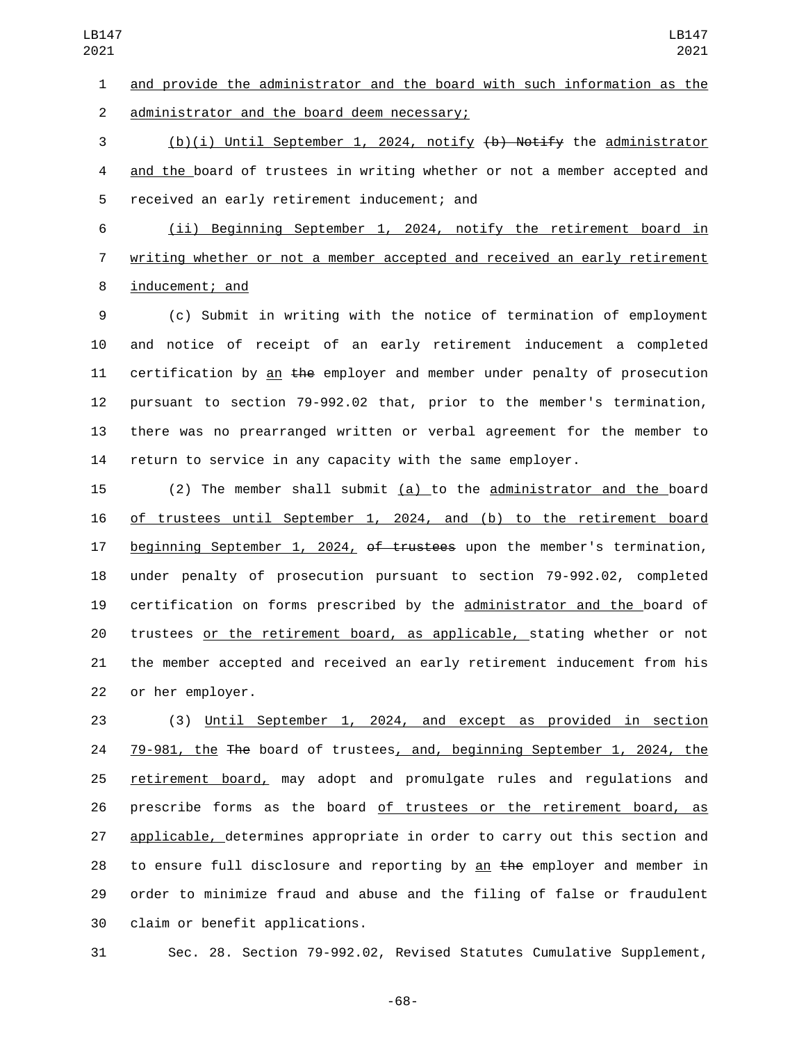and provide the administrator and the board with such information as the administrator and the board deem necessary;

(b)(i) Until September 1, 2024, notify ~~(b) Notify~~ the administrator and the board of trustees in writing whether or not a member accepted and received an early retirement inducement; and

(ii) Beginning September 1, 2024, notify the retirement board in writing whether or not a member accepted and received an early retirement inducement; and

(c) Submit in writing with the notice of termination of employment and notice of receipt of an early retirement inducement a completed certification by an ~~the~~ employer and member under penalty of prosecution pursuant to section 79-992.02 that, prior to the member's termination, there was no prearranged written or verbal agreement for the member to return to service in any capacity with the same employer.

(2) The member shall submit (a) to the administrator and the board of trustees until September 1, 2024, and (b) to the retirement board beginning September 1, 2024, ~~of trustees~~ upon the member's termination, under penalty of prosecution pursuant to section 79-992.02, completed certification on forms prescribed by the administrator and the board of trustees or the retirement board, as applicable, stating whether or not the member accepted and received an early retirement inducement from his or her employer.

(3) Until September 1, 2024, and except as provided in section 79-981, the ~~The~~ board of trustees, and, beginning September 1, 2024, the retirement board, may adopt and promulgate rules and regulations and prescribe forms as the board of trustees or the retirement board, as applicable, determines appropriate in order to carry out this section and to ensure full disclosure and reporting by an ~~the~~ employer and member in order to minimize fraud and abuse and the filing of false or fraudulent claim or benefit applications.

Sec. 28. Section 79-992.02, Revised Statutes Cumulative Supplement,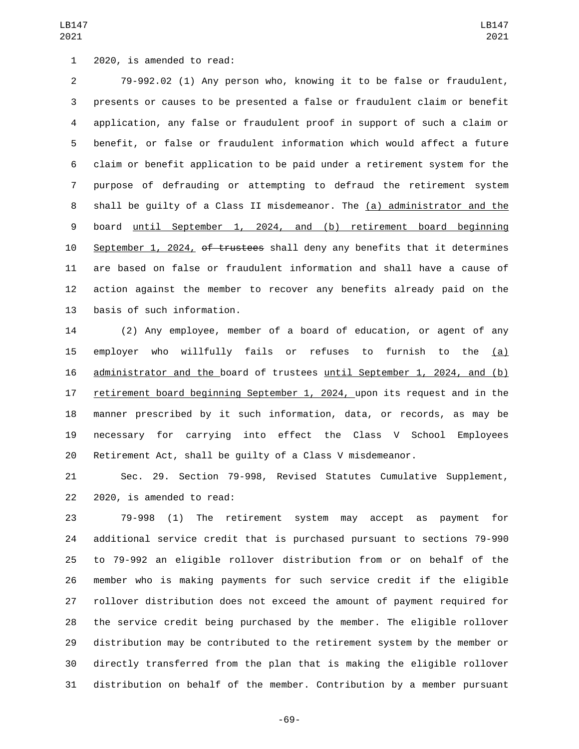2020, is amended to read:

79-992.02 (1) Any person who, knowing it to be false or fraudulent, presents or causes to be presented a false or fraudulent claim or benefit application, any false or fraudulent proof in support of such a claim or benefit, or false or fraudulent information which would affect a future claim or benefit application to be paid under a retirement system for the purpose of defrauding or attempting to defraud the retirement system shall be guilty of a Class II misdemeanor. The (a) administrator and the board until September 1, 2024, and (b) retirement board beginning September 1, 2024, ~~of trustees~~ shall deny any benefits that it determines are based on false or fraudulent information and shall have a cause of action against the member to recover any benefits already paid on the basis of such information.

(2) Any employee, member of a board of education, or agent of any employer who willfully fails or refuses to furnish to the (a) administrator and the board of trustees until September 1, 2024, and (b) retirement board beginning September 1, 2024, upon its request and in the manner prescribed by it such information, data, or records, as may be necessary for carrying into effect the Class V School Employees Retirement Act, shall be guilty of a Class V misdemeanor.

Sec. 29. Section 79-998, Revised Statutes Cumulative Supplement, 2020, is amended to read:

79-998 (1) The retirement system may accept as payment for additional service credit that is purchased pursuant to sections 79-990 to 79-992 an eligible rollover distribution from or on behalf of the member who is making payments for such service credit if the eligible rollover distribution does not exceed the amount of payment required for the service credit being purchased by the member. The eligible rollover distribution may be contributed to the retirement system by the member or directly transferred from the plan that is making the eligible rollover distribution on behalf of the member. Contribution by a member pursuant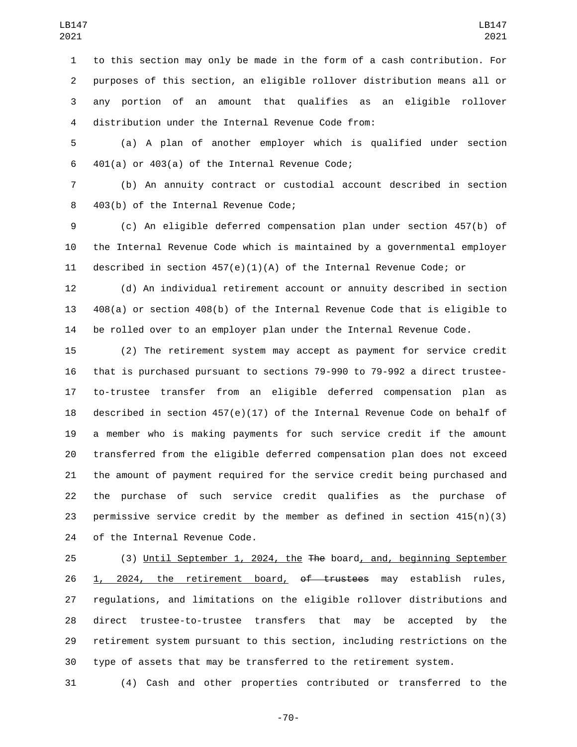to this section may only be made in the form of a cash contribution. For purposes of this section, an eligible rollover distribution means all or any portion of an amount that qualifies as an eligible rollover distribution under the Internal Revenue Code from:

(a) A plan of another employer which is qualified under section 401(a) or 403(a) of the Internal Revenue Code;

(b) An annuity contract or custodial account described in section 403(b) of the Internal Revenue Code;

(c) An eligible deferred compensation plan under section 457(b) of the Internal Revenue Code which is maintained by a governmental employer described in section 457(e)(1)(A) of the Internal Revenue Code; or

(d) An individual retirement account or annuity described in section 408(a) or section 408(b) of the Internal Revenue Code that is eligible to be rolled over to an employer plan under the Internal Revenue Code.

(2) The retirement system may accept as payment for service credit that is purchased pursuant to sections 79-990 to 79-992 a direct trustee-to-trustee transfer from an eligible deferred compensation plan as described in section 457(e)(17) of the Internal Revenue Code on behalf of a member who is making payments for such service credit if the amount transferred from the eligible deferred compensation plan does not exceed the amount of payment required for the service credit being purchased and the purchase of such service credit qualifies as the purchase of permissive service credit by the member as defined in section 415(n)(3) of the Internal Revenue Code.

(3) <u>Until September 1, 2024, the</u> ~~The~~ board<u>, and, beginning September 1, 2024, the retirement board,</u> ~~of trustees~~ may establish rules, regulations, and limitations on the eligible rollover distributions and direct trustee-to-trustee transfers that may be accepted by the retirement system pursuant to this section, including restrictions on the type of assets that may be transferred to the retirement system.

(4) Cash and other properties contributed or transferred to the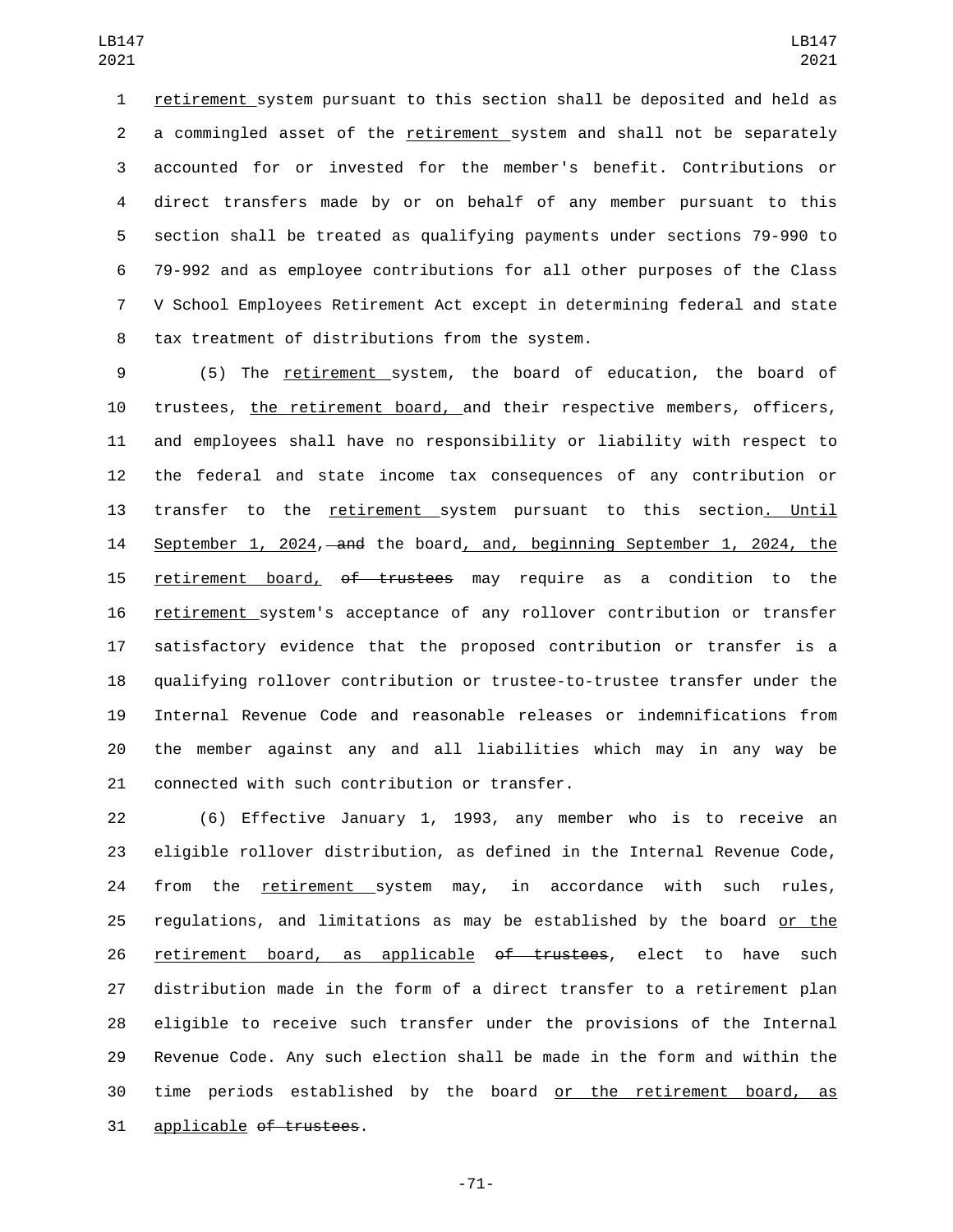retirement system pursuant to this section shall be deposited and held as a commingled asset of the retirement system and shall not be separately accounted for or invested for the member's benefit. Contributions or direct transfers made by or on behalf of any member pursuant to this section shall be treated as qualifying payments under sections 79-990 to 79-992 and as employee contributions for all other purposes of the Class V School Employees Retirement Act except in determining federal and state tax treatment of distributions from the system.

(5) The retirement system, the board of education, the board of trustees, the retirement board, and their respective members, officers, and employees shall have no responsibility or liability with respect to the federal and state income tax consequences of any contribution or transfer to the retirement system pursuant to this section. Until September 1, 2024, ~~and~~ the board, and, beginning September 1, 2024, the retirement board, ~~of trustees~~ may require as a condition to the retirement system's acceptance of any rollover contribution or transfer satisfactory evidence that the proposed contribution or transfer is a qualifying rollover contribution or trustee-to-trustee transfer under the Internal Revenue Code and reasonable releases or indemnifications from the member against any and all liabilities which may in any way be connected with such contribution or transfer.

(6) Effective January 1, 1993, any member who is to receive an eligible rollover distribution, as defined in the Internal Revenue Code, from the retirement system may, in accordance with such rules, regulations, and limitations as may be established by the board or the retirement board, as applicable ~~of trustees~~, elect to have such distribution made in the form of a direct transfer to a retirement plan eligible to receive such transfer under the provisions of the Internal Revenue Code. Any such election shall be made in the form and within the time periods established by the board or the retirement board, as applicable ~~of trustees~~.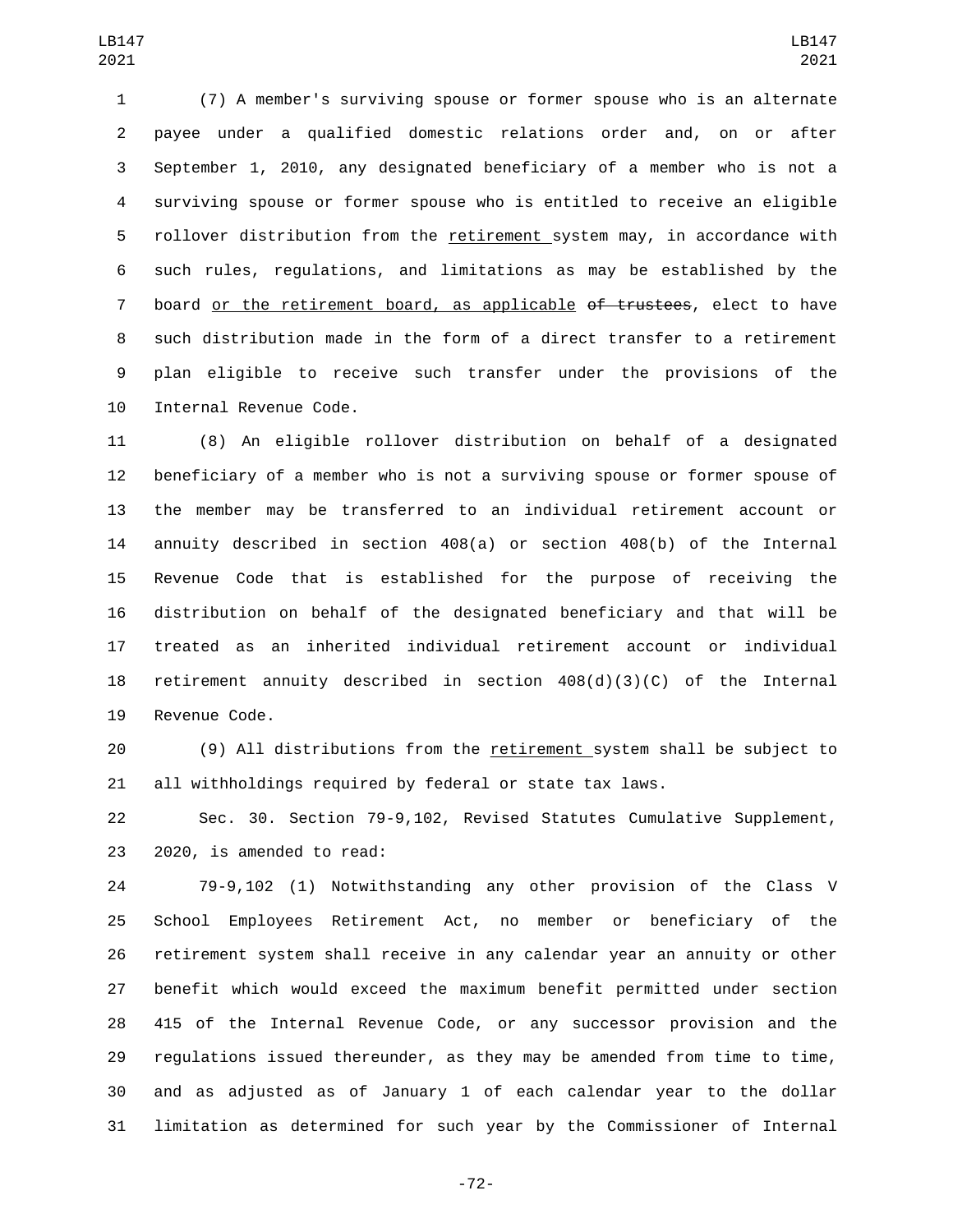(7) A member's surviving spouse or former spouse who is an alternate payee under a qualified domestic relations order and, on or after September 1, 2010, any designated beneficiary of a member who is not a surviving spouse or former spouse who is entitled to receive an eligible rollover distribution from the retirement system may, in accordance with such rules, regulations, and limitations as may be established by the board or the retirement board, as applicable ~~of trustees~~, elect to have such distribution made in the form of a direct transfer to a retirement plan eligible to receive such transfer under the provisions of the Internal Revenue Code.

(8) An eligible rollover distribution on behalf of a designated beneficiary of a member who is not a surviving spouse or former spouse of the member may be transferred to an individual retirement account or annuity described in section 408(a) or section 408(b) of the Internal Revenue Code that is established for the purpose of receiving the distribution on behalf of the designated beneficiary and that will be treated as an inherited individual retirement account or individual retirement annuity described in section 408(d)(3)(C) of the Internal Revenue Code.

(9) All distributions from the retirement system shall be subject to all withholdings required by federal or state tax laws.

Sec. 30. Section 79-9,102, Revised Statutes Cumulative Supplement, 2020, is amended to read:

79-9,102 (1) Notwithstanding any other provision of the Class V School Employees Retirement Act, no member or beneficiary of the retirement system shall receive in any calendar year an annuity or other benefit which would exceed the maximum benefit permitted under section 415 of the Internal Revenue Code, or any successor provision and the regulations issued thereunder, as they may be amended from time to time, and as adjusted as of January 1 of each calendar year to the dollar limitation as determined for such year by the Commissioner of Internal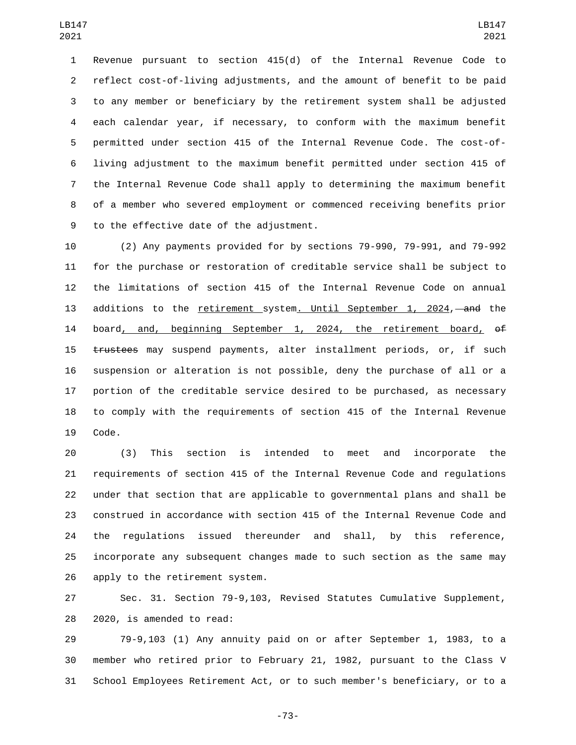Revenue pursuant to section 415(d) of the Internal Revenue Code to reflect cost-of-living adjustments, and the amount of benefit to be paid to any member or beneficiary by the retirement system shall be adjusted each calendar year, if necessary, to conform with the maximum benefit permitted under section 415 of the Internal Revenue Code. The cost-of-living adjustment to the maximum benefit permitted under section 415 of the Internal Revenue Code shall apply to determining the maximum benefit of a member who severed employment or commenced receiving benefits prior to the effective date of the adjustment.

(2) Any payments provided for by sections 79-990, 79-991, and 79-992 for the purchase or restoration of creditable service shall be subject to the limitations of section 415 of the Internal Revenue Code on annual additions to the retirement system. Until September 1, 2024, and the board, and, beginning September 1, 2024, the retirement board, of trustees may suspend payments, alter installment periods, or, if such suspension or alteration is not possible, deny the purchase of all or a portion of the creditable service desired to be purchased, as necessary to comply with the requirements of section 415 of the Internal Revenue Code.

(3) This section is intended to meet and incorporate the requirements of section 415 of the Internal Revenue Code and regulations under that section that are applicable to governmental plans and shall be construed in accordance with section 415 of the Internal Revenue Code and the regulations issued thereunder and shall, by this reference, incorporate any subsequent changes made to such section as the same may apply to the retirement system.

Sec. 31. Section 79-9,103, Revised Statutes Cumulative Supplement, 2020, is amended to read:

79-9,103 (1) Any annuity paid on or after September 1, 1983, to a member who retired prior to February 21, 1982, pursuant to the Class V School Employees Retirement Act, or to such member's beneficiary, or to a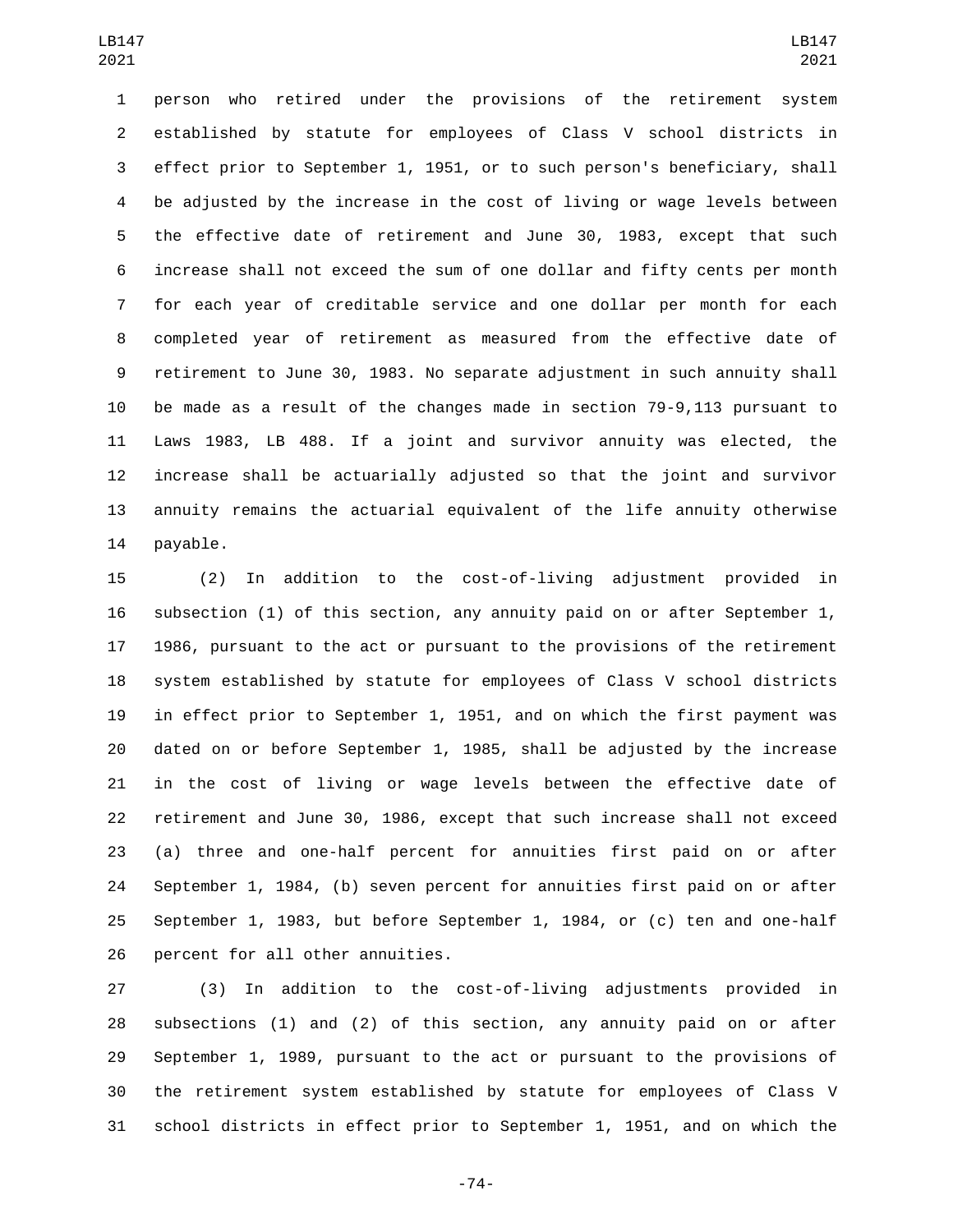person who retired under the provisions of the retirement system established by statute for employees of Class V school districts in effect prior to September 1, 1951, or to such person's beneficiary, shall be adjusted by the increase in the cost of living or wage levels between the effective date of retirement and June 30, 1983, except that such increase shall not exceed the sum of one dollar and fifty cents per month for each year of creditable service and one dollar per month for each completed year of retirement as measured from the effective date of retirement to June 30, 1983. No separate adjustment in such annuity shall be made as a result of the changes made in section 79-9,113 pursuant to Laws 1983, LB 488. If a joint and survivor annuity was elected, the increase shall be actuarially adjusted so that the joint and survivor annuity remains the actuarial equivalent of the life annuity otherwise payable.

(2) In addition to the cost-of-living adjustment provided in subsection (1) of this section, any annuity paid on or after September 1, 1986, pursuant to the act or pursuant to the provisions of the retirement system established by statute for employees of Class V school districts in effect prior to September 1, 1951, and on which the first payment was dated on or before September 1, 1985, shall be adjusted by the increase in the cost of living or wage levels between the effective date of retirement and June 30, 1986, except that such increase shall not exceed (a) three and one-half percent for annuities first paid on or after September 1, 1984, (b) seven percent for annuities first paid on or after September 1, 1983, but before September 1, 1984, or (c) ten and one-half percent for all other annuities.

(3) In addition to the cost-of-living adjustments provided in subsections (1) and (2) of this section, any annuity paid on or after September 1, 1989, pursuant to the act or pursuant to the provisions of the retirement system established by statute for employees of Class V school districts in effect prior to September 1, 1951, and on which the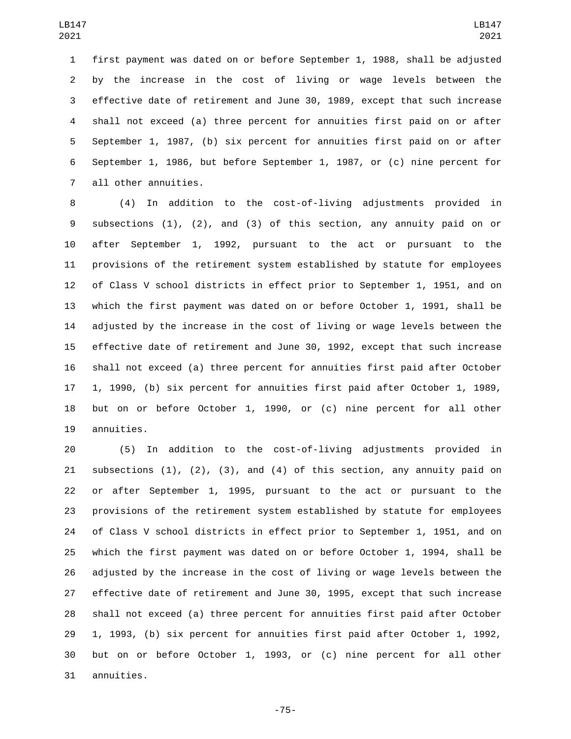first payment was dated on or before September 1, 1988, shall be adjusted by the increase in the cost of living or wage levels between the effective date of retirement and June 30, 1989, except that such increase shall not exceed (a) three percent for annuities first paid on or after September 1, 1987, (b) six percent for annuities first paid on or after September 1, 1986, but before September 1, 1987, or (c) nine percent for all other annuities.

(4) In addition to the cost-of-living adjustments provided in subsections (1), (2), and (3) of this section, any annuity paid on or after September 1, 1992, pursuant to the act or pursuant to the provisions of the retirement system established by statute for employees of Class V school districts in effect prior to September 1, 1951, and on which the first payment was dated on or before October 1, 1991, shall be adjusted by the increase in the cost of living or wage levels between the effective date of retirement and June 30, 1992, except that such increase shall not exceed (a) three percent for annuities first paid after October 1, 1990, (b) six percent for annuities first paid after October 1, 1989, but on or before October 1, 1990, or (c) nine percent for all other annuities.

(5) In addition to the cost-of-living adjustments provided in subsections (1), (2), (3), and (4) of this section, any annuity paid on or after September 1, 1995, pursuant to the act or pursuant to the provisions of the retirement system established by statute for employees of Class V school districts in effect prior to September 1, 1951, and on which the first payment was dated on or before October 1, 1994, shall be adjusted by the increase in the cost of living or wage levels between the effective date of retirement and June 30, 1995, except that such increase shall not exceed (a) three percent for annuities first paid after October 1, 1993, (b) six percent for annuities first paid after October 1, 1992, but on or before October 1, 1993, or (c) nine percent for all other annuities.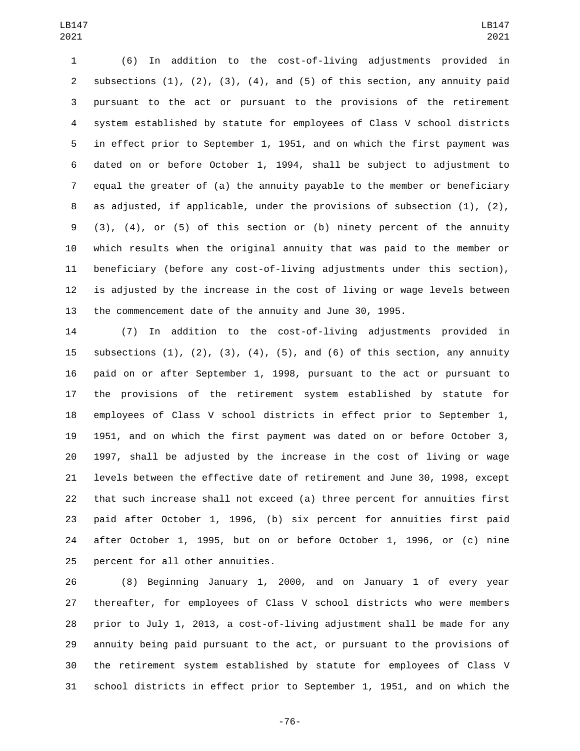(6) In addition to the cost-of-living adjustments provided in subsections (1), (2), (3), (4), and (5) of this section, any annuity paid pursuant to the act or pursuant to the provisions of the retirement system established by statute for employees of Class V school districts in effect prior to September 1, 1951, and on which the first payment was dated on or before October 1, 1994, shall be subject to adjustment to equal the greater of (a) the annuity payable to the member or beneficiary as adjusted, if applicable, under the provisions of subsection (1), (2), (3), (4), or (5) of this section or (b) ninety percent of the annuity which results when the original annuity that was paid to the member or beneficiary (before any cost-of-living adjustments under this section), is adjusted by the increase in the cost of living or wage levels between the commencement date of the annuity and June 30, 1995.

(7) In addition to the cost-of-living adjustments provided in subsections (1), (2), (3), (4), (5), and (6) of this section, any annuity paid on or after September 1, 1998, pursuant to the act or pursuant to the provisions of the retirement system established by statute for employees of Class V school districts in effect prior to September 1, 1951, and on which the first payment was dated on or before October 3, 1997, shall be adjusted by the increase in the cost of living or wage levels between the effective date of retirement and June 30, 1998, except that such increase shall not exceed (a) three percent for annuities first paid after October 1, 1996, (b) six percent for annuities first paid after October 1, 1995, but on or before October 1, 1996, or (c) nine percent for all other annuities.

(8) Beginning January 1, 2000, and on January 1 of every year thereafter, for employees of Class V school districts who were members prior to July 1, 2013, a cost-of-living adjustment shall be made for any annuity being paid pursuant to the act, or pursuant to the provisions of the retirement system established by statute for employees of Class V school districts in effect prior to September 1, 1951, and on which the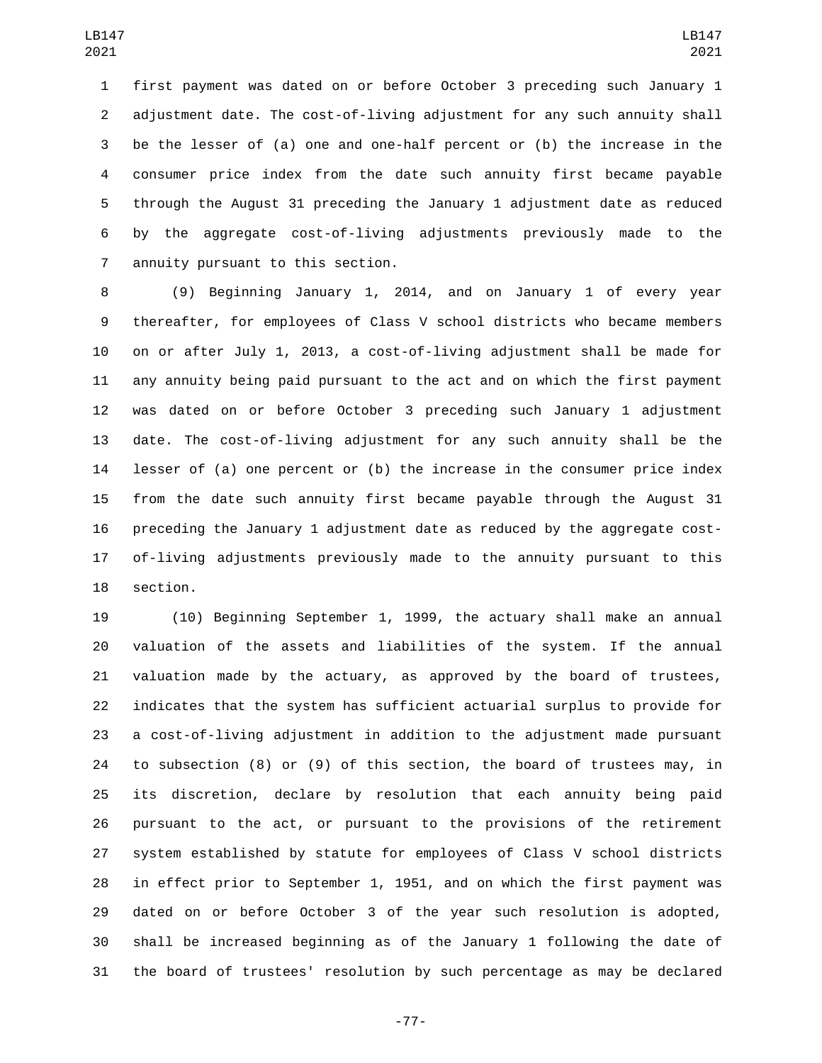first payment was dated on or before October 3 preceding such January 1 adjustment date. The cost-of-living adjustment for any such annuity shall be the lesser of (a) one and one-half percent or (b) the increase in the consumer price index from the date such annuity first became payable through the August 31 preceding the January 1 adjustment date as reduced by the aggregate cost-of-living adjustments previously made to the annuity pursuant to this section.

(9) Beginning January 1, 2014, and on January 1 of every year thereafter, for employees of Class V school districts who became members on or after July 1, 2013, a cost-of-living adjustment shall be made for any annuity being paid pursuant to the act and on which the first payment was dated on or before October 3 preceding such January 1 adjustment date. The cost-of-living adjustment for any such annuity shall be the lesser of (a) one percent or (b) the increase in the consumer price index from the date such annuity first became payable through the August 31 preceding the January 1 adjustment date as reduced by the aggregate cost-of-living adjustments previously made to the annuity pursuant to this section.

(10) Beginning September 1, 1999, the actuary shall make an annual valuation of the assets and liabilities of the system. If the annual valuation made by the actuary, as approved by the board of trustees, indicates that the system has sufficient actuarial surplus to provide for a cost-of-living adjustment in addition to the adjustment made pursuant to subsection (8) or (9) of this section, the board of trustees may, in its discretion, declare by resolution that each annuity being paid pursuant to the act, or pursuant to the provisions of the retirement system established by statute for employees of Class V school districts in effect prior to September 1, 1951, and on which the first payment was dated on or before October 3 of the year such resolution is adopted, shall be increased beginning as of the January 1 following the date of the board of trustees' resolution by such percentage as may be declared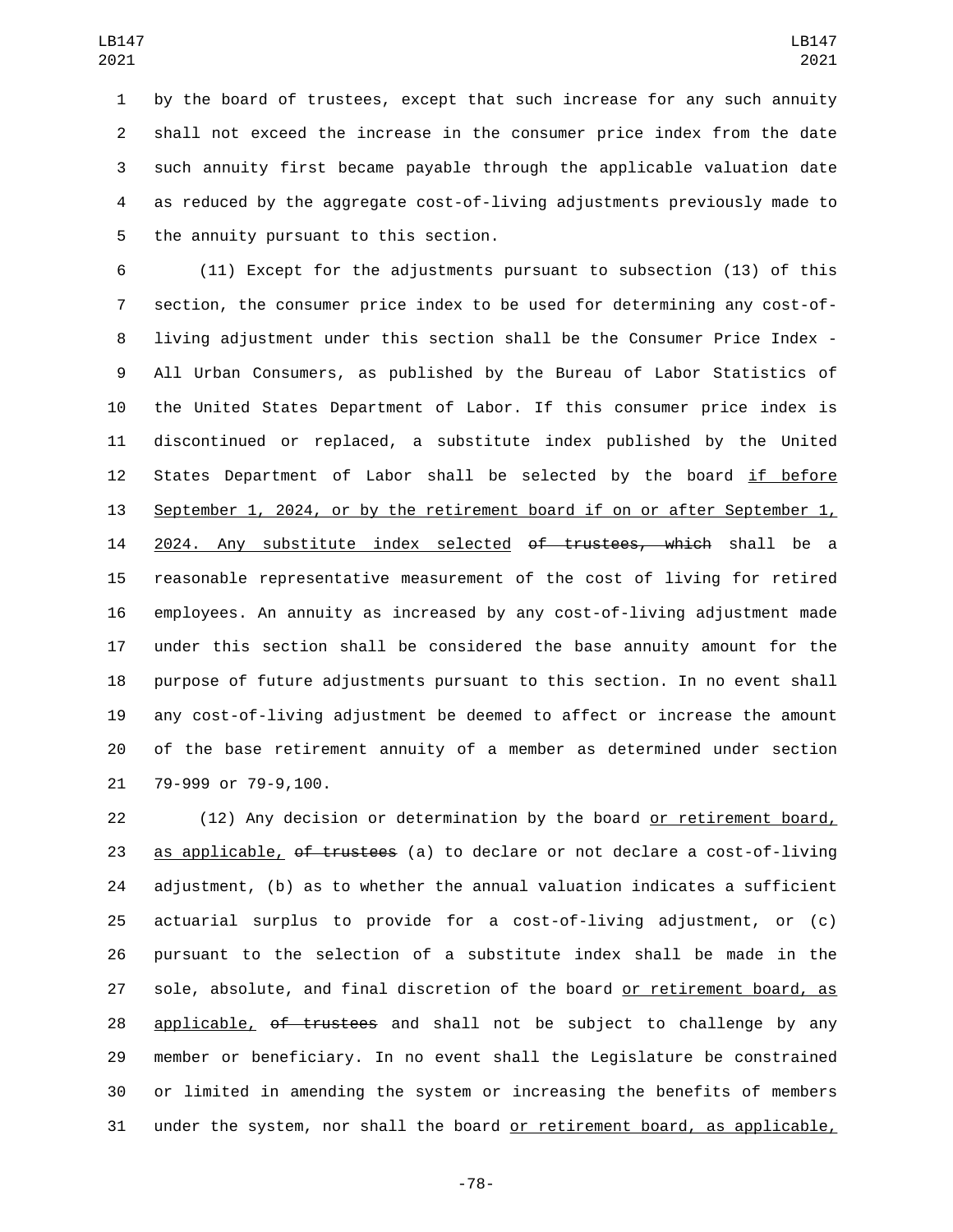by the board of trustees, except that such increase for any such annuity shall not exceed the increase in the consumer price index from the date such annuity first became payable through the applicable valuation date as reduced by the aggregate cost-of-living adjustments previously made to the annuity pursuant to this section.

(11) Except for the adjustments pursuant to subsection (13) of this section, the consumer price index to be used for determining any cost-of-living adjustment under this section shall be the Consumer Price Index - All Urban Consumers, as published by the Bureau of Labor Statistics of the United States Department of Labor. If this consumer price index is discontinued or replaced, a substitute index published by the United States Department of Labor shall be selected by the board if before September 1, 2024, or by the retirement board if on or after September 1, 2024. Any substitute index selected ~~of trustees, which~~ shall be a reasonable representative measurement of the cost of living for retired employees. An annuity as increased by any cost-of-living adjustment made under this section shall be considered the base annuity amount for the purpose of future adjustments pursuant to this section. In no event shall any cost-of-living adjustment be deemed to affect or increase the amount of the base retirement annuity of a member as determined under section 79-999 or 79-9,100.

(12) Any decision or determination by the board or retirement board, as applicable, ~~of trustees~~ (a) to declare or not declare a cost-of-living adjustment, (b) as to whether the annual valuation indicates a sufficient actuarial surplus to provide for a cost-of-living adjustment, or (c) pursuant to the selection of a substitute index shall be made in the sole, absolute, and final discretion of the board or retirement board, as applicable, ~~of trustees~~ and shall not be subject to challenge by any member or beneficiary. In no event shall the Legislature be constrained or limited in amending the system or increasing the benefits of members under the system, nor shall the board or retirement board, as applicable,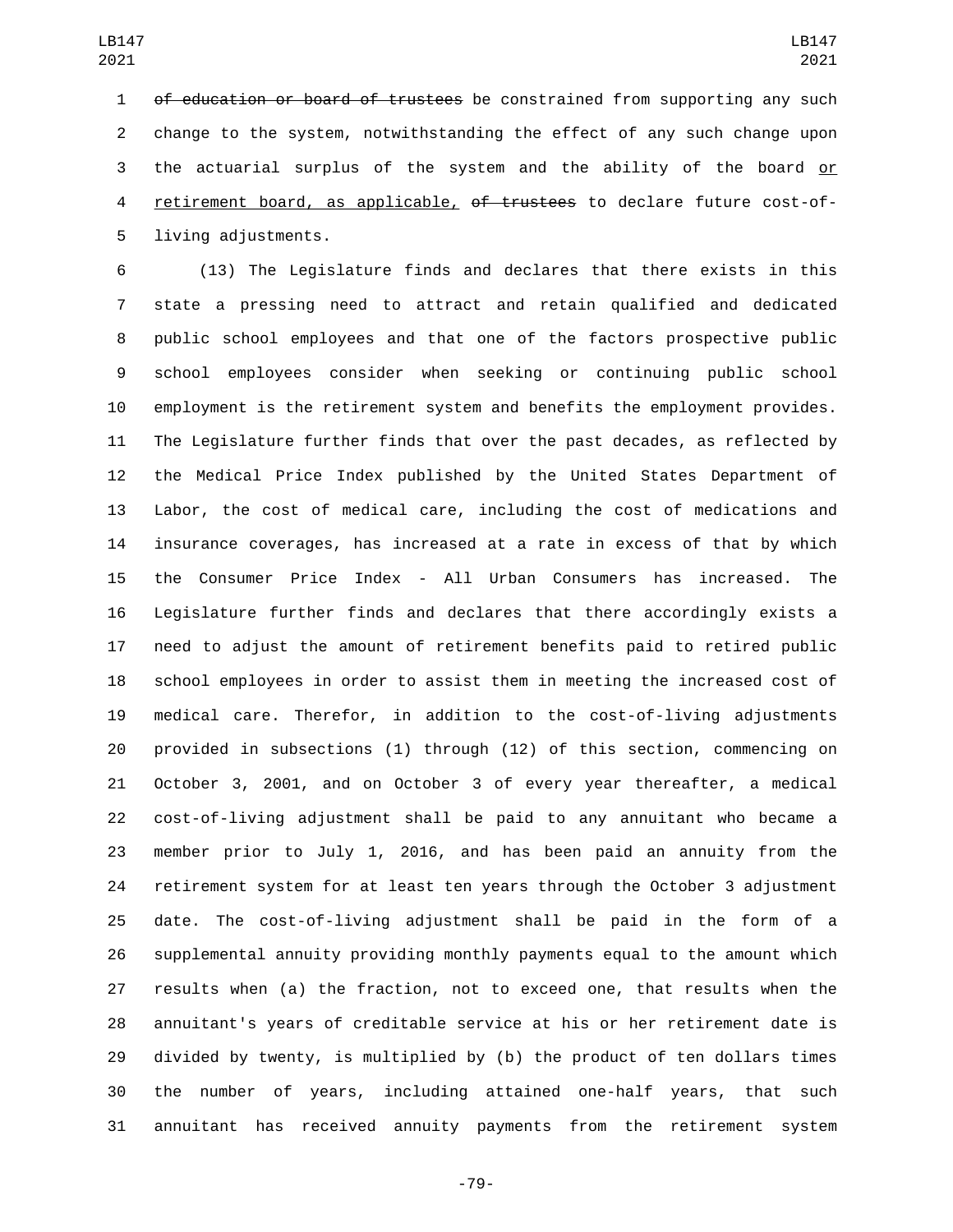~~of education or board of trustees~~ be constrained from supporting any such change to the system, notwithstanding the effect of any such change upon the actuarial surplus of the system and the ability of the board <u>or retirement board, as applicable,</u> ~~of trustees~~ to declare future cost-of-living adjustments.

(13) The Legislature finds and declares that there exists in this state a pressing need to attract and retain qualified and dedicated public school employees and that one of the factors prospective public school employees consider when seeking or continuing public school employment is the retirement system and benefits the employment provides. The Legislature further finds that over the past decades, as reflected by the Medical Price Index published by the United States Department of Labor, the cost of medical care, including the cost of medications and insurance coverages, has increased at a rate in excess of that by which the Consumer Price Index - All Urban Consumers has increased. The Legislature further finds and declares that there accordingly exists a need to adjust the amount of retirement benefits paid to retired public school employees in order to assist them in meeting the increased cost of medical care. Therefor, in addition to the cost-of-living adjustments provided in subsections (1) through (12) of this section, commencing on October 3, 2001, and on October 3 of every year thereafter, a medical cost-of-living adjustment shall be paid to any annuitant who became a member prior to July 1, 2016, and has been paid an annuity from the retirement system for at least ten years through the October 3 adjustment date. The cost-of-living adjustment shall be paid in the form of a supplemental annuity providing monthly payments equal to the amount which results when (a) the fraction, not to exceed one, that results when the annuitant's years of creditable service at his or her retirement date is divided by twenty, is multiplied by (b) the product of ten dollars times the number of years, including attained one-half years, that such annuitant has received annuity payments from the retirement system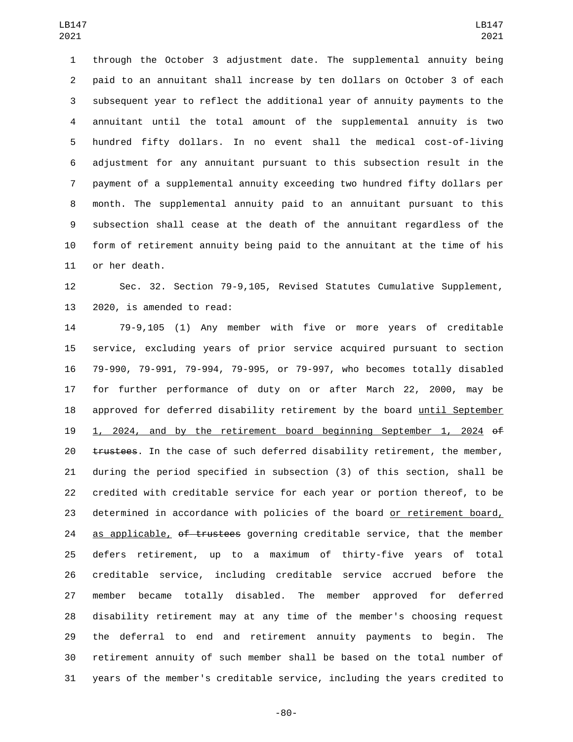through the October 3 adjustment date. The supplemental annuity being paid to an annuitant shall increase by ten dollars on October 3 of each subsequent year to reflect the additional year of annuity payments to the annuitant until the total amount of the supplemental annuity is two hundred fifty dollars. In no event shall the medical cost-of-living adjustment for any annuitant pursuant to this subsection result in the payment of a supplemental annuity exceeding two hundred fifty dollars per month. The supplemental annuity paid to an annuitant pursuant to this subsection shall cease at the death of the annuitant regardless of the form of retirement annuity being paid to the annuitant at the time of his or her death.

Sec. 32. Section 79-9,105, Revised Statutes Cumulative Supplement, 2020, is amended to read:

79-9,105 (1) Any member with five or more years of creditable service, excluding years of prior service acquired pursuant to section 79-990, 79-991, 79-994, 79-995, or 79-997, who becomes totally disabled for further performance of duty on or after March 22, 2000, may be approved for deferred disability retirement by the board until September 1, 2024, and by the retirement board beginning September 1, 2024 ~~of trustees~~. In the case of such deferred disability retirement, the member, during the period specified in subsection (3) of this section, shall be credited with creditable service for each year or portion thereof, to be determined in accordance with policies of the board or retirement board, as applicable, ~~of trustees~~ governing creditable service, that the member defers retirement, up to a maximum of thirty-five years of total creditable service, including creditable service accrued before the member became totally disabled. The member approved for deferred disability retirement may at any time of the member's choosing request the deferral to end and retirement annuity payments to begin. The retirement annuity of such member shall be based on the total number of years of the member's creditable service, including the years credited to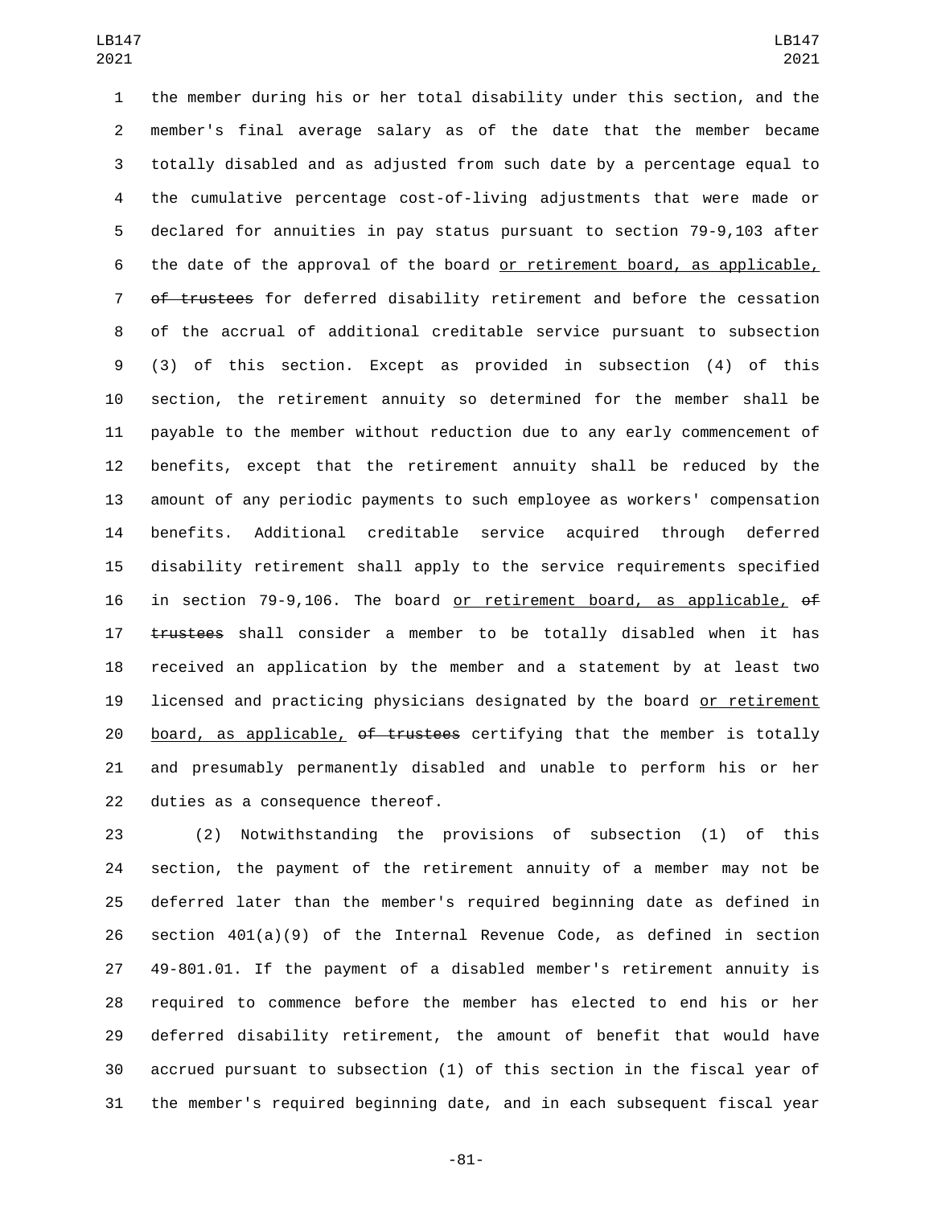the member during his or her total disability under this section, and the member's final average salary as of the date that the member became totally disabled and as adjusted from such date by a percentage equal to the cumulative percentage cost-of-living adjustments that were made or declared for annuities in pay status pursuant to section 79-9,103 after the date of the approval of the board <u>or retirement board, as applicable,</u> ~~of trustees~~ for deferred disability retirement and before the cessation of the accrual of additional creditable service pursuant to subsection (3) of this section. Except as provided in subsection (4) of this section, the retirement annuity so determined for the member shall be payable to the member without reduction due to any early commencement of benefits, except that the retirement annuity shall be reduced by the amount of any periodic payments to such employee as workers' compensation benefits. Additional creditable service acquired through deferred disability retirement shall apply to the service requirements specified in section 79-9,106. The board <u>or retirement board, as applicable,</u> ~~of trustees~~ shall consider a member to be totally disabled when it has received an application by the member and a statement by at least two licensed and practicing physicians designated by the board <u>or retirement board, as applicable,</u> ~~of trustees~~ certifying that the member is totally and presumably permanently disabled and unable to perform his or her duties as a consequence thereof.

(2) Notwithstanding the provisions of subsection (1) of this section, the payment of the retirement annuity of a member may not be deferred later than the member's required beginning date as defined in section 401(a)(9) of the Internal Revenue Code, as defined in section 49-801.01. If the payment of a disabled member's retirement annuity is required to commence before the member has elected to end his or her deferred disability retirement, the amount of benefit that would have accrued pursuant to subsection (1) of this section in the fiscal year of the member's required beginning date, and in each subsequent fiscal year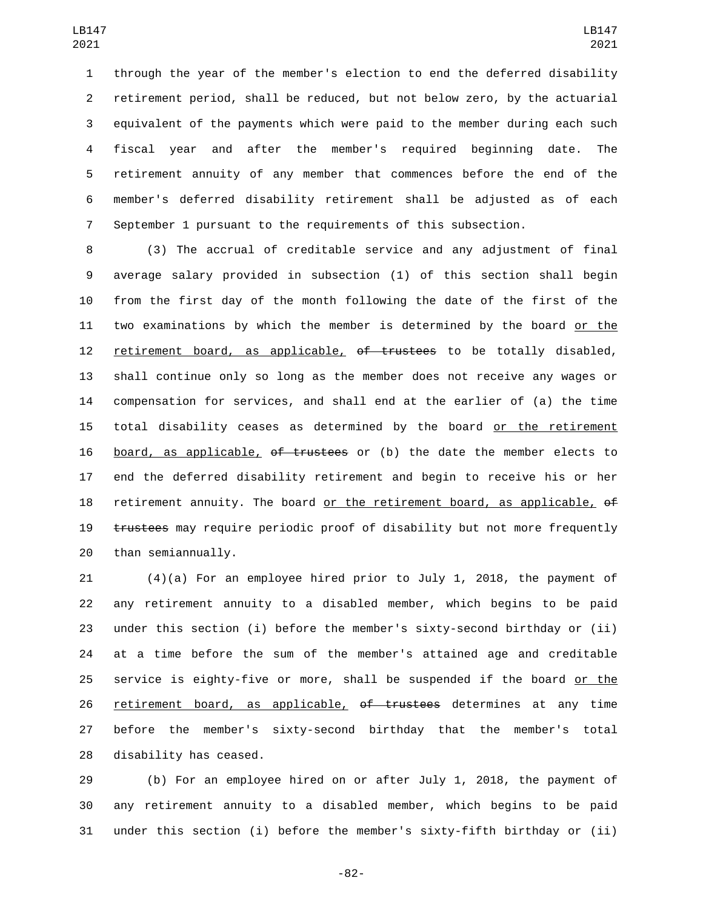through the year of the member's election to end the deferred disability retirement period, shall be reduced, but not below zero, by the actuarial equivalent of the payments which were paid to the member during each such fiscal year and after the member's required beginning date. The retirement annuity of any member that commences before the end of the member's deferred disability retirement shall be adjusted as of each September 1 pursuant to the requirements of this subsection.

(3) The accrual of creditable service and any adjustment of final average salary provided in subsection (1) of this section shall begin from the first day of the month following the date of the first of the two examinations by which the member is determined by the board <u>or the retirement board, as applicable,</u> ~~of trustees~~ to be totally disabled, shall continue only so long as the member does not receive any wages or compensation for services, and shall end at the earlier of (a) the time total disability ceases as determined by the board <u>or the retirement board, as applicable,</u> ~~of trustees~~ or (b) the date the member elects to end the deferred disability retirement and begin to receive his or her retirement annuity. The board <u>or the retirement board, as applicable,</u> ~~of trustees~~ may require periodic proof of disability but not more frequently than semiannually.

(4)(a) For an employee hired prior to July 1, 2018, the payment of any retirement annuity to a disabled member, which begins to be paid under this section (i) before the member's sixty-second birthday or (ii) at a time before the sum of the member's attained age and creditable service is eighty-five or more, shall be suspended if the board <u>or the retirement board, as applicable,</u> ~~of trustees~~ determines at any time before the member's sixty-second birthday that the member's total disability has ceased.

(b) For an employee hired on or after July 1, 2018, the payment of any retirement annuity to a disabled member, which begins to be paid under this section (i) before the member's sixty-fifth birthday or (ii)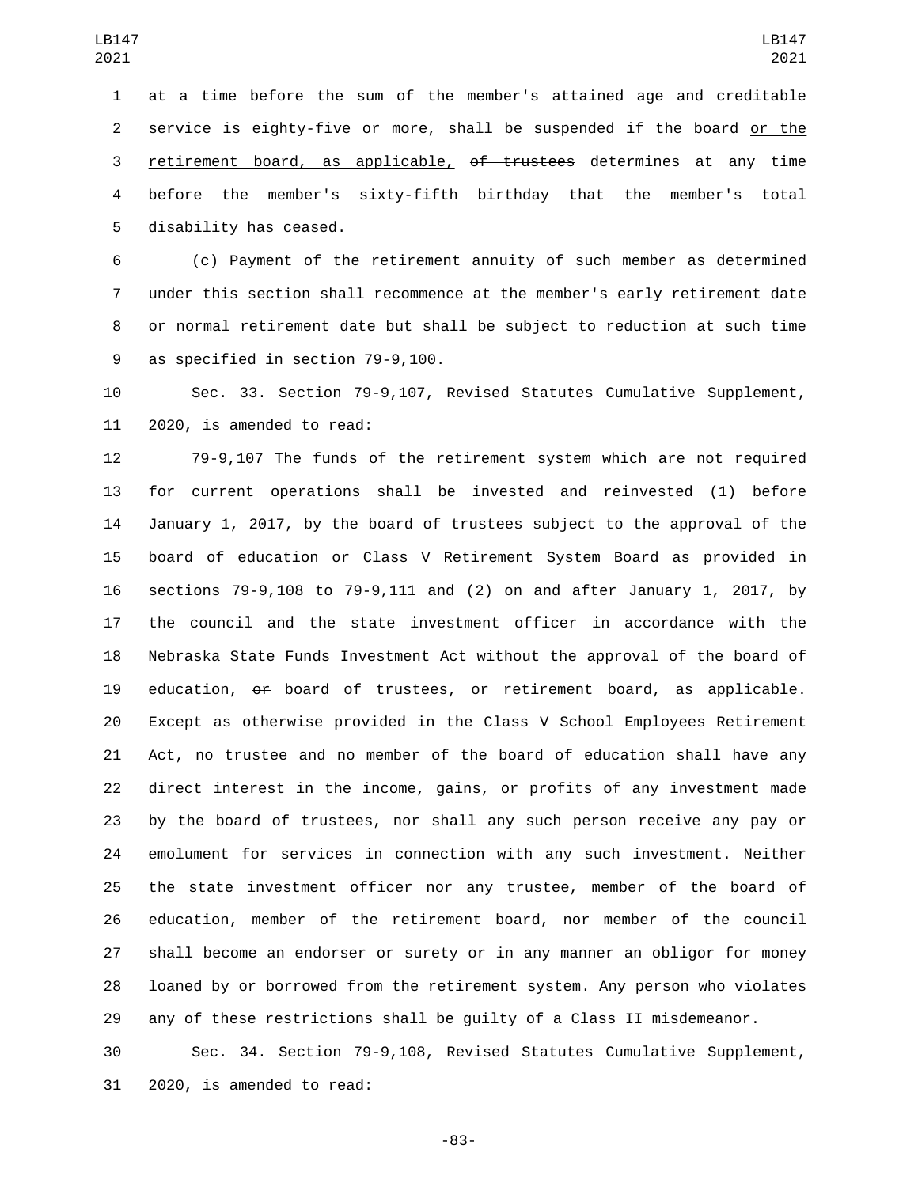at a time before the sum of the member's attained age and creditable service is eighty-five or more, shall be suspended if the board or the retirement board, as applicable, ~~of trustees~~ determines at any time before the member's sixty-fifth birthday that the member's total disability has ceased.

(c) Payment of the retirement annuity of such member as determined under this section shall recommence at the member's early retirement date or normal retirement date but shall be subject to reduction at such time as specified in section 79-9,100.

Sec. 33. Section 79-9,107, Revised Statutes Cumulative Supplement, 2020, is amended to read:

79-9,107 The funds of the retirement system which are not required for current operations shall be invested and reinvested (1) before January 1, 2017, by the board of trustees subject to the approval of the board of education or Class V Retirement System Board as provided in sections 79-9,108 to 79-9,111 and (2) on and after January 1, 2017, by the council and the state investment officer in accordance with the Nebraska State Funds Investment Act without the approval of the board of education, ~~or~~ board of trustees, or retirement board, as applicable. Except as otherwise provided in the Class V School Employees Retirement Act, no trustee and no member of the board of education shall have any direct interest in the income, gains, or profits of any investment made by the board of trustees, nor shall any such person receive any pay or emolument for services in connection with any such investment. Neither the state investment officer nor any trustee, member of the board of education, member of the retirement board, nor member of the council shall become an endorser or surety or in any manner an obligor for money loaned by or borrowed from the retirement system. Any person who violates any of these restrictions shall be guilty of a Class II misdemeanor.

Sec. 34. Section 79-9,108, Revised Statutes Cumulative Supplement, 2020, is amended to read: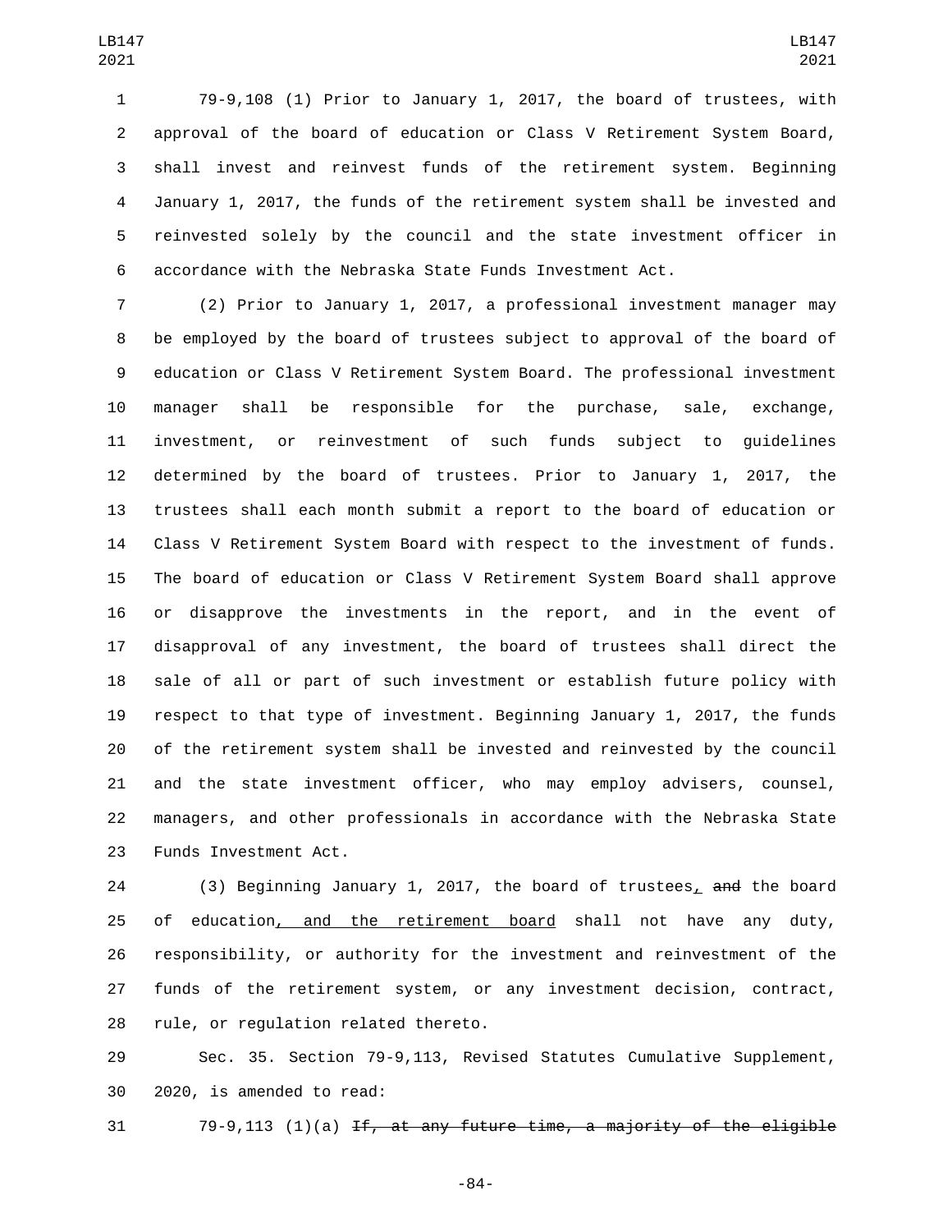79-9,108 (1) Prior to January 1, 2017, the board of trustees, with approval of the board of education or Class V Retirement System Board, shall invest and reinvest funds of the retirement system. Beginning January 1, 2017, the funds of the retirement system shall be invested and reinvested solely by the council and the state investment officer in accordance with the Nebraska State Funds Investment Act.

(2) Prior to January 1, 2017, a professional investment manager may be employed by the board of trustees subject to approval of the board of education or Class V Retirement System Board. The professional investment manager shall be responsible for the purchase, sale, exchange, investment, or reinvestment of such funds subject to guidelines determined by the board of trustees. Prior to January 1, 2017, the trustees shall each month submit a report to the board of education or Class V Retirement System Board with respect to the investment of funds. The board of education or Class V Retirement System Board shall approve or disapprove the investments in the report, and in the event of disapproval of any investment, the board of trustees shall direct the sale of all or part of such investment or establish future policy with respect to that type of investment. Beginning January 1, 2017, the funds of the retirement system shall be invested and reinvested by the council and the state investment officer, who may employ advisers, counsel, managers, and other professionals in accordance with the Nebraska State Funds Investment Act.

(3) Beginning January 1, 2017, the board of trustees, ~~and~~ the board of education, and the retirement board shall not have any duty, responsibility, or authority for the investment and reinvestment of the funds of the retirement system, or any investment decision, contract, rule, or regulation related thereto.

Sec. 35. Section 79-9,113, Revised Statutes Cumulative Supplement, 2020, is amended to read:

79-9,113 (1)(a) ~~If, at any future time, a majority of the eligible~~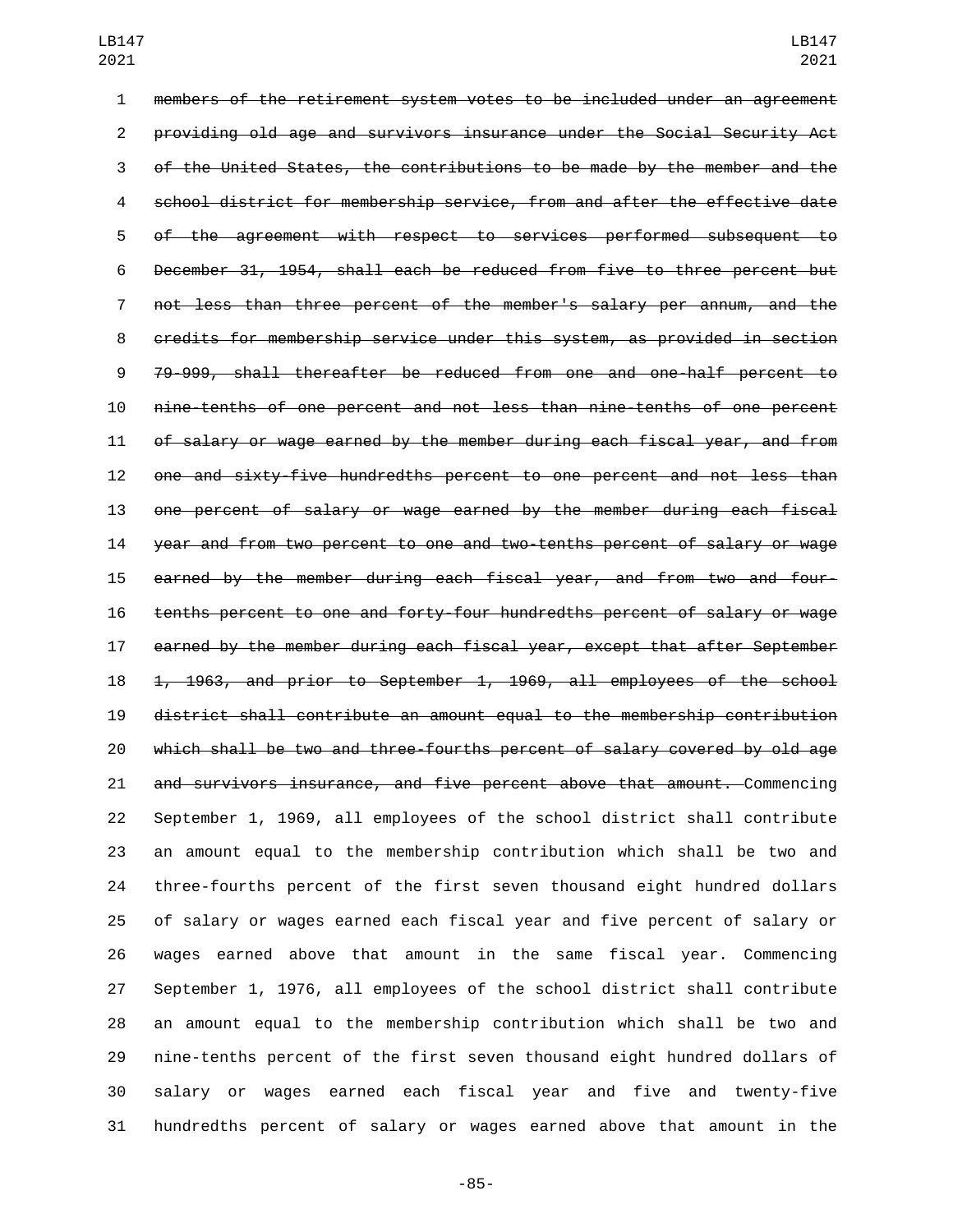~~members of the retirement system votes to be included under an agreement providing old age and survivors insurance under the Social Security Act of the United States, the contributions to be made by the member and the school district for membership service, from and after the effective date of the agreement with respect to services performed subsequent to December 31, 1954, shall each be reduced from five to three percent but not less than three percent of the member's salary per annum, and the credits for membership service under this system, as provided in section 79-999, shall thereafter be reduced from one and one-half percent to nine-tenths of one percent and not less than nine-tenths of one percent of salary or wage earned by the member during each fiscal year, and from one and sixty-five hundredths percent to one percent and not less than one percent of salary or wage earned by the member during each fiscal year and from two percent to one and two-tenths percent of salary or wage earned by the member during each fiscal year, and from two and four-tenths percent to one and forty-four hundredths percent of salary or wage earned by the member during each fiscal year, except that after September 1, 1963, and prior to September 1, 1969, all employees of the school district shall contribute an amount equal to the membership contribution which shall be two and three-fourths percent of salary covered by old age and survivors insurance, and five percent above that amount.~~ Commencing September 1, 1969, all employees of the school district shall contribute an amount equal to the membership contribution which shall be two and three-fourths percent of the first seven thousand eight hundred dollars of salary or wages earned each fiscal year and five percent of salary or wages earned above that amount in the same fiscal year. Commencing September 1, 1976, all employees of the school district shall contribute an amount equal to the membership contribution which shall be two and nine-tenths percent of the first seven thousand eight hundred dollars of salary or wages earned each fiscal year and five and twenty-five hundredths percent of salary or wages earned above that amount in the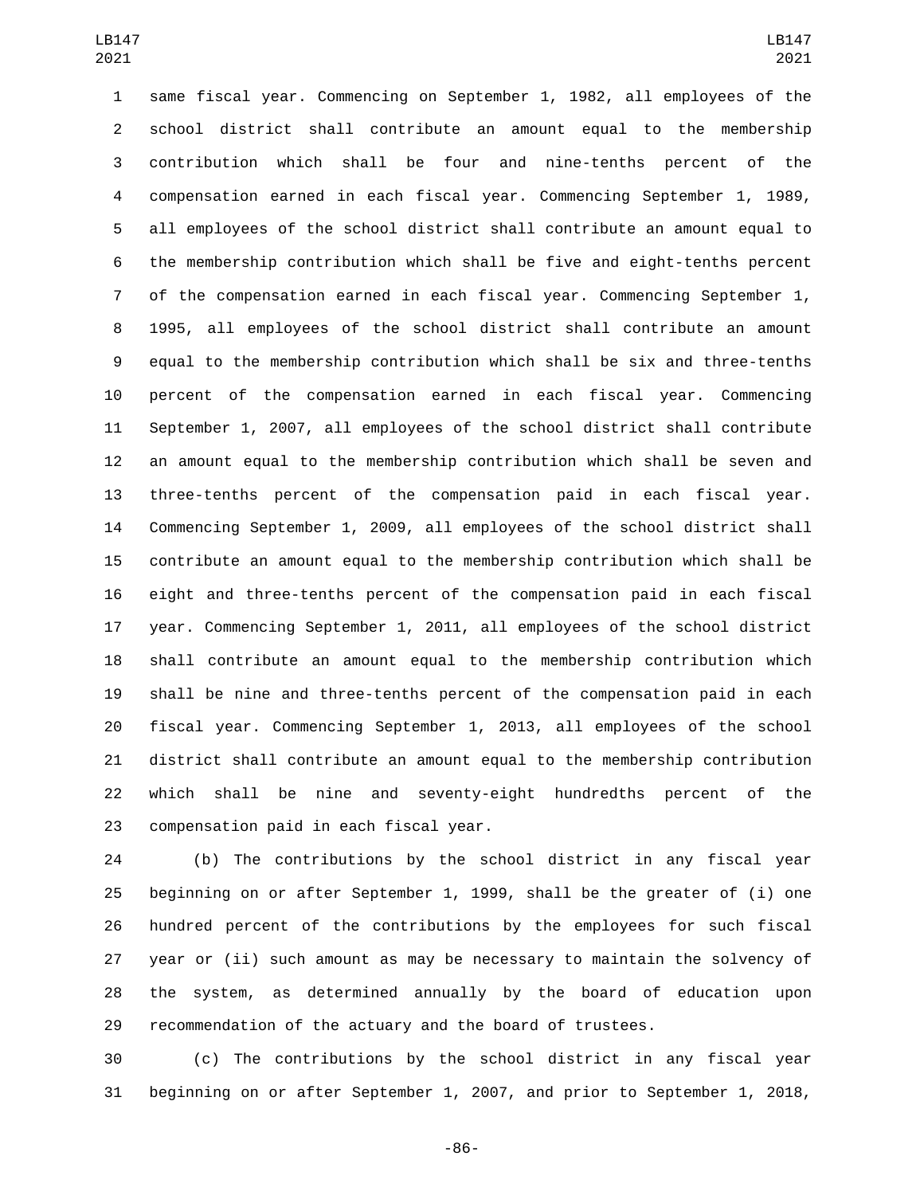same fiscal year. Commencing on September 1, 1982, all employees of the school district shall contribute an amount equal to the membership contribution which shall be four and nine-tenths percent of the compensation earned in each fiscal year. Commencing September 1, 1989, all employees of the school district shall contribute an amount equal to the membership contribution which shall be five and eight-tenths percent of the compensation earned in each fiscal year. Commencing September 1, 1995, all employees of the school district shall contribute an amount equal to the membership contribution which shall be six and three-tenths percent of the compensation earned in each fiscal year. Commencing September 1, 2007, all employees of the school district shall contribute an amount equal to the membership contribution which shall be seven and three-tenths percent of the compensation paid in each fiscal year. Commencing September 1, 2009, all employees of the school district shall contribute an amount equal to the membership contribution which shall be eight and three-tenths percent of the compensation paid in each fiscal year. Commencing September 1, 2011, all employees of the school district shall contribute an amount equal to the membership contribution which shall be nine and three-tenths percent of the compensation paid in each fiscal year. Commencing September 1, 2013, all employees of the school district shall contribute an amount equal to the membership contribution which shall be nine and seventy-eight hundredths percent of the compensation paid in each fiscal year.

(b) The contributions by the school district in any fiscal year beginning on or after September 1, 1999, shall be the greater of (i) one hundred percent of the contributions by the employees for such fiscal year or (ii) such amount as may be necessary to maintain the solvency of the system, as determined annually by the board of education upon recommendation of the actuary and the board of trustees.

(c) The contributions by the school district in any fiscal year beginning on or after September 1, 2007, and prior to September 1, 2018,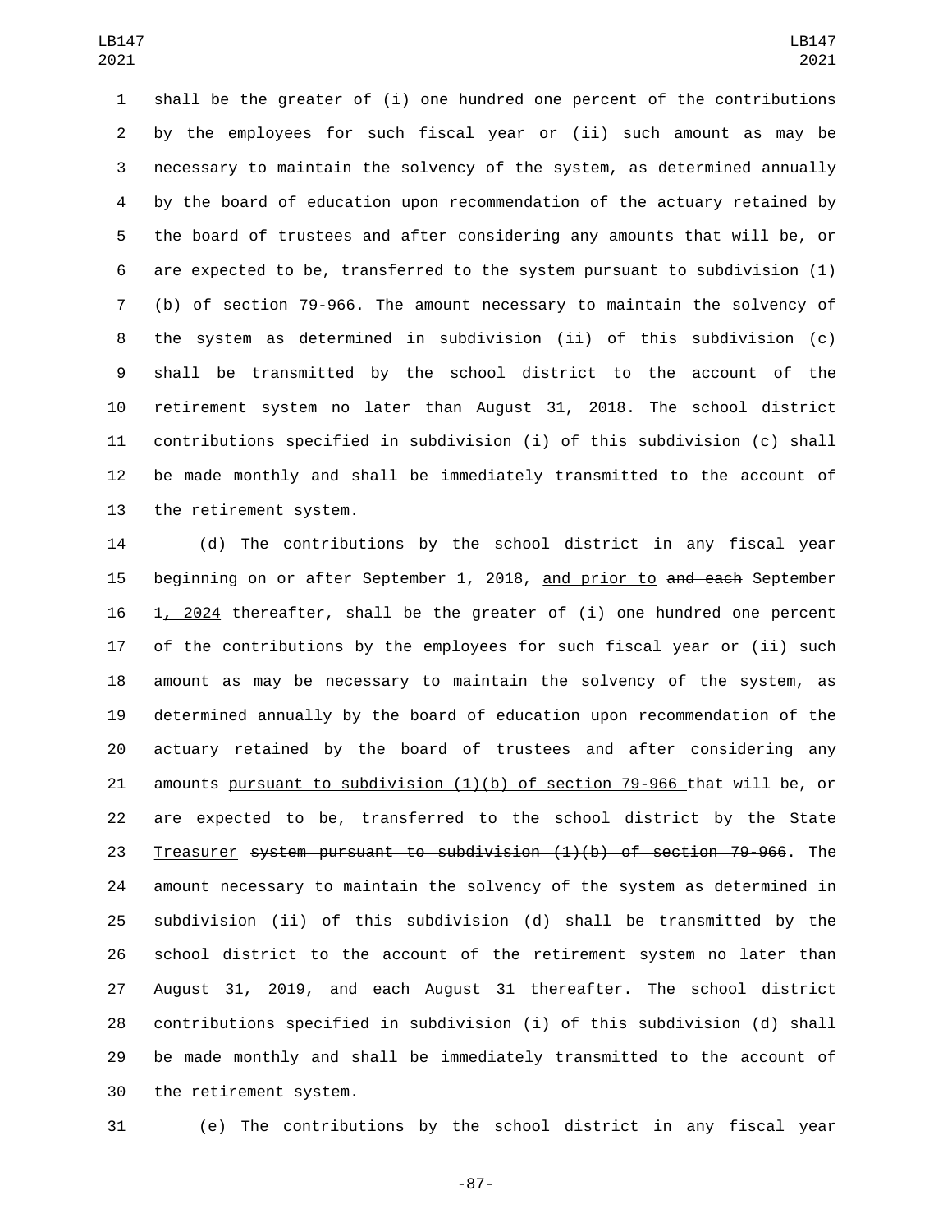shall be the greater of (i) one hundred one percent of the contributions by the employees for such fiscal year or (ii) such amount as may be necessary to maintain the solvency of the system, as determined annually by the board of education upon recommendation of the actuary retained by the board of trustees and after considering any amounts that will be, or are expected to be, transferred to the system pursuant to subdivision (1)(b) of section 79-966. The amount necessary to maintain the solvency of the system as determined in subdivision (ii) of this subdivision (c) shall be transmitted by the school district to the account of the retirement system no later than August 31, 2018. The school district contributions specified in subdivision (i) of this subdivision (c) shall be made monthly and shall be immediately transmitted to the account of the retirement system.

(d) The contributions by the school district in any fiscal year beginning on or after September 1, 2018, and prior to ~~and each~~ September 1, 2024 ~~thereafter~~, shall be the greater of (i) one hundred one percent of the contributions by the employees for such fiscal year or (ii) such amount as may be necessary to maintain the solvency of the system, as determined annually by the board of education upon recommendation of the actuary retained by the board of trustees and after considering any amounts pursuant to subdivision (1)(b) of section 79-966 that will be, or are expected to be, transferred to the school district by the State Treasurer ~~system pursuant to subdivision (1)(b) of section 79-966~~. The amount necessary to maintain the solvency of the system as determined in subdivision (ii) of this subdivision (d) shall be transmitted by the school district to the account of the retirement system no later than August 31, 2019, and each August 31 thereafter. The school district contributions specified in subdivision (i) of this subdivision (d) shall be made monthly and shall be immediately transmitted to the account of the retirement system.

(e) The contributions by the school district in any fiscal year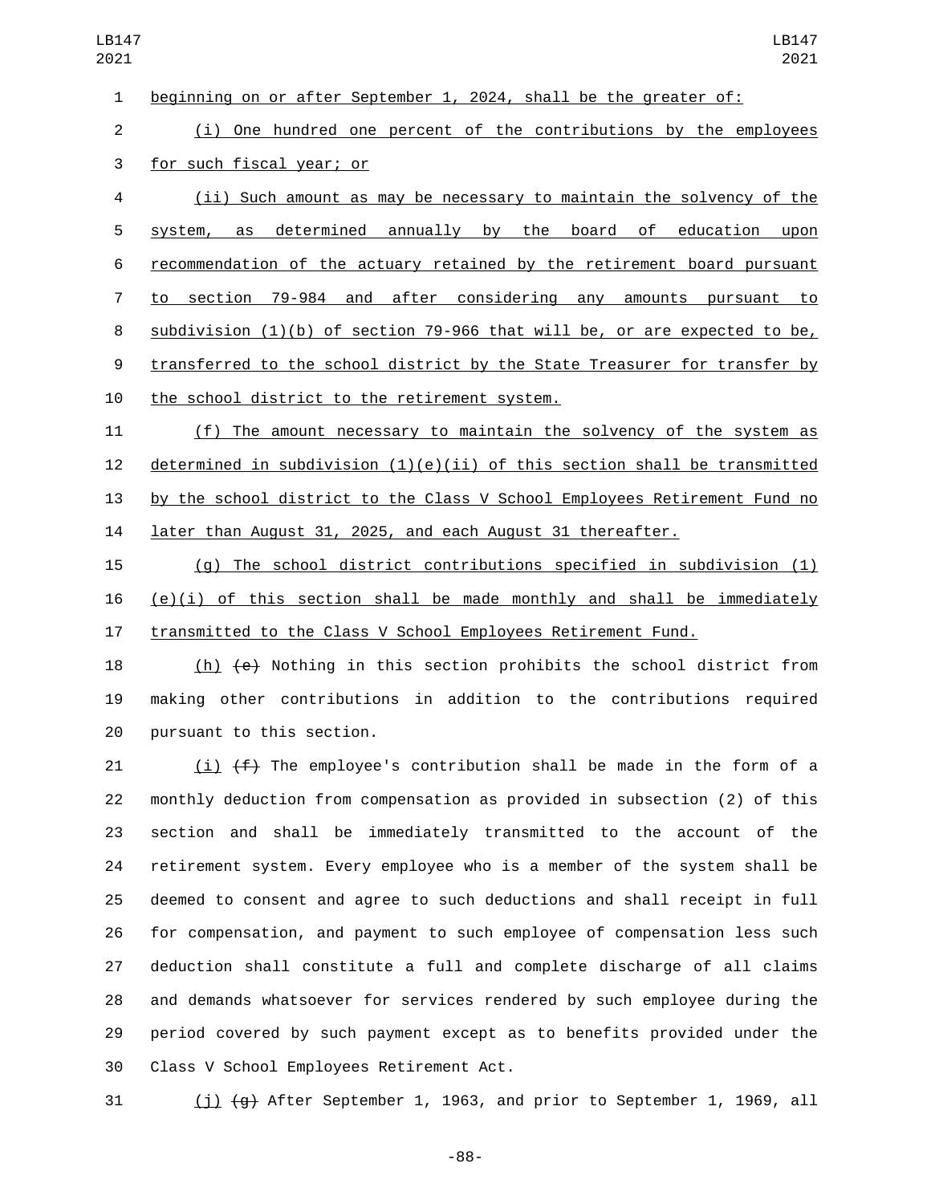beginning on or after September 1, 2024, shall be the greater of:

(i) One hundred one percent of the contributions by the employees for such fiscal year; or

(ii) Such amount as may be necessary to maintain the solvency of the system, as determined annually by the board of education upon recommendation of the actuary retained by the retirement board pursuant to section 79-984 and after considering any amounts pursuant to subdivision (1)(b) of section 79-966 that will be, or are expected to be, transferred to the school district by the State Treasurer for transfer by the school district to the retirement system.

(f) The amount necessary to maintain the solvency of the system as determined in subdivision (1)(e)(ii) of this section shall be transmitted by the school district to the Class V School Employees Retirement Fund no later than August 31, 2025, and each August 31 thereafter.

(g) The school district contributions specified in subdivision (1)(e)(i) of this section shall be made monthly and shall be immediately transmitted to the Class V School Employees Retirement Fund.

(h) ~~(e)~~ Nothing in this section prohibits the school district from making other contributions in addition to the contributions required pursuant to this section.

(i) ~~(f)~~ The employee's contribution shall be made in the form of a monthly deduction from compensation as provided in subsection (2) of this section and shall be immediately transmitted to the account of the retirement system. Every employee who is a member of the system shall be deemed to consent and agree to such deductions and shall receipt in full for compensation, and payment to such employee of compensation less such deduction shall constitute a full and complete discharge of all claims and demands whatsoever for services rendered by such employee during the period covered by such payment except as to benefits provided under the Class V School Employees Retirement Act.

(j) ~~(g)~~ After September 1, 1963, and prior to September 1, 1969, all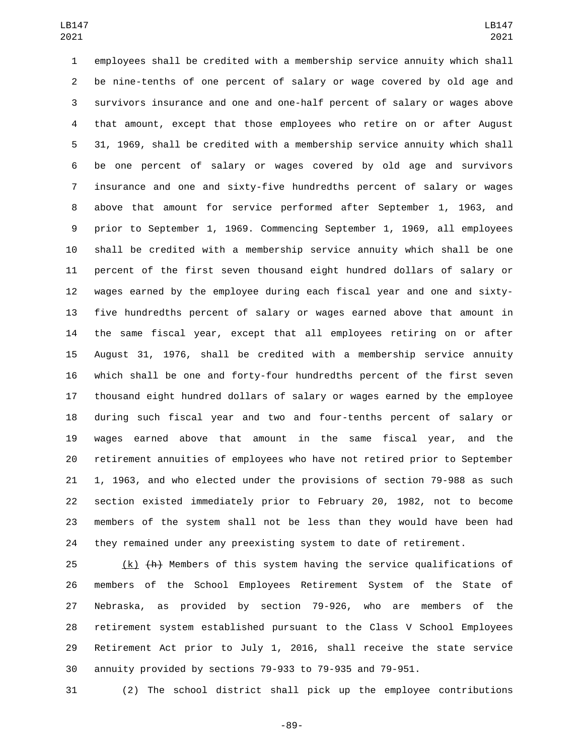employees shall be credited with a membership service annuity which shall be nine-tenths of one percent of salary or wage covered by old age and survivors insurance and one and one-half percent of salary or wages above that amount, except that those employees who retire on or after August 31, 1969, shall be credited with a membership service annuity which shall be one percent of salary or wages covered by old age and survivors insurance and one and sixty-five hundredths percent of salary or wages above that amount for service performed after September 1, 1963, and prior to September 1, 1969. Commencing September 1, 1969, all employees shall be credited with a membership service annuity which shall be one percent of the first seven thousand eight hundred dollars of salary or wages earned by the employee during each fiscal year and one and sixty-five hundredths percent of salary or wages earned above that amount in the same fiscal year, except that all employees retiring on or after August 31, 1976, shall be credited with a membership service annuity which shall be one and forty-four hundredths percent of the first seven thousand eight hundred dollars of salary or wages earned by the employee during such fiscal year and two and four-tenths percent of salary or wages earned above that amount in the same fiscal year, and the retirement annuities of employees who have not retired prior to September 1, 1963, and who elected under the provisions of section 79-988 as such section existed immediately prior to February 20, 1982, not to become members of the system shall not be less than they would have been had they remained under any preexisting system to date of retirement.

(k) ~~(h)~~ Members of this system having the service qualifications of members of the School Employees Retirement System of the State of Nebraska, as provided by section 79-926, who are members of the retirement system established pursuant to the Class V School Employees Retirement Act prior to July 1, 2016, shall receive the state service annuity provided by sections 79-933 to 79-935 and 79-951.

(2) The school district shall pick up the employee contributions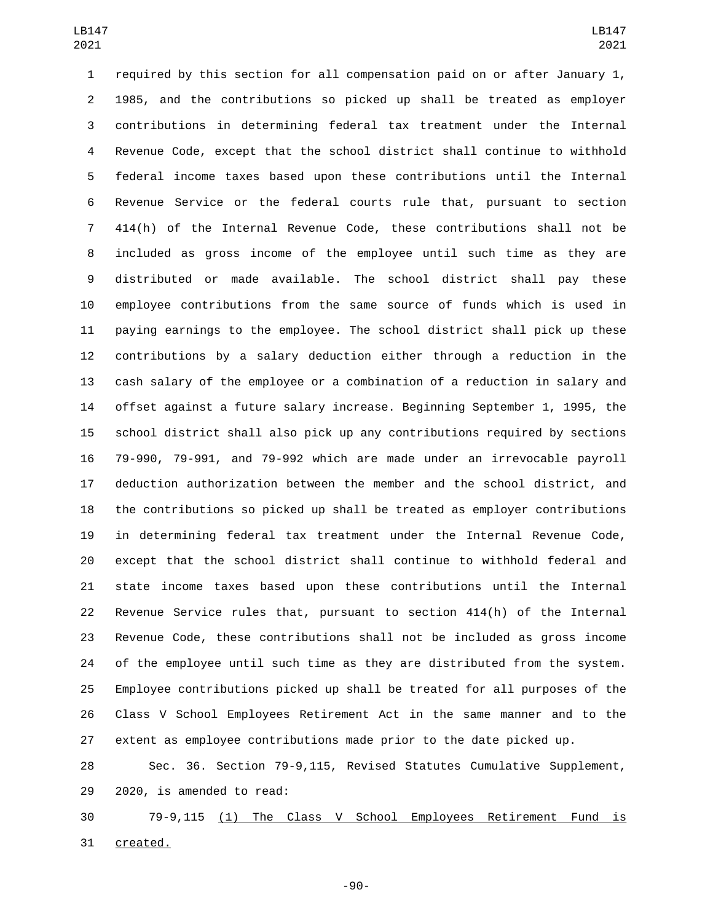required by this section for all compensation paid on or after January 1, 1985, and the contributions so picked up shall be treated as employer contributions in determining federal tax treatment under the Internal Revenue Code, except that the school district shall continue to withhold federal income taxes based upon these contributions until the Internal Revenue Service or the federal courts rule that, pursuant to section 414(h) of the Internal Revenue Code, these contributions shall not be included as gross income of the employee until such time as they are distributed or made available. The school district shall pay these employee contributions from the same source of funds which is used in paying earnings to the employee. The school district shall pick up these contributions by a salary deduction either through a reduction in the cash salary of the employee or a combination of a reduction in salary and offset against a future salary increase. Beginning September 1, 1995, the school district shall also pick up any contributions required by sections 79-990, 79-991, and 79-992 which are made under an irrevocable payroll deduction authorization between the member and the school district, and the contributions so picked up shall be treated as employer contributions in determining federal tax treatment under the Internal Revenue Code, except that the school district shall continue to withhold federal and state income taxes based upon these contributions until the Internal Revenue Service rules that, pursuant to section 414(h) of the Internal Revenue Code, these contributions shall not be included as gross income of the employee until such time as they are distributed from the system. Employee contributions picked up shall be treated for all purposes of the Class V School Employees Retirement Act in the same manner and to the extent as employee contributions made prior to the date picked up.

Sec. 36. Section 79-9,115, Revised Statutes Cumulative Supplement, 2020, is amended to read:

79-9,115 (1) The Class V School Employees Retirement Fund is created.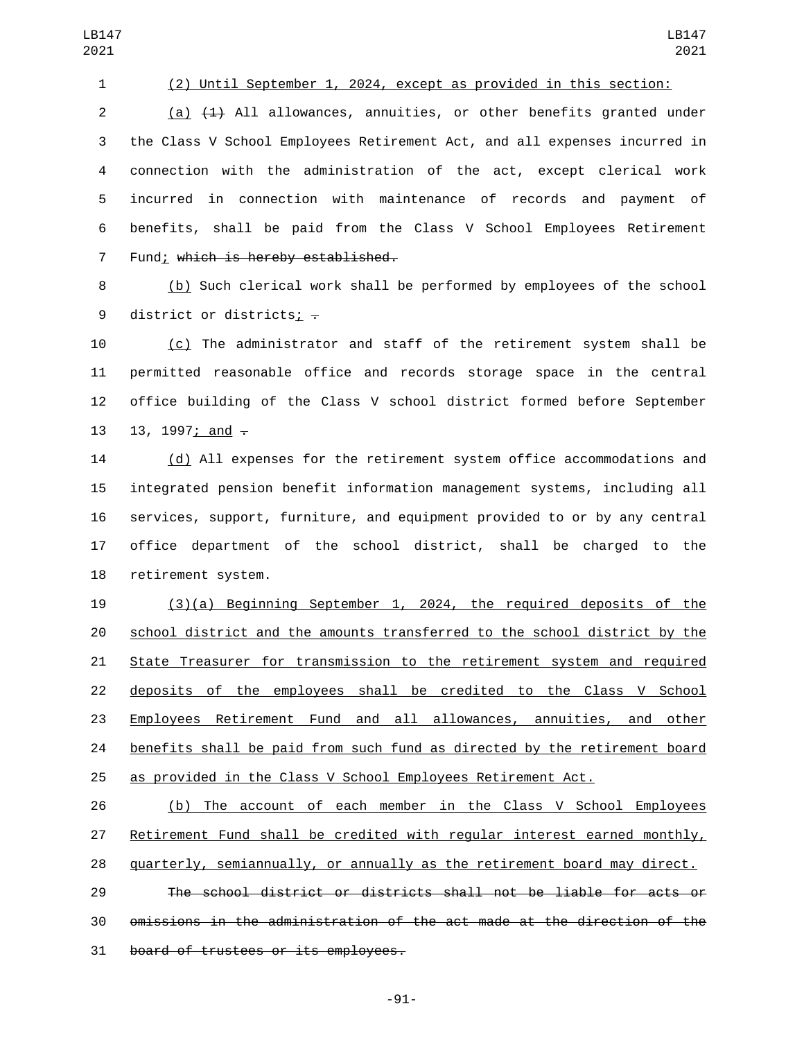(2) Until September 1, 2024, except as provided in this section:

(a) ~~(1)~~ All allowances, annuities, or other benefits granted under the Class V School Employees Retirement Act, and all expenses incurred in connection with the administration of the act, except clerical work incurred in connection with maintenance of records and payment of benefits, shall be paid from the Class V School Employees Retirement Fund; ~~which is hereby established.~~

(b) Such clerical work shall be performed by employees of the school district or districts; ~~.~~

(c) The administrator and staff of the retirement system shall be permitted reasonable office and records storage space in the central office building of the Class V school district formed before September 13, 1997; and ~~.~~

(d) All expenses for the retirement system office accommodations and integrated pension benefit information management systems, including all services, support, furniture, and equipment provided to or by any central office department of the school district, shall be charged to the retirement system.

(3)(a) Beginning September 1, 2024, the required deposits of the school district and the amounts transferred to the school district by the State Treasurer for transmission to the retirement system and required deposits of the employees shall be credited to the Class V School Employees Retirement Fund and all allowances, annuities, and other benefits shall be paid from such fund as directed by the retirement board as provided in the Class V School Employees Retirement Act.

(b) The account of each member in the Class V School Employees Retirement Fund shall be credited with regular interest earned monthly, quarterly, semiannually, or annually as the retirement board may direct.

~~The school district or districts shall not be liable for acts or omissions in the administration of the act made at the direction of the board of trustees or its employees.~~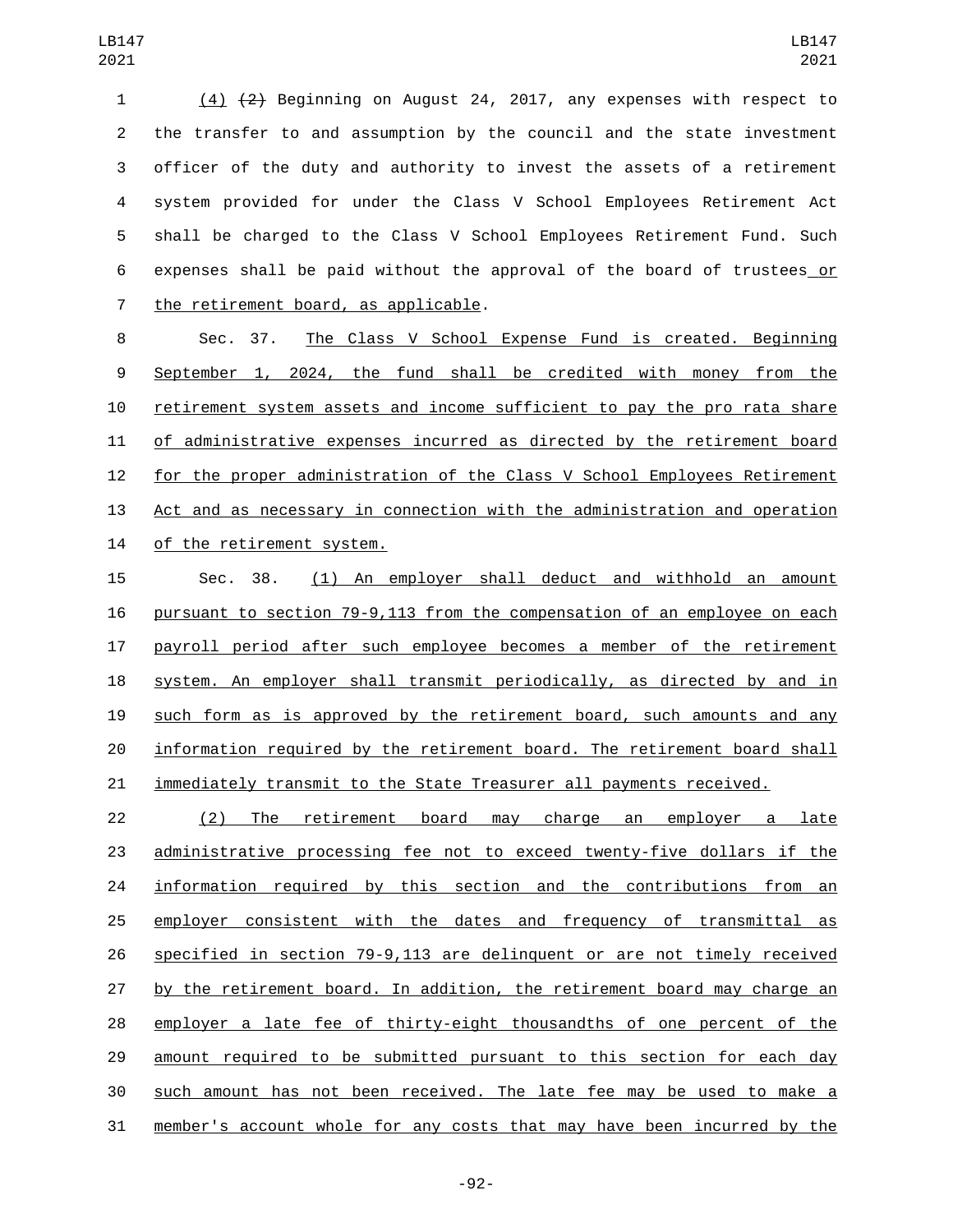(4) ~~(2)~~ Beginning on August 24, 2017, any expenses with respect to the transfer to and assumption by the council and the state investment officer of the duty and authority to invest the assets of a retirement system provided for under the Class V School Employees Retirement Act shall be charged to the Class V School Employees Retirement Fund. Such expenses shall be paid without the approval of the board of trustees or the retirement board, as applicable.

Sec. 37. The Class V School Expense Fund is created. Beginning September 1, 2024, the fund shall be credited with money from the retirement system assets and income sufficient to pay the pro rata share of administrative expenses incurred as directed by the retirement board for the proper administration of the Class V School Employees Retirement Act and as necessary in connection with the administration and operation of the retirement system.

Sec. 38. (1) An employer shall deduct and withhold an amount pursuant to section 79-9,113 from the compensation of an employee on each payroll period after such employee becomes a member of the retirement system. An employer shall transmit periodically, as directed by and in such form as is approved by the retirement board, such amounts and any information required by the retirement board. The retirement board shall immediately transmit to the State Treasurer all payments received.

(2) The retirement board may charge an employer a late administrative processing fee not to exceed twenty-five dollars if the information required by this section and the contributions from an employer consistent with the dates and frequency of transmittal as specified in section 79-9,113 are delinquent or are not timely received by the retirement board. In addition, the retirement board may charge an employer a late fee of thirty-eight thousandths of one percent of the amount required to be submitted pursuant to this section for each day such amount has not been received. The late fee may be used to make a member's account whole for any costs that may have been incurred by the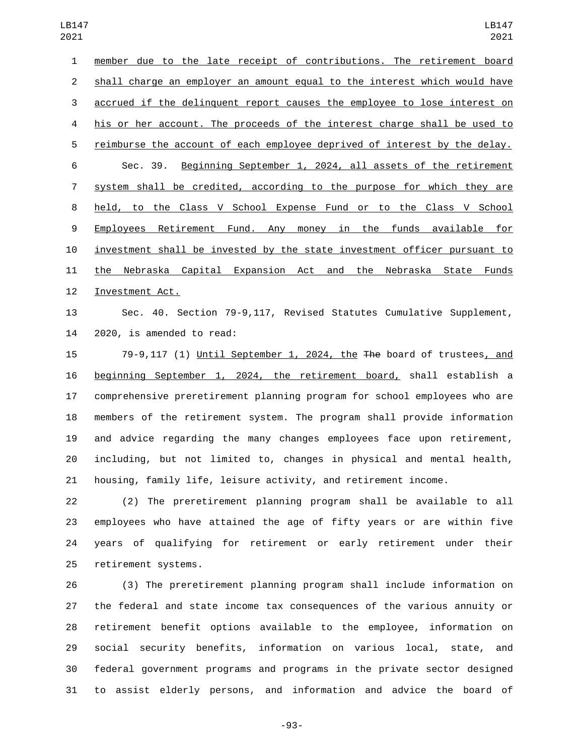member due to the late receipt of contributions. The retirement board shall charge an employer an amount equal to the interest which would have accrued if the delinquent report causes the employee to lose interest on his or her account. The proceeds of the interest charge shall be used to reimburse the account of each employee deprived of interest by the delay.

Sec. 39. Beginning September 1, 2024, all assets of the retirement system shall be credited, according to the purpose for which they are held, to the Class V School Expense Fund or to the Class V School Employees Retirement Fund. Any money in the funds available for investment shall be invested by the state investment officer pursuant to the Nebraska Capital Expansion Act and the Nebraska State Funds Investment Act.

Sec. 40. Section 79-9,117, Revised Statutes Cumulative Supplement, 2020, is amended to read:

79-9,117 (1) Until September 1, 2024, the ~~The~~ board of trustees, and beginning September 1, 2024, the retirement board, shall establish a comprehensive preretirement planning program for school employees who are members of the retirement system. The program shall provide information and advice regarding the many changes employees face upon retirement, including, but not limited to, changes in physical and mental health, housing, family life, leisure activity, and retirement income.

(2) The preretirement planning program shall be available to all employees who have attained the age of fifty years or are within five years of qualifying for retirement or early retirement under their retirement systems.

(3) The preretirement planning program shall include information on the federal and state income tax consequences of the various annuity or retirement benefit options available to the employee, information on social security benefits, information on various local, state, and federal government programs and programs in the private sector designed to assist elderly persons, and information and advice the board of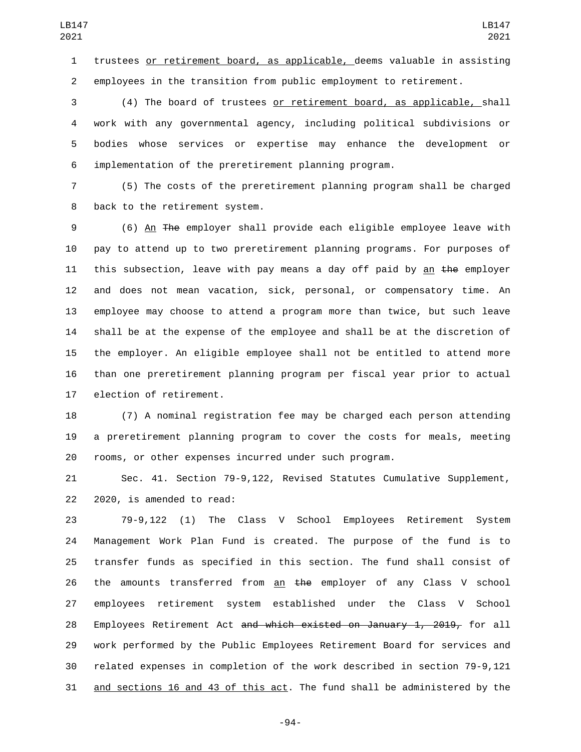trustees or retirement board, as applicable, deems valuable in assisting employees in the transition from public employment to retirement.

(4) The board of trustees or retirement board, as applicable, shall work with any governmental agency, including political subdivisions or bodies whose services or expertise may enhance the development or implementation of the preretirement planning program.

(5) The costs of the preretirement planning program shall be charged back to the retirement system.

(6) An ~~The~~ employer shall provide each eligible employee leave with pay to attend up to two preretirement planning programs. For purposes of this subsection, leave with pay means a day off paid by an ~~the~~ employer and does not mean vacation, sick, personal, or compensatory time. An employee may choose to attend a program more than twice, but such leave shall be at the expense of the employee and shall be at the discretion of the employer. An eligible employee shall not be entitled to attend more than one preretirement planning program per fiscal year prior to actual election of retirement.

(7) A nominal registration fee may be charged each person attending a preretirement planning program to cover the costs for meals, meeting rooms, or other expenses incurred under such program.

Sec. 41. Section 79-9,122, Revised Statutes Cumulative Supplement, 2020, is amended to read:

79-9,122 (1) The Class V School Employees Retirement System Management Work Plan Fund is created. The purpose of the fund is to transfer funds as specified in this section. The fund shall consist of the amounts transferred from an ~~the~~ employer of any Class V school employees retirement system established under the Class V School Employees Retirement Act ~~and which existed on January 1, 2019,~~ for all work performed by the Public Employees Retirement Board for services and related expenses in completion of the work described in section 79-9,121 and sections 16 and 43 of this act. The fund shall be administered by the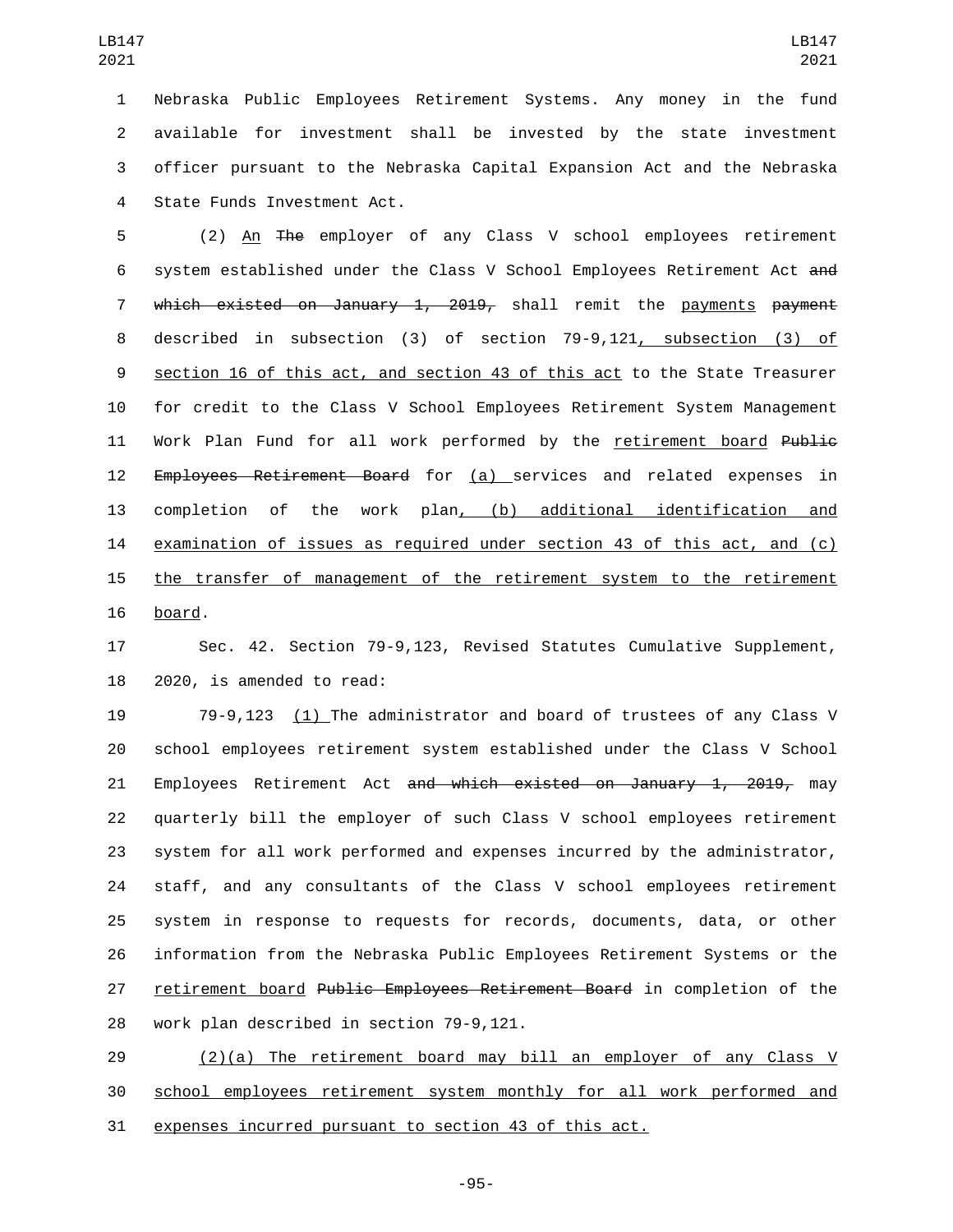Nebraska Public Employees Retirement Systems. Any money in the fund available for investment shall be invested by the state investment officer pursuant to the Nebraska Capital Expansion Act and the Nebraska State Funds Investment Act.

(2) An ~~The~~ employer of any Class V school employees retirement system established under the Class V School Employees Retirement Act ~~and which existed on January 1, 2019,~~ shall remit the payments ~~payment~~ described in subsection (3) of section 79-9,121, subsection (3) of section 16 of this act, and section 43 of this act to the State Treasurer for credit to the Class V School Employees Retirement System Management Work Plan Fund for all work performed by the retirement board ~~Public Employees Retirement Board~~ for (a) services and related expenses in completion of the work plan, (b) additional identification and examination of issues as required under section 43 of this act, and (c) the transfer of management of the retirement system to the retirement board.

Sec. 42. Section 79-9,123, Revised Statutes Cumulative Supplement, 2020, is amended to read:

79-9,123 (1) The administrator and board of trustees of any Class V school employees retirement system established under the Class V School Employees Retirement Act ~~and which existed on January 1, 2019,~~ may quarterly bill the employer of such Class V school employees retirement system for all work performed and expenses incurred by the administrator, staff, and any consultants of the Class V school employees retirement system in response to requests for records, documents, data, or other information from the Nebraska Public Employees Retirement Systems or the retirement board ~~Public Employees Retirement Board~~ in completion of the work plan described in section 79-9,121.

(2)(a) The retirement board may bill an employer of any Class V school employees retirement system monthly for all work performed and expenses incurred pursuant to section 43 of this act.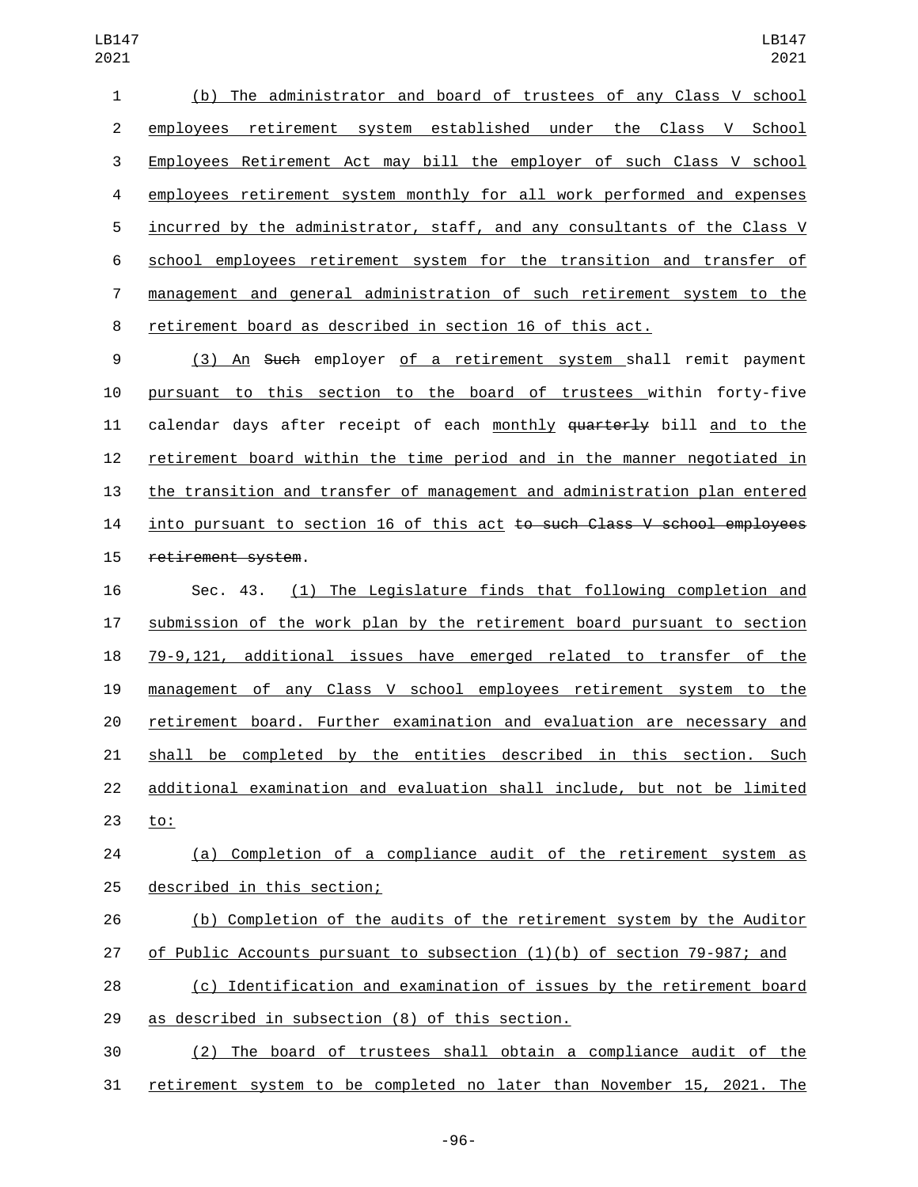(b) The administrator and board of trustees of any Class V school employees retirement system established under the Class V School Employees Retirement Act may bill the employer of such Class V school employees retirement system monthly for all work performed and expenses incurred by the administrator, staff, and any consultants of the Class V school employees retirement system for the transition and transfer of management and general administration of such retirement system to the retirement board as described in section 16 of this act.

(3) An ~~Such~~ employer of a retirement system shall remit payment pursuant to this section to the board of trustees within forty-five calendar days after receipt of each monthly ~~quarterly~~ bill and to the retirement board within the time period and in the manner negotiated in the transition and transfer of management and administration plan entered into pursuant to section 16 of this act ~~to such Class V school employees retirement system~~.

Sec. 43. (1) The Legislature finds that following completion and submission of the work plan by the retirement board pursuant to section 79-9,121, additional issues have emerged related to transfer of the management of any Class V school employees retirement system to the retirement board. Further examination and evaluation are necessary and shall be completed by the entities described in this section. Such additional examination and evaluation shall include, but not be limited to:

(a) Completion of a compliance audit of the retirement system as described in this section;

(b) Completion of the audits of the retirement system by the Auditor of Public Accounts pursuant to subsection (1)(b) of section 79-987; and

(c) Identification and examination of issues by the retirement board as described in subsection (8) of this section.

(2) The board of trustees shall obtain a compliance audit of the retirement system to be completed no later than November 15, 2021. The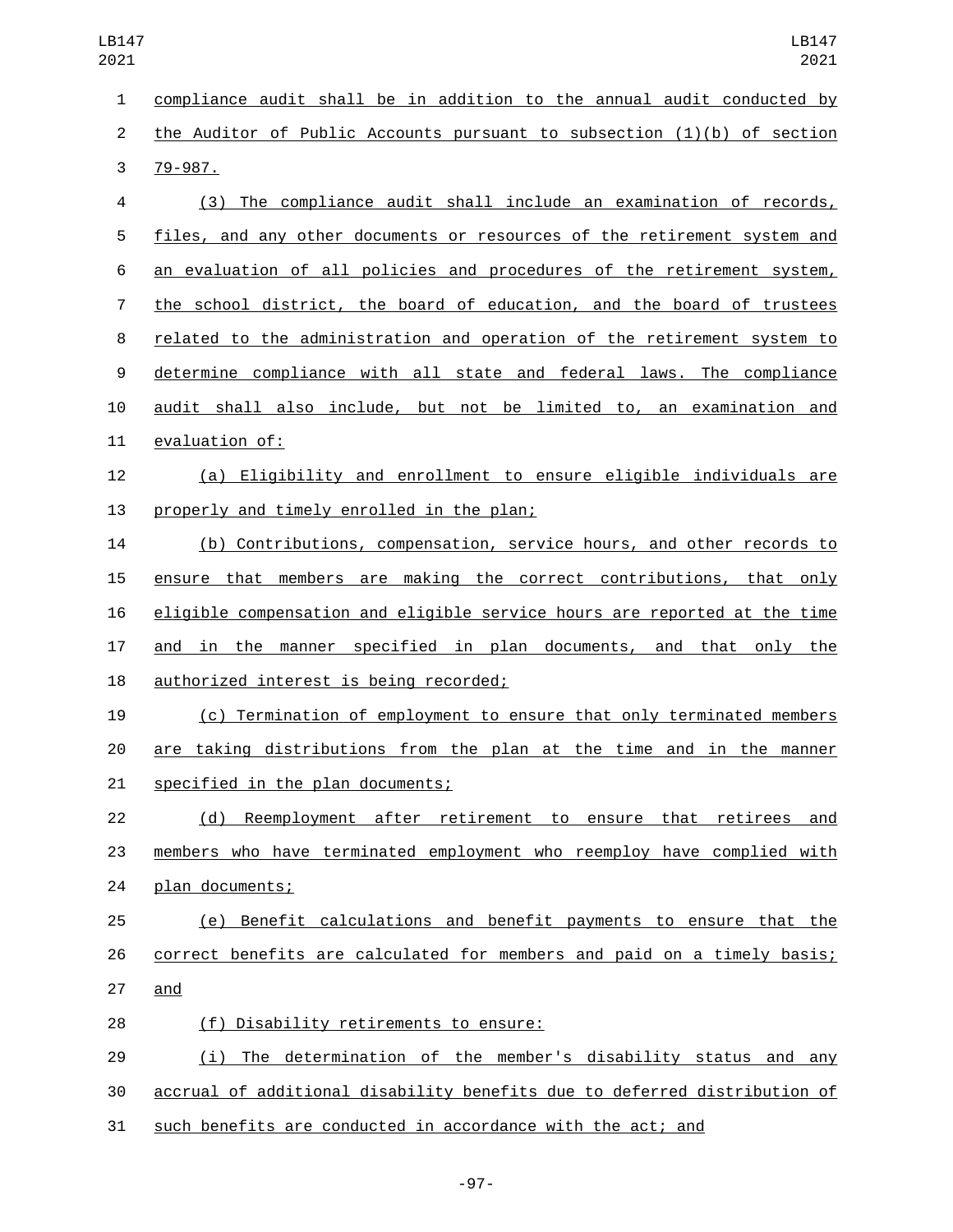compliance audit shall be in addition to the annual audit conducted by the Auditor of Public Accounts pursuant to subsection (1)(b) of section 79-987.

(3) The compliance audit shall include an examination of records, files, and any other documents or resources of the retirement system and an evaluation of all policies and procedures of the retirement system, the school district, the board of education, and the board of trustees related to the administration and operation of the retirement system to determine compliance with all state and federal laws. The compliance audit shall also include, but not be limited to, an examination and evaluation of:

(a) Eligibility and enrollment to ensure eligible individuals are properly and timely enrolled in the plan;

(b) Contributions, compensation, service hours, and other records to ensure that members are making the correct contributions, that only eligible compensation and eligible service hours are reported at the time and in the manner specified in plan documents, and that only the authorized interest is being recorded;

(c) Termination of employment to ensure that only terminated members are taking distributions from the plan at the time and in the manner specified in the plan documents;

(d) Reemployment after retirement to ensure that retirees and members who have terminated employment who reemploy have complied with plan documents;

(e) Benefit calculations and benefit payments to ensure that the correct benefits are calculated for members and paid on a timely basis; and

(f) Disability retirements to ensure:

(i) The determination of the member's disability status and any accrual of additional disability benefits due to deferred distribution of such benefits are conducted in accordance with the act; and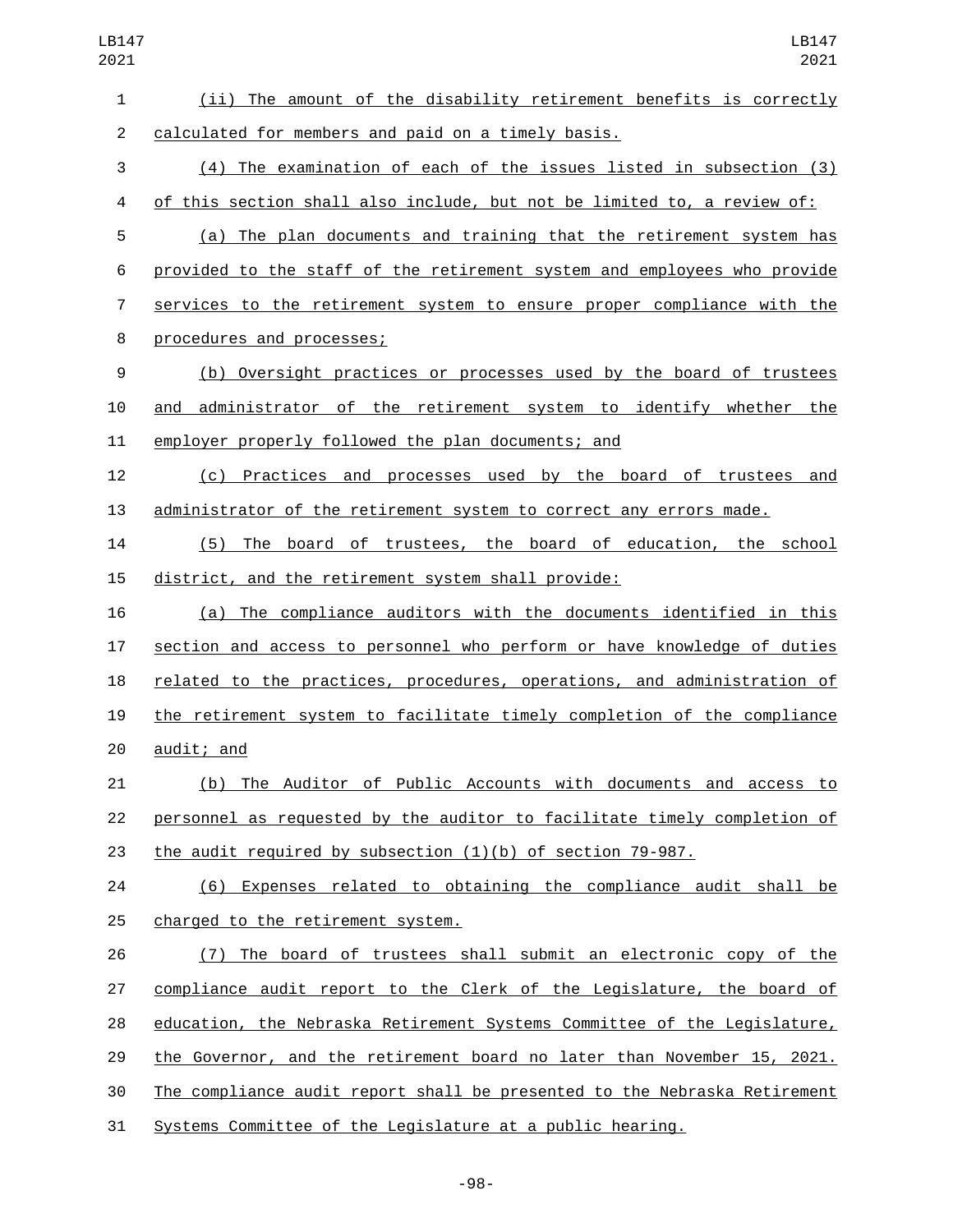(ii) The amount of the disability retirement benefits is correctly calculated for members and paid on a timely basis.

(4) The examination of each of the issues listed in subsection (3) of this section shall also include, but not be limited to, a review of:

(a) The plan documents and training that the retirement system has provided to the staff of the retirement system and employees who provide services to the retirement system to ensure proper compliance with the procedures and processes;

(b) Oversight practices or processes used by the board of trustees and administrator of the retirement system to identify whether the employer properly followed the plan documents; and

(c) Practices and processes used by the board of trustees and administrator of the retirement system to correct any errors made.

(5) The board of trustees, the board of education, the school district, and the retirement system shall provide:

(a) The compliance auditors with the documents identified in this section and access to personnel who perform or have knowledge of duties related to the practices, procedures, operations, and administration of the retirement system to facilitate timely completion of the compliance audit; and

(b) The Auditor of Public Accounts with documents and access to personnel as requested by the auditor to facilitate timely completion of the audit required by subsection (1)(b) of section 79-987.

(6) Expenses related to obtaining the compliance audit shall be charged to the retirement system.

(7) The board of trustees shall submit an electronic copy of the compliance audit report to the Clerk of the Legislature, the board of education, the Nebraska Retirement Systems Committee of the Legislature, the Governor, and the retirement board no later than November 15, 2021. The compliance audit report shall be presented to the Nebraska Retirement Systems Committee of the Legislature at a public hearing.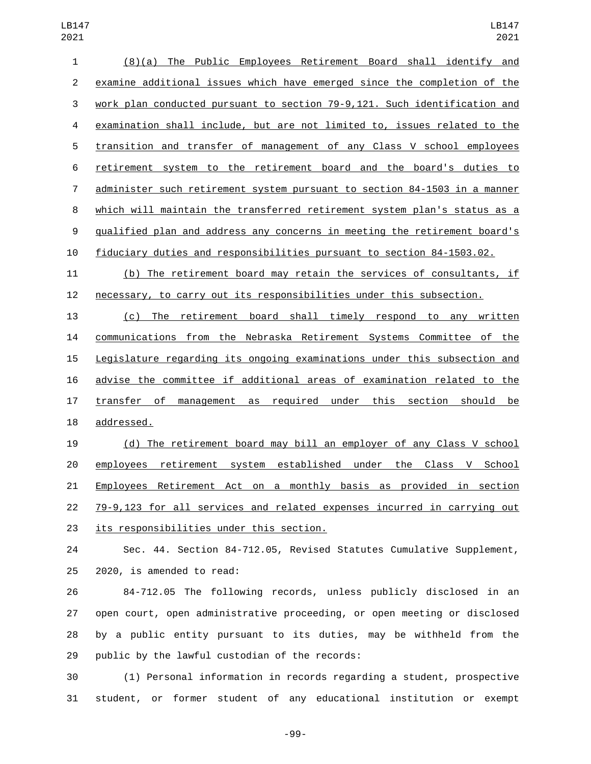(8)(a) The Public Employees Retirement Board shall identify and examine additional issues which have emerged since the completion of the work plan conducted pursuant to section 79-9,121. Such identification and examination shall include, but are not limited to, issues related to the transition and transfer of management of any Class V school employees retirement system to the retirement board and the board's duties to administer such retirement system pursuant to section 84-1503 in a manner which will maintain the transferred retirement system plan's status as a qualified plan and address any concerns in meeting the retirement board's fiduciary duties and responsibilities pursuant to section 84-1503.02.

(b) The retirement board may retain the services of consultants, if necessary, to carry out its responsibilities under this subsection.

(c) The retirement board shall timely respond to any written communications from the Nebraska Retirement Systems Committee of the Legislature regarding its ongoing examinations under this subsection and advise the committee if additional areas of examination related to the transfer of management as required under this section should be addressed.

(d) The retirement board may bill an employer of any Class V school employees retirement system established under the Class V School Employees Retirement Act on a monthly basis as provided in section 79-9,123 for all services and related expenses incurred in carrying out its responsibilities under this section.

Sec. 44. Section 84-712.05, Revised Statutes Cumulative Supplement, 2020, is amended to read:

84-712.05 The following records, unless publicly disclosed in an open court, open administrative proceeding, or open meeting or disclosed by a public entity pursuant to its duties, may be withheld from the public by the lawful custodian of the records:

(1) Personal information in records regarding a student, prospective student, or former student of any educational institution or exempt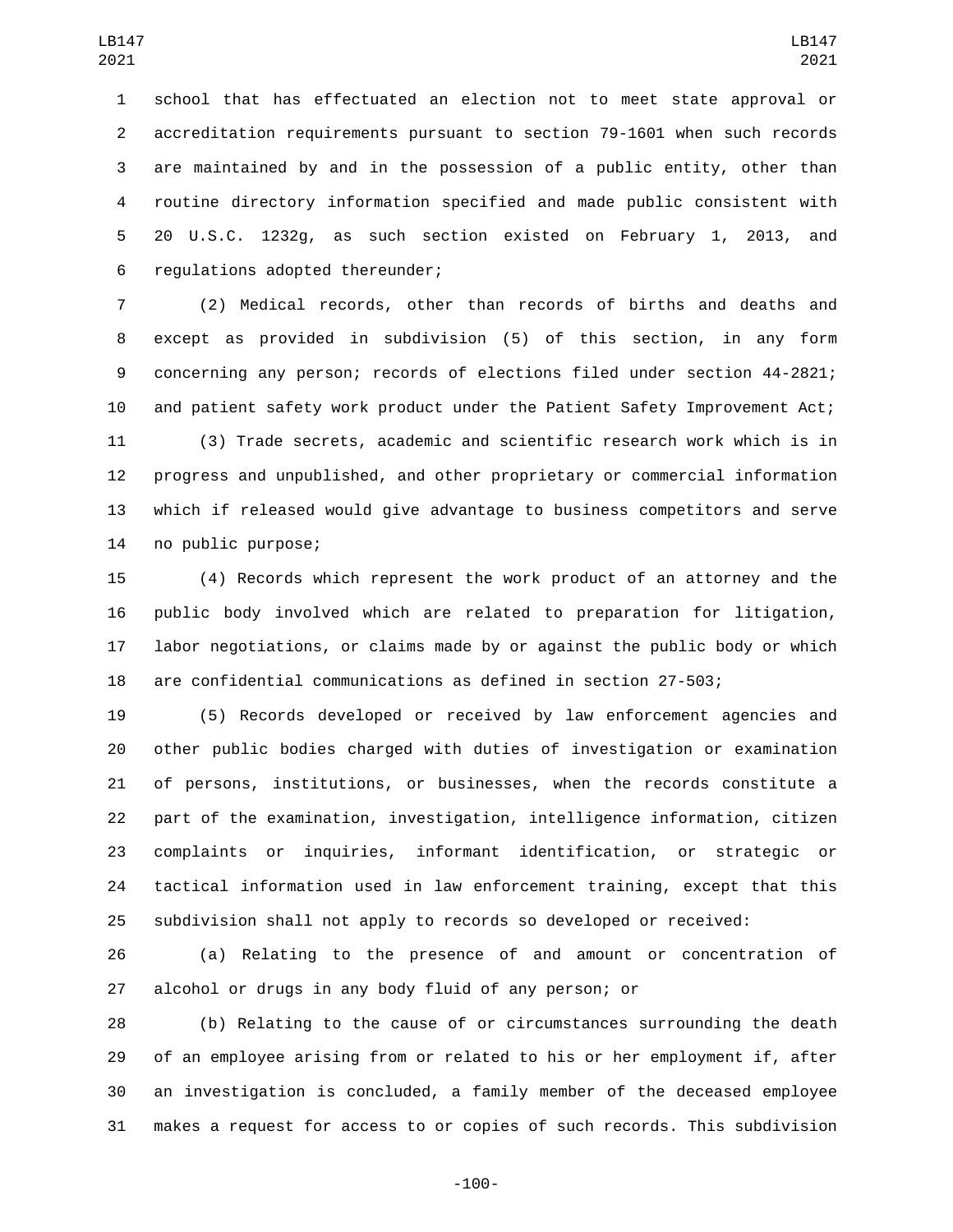school that has effectuated an election not to meet state approval or accreditation requirements pursuant to section 79-1601 when such records are maintained by and in the possession of a public entity, other than routine directory information specified and made public consistent with 20 U.S.C. 1232g, as such section existed on February 1, 2013, and regulations adopted thereunder;

(2) Medical records, other than records of births and deaths and except as provided in subdivision (5) of this section, in any form concerning any person; records of elections filed under section 44-2821; and patient safety work product under the Patient Safety Improvement Act;

(3) Trade secrets, academic and scientific research work which is in progress and unpublished, and other proprietary or commercial information which if released would give advantage to business competitors and serve no public purpose;

(4) Records which represent the work product of an attorney and the public body involved which are related to preparation for litigation, labor negotiations, or claims made by or against the public body or which are confidential communications as defined in section 27-503;

(5) Records developed or received by law enforcement agencies and other public bodies charged with duties of investigation or examination of persons, institutions, or businesses, when the records constitute a part of the examination, investigation, intelligence information, citizen complaints or inquiries, informant identification, or strategic or tactical information used in law enforcement training, except that this subdivision shall not apply to records so developed or received:

(a) Relating to the presence of and amount or concentration of alcohol or drugs in any body fluid of any person; or

(b) Relating to the cause of or circumstances surrounding the death of an employee arising from or related to his or her employment if, after an investigation is concluded, a family member of the deceased employee makes a request for access to or copies of such records. This subdivision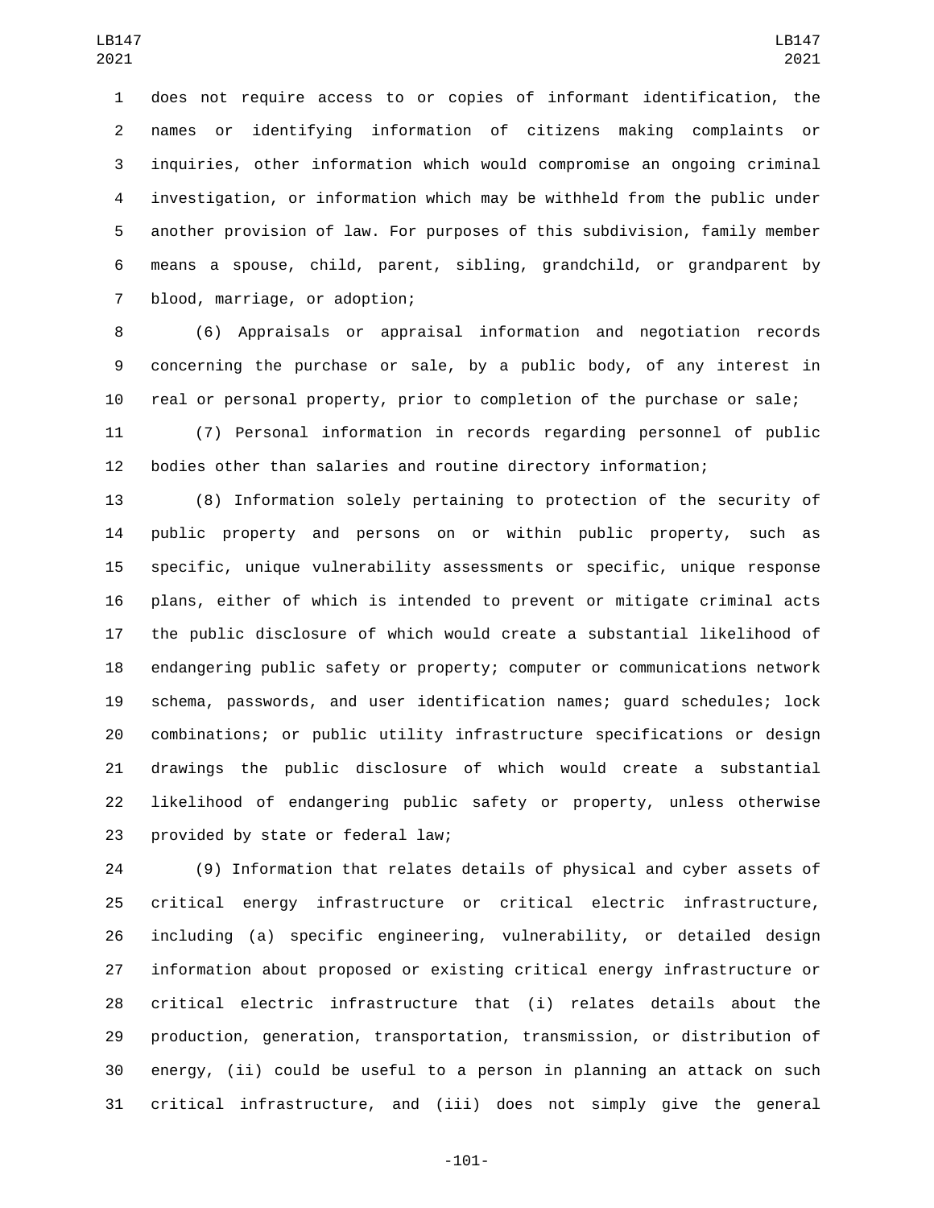does not require access to or copies of informant identification, the names or identifying information of citizens making complaints or inquiries, other information which would compromise an ongoing criminal investigation, or information which may be withheld from the public under another provision of law. For purposes of this subdivision, family member means a spouse, child, parent, sibling, grandchild, or grandparent by blood, marriage, or adoption;

(6) Appraisals or appraisal information and negotiation records concerning the purchase or sale, by a public body, of any interest in real or personal property, prior to completion of the purchase or sale;

(7) Personal information in records regarding personnel of public bodies other than salaries and routine directory information;

(8) Information solely pertaining to protection of the security of public property and persons on or within public property, such as specific, unique vulnerability assessments or specific, unique response plans, either of which is intended to prevent or mitigate criminal acts the public disclosure of which would create a substantial likelihood of endangering public safety or property; computer or communications network schema, passwords, and user identification names; guard schedules; lock combinations; or public utility infrastructure specifications or design drawings the public disclosure of which would create a substantial likelihood of endangering public safety or property, unless otherwise provided by state or federal law;

(9) Information that relates details of physical and cyber assets of critical energy infrastructure or critical electric infrastructure, including (a) specific engineering, vulnerability, or detailed design information about proposed or existing critical energy infrastructure or critical electric infrastructure that (i) relates details about the production, generation, transportation, transmission, or distribution of energy, (ii) could be useful to a person in planning an attack on such critical infrastructure, and (iii) does not simply give the general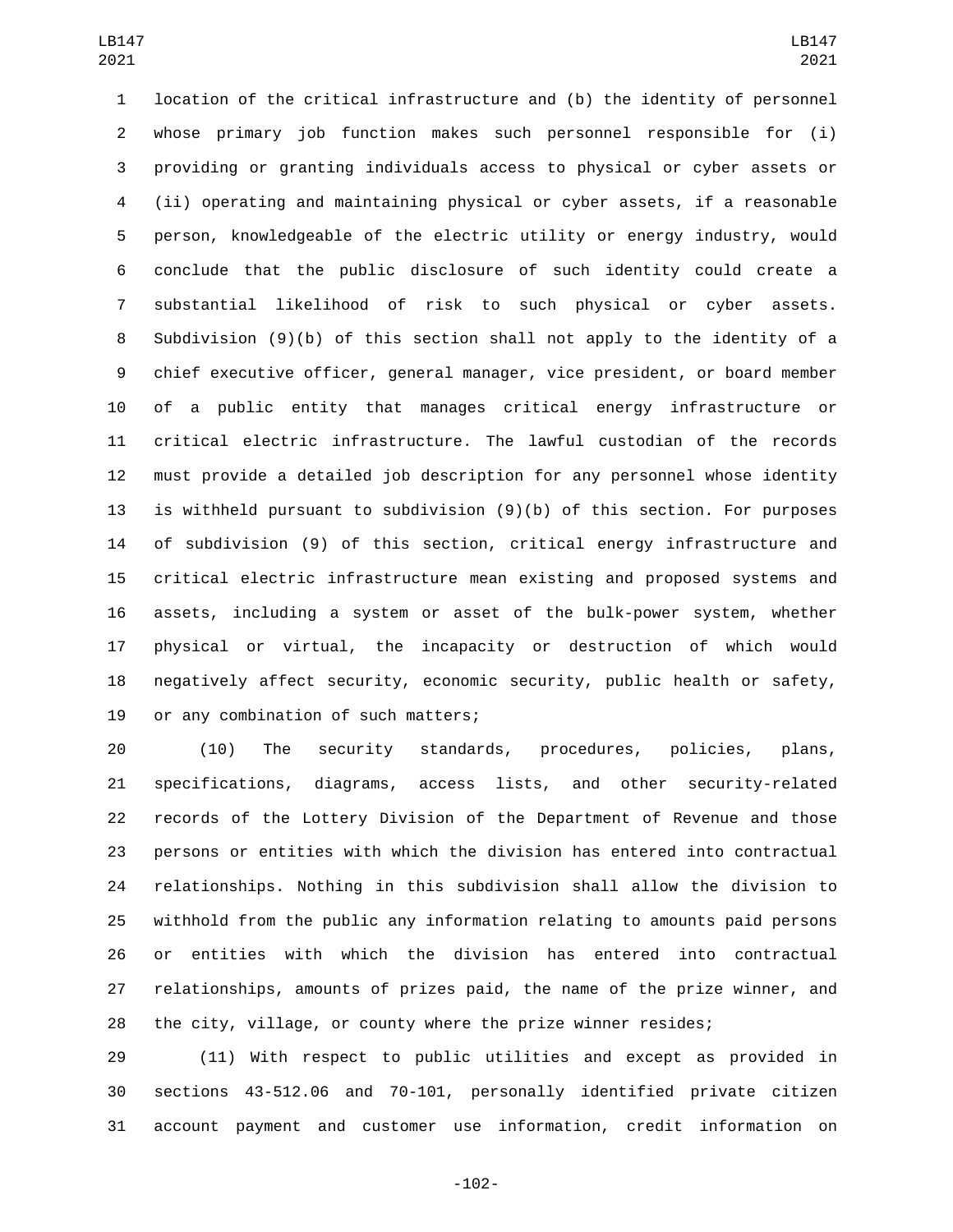location of the critical infrastructure and (b) the identity of personnel whose primary job function makes such personnel responsible for (i) providing or granting individuals access to physical or cyber assets or (ii) operating and maintaining physical or cyber assets, if a reasonable person, knowledgeable of the electric utility or energy industry, would conclude that the public disclosure of such identity could create a substantial likelihood of risk to such physical or cyber assets. Subdivision (9)(b) of this section shall not apply to the identity of a chief executive officer, general manager, vice president, or board member of a public entity that manages critical energy infrastructure or critical electric infrastructure. The lawful custodian of the records must provide a detailed job description for any personnel whose identity is withheld pursuant to subdivision (9)(b) of this section. For purposes of subdivision (9) of this section, critical energy infrastructure and critical electric infrastructure mean existing and proposed systems and assets, including a system or asset of the bulk-power system, whether physical or virtual, the incapacity or destruction of which would negatively affect security, economic security, public health or safety, or any combination of such matters;

(10) The security standards, procedures, policies, plans, specifications, diagrams, access lists, and other security-related records of the Lottery Division of the Department of Revenue and those persons or entities with which the division has entered into contractual relationships. Nothing in this subdivision shall allow the division to withhold from the public any information relating to amounts paid persons or entities with which the division has entered into contractual relationships, amounts of prizes paid, the name of the prize winner, and the city, village, or county where the prize winner resides;

(11) With respect to public utilities and except as provided in sections 43-512.06 and 70-101, personally identified private citizen account payment and customer use information, credit information on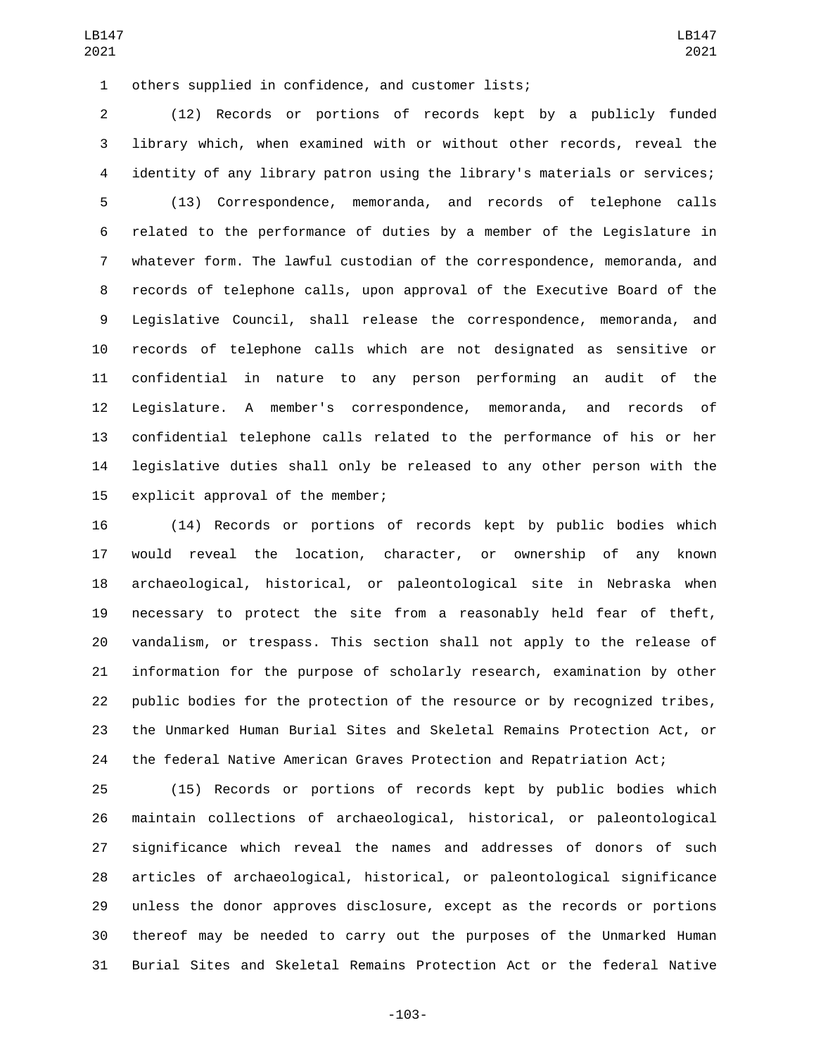others supplied in confidence, and customer lists;

(12) Records or portions of records kept by a publicly funded library which, when examined with or without other records, reveal the identity of any library patron using the library's materials or services;

(13) Correspondence, memoranda, and records of telephone calls related to the performance of duties by a member of the Legislature in whatever form. The lawful custodian of the correspondence, memoranda, and records of telephone calls, upon approval of the Executive Board of the Legislative Council, shall release the correspondence, memoranda, and records of telephone calls which are not designated as sensitive or confidential in nature to any person performing an audit of the Legislature. A member's correspondence, memoranda, and records of confidential telephone calls related to the performance of his or her legislative duties shall only be released to any other person with the explicit approval of the member;

(14) Records or portions of records kept by public bodies which would reveal the location, character, or ownership of any known archaeological, historical, or paleontological site in Nebraska when necessary to protect the site from a reasonably held fear of theft, vandalism, or trespass. This section shall not apply to the release of information for the purpose of scholarly research, examination by other public bodies for the protection of the resource or by recognized tribes, the Unmarked Human Burial Sites and Skeletal Remains Protection Act, or the federal Native American Graves Protection and Repatriation Act;

(15) Records or portions of records kept by public bodies which maintain collections of archaeological, historical, or paleontological significance which reveal the names and addresses of donors of such articles of archaeological, historical, or paleontological significance unless the donor approves disclosure, except as the records or portions thereof may be needed to carry out the purposes of the Unmarked Human Burial Sites and Skeletal Remains Protection Act or the federal Native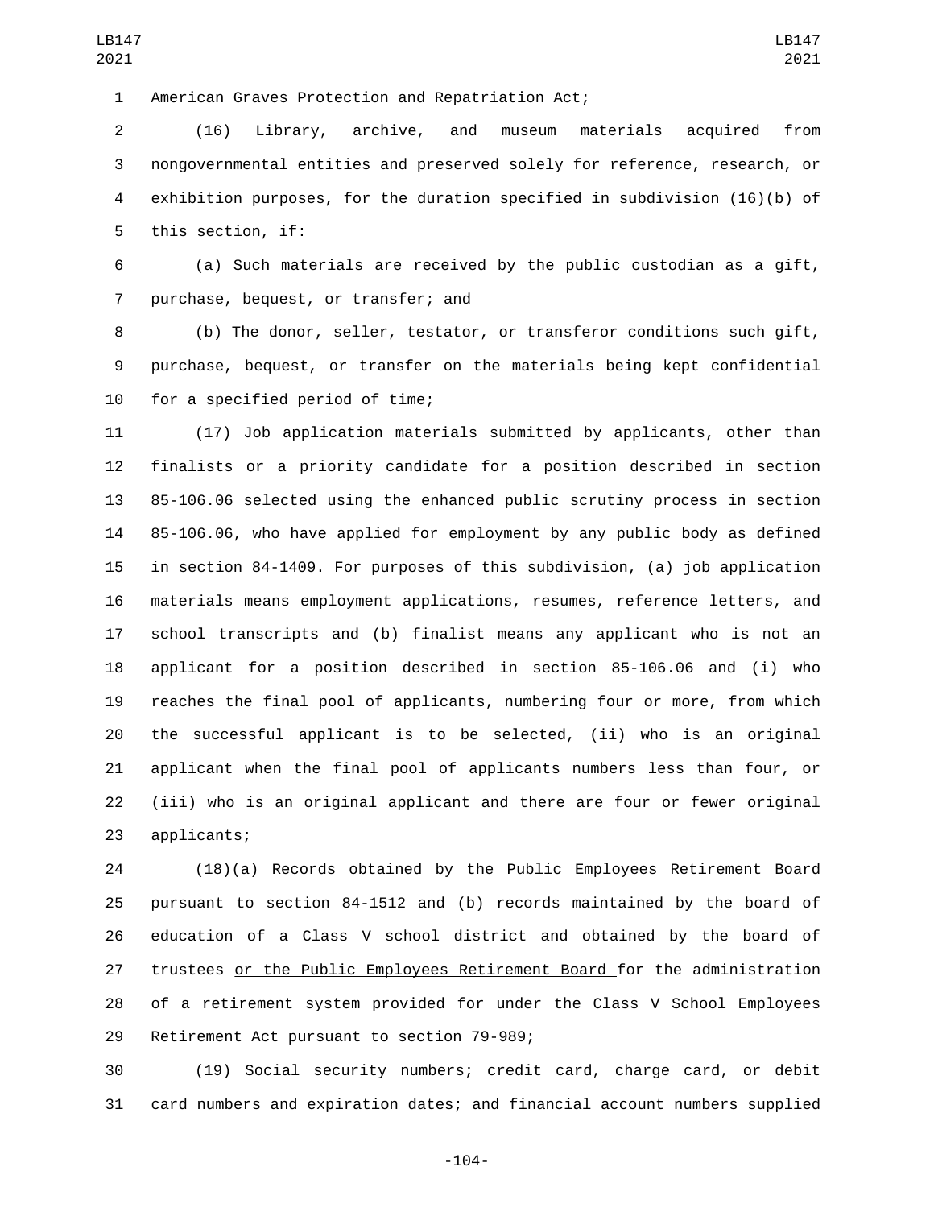American Graves Protection and Repatriation Act;

(16) Library, archive, and museum materials acquired from nongovernmental entities and preserved solely for reference, research, or exhibition purposes, for the duration specified in subdivision (16)(b) of this section, if:

(a) Such materials are received by the public custodian as a gift, purchase, bequest, or transfer; and

(b) The donor, seller, testator, or transferor conditions such gift, purchase, bequest, or transfer on the materials being kept confidential for a specified period of time;

(17) Job application materials submitted by applicants, other than finalists or a priority candidate for a position described in section 85-106.06 selected using the enhanced public scrutiny process in section 85-106.06, who have applied for employment by any public body as defined in section 84-1409. For purposes of this subdivision, (a) job application materials means employment applications, resumes, reference letters, and school transcripts and (b) finalist means any applicant who is not an applicant for a position described in section 85-106.06 and (i) who reaches the final pool of applicants, numbering four or more, from which the successful applicant is to be selected, (ii) who is an original applicant when the final pool of applicants numbers less than four, or (iii) who is an original applicant and there are four or fewer original applicants;

(18)(a) Records obtained by the Public Employees Retirement Board pursuant to section 84-1512 and (b) records maintained by the board of education of a Class V school district and obtained by the board of trustees or the Public Employees Retirement Board for the administration of a retirement system provided for under the Class V School Employees Retirement Act pursuant to section 79-989;

(19) Social security numbers; credit card, charge card, or debit card numbers and expiration dates; and financial account numbers supplied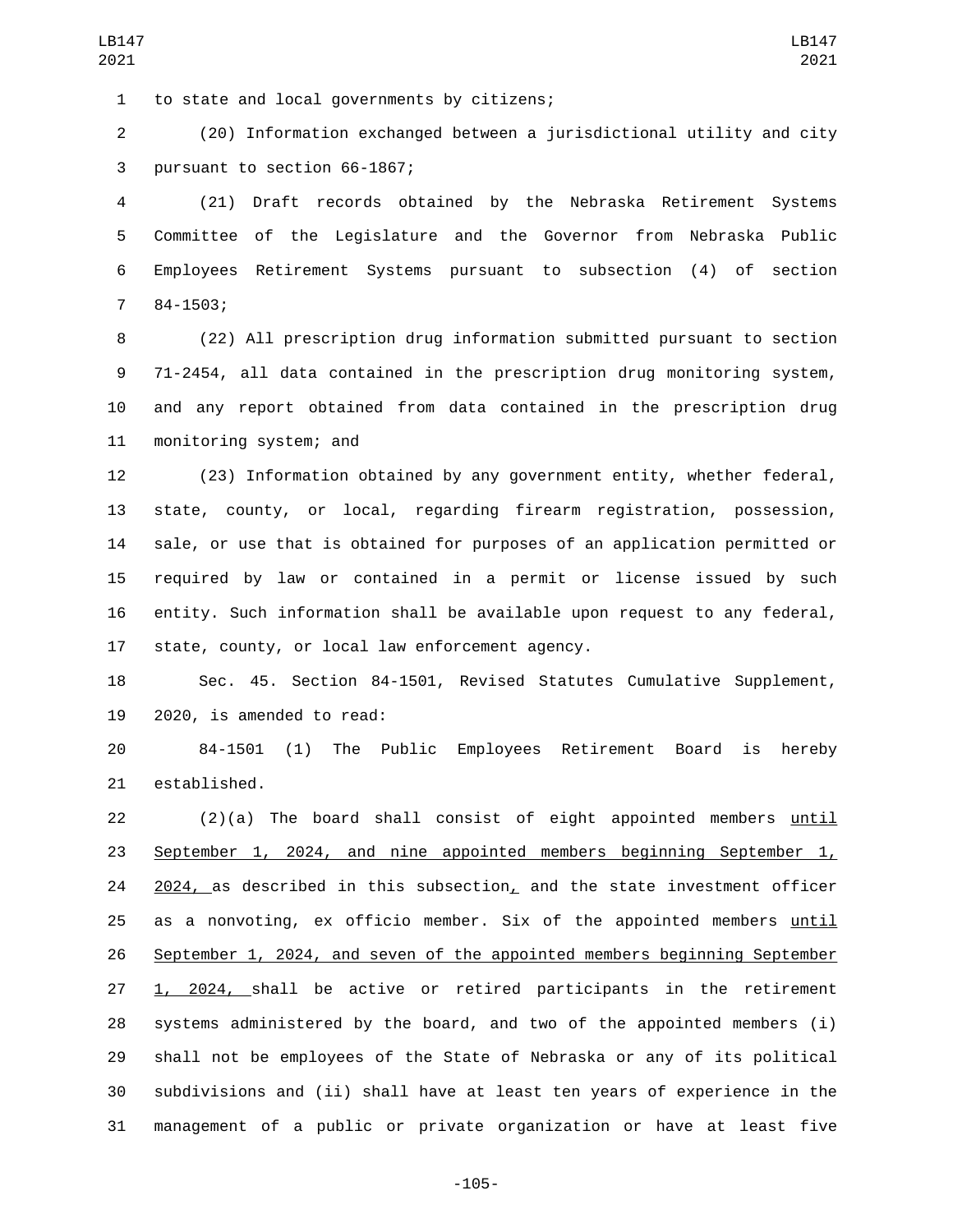to state and local governments by citizens;

(20) Information exchanged between a jurisdictional utility and city pursuant to section 66-1867;

(21) Draft records obtained by the Nebraska Retirement Systems Committee of the Legislature and the Governor from Nebraska Public Employees Retirement Systems pursuant to subsection (4) of section 84-1503;

(22) All prescription drug information submitted pursuant to section 71-2454, all data contained in the prescription drug monitoring system, and any report obtained from data contained in the prescription drug monitoring system; and

(23) Information obtained by any government entity, whether federal, state, county, or local, regarding firearm registration, possession, sale, or use that is obtained for purposes of an application permitted or required by law or contained in a permit or license issued by such entity. Such information shall be available upon request to any federal, state, county, or local law enforcement agency.

Sec. 45. Section 84-1501, Revised Statutes Cumulative Supplement, 2020, is amended to read:

84-1501 (1) The Public Employees Retirement Board is hereby established.

(2)(a) The board shall consist of eight appointed members until September 1, 2024, and nine appointed members beginning September 1, 2024, as described in this subsection, and the state investment officer as a nonvoting, ex officio member. Six of the appointed members until September 1, 2024, and seven of the appointed members beginning September 1, 2024, shall be active or retired participants in the retirement systems administered by the board, and two of the appointed members (i) shall not be employees of the State of Nebraska or any of its political subdivisions and (ii) shall have at least ten years of experience in the management of a public or private organization or have at least five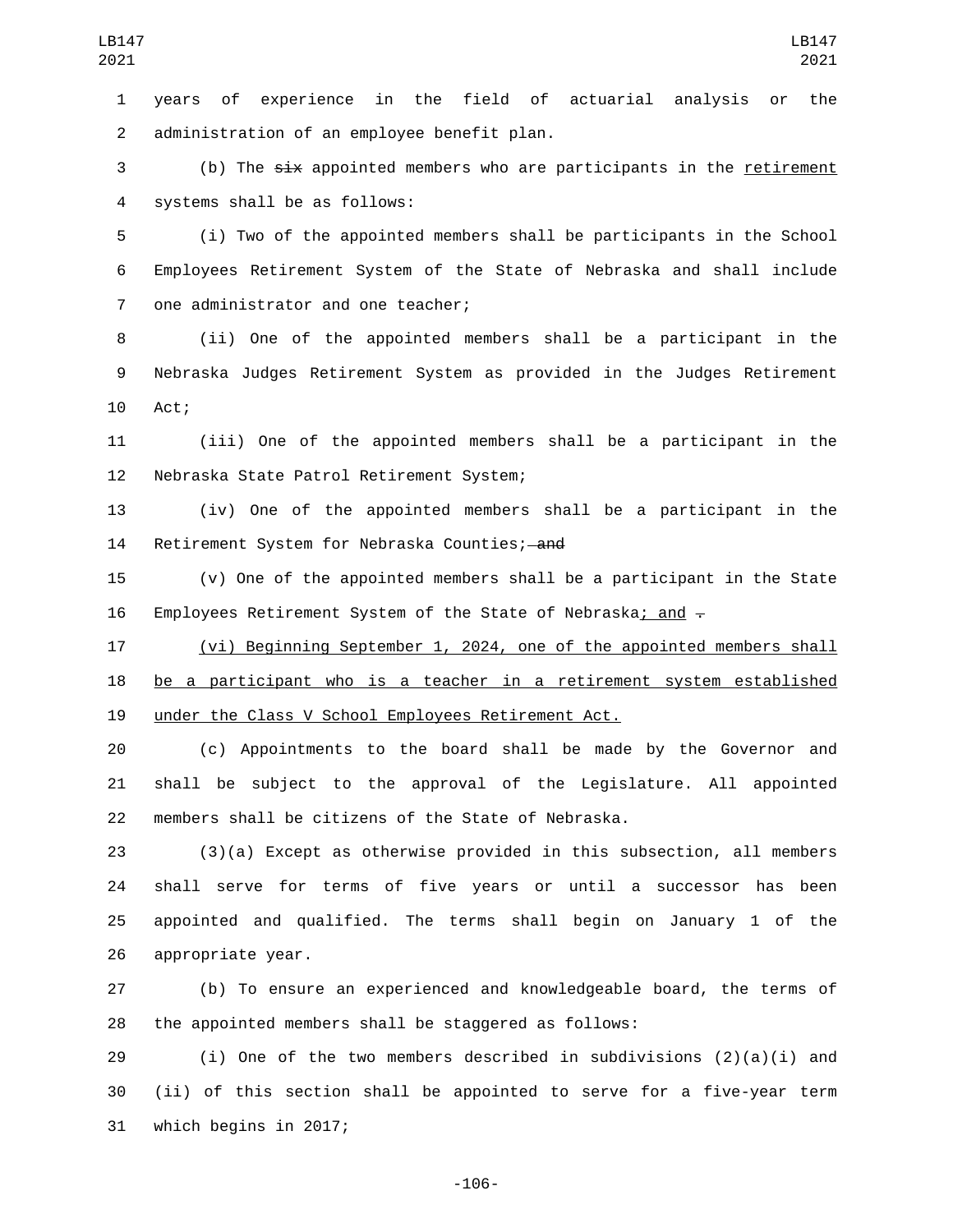years of experience in the field of actuarial analysis or the administration of an employee benefit plan.

(b) The ~~six~~ appointed members who are participants in the retirement systems shall be as follows:

(i) Two of the appointed members shall be participants in the School Employees Retirement System of the State of Nebraska and shall include one administrator and one teacher;

(ii) One of the appointed members shall be a participant in the Nebraska Judges Retirement System as provided in the Judges Retirement Act;

(iii) One of the appointed members shall be a participant in the Nebraska State Patrol Retirement System;

(iv) One of the appointed members shall be a participant in the Retirement System for Nebraska Counties; ~~and~~

(v) One of the appointed members shall be a participant in the State Employees Retirement System of the State of Nebraska; and ~~.~~

(vi) Beginning September 1, 2024, one of the appointed members shall be a participant who is a teacher in a retirement system established under the Class V School Employees Retirement Act.

(c) Appointments to the board shall be made by the Governor and shall be subject to the approval of the Legislature. All appointed members shall be citizens of the State of Nebraska.

(3)(a) Except as otherwise provided in this subsection, all members shall serve for terms of five years or until a successor has been appointed and qualified. The terms shall begin on January 1 of the appropriate year.

(b) To ensure an experienced and knowledgeable board, the terms of the appointed members shall be staggered as follows:

(i) One of the two members described in subdivisions (2)(a)(i) and (ii) of this section shall be appointed to serve for a five-year term which begins in 2017;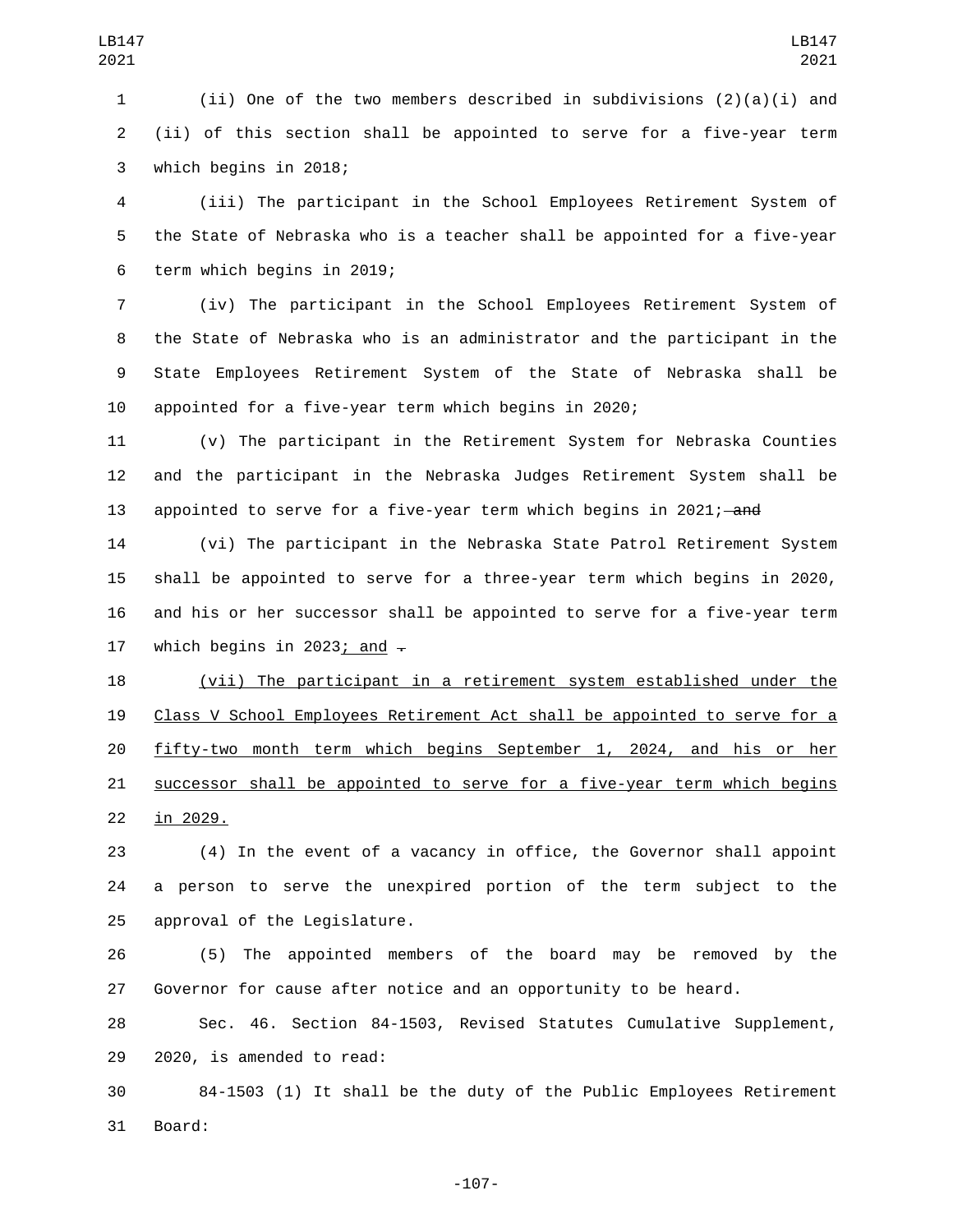(ii) One of the two members described in subdivisions (2)(a)(i) and (ii) of this section shall be appointed to serve for a five-year term which begins in 2018;

(iii) The participant in the School Employees Retirement System of the State of Nebraska who is a teacher shall be appointed for a five-year term which begins in 2019;

(iv) The participant in the School Employees Retirement System of the State of Nebraska who is an administrator and the participant in the State Employees Retirement System of the State of Nebraska shall be appointed for a five-year term which begins in 2020;

(v) The participant in the Retirement System for Nebraska Counties and the participant in the Nebraska Judges Retirement System shall be appointed to serve for a five-year term which begins in 2021; ~~and~~

(vi) The participant in the Nebraska State Patrol Retirement System shall be appointed to serve for a three-year term which begins in 2020, and his or her successor shall be appointed to serve for a five-year term which begins in 2023; and ~~.~~

(vii) The participant in a retirement system established under the Class V School Employees Retirement Act shall be appointed to serve for a fifty-two month term which begins September 1, 2024, and his or her successor shall be appointed to serve for a five-year term which begins in 2029.

(4) In the event of a vacancy in office, the Governor shall appoint a person to serve the unexpired portion of the term subject to the approval of the Legislature.

(5) The appointed members of the board may be removed by the Governor for cause after notice and an opportunity to be heard.

Sec. 46. Section 84-1503, Revised Statutes Cumulative Supplement, 2020, is amended to read:

84-1503 (1) It shall be the duty of the Public Employees Retirement Board: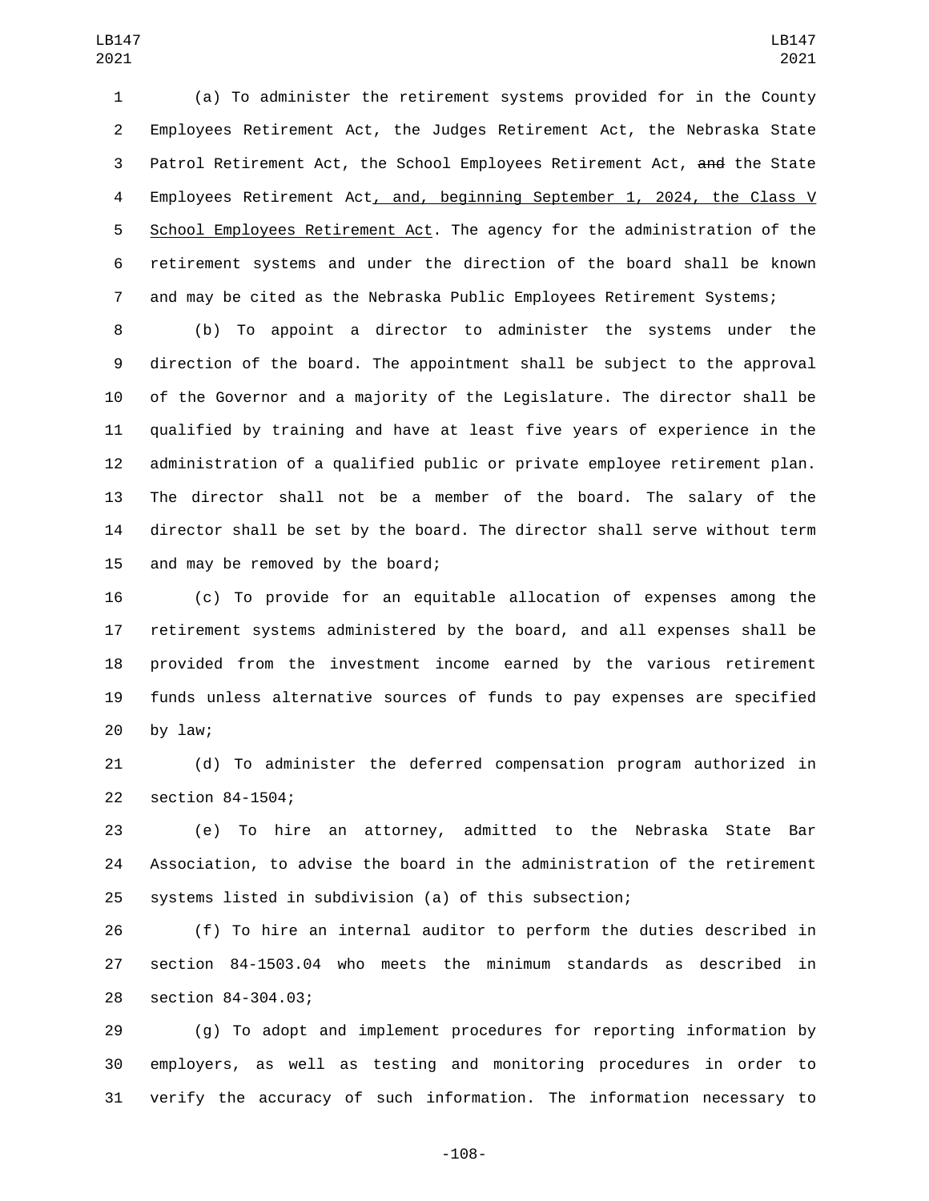(a) To administer the retirement systems provided for in the County Employees Retirement Act, the Judges Retirement Act, the Nebraska State Patrol Retirement Act, the School Employees Retirement Act, ~~and~~ the State Employees Retirement Act, and, beginning September 1, 2024, the Class V School Employees Retirement Act. The agency for the administration of the retirement systems and under the direction of the board shall be known and may be cited as the Nebraska Public Employees Retirement Systems;

(b) To appoint a director to administer the systems under the direction of the board. The appointment shall be subject to the approval of the Governor and a majority of the Legislature. The director shall be qualified by training and have at least five years of experience in the administration of a qualified public or private employee retirement plan. The director shall not be a member of the board. The salary of the director shall be set by the board. The director shall serve without term and may be removed by the board;

(c) To provide for an equitable allocation of expenses among the retirement systems administered by the board, and all expenses shall be provided from the investment income earned by the various retirement funds unless alternative sources of funds to pay expenses are specified by law;

(d) To administer the deferred compensation program authorized in section 84-1504;

(e) To hire an attorney, admitted to the Nebraska State Bar Association, to advise the board in the administration of the retirement systems listed in subdivision (a) of this subsection;

(f) To hire an internal auditor to perform the duties described in section 84-1503.04 who meets the minimum standards as described in section 84-304.03;

(g) To adopt and implement procedures for reporting information by employers, as well as testing and monitoring procedures in order to verify the accuracy of such information. The information necessary to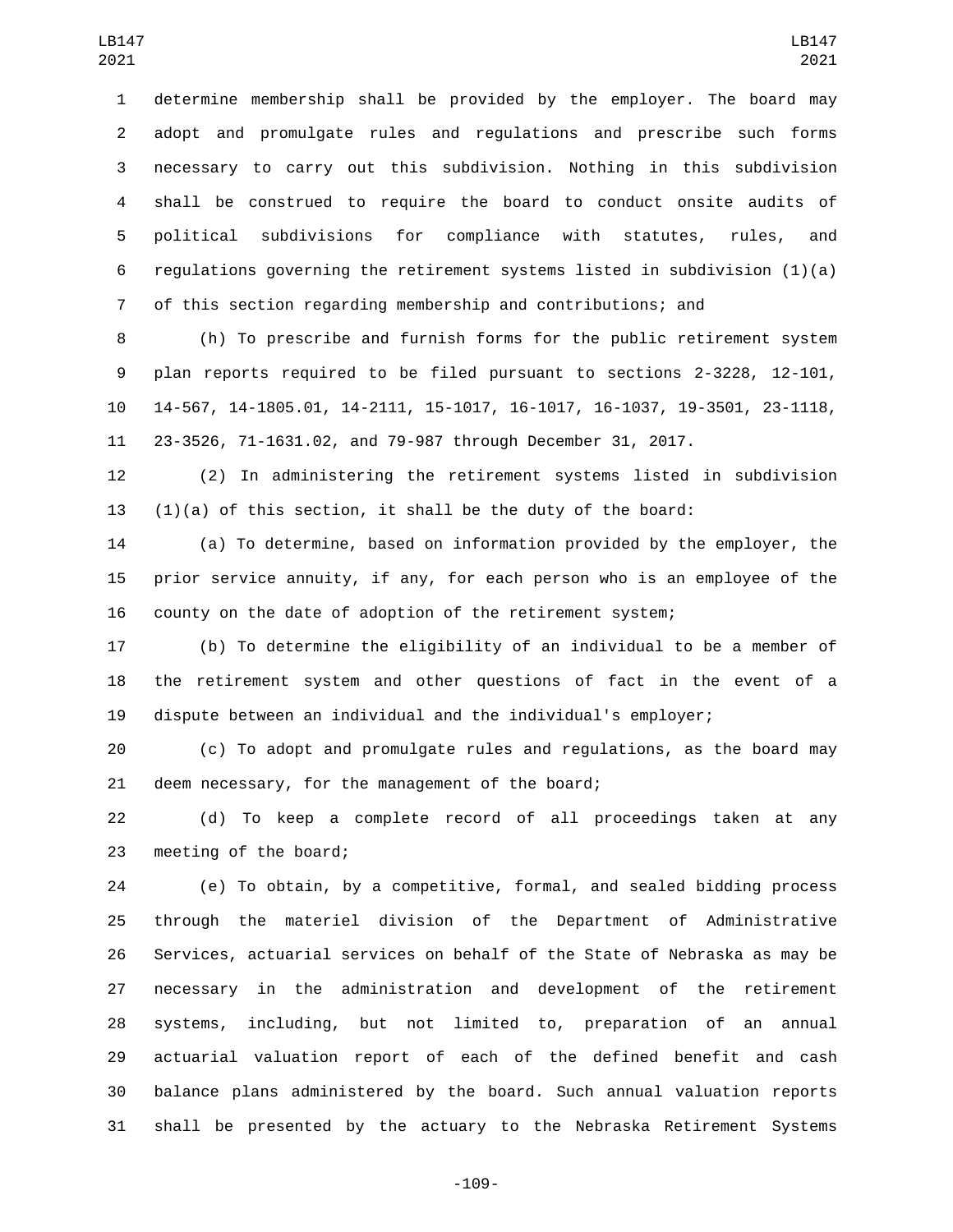determine membership shall be provided by the employer. The board may adopt and promulgate rules and regulations and prescribe such forms necessary to carry out this subdivision. Nothing in this subdivision shall be construed to require the board to conduct onsite audits of political subdivisions for compliance with statutes, rules, and regulations governing the retirement systems listed in subdivision (1)(a) of this section regarding membership and contributions; and

(h) To prescribe and furnish forms for the public retirement system plan reports required to be filed pursuant to sections 2-3228, 12-101, 14-567, 14-1805.01, 14-2111, 15-1017, 16-1017, 16-1037, 19-3501, 23-1118, 23-3526, 71-1631.02, and 79-987 through December 31, 2017.

(2) In administering the retirement systems listed in subdivision (1)(a) of this section, it shall be the duty of the board:

(a) To determine, based on information provided by the employer, the prior service annuity, if any, for each person who is an employee of the county on the date of adoption of the retirement system;

(b) To determine the eligibility of an individual to be a member of the retirement system and other questions of fact in the event of a dispute between an individual and the individual's employer;

(c) To adopt and promulgate rules and regulations, as the board may deem necessary, for the management of the board;

(d) To keep a complete record of all proceedings taken at any meeting of the board;

(e) To obtain, by a competitive, formal, and sealed bidding process through the materiel division of the Department of Administrative Services, actuarial services on behalf of the State of Nebraska as may be necessary in the administration and development of the retirement systems, including, but not limited to, preparation of an annual actuarial valuation report of each of the defined benefit and cash balance plans administered by the board. Such annual valuation reports shall be presented by the actuary to the Nebraska Retirement Systems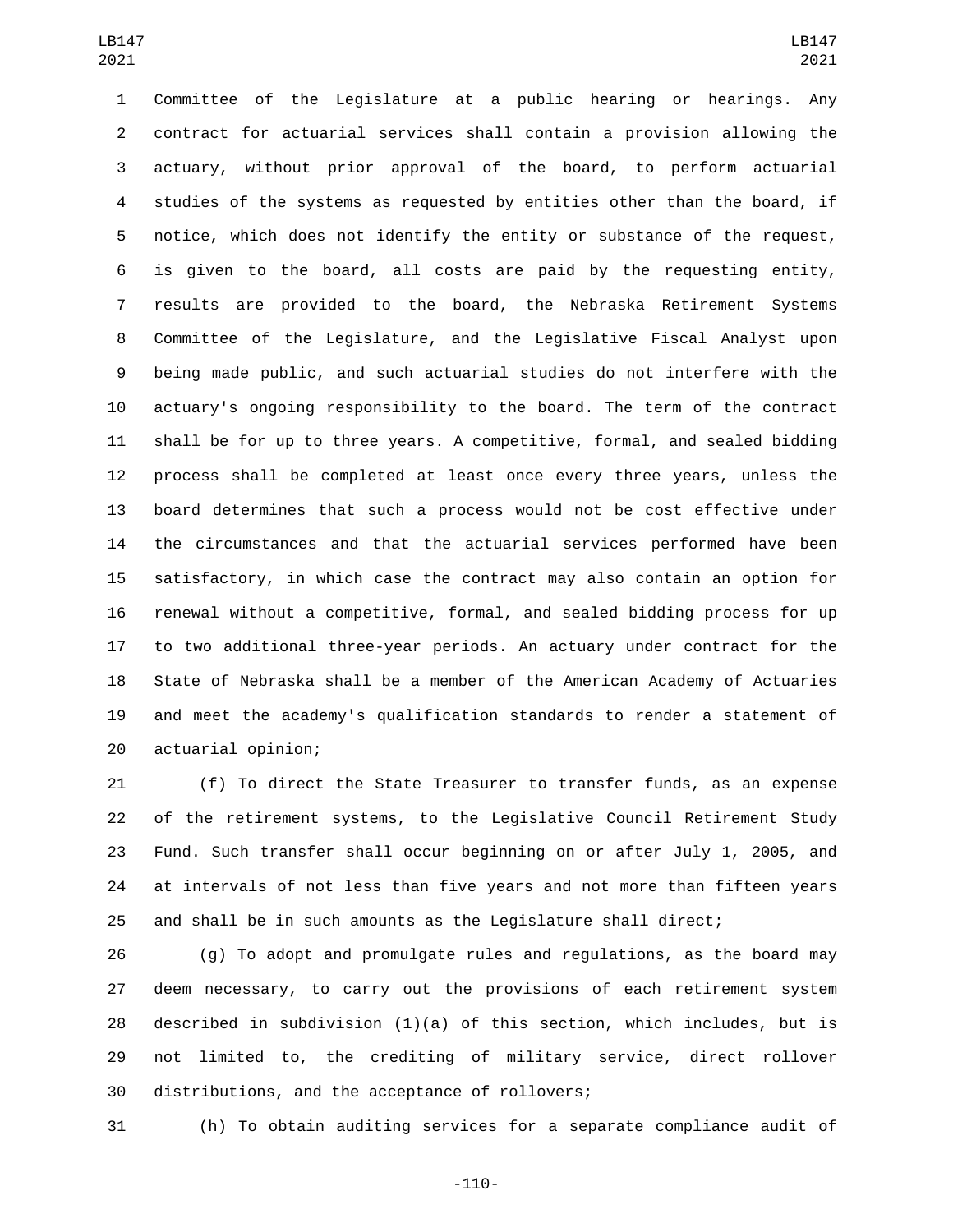Committee of the Legislature at a public hearing or hearings. Any contract for actuarial services shall contain a provision allowing the actuary, without prior approval of the board, to perform actuarial studies of the systems as requested by entities other than the board, if notice, which does not identify the entity or substance of the request, is given to the board, all costs are paid by the requesting entity, results are provided to the board, the Nebraska Retirement Systems Committee of the Legislature, and the Legislative Fiscal Analyst upon being made public, and such actuarial studies do not interfere with the actuary's ongoing responsibility to the board. The term of the contract shall be for up to three years. A competitive, formal, and sealed bidding process shall be completed at least once every three years, unless the board determines that such a process would not be cost effective under the circumstances and that the actuarial services performed have been satisfactory, in which case the contract may also contain an option for renewal without a competitive, formal, and sealed bidding process for up to two additional three-year periods. An actuary under contract for the State of Nebraska shall be a member of the American Academy of Actuaries and meet the academy's qualification standards to render a statement of actuarial opinion;

(f) To direct the State Treasurer to transfer funds, as an expense of the retirement systems, to the Legislative Council Retirement Study Fund. Such transfer shall occur beginning on or after July 1, 2005, and at intervals of not less than five years and not more than fifteen years and shall be in such amounts as the Legislature shall direct;

(g) To adopt and promulgate rules and regulations, as the board may deem necessary, to carry out the provisions of each retirement system described in subdivision (1)(a) of this section, which includes, but is not limited to, the crediting of military service, direct rollover distributions, and the acceptance of rollovers;

(h) To obtain auditing services for a separate compliance audit of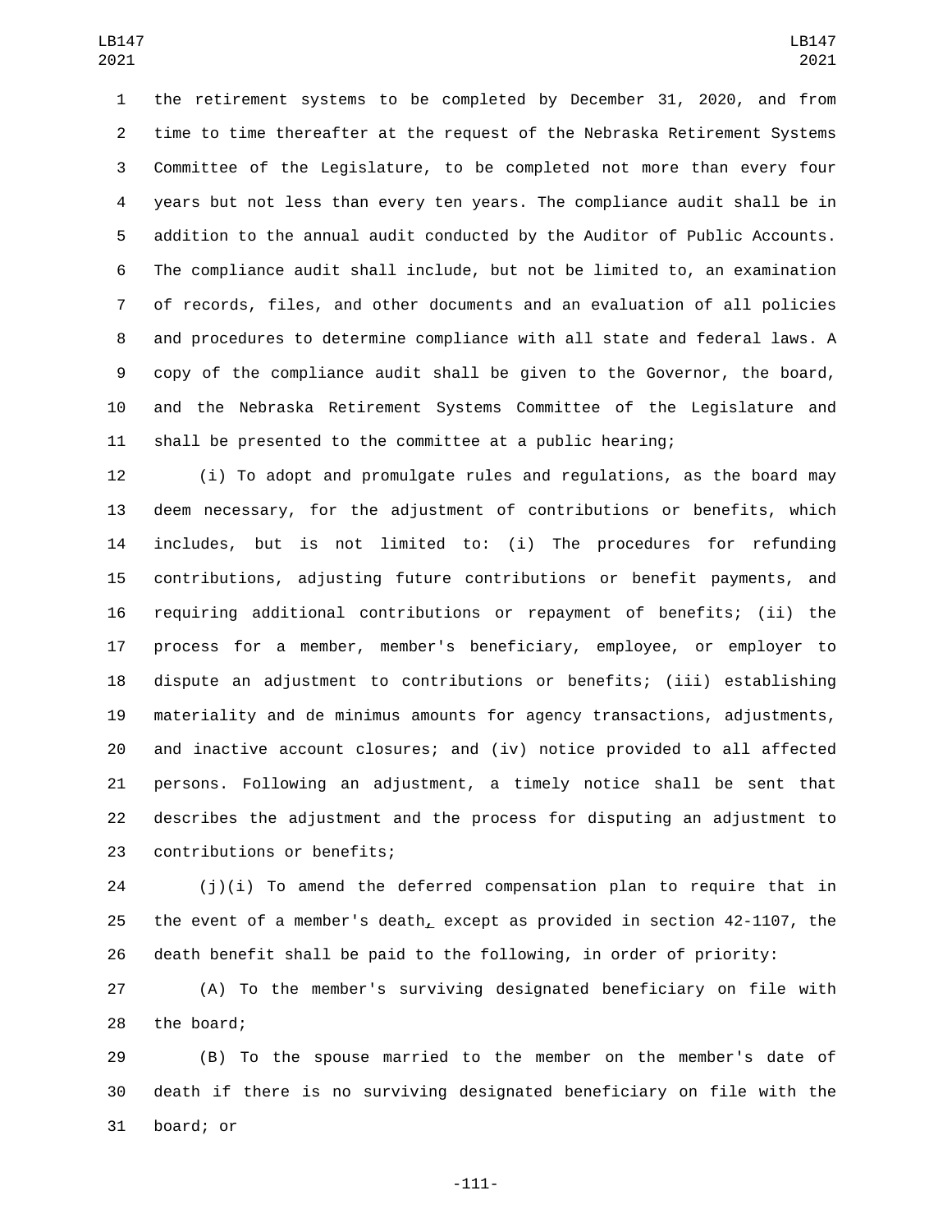the retirement systems to be completed by December 31, 2020, and from time to time thereafter at the request of the Nebraska Retirement Systems Committee of the Legislature, to be completed not more than every four years but not less than every ten years. The compliance audit shall be in addition to the annual audit conducted by the Auditor of Public Accounts. The compliance audit shall include, but not be limited to, an examination of records, files, and other documents and an evaluation of all policies and procedures to determine compliance with all state and federal laws. A copy of the compliance audit shall be given to the Governor, the board, and the Nebraska Retirement Systems Committee of the Legislature and shall be presented to the committee at a public hearing;

(i) To adopt and promulgate rules and regulations, as the board may deem necessary, for the adjustment of contributions or benefits, which includes, but is not limited to: (i) The procedures for refunding contributions, adjusting future contributions or benefit payments, and requiring additional contributions or repayment of benefits; (ii) the process for a member, member's beneficiary, employee, or employer to dispute an adjustment to contributions or benefits; (iii) establishing materiality and de minimus amounts for agency transactions, adjustments, and inactive account closures; and (iv) notice provided to all affected persons. Following an adjustment, a timely notice shall be sent that describes the adjustment and the process for disputing an adjustment to contributions or benefits;

(j)(i) To amend the deferred compensation plan to require that in the event of a member's death, except as provided in section 42-1107, the death benefit shall be paid to the following, in order of priority:

(A) To the member's surviving designated beneficiary on file with the board;

(B) To the spouse married to the member on the member's date of death if there is no surviving designated beneficiary on file with the board; or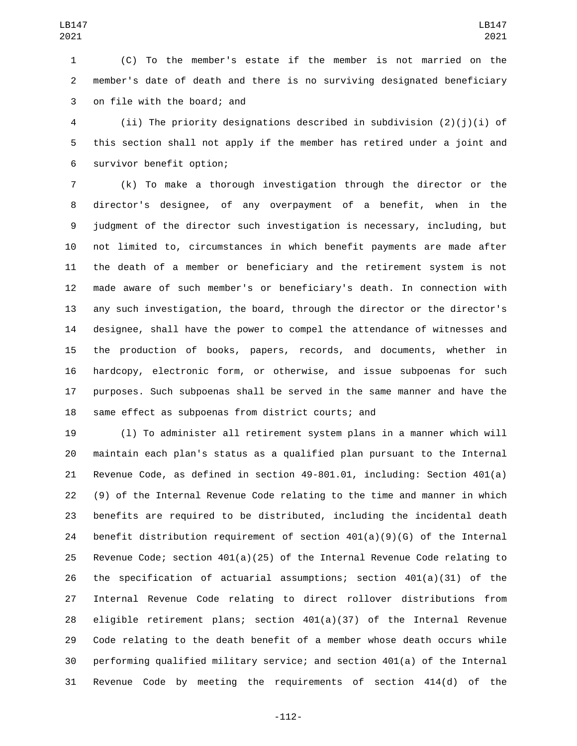(C) To the member's estate if the member is not married on the member's date of death and there is no surviving designated beneficiary on file with the board; and

(ii) The priority designations described in subdivision (2)(j)(i) of this section shall not apply if the member has retired under a joint and survivor benefit option;

(k) To make a thorough investigation through the director or the director's designee, of any overpayment of a benefit, when in the judgment of the director such investigation is necessary, including, but not limited to, circumstances in which benefit payments are made after the death of a member or beneficiary and the retirement system is not made aware of such member's or beneficiary's death. In connection with any such investigation, the board, through the director or the director's designee, shall have the power to compel the attendance of witnesses and the production of books, papers, records, and documents, whether in hardcopy, electronic form, or otherwise, and issue subpoenas for such purposes. Such subpoenas shall be served in the same manner and have the same effect as subpoenas from district courts; and

(l) To administer all retirement system plans in a manner which will maintain each plan's status as a qualified plan pursuant to the Internal Revenue Code, as defined in section 49-801.01, including: Section 401(a)(9) of the Internal Revenue Code relating to the time and manner in which benefits are required to be distributed, including the incidental death benefit distribution requirement of section 401(a)(9)(G) of the Internal Revenue Code; section 401(a)(25) of the Internal Revenue Code relating to the specification of actuarial assumptions; section 401(a)(31) of the Internal Revenue Code relating to direct rollover distributions from eligible retirement plans; section 401(a)(37) of the Internal Revenue Code relating to the death benefit of a member whose death occurs while performing qualified military service; and section 401(a) of the Internal Revenue Code by meeting the requirements of section 414(d) of the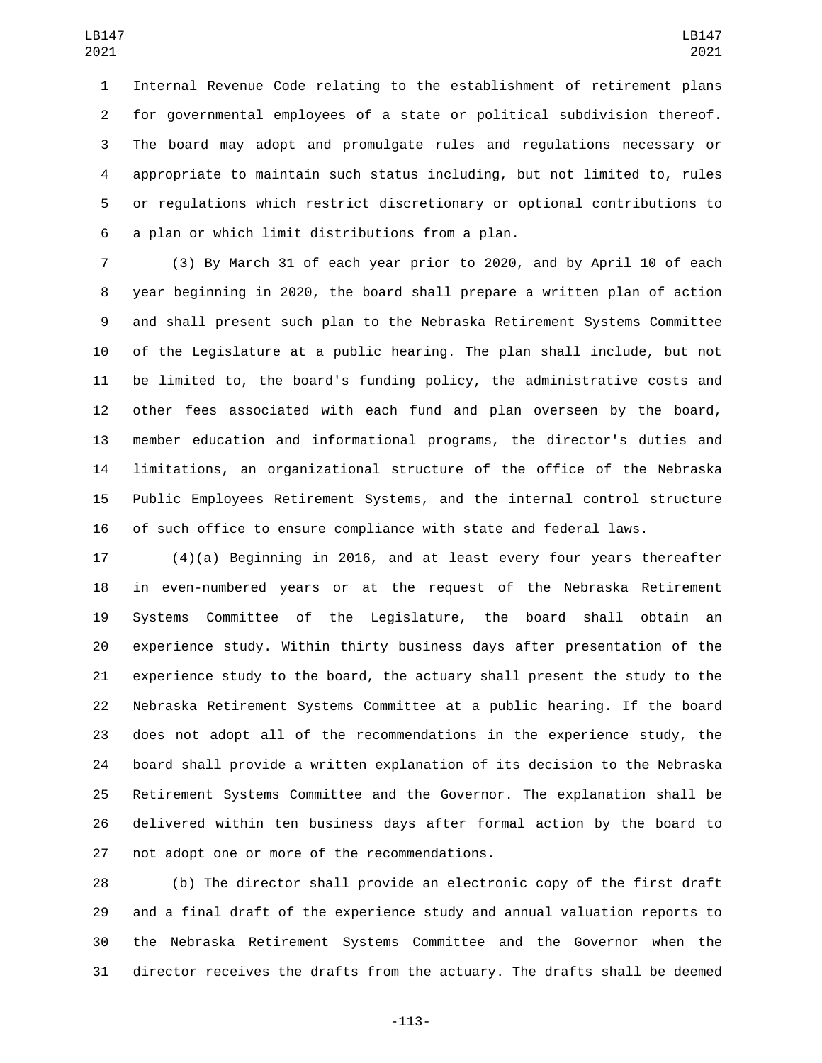Internal Revenue Code relating to the establishment of retirement plans for governmental employees of a state or political subdivision thereof. The board may adopt and promulgate rules and regulations necessary or appropriate to maintain such status including, but not limited to, rules or regulations which restrict discretionary or optional contributions to a plan or which limit distributions from a plan.

(3) By March 31 of each year prior to 2020, and by April 10 of each year beginning in 2020, the board shall prepare a written plan of action and shall present such plan to the Nebraska Retirement Systems Committee of the Legislature at a public hearing. The plan shall include, but not be limited to, the board's funding policy, the administrative costs and other fees associated with each fund and plan overseen by the board, member education and informational programs, the director's duties and limitations, an organizational structure of the office of the Nebraska Public Employees Retirement Systems, and the internal control structure of such office to ensure compliance with state and federal laws.

(4)(a) Beginning in 2016, and at least every four years thereafter in even-numbered years or at the request of the Nebraska Retirement Systems Committee of the Legislature, the board shall obtain an experience study. Within thirty business days after presentation of the experience study to the board, the actuary shall present the study to the Nebraska Retirement Systems Committee at a public hearing. If the board does not adopt all of the recommendations in the experience study, the board shall provide a written explanation of its decision to the Nebraska Retirement Systems Committee and the Governor. The explanation shall be delivered within ten business days after formal action by the board to not adopt one or more of the recommendations.

(b) The director shall provide an electronic copy of the first draft and a final draft of the experience study and annual valuation reports to the Nebraska Retirement Systems Committee and the Governor when the director receives the drafts from the actuary. The drafts shall be deemed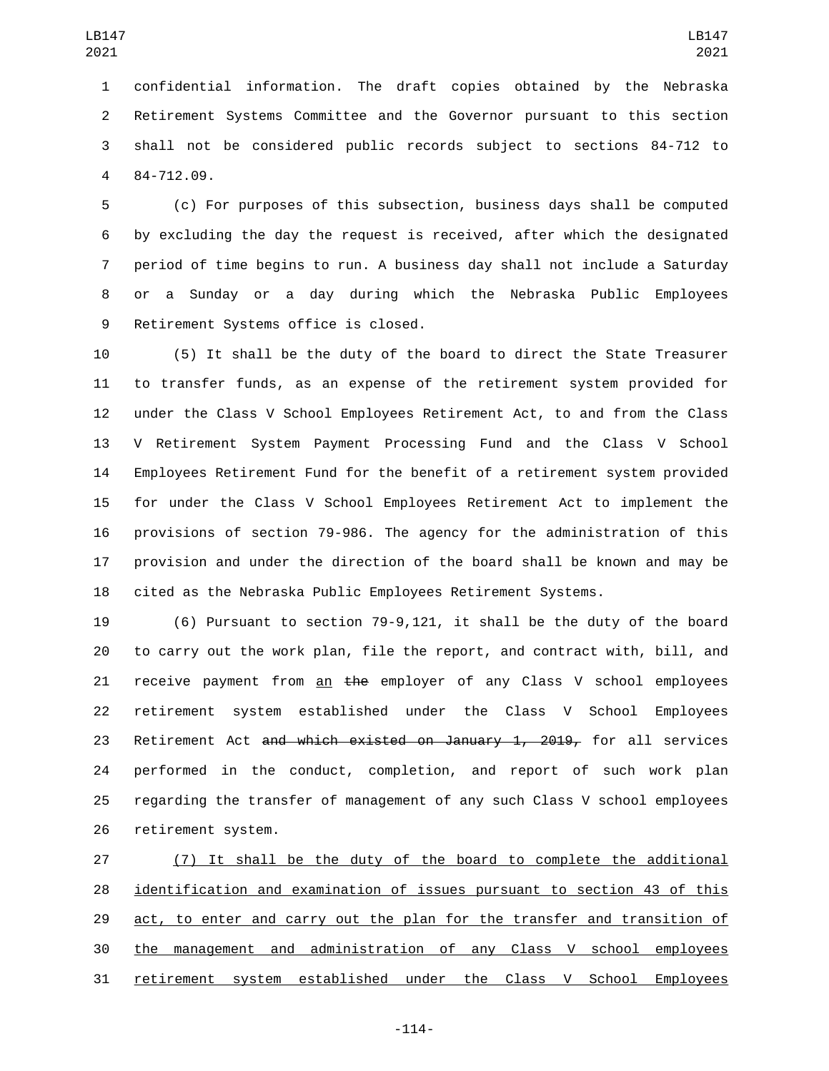confidential information. The draft copies obtained by the Nebraska Retirement Systems Committee and the Governor pursuant to this section shall not be considered public records subject to sections 84-712 to 84-712.09.

(c) For purposes of this subsection, business days shall be computed by excluding the day the request is received, after which the designated period of time begins to run. A business day shall not include a Saturday or a Sunday or a day during which the Nebraska Public Employees Retirement Systems office is closed.

(5) It shall be the duty of the board to direct the State Treasurer to transfer funds, as an expense of the retirement system provided for under the Class V School Employees Retirement Act, to and from the Class V Retirement System Payment Processing Fund and the Class V School Employees Retirement Fund for the benefit of a retirement system provided for under the Class V School Employees Retirement Act to implement the provisions of section 79-986. The agency for the administration of this provision and under the direction of the board shall be known and may be cited as the Nebraska Public Employees Retirement Systems.

(6) Pursuant to section 79-9,121, it shall be the duty of the board to carry out the work plan, file the report, and contract with, bill, and receive payment from <u>an</u> ~~the~~ employer of any Class V school employees retirement system established under the Class V School Employees Retirement Act ~~and which existed on January 1, 2019,~~ for all services performed in the conduct, completion, and report of such work plan regarding the transfer of management of any such Class V school employees retirement system.

<u>(7) It shall be the duty of the board to complete the additional identification and examination of issues pursuant to section 43 of this act, to enter and carry out the plan for the transfer and transition of the management and administration of any Class V school employees retirement system established under the Class V School Employees</u>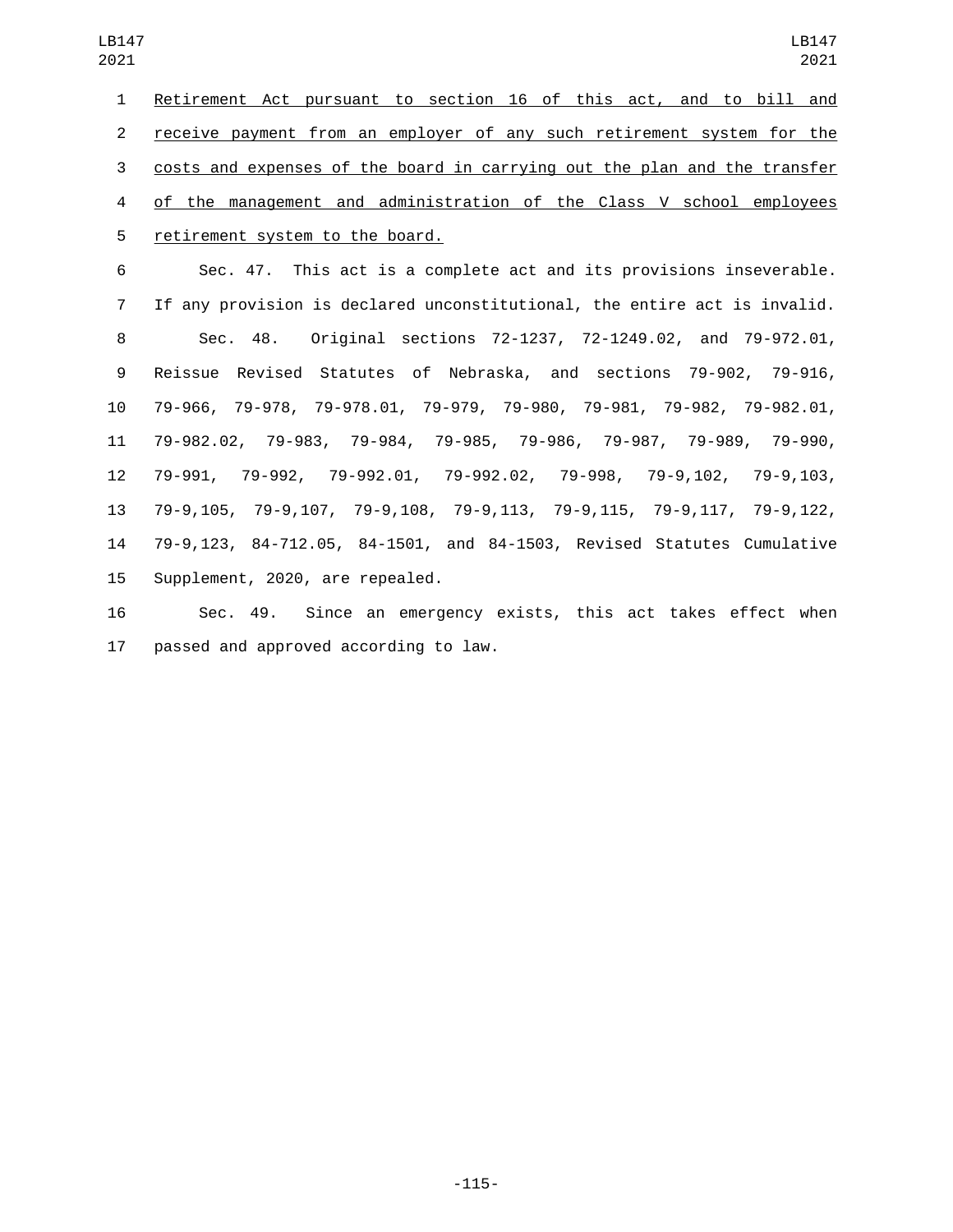Retirement Act pursuant to section 16 of this act, and to bill and receive payment from an employer of any such retirement system for the costs and expenses of the board in carrying out the plan and the transfer of the management and administration of the Class V school employees retirement system to the board.

Sec. 47. This act is a complete act and its provisions inseverable. If any provision is declared unconstitutional, the entire act is invalid.

Sec. 48. Original sections 72-1237, 72-1249.02, and 79-972.01, Reissue Revised Statutes of Nebraska, and sections 79-902, 79-916, 79-966, 79-978, 79-978.01, 79-979, 79-980, 79-981, 79-982, 79-982.01, 79-982.02, 79-983, 79-984, 79-985, 79-986, 79-987, 79-989, 79-990, 79-991, 79-992, 79-992.01, 79-992.02, 79-998, 79-9,102, 79-9,103, 79-9,105, 79-9,107, 79-9,108, 79-9,113, 79-9,115, 79-9,117, 79-9,122, 79-9,123, 84-712.05, 84-1501, and 84-1503, Revised Statutes Cumulative Supplement, 2020, are repealed.

Sec. 49. Since an emergency exists, this act takes effect when passed and approved according to law.